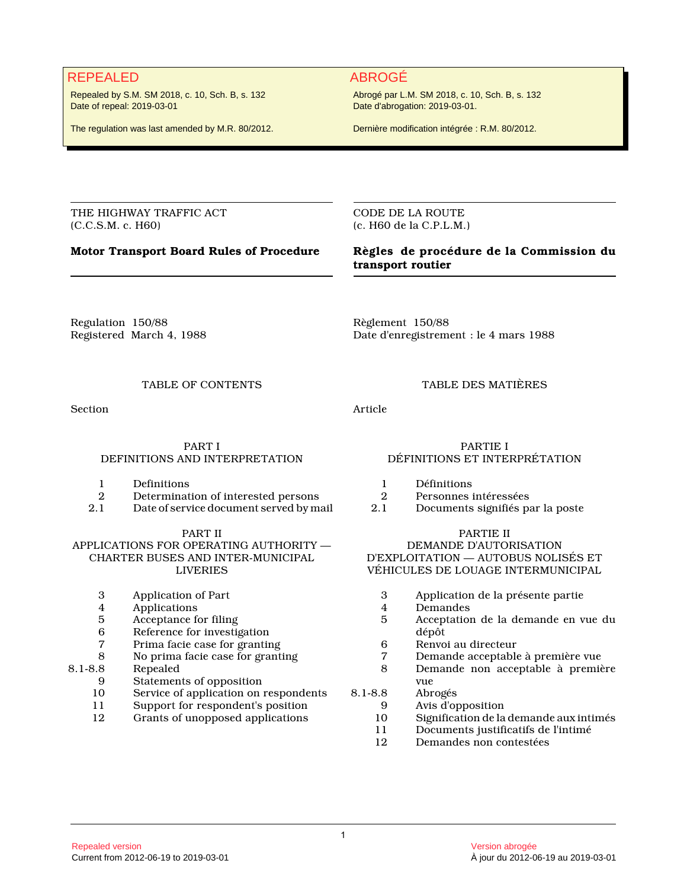**REPEALED**

Repealed by S.M. SM 2018, c. 10, Sch. B, s. 132
Date of repeal: 2019-03-01

The regulation was last amended by M.R. 80/2012.

**ABROGÉ**

Abrogé par L.M. SM 2018, c. 10, Sch. B, s. 132
Date d'abrogation: 2019-03-01.

Dernière modification intégrée : R.M. 80/2012.

---

THE HIGHWAY TRAFFIC ACT
(C.C.S.M. c. H60)

**Motor Transport Board Rules of Procedure**

Regulation 150/88
Registered March 4, 1988

---

CODE DE LA ROUTE
(c. H60 de la C.P.L.M.)

**Règles de procédure de la Commission du transport routier**

Règlement 150/88
Date d'enregistrement : le 4 mars 1988

---

## TABLE OF CONTENTS

Section

### PART I
### DEFINITIONS AND INTERPRETATION

| | |
|---|---|
| 1 | Definitions |
| 2 | Determination of interested persons |
| 2.1 | Date of service document served by mail |

### PART II
### APPLICATIONS FOR OPERATING AUTHORITY — CHARTER BUSES AND INTER-MUNICIPAL LIVERIES

| | |
|---|---|
| 3 | Application of Part |
| 4 | Applications |
| 5 | Acceptance for filing |
| 6 | Reference for investigation |
| 7 | Prima facie case for granting |
| 8 | No prima facie case for granting |
| 8.1-8.8 | Repealed |
| 9 | Statements of opposition |
| 10 | Service of application on respondents |
| 11 | Support for respondent's position |
| 12 | Grants of unopposed applications |

## TABLE DES MATIÈRES

Article

### PARTIE I
### DÉFINITIONS ET INTERPRÉTATION

| | |
|---|---|
| 1 | Définitions |
| 2 | Personnes intéressées |
| 2.1 | Documents signifiés par la poste |

### PARTIE II
### DEMANDE D'AUTORISATION D'EXPLOITATION — AUTOBUS NOLISÉS ET VÉHICULES DE LOUAGE INTERMUNICIPAL

| | |
|---|---|
| 3 | Application de la présente partie |
| 4 | Demandes |
| 5 | Acceptation de la demande en vue du dépôt |
| 6 | Renvoi au directeur |
| 7 | Demande acceptable à première vue |
| 8 | Demande non acceptable à première vue |
| 8.1-8.8 | Abrogés |
| 9 | Avis d'opposition |
| 10 | Signification de la demande aux intimés |
| 11 | Documents justificatifs de l'intimé |
| 12 | Demandes non contestées |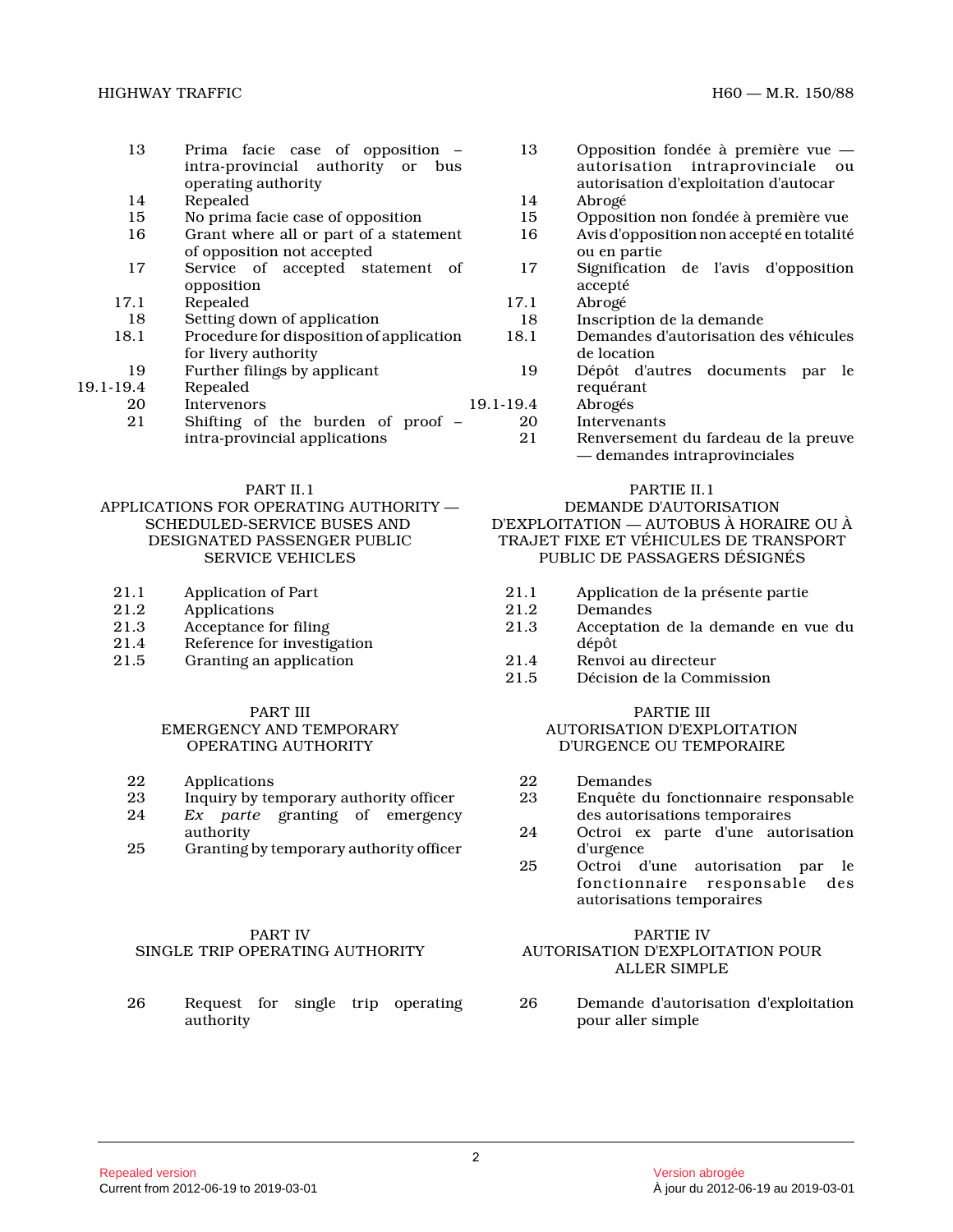| | |
|---|---|
| 13 | Prima facie case of opposition – intra-provincial authority or bus operating authority |
| 14 | Repealed |
| 15 | No prima facie case of opposition |
| 16 | Grant where all or part of a statement of opposition not accepted |
| 17 | Service of accepted statement of opposition |
| 17.1 | Repealed |
| 18 | Setting down of application |
| 18.1 | Procedure for disposition of application for livery authority |
| 19 | Further filings by applicant |
| 19.1-19.4 | Repealed |
| 20 | Intervenors |
| 21 | Shifting of the burden of proof – intra-provincial applications |

PART II.1
APPLICATIONS FOR OPERATING AUTHORITY — SCHEDULED-SERVICE BUSES AND DESIGNATED PASSENGER PUBLIC SERVICE VEHICLES

| | |
|---|---|
| 21.1 | Application of Part |
| 21.2 | Applications |
| 21.3 | Acceptance for filing |
| 21.4 | Reference for investigation |
| 21.5 | Granting an application |

PART III
EMERGENCY AND TEMPORARY OPERATING AUTHORITY

| | |
|---|---|
| 22 | Applications |
| 23 | Inquiry by temporary authority officer |
| 24 | *Ex parte* granting of emergency authority |
| 25 | Granting by temporary authority officer |

PART IV
SINGLE TRIP OPERATING AUTHORITY

| | |
|---|---|
| 26 | Request for single trip operating authority |

| | |
|---|---|
| 13 | Opposition fondée à première vue — autorisation intraprovinciale ou autorisation d'exploitation d'autocar |
| 14 | Abrogé |
| 15 | Opposition non fondée à première vue |
| 16 | Avis d'opposition non accepté en totalité ou en partie |
| 17 | Signification de l'avis d'opposition accepté |
| 17.1 | Abrogé |
| 18 | Inscription de la demande |
| 18.1 | Demandes d'autorisation des véhicules de location |
| 19 | Dépôt d'autres documents par le requérant |
| 19.1-19.4 | Abrogés |
| 20 | Intervenants |
| 21 | Renversement du fardeau de la preuve — demandes intraprovinciales |

PARTIE II.1
DEMANDE D'AUTORISATION D'EXPLOITATION — AUTOBUS À HORAIRE OU À TRAJET FIXE ET VÉHICULES DE TRANSPORT PUBLIC DE PASSAGERS DÉSIGNÉS

| | |
|---|---|
| 21.1 | Application de la présente partie |
| 21.2 | Demandes |
| 21.3 | Acceptation de la demande en vue du dépôt |
| 21.4 | Renvoi au directeur |
| 21.5 | Décision de la Commission |

PARTIE III
AUTORISATION D'EXPLOITATION D'URGENCE OU TEMPORAIRE

| | |
|---|---|
| 22 | Demandes |
| 23 | Enquête du fonctionnaire responsable des autorisations temporaires |
| 24 | Octroi ex parte d'une autorisation d'urgence |
| 25 | Octroi d'une autorisation par le fonctionnaire responsable des autorisations temporaires |

PARTIE IV
AUTORISATION D'EXPLOITATION POUR ALLER SIMPLE

| | |
|---|---|
| 26 | Demande d'autorisation d'exploitation pour aller simple |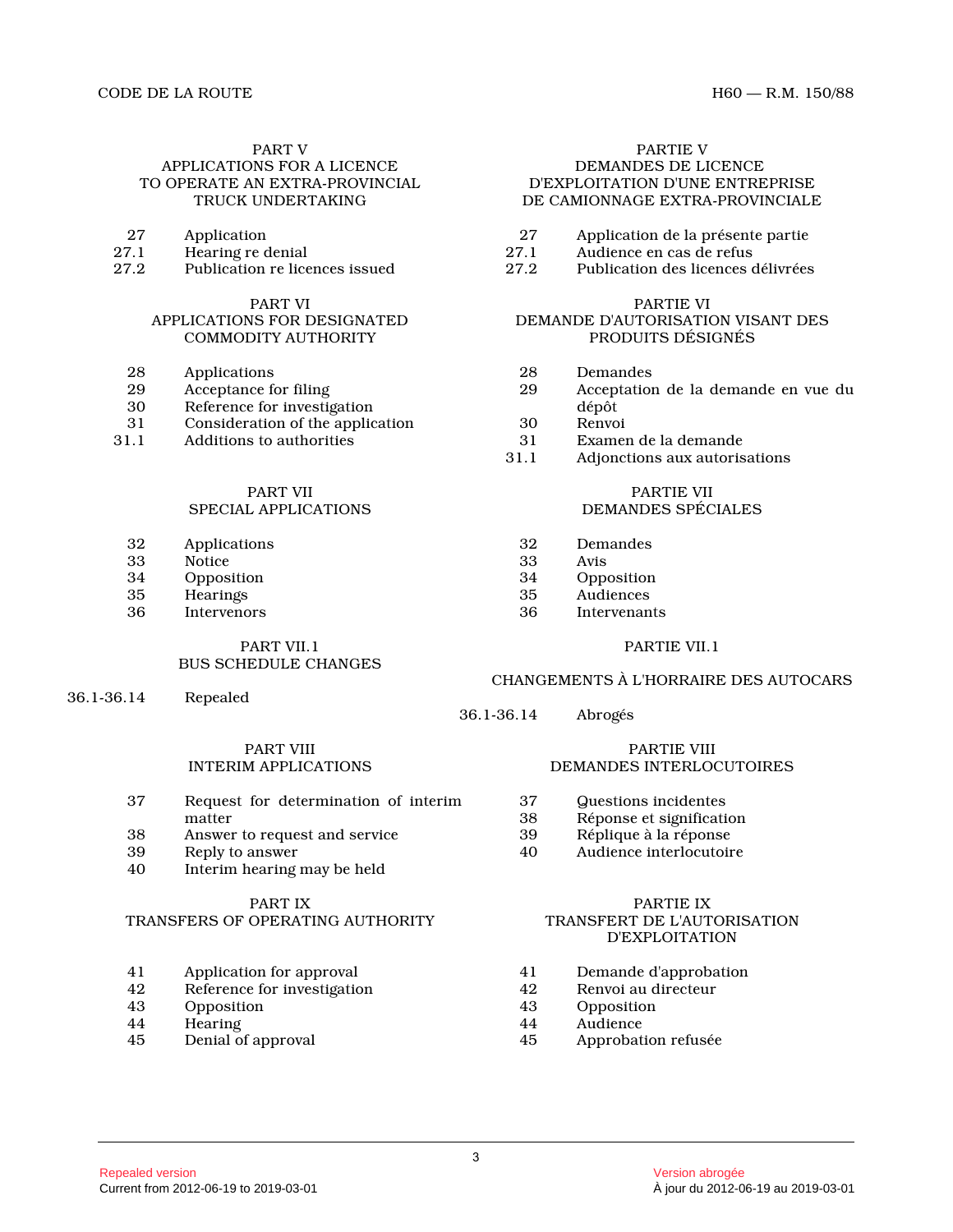PART V
APPLICATIONS FOR A LICENCE TO OPERATE AN EXTRA-PROVINCIAL TRUCK UNDERTAKING

| | |
|---|---|
| 27 | Application |
| 27.1 | Hearing re denial |
| 27.2 | Publication re licences issued |

PART VI
APPLICATIONS FOR DESIGNATED COMMODITY AUTHORITY

| | |
|---|---|
| 28 | Applications |
| 29 | Acceptance for filing |
| 30 | Reference for investigation |
| 31 | Consideration of the application |
| 31.1 | Additions to authorities |

PART VII
SPECIAL APPLICATIONS

| | |
|---|---|
| 32 | Applications |
| 33 | Notice |
| 34 | Opposition |
| 35 | Hearings |
| 36 | Intervenors |

PART VII.1
BUS SCHEDULE CHANGES

| | |
|---|---|
| 36.1-36.14 | Repealed |

PART VIII
INTERIM APPLICATIONS

| | |
|---|---|
| 37 | Request for determination of interim matter |
| 38 | Answer to request and service |
| 39 | Reply to answer |
| 40 | Interim hearing may be held |

PART IX
TRANSFERS OF OPERATING AUTHORITY

| | |
|---|---|
| 41 | Application for approval |
| 42 | Reference for investigation |
| 43 | Opposition |
| 44 | Hearing |
| 45 | Denial of approval |

PARTIE V
DEMANDES DE LICENCE D'EXPLOITATION D'UNE ENTREPRISE DE CAMIONNAGE EXTRA-PROVINCIALE

| | |
|---|---|
| 27 | Application de la présente partie |
| 27.1 | Audience en cas de refus |
| 27.2 | Publication des licences délivrées |

PARTIE VI
DEMANDE D'AUTORISATION VISANT DES PRODUITS DÉSIGNÉS

| | |
|---|---|
| 28 | Demandes |
| 29 | Acceptation de la demande en vue du dépôt |
| 30 | Renvoi |
| 31 | Examen de la demande |
| 31.1 | Adjonctions aux autorisations |

PARTIE VII
DEMANDES SPÉCIALES

| | |
|---|---|
| 32 | Demandes |
| 33 | Avis |
| 34 | Opposition |
| 35 | Audiences |
| 36 | Intervenants |

PARTIE VII.1
CHANGEMENTS À L'HORRAIRE DES AUTOCARS

| | |
|---|---|
| 36.1-36.14 | Abrogés |

PARTIE VIII
DEMANDES INTERLOCUTOIRES

| | |
|---|---|
| 37 | Questions incidentes |
| 38 | Réponse et signification |
| 39 | Réplique à la réponse |
| 40 | Audience interlocutoire |

PARTIE IX
TRANSFERT DE L'AUTORISATION D'EXPLOITATION

| | |
|---|---|
| 41 | Demande d'approbation |
| 42 | Renvoi au directeur |
| 43 | Opposition |
| 44 | Audience |
| 45 | Approbation refusée |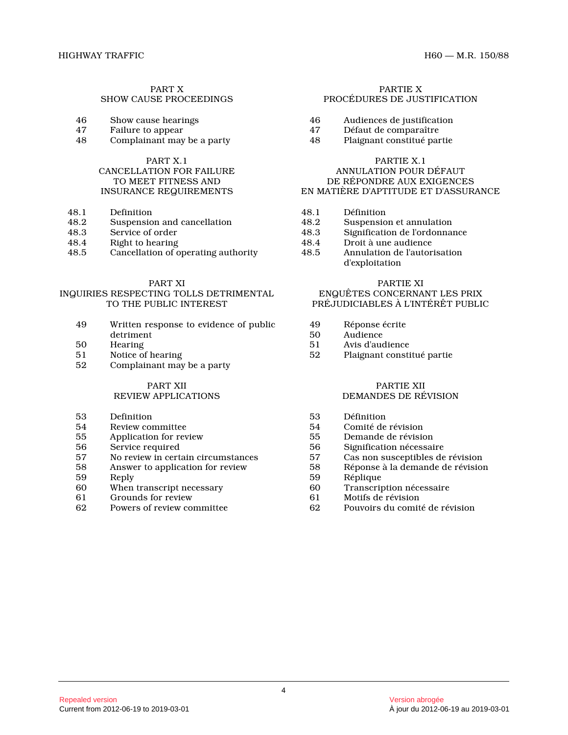PART X
SHOW CAUSE PROCEEDINGS

46 Show cause hearings
47 Failure to appear
48 Complainant may be a party

PART X.1
CANCELLATION FOR FAILURE TO MEET FITNESS AND INSURANCE REQUIREMENTS

48.1 Definition
48.2 Suspension and cancellation
48.3 Service of order
48.4 Right to hearing
48.5 Cancellation of operating authority

PART XI
INQUIRIES RESPECTING TOLLS DETRIMENTAL TO THE PUBLIC INTEREST

49 Written response to evidence of public detriment
50 Hearing
51 Notice of hearing
52 Complainant may be a party

PART XII
REVIEW APPLICATIONS

53 Definition
54 Review committee
55 Application for review
56 Service required
57 No review in certain circumstances
58 Answer to application for review
59 Reply
60 When transcript necessary
61 Grounds for review
62 Powers of review committee

PARTIE X
PROCÉDURES DE JUSTIFICATION

46 Audiences de justification
47 Défaut de comparaître
48 Plaignant constitué partie

PARTIE X.1
ANNULATION POUR DÉFAUT DE RÉPONDRE AUX EXIGENCES EN MATIÈRE D'APTITUDE ET D'ASSURANCE

48.1 Définition
48.2 Suspension et annulation
48.3 Signification de l'ordonnance
48.4 Droit à une audience
48.5 Annulation de l'autorisation d'exploitation

PARTIE XI
ENQUÊTES CONCERNANT LES PRIX PRÉJUDICIABLES À L'INTÉRÊT PUBLIC

49 Réponse écrite
50 Audience
51 Avis d'audience
52 Plaignant constitué partie

PARTIE XII
DEMANDES DE RÉVISION

53 Définition
54 Comité de révision
55 Demande de révision
56 Signification nécessaire
57 Cas non susceptibles de révision
58 Réponse à la demande de révision
59 Réplique
60 Transcription nécessaire
61 Motifs de révision
62 Pouvoirs du comité de révision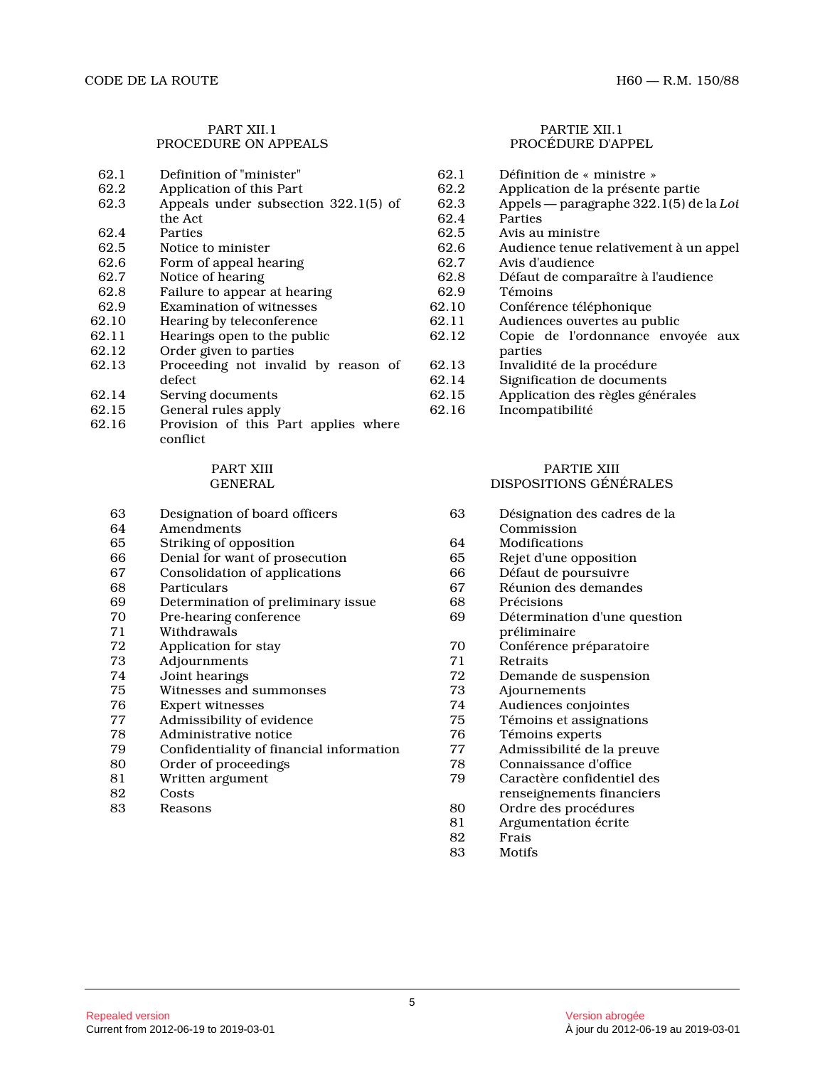## PART XII.1
## PROCEDURE ON APPEALS

| | |
|---|---|
| 62.1 | Definition of "minister" |
| 62.2 | Application of this Part |
| 62.3 | Appeals under subsection 322.1(5) of the Act |
| 62.4 | Parties |
| 62.5 | Notice to minister |
| 62.6 | Form of appeal hearing |
| 62.7 | Notice of hearing |
| 62.8 | Failure to appear at hearing |
| 62.9 | Examination of witnesses |
| 62.10 | Hearing by teleconference |
| 62.11 | Hearings open to the public |
| 62.12 | Order given to parties |
| 62.13 | Proceeding not invalid by reason of defect |
| 62.14 | Serving documents |
| 62.15 | General rules apply |
| 62.16 | Provision of this Part applies where conflict |

## PARTIE XII.1
## PROCÉDURE D'APPEL

| | |
|---|---|
| 62.1 | Définition de « ministre » |
| 62.2 | Application de la présente partie |
| 62.3 | Appels — paragraphe 322.1(5) de la *Loi* |
| 62.4 | Parties |
| 62.5 | Avis au ministre |
| 62.6 | Audience tenue relativement à un appel |
| 62.7 | Avis d'audience |
| 62.8 | Défaut de comparaître à l'audience |
| 62.9 | Témoins |
| 62.10 | Conférence téléphonique |
| 62.11 | Audiences ouvertes au public |
| 62.12 | Copie de l'ordonnance envoyée aux parties |
| 62.13 | Invalidité de la procédure |
| 62.14 | Signification de documents |
| 62.15 | Application des règles générales |
| 62.16 | Incompatibilité |

## PART XIII
## GENERAL

| | |
|---|---|
| 63 | Designation of board officers |
| 64 | Amendments |
| 65 | Striking of opposition |
| 66 | Denial for want of prosecution |
| 67 | Consolidation of applications |
| 68 | Particulars |
| 69 | Determination of preliminary issue |
| 70 | Pre-hearing conference |
| 71 | Withdrawals |
| 72 | Application for stay |
| 73 | Adjournments |
| 74 | Joint hearings |
| 75 | Witnesses and summonses |
| 76 | Expert witnesses |
| 77 | Admissibility of evidence |
| 78 | Administrative notice |
| 79 | Confidentiality of financial information |
| 80 | Order of proceedings |
| 81 | Written argument |
| 82 | Costs |
| 83 | Reasons |

## PARTIE XIII
## DISPOSITIONS GÉNÉRALES

| | |
|---|---|
| 63 | Désignation des cadres de la Commission |
| 64 | Modifications |
| 65 | Rejet d'une opposition |
| 66 | Défaut de poursuivre |
| 67 | Réunion des demandes |
| 68 | Précisions |
| 69 | Détermination d'une question préliminaire |
| 70 | Conférence préparatoire |
| 71 | Retraits |
| 72 | Demande de suspension |
| 73 | Ajournements |
| 74 | Audiences conjointes |
| 75 | Témoins et assignations |
| 76 | Témoins experts |
| 77 | Admissibilité de la preuve |
| 78 | Connaissance d'office |
| 79 | Caractère confidentiel des renseignements financiers |
| 80 | Ordre des procédures |
| 81 | Argumentation écrite |
| 82 | Frais |
| 83 | Motifs |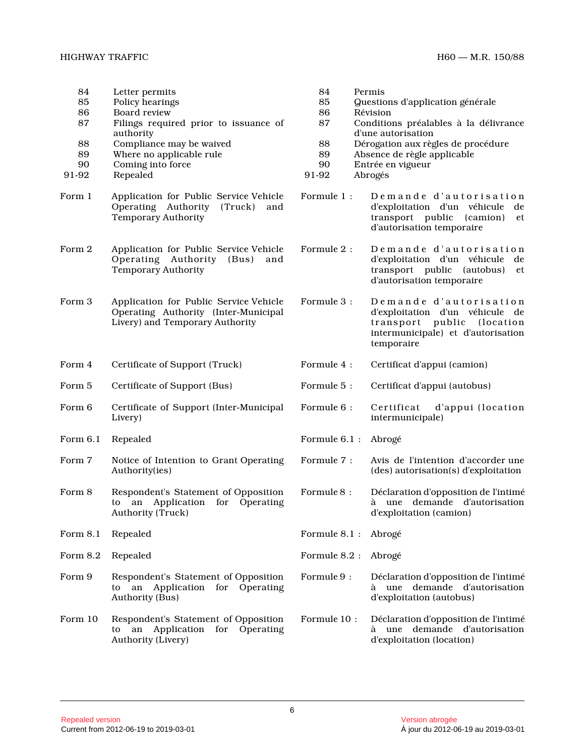| | | | |
|---|---|---|---|
| 84 | Letter permits | 84 | Permis |
| 85 | Policy hearings | 85 | Questions d'application générale |
| 86 | Board review | 86 | Révision |
| 87 | Filings required prior to issuance of authority | 87 | Conditions préalables à la délivrance d'une autorisation |
| 88 | Compliance may be waived | 88 | Dérogation aux règles de procédure |
| 89 | Where no applicable rule | 89 | Absence de règle applicable |
| 90 | Coming into force | 90 | Entrée en vigueur |
| 91-92 | Repealed | 91-92 | Abrogés |
| Form 1 | Application for Public Service Vehicle Operating Authority (Truck) and Temporary Authority | Formule 1 : | Demande d'autorisation d'exploitation d'un véhicule de transport public (camion) et d'autorisation temporaire |
| Form 2 | Application for Public Service Vehicle Operating Authority (Bus) and Temporary Authority | Formule 2 : | Demande d'autorisation d'exploitation d'un véhicule de transport public (autobus) et d'autorisation temporaire |
| Form 3 | Application for Public Service Vehicle Operating Authority (Inter-Municipal Livery) and Temporary Authority | Formule 3 : | Demande d'autorisation d'exploitation d'un véhicule de transport public (location intermunicipale) et d'autorisation temporaire |
| Form 4 | Certificate of Support (Truck) | Formule 4 : | Certificat d'appui (camion) |
| Form 5 | Certificate of Support (Bus) | Formule 5 : | Certificat d'appui (autobus) |
| Form 6 | Certificate of Support (Inter-Municipal Livery) | Formule 6 : | Certificat d'appui (location intermunicipale) |
| Form 6.1 | Repealed | Formule 6.1 : | Abrogé |
| Form 7 | Notice of Intention to Grant Operating Authority(ies) | Formule 7 : | Avis de l'intention d'accorder une (des) autorisation(s) d'exploitation |
| Form 8 | Respondent's Statement of Opposition to an Application for Operating Authority (Truck) | Formule 8 : | Déclaration d'opposition de l'intimé à une demande d'autorisation d'exploitation (camion) |
| Form 8.1 | Repealed | Formule 8.1 : | Abrogé |
| Form 8.2 | Repealed | Formule 8.2 : | Abrogé |
| Form 9 | Respondent's Statement of Opposition to an Application for Operating Authority (Bus) | Formule 9 : | Déclaration d'opposition de l'intimé à une demande d'autorisation d'exploitation (autobus) |
| Form 10 | Respondent's Statement of Opposition to an Application for Operating Authority (Livery) | Formule 10 : | Déclaration d'opposition de l'intimé à une demande d'autorisation d'exploitation (location) |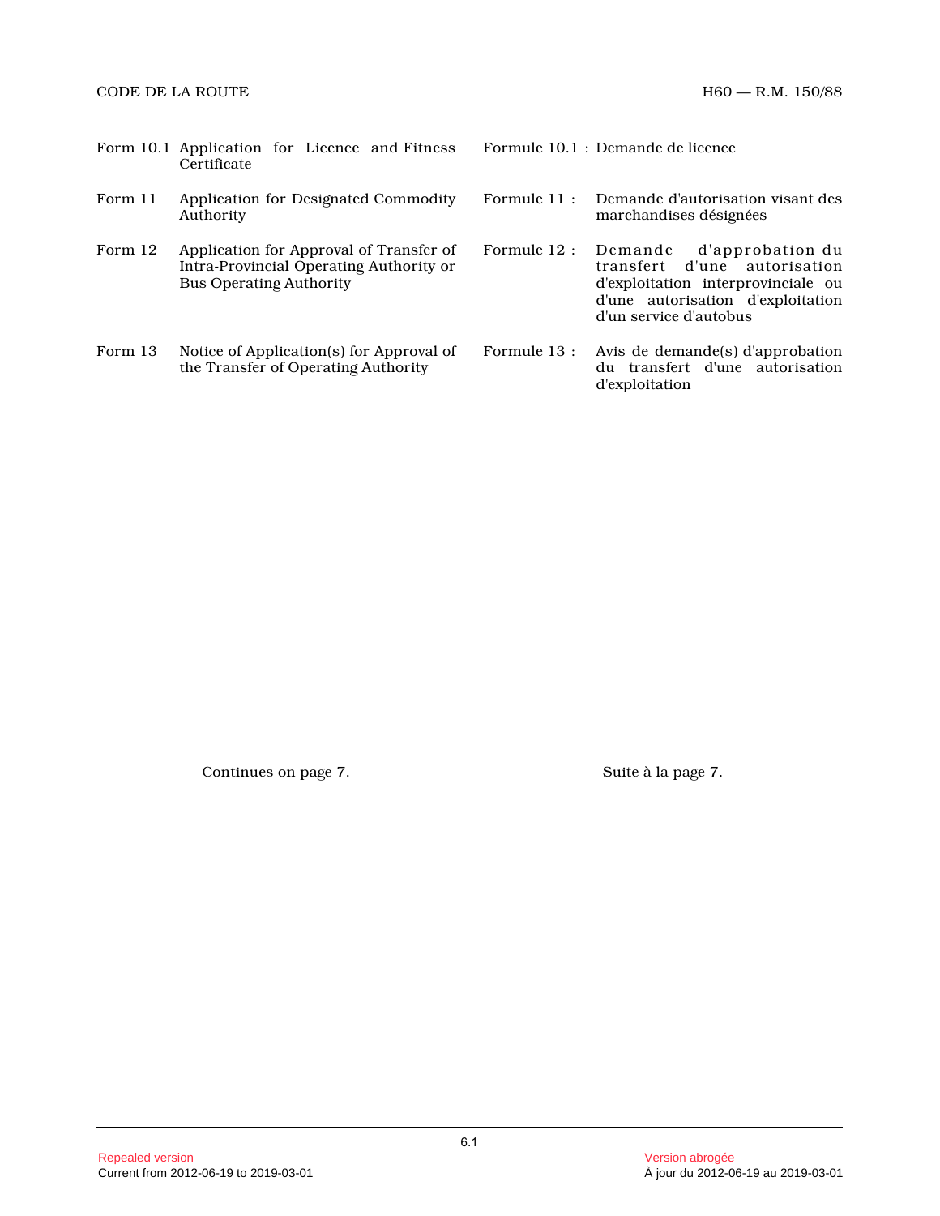| | | | |
|---|---|---|---|
| Form 10.1 | Application for Licence and Fitness Certificate | Formule 10.1 : | Demande de licence |
| Form 11 | Application for Designated Commodity Authority | Formule 11 : | Demande d'autorisation visant des marchandises désignées |
| Form 12 | Application for Approval of Transfer of Intra-Provincial Operating Authority or Bus Operating Authority | Formule 12 : | Demande d'approbation du transfert d'une autorisation d'exploitation interprovinciale ou d'une autorisation d'exploitation d'un service d'autobus |
| Form 13 | Notice of Application(s) for Approval of the Transfer of Operating Authority | Formule 13 : | Avis de demande(s) d'approbation du transfert d'une autorisation d'exploitation |

Continues on page 7.

Suite à la page 7.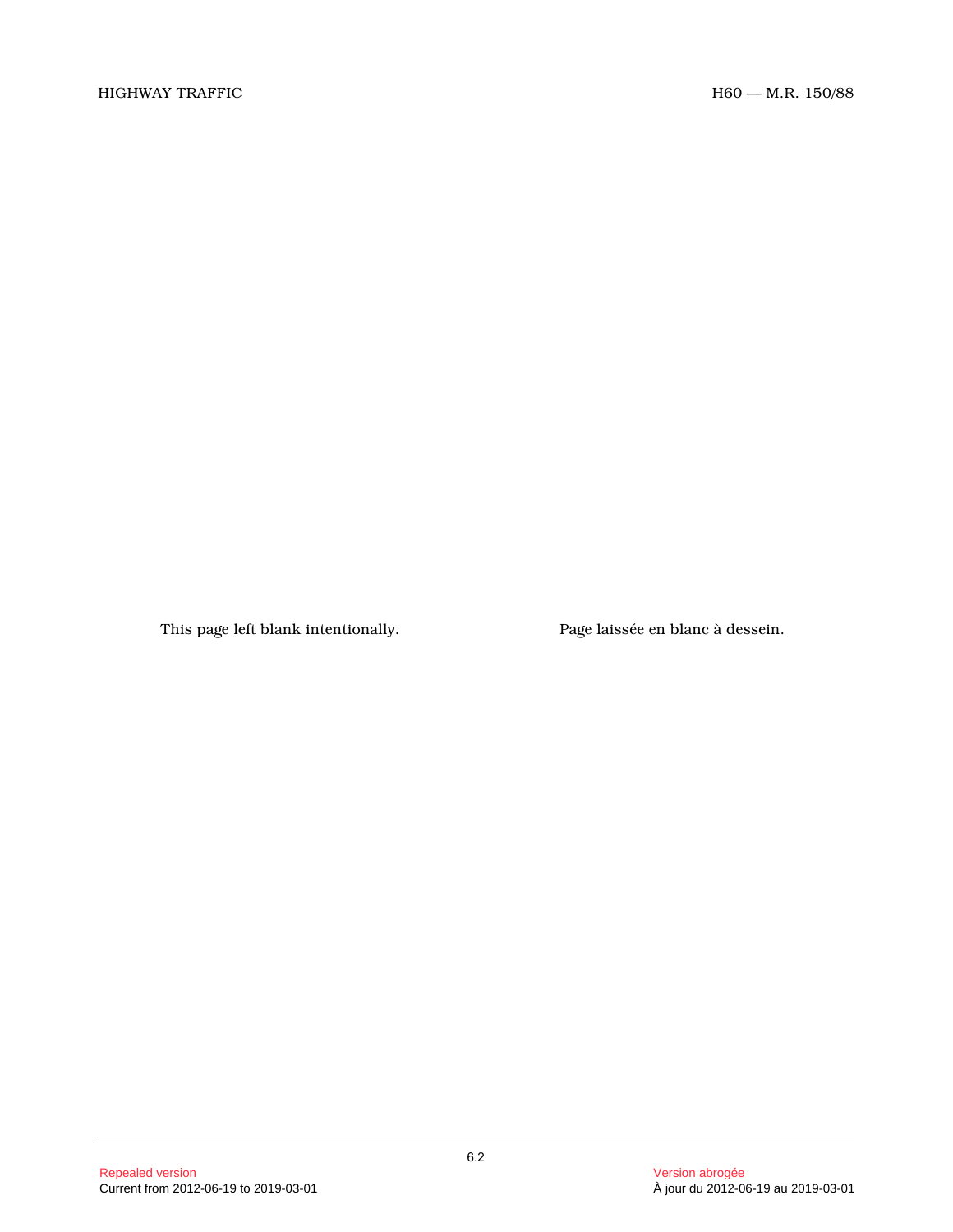This page left blank intentionally.

Page laissée en blanc à dessein.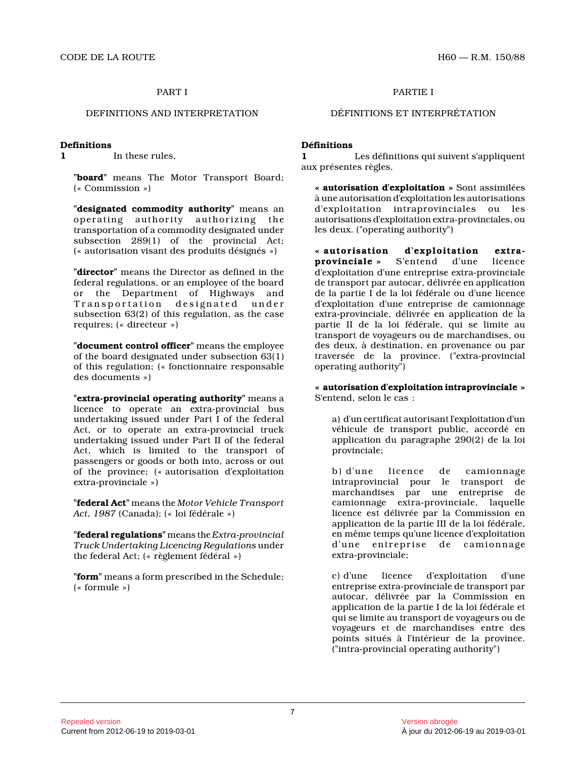## PART I

## DEFINITIONS AND INTERPRETATION

**Definitions**

**1** In these rules,

"**board**" means The Motor Transport Board; (« Commission »)

"**designated commodity authority**" means an operating authority authorizing the transportation of a commodity designated under subsection 289(1) of the provincial Act; (« autorisation visant des produits désignés »)

"**director**" means the Director as defined in the federal regulations, or an employee of the board or the Department of Highways and Transportation designated under subsection 63(2) of this regulation, as the case requires; (« directeur »)

"**document control officer**" means the employee of the board designated under subsection 63(1) of this regulation; (« fonctionnaire responsable des documents »)

"**extra-provincial operating authority**" means a licence to operate an extra-provincial bus undertaking issued under Part I of the federal Act, or to operate an extra-provincial truck undertaking issued under Part II of the federal Act, which is limited to the transport of passengers or goods or both into, across or out of the province; (« autorisation d'exploitation extra-provinciale »)

"**federal Act**" means the *Motor Vehicle Transport Act, 1987* (Canada); (« loi fédérale »)

"**federal regulations**" means the *Extra-provincial Truck Undertaking Licencing Regulations* under the federal Act; (« règlement fédéral »)

"**form**" means a form prescribed in the Schedule; (« formule »)

## PARTIE I

## DÉFINITIONS ET INTERPRÉTATION

**Définitions**

**1** Les définitions qui suivent s'appliquent aux présentes règles.

« **autorisation d'exploitation** » Sont assimilées à une autorisation d'exploitation les autorisations d'exploitation intraprovinciales ou les autorisations d'exploitation extra-provinciales, ou les deux. ("operating authority")

« **autorisation d'exploitation extra-provinciale** » S'entend d'une licence d'exploitation d'une entreprise extra-provinciale de transport par autocar, délivrée en application de la partie I de la loi fédérale ou d'une licence d'exploitation d'une entreprise de camionnage extra-provinciale, délivrée en application de la partie II de la loi fédérale, qui se limite au transport de voyageurs ou de marchandises, ou des deux, à destination, en provenance ou par traversée de la province. ("extra-provincial operating authority")

« **autorisation d'exploitation intraprovinciale** » S'entend, selon le cas :

a) d'un certificat autorisant l'exploitation d'un véhicule de transport public, accordé en application du paragraphe 290(2) de la loi provinciale;

b) d'une licence de camionnage intraprovincial pour le transport de marchandises par une entreprise de camionnage extra-provinciale, laquelle licence est délivrée par la Commission en application de la partie III de la loi fédérale, en même temps qu'une licence d'exploitation d'une entreprise de camionnage extra-provinciale;

c) d'une licence d'exploitation d'une entreprise extra-provinciale de transport par autocar, délivrée par la Commission en application de la partie I de la loi fédérale et qui se limite au transport de voyageurs ou de voyageurs et de marchandises entre des points situés à l'intérieur de la province. ("intra-provincial operating authority")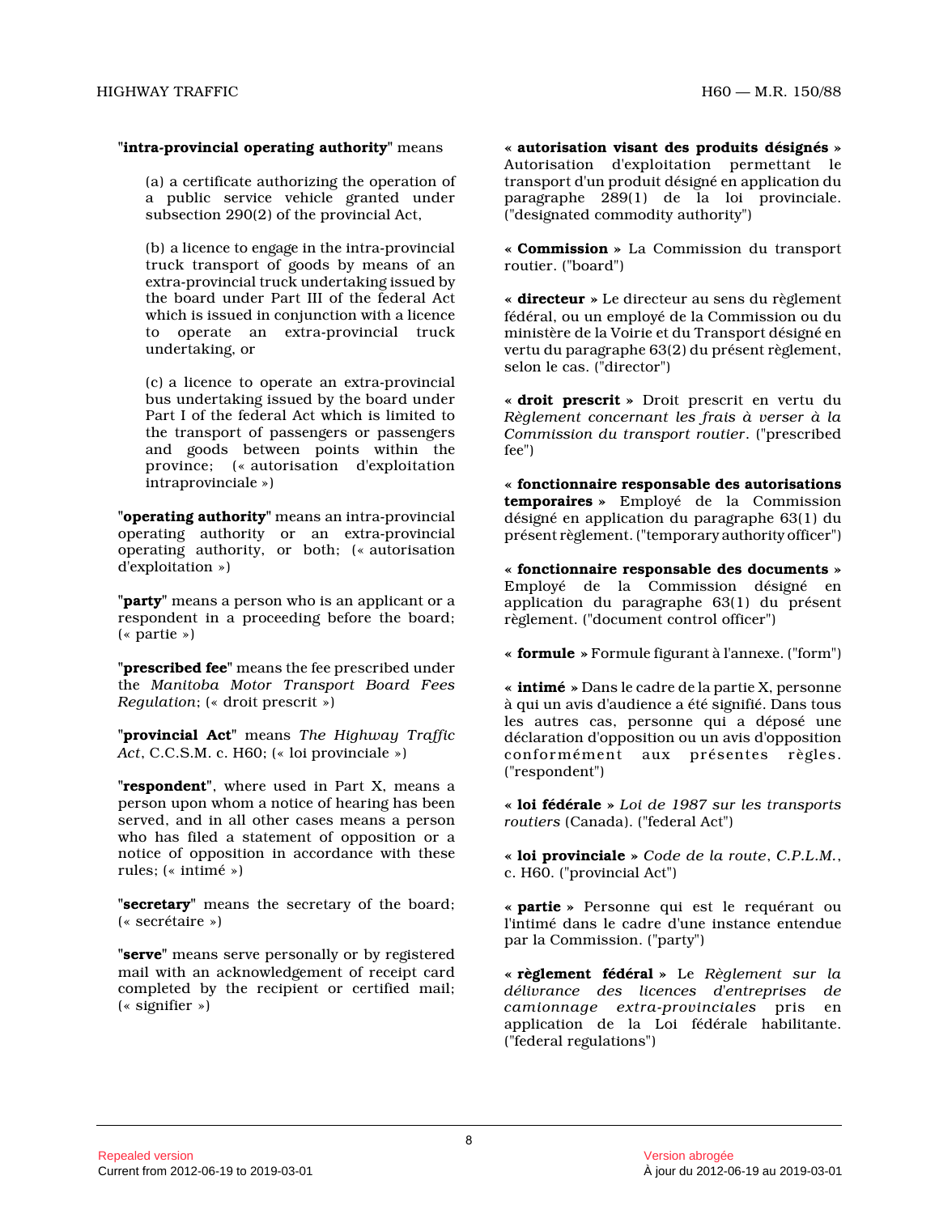"**intra-provincial operating authority**" means

(a) a certificate authorizing the operation of a public service vehicle granted under subsection 290(2) of the provincial Act,

(b) a licence to engage in the intra-provincial truck transport of goods by means of an extra-provincial truck undertaking issued by the board under Part III of the federal Act which is issued in conjunction with a licence to operate an extra-provincial truck undertaking, or

(c) a licence to operate an extra-provincial bus undertaking issued by the board under Part I of the federal Act which is limited to the transport of passengers or passengers and goods between points within the province; (« autorisation d'exploitation intraprovinciale »)

"**operating authority**" means an intra-provincial operating authority or an extra-provincial operating authority, or both; (« autorisation d'exploitation »)

"**party**" means a person who is an applicant or a respondent in a proceeding before the board; (« partie »)

"**prescribed fee**" means the fee prescribed under the *Manitoba Motor Transport Board Fees Regulation*; (« droit prescrit »)

"**provincial Act**" means *The Highway Traffic Act*, C.C.S.M. c. H60; (« loi provinciale »)

"**respondent**", where used in Part X, means a person upon whom a notice of hearing has been served, and in all other cases means a person who has filed a statement of opposition or a notice of opposition in accordance with these rules; (« intimé »)

"**secretary**" means the secretary of the board; (« secrétaire »)

"**serve**" means serve personally or by registered mail with an acknowledgement of receipt card completed by the recipient or certified mail; (« signifier »)

« **autorisation visant des produits désignés** » Autorisation d'exploitation permettant le transport d'un produit désigné en application du paragraphe 289(1) de la loi provinciale. ("designated commodity authority")

« **Commission** » La Commission du transport routier. ("board")

« **directeur** » Le directeur au sens du règlement fédéral, ou un employé de la Commission ou du ministère de la Voirie et du Transport désigné en vertu du paragraphe 63(2) du présent règlement, selon le cas. ("director")

« **droit prescrit** » Droit prescrit en vertu du *Règlement concernant les frais à verser à la Commission du transport routier*. ("prescribed fee")

« **fonctionnaire responsable des autorisations temporaires** » Employé de la Commission désigné en application du paragraphe 63(1) du présent règlement. ("temporary authority officer")

« **fonctionnaire responsable des documents** » Employé de la Commission désigné en application du paragraphe 63(1) du présent règlement. ("document control officer")

« **formule** » Formule figurant à l'annexe. ("form")

« **intimé** » Dans le cadre de la partie X, personne à qui un avis d'audience a été signifié. Dans tous les autres cas, personne qui a déposé une déclaration d'opposition ou un avis d'opposition conformément aux présentes règles. ("respondent")

« **loi fédérale** » *Loi de 1987 sur les transports routiers* (Canada). ("federal Act")

« **loi provinciale** » *Code de la route*, *C.P.L.M.*, c. H60. ("provincial Act")

« **partie** » Personne qui est le requérant ou l'intimé dans le cadre d'une instance entendue par la Commission. ("party")

« **règlement fédéral** » Le *Règlement sur la délivrance des licences d'entreprises de camionnage extra-provinciales* pris en application de la Loi fédérale habilitante. ("federal regulations")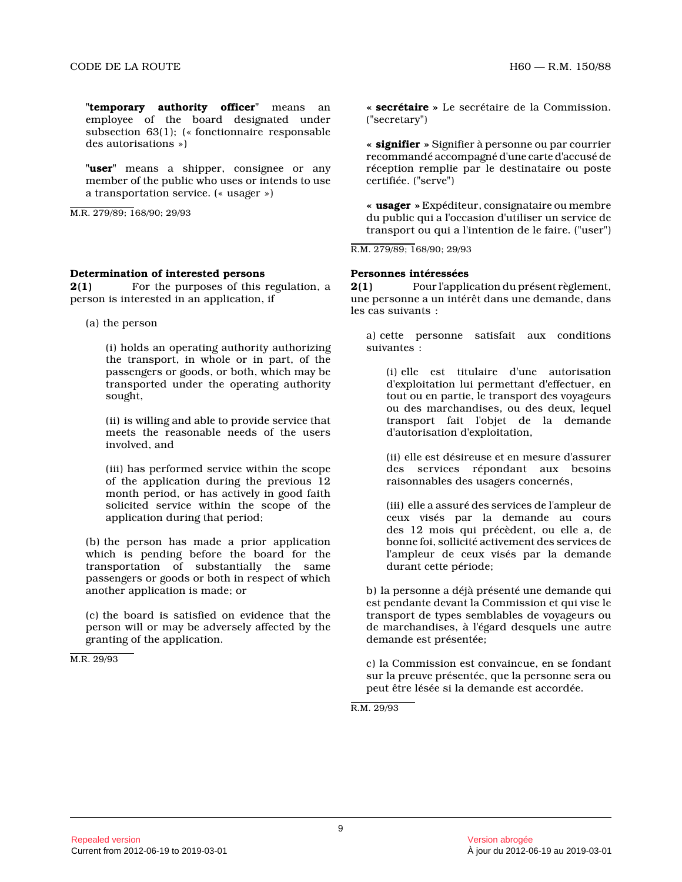"**temporary authority officer**" means an employee of the board designated under subsection 63(1); (« fonctionnaire responsable des autorisations »)

"**user**" means a shipper, consignee or any member of the public who uses or intends to use a transportation service. (« usager »)

M.R. 279/89; 168/90; 29/93

### Determination of interested persons

**2(1)** For the purposes of this regulation, a person is interested in an application, if

(a) the person

(i) holds an operating authority authorizing the transport, in whole or in part, of the passengers or goods, or both, which may be transported under the operating authority sought,

(ii) is willing and able to provide service that meets the reasonable needs of the users involved, and

(iii) has performed service within the scope of the application during the previous 12 month period, or has actively in good faith solicited service within the scope of the application during that period;

(b) the person has made a prior application which is pending before the board for the transportation of substantially the same passengers or goods or both in respect of which another application is made; or

(c) the board is satisfied on evidence that the person will or may be adversely affected by the granting of the application.

M.R. 29/93

« **secrétaire** » Le secrétaire de la Commission. ("secretary")

« **signifier** » Signifier à personne ou par courrier recommandé accompagné d'une carte d'accusé de réception remplie par le destinataire ou poste certifiée. ("serve")

« **usager** » Expéditeur, consignataire ou membre du public qui a l'occasion d'utiliser un service de transport ou qui a l'intention de le faire. ("user")

R.M. 279/89; 168/90; 29/93

### Personnes intéressées

**2(1)** Pour l'application du présent règlement, une personne a un intérêt dans une demande, dans les cas suivants :

a) cette personne satisfait aux conditions suivantes :

(i) elle est titulaire d'une autorisation d'exploitation lui permettant d'effectuer, en tout ou en partie, le transport des voyageurs ou des marchandises, ou des deux, lequel transport fait l'objet de la demande d'autorisation d'exploitation,

(ii) elle est désireuse et en mesure d'assurer des services répondant aux besoins raisonnables des usagers concernés,

(iii) elle a assuré des services de l'ampleur de ceux visés par la demande au cours des 12 mois qui précèdent, ou elle a, de bonne foi, sollicité activement des services de l'ampleur de ceux visés par la demande durant cette période;

b) la personne a déjà présenté une demande qui est pendante devant la Commission et qui vise le transport de types semblables de voyageurs ou de marchandises, à l'égard desquels une autre demande est présentée;

c) la Commission est convaincue, en se fondant sur la preuve présentée, que la personne sera ou peut être lésée si la demande est accordée.

R.M. 29/93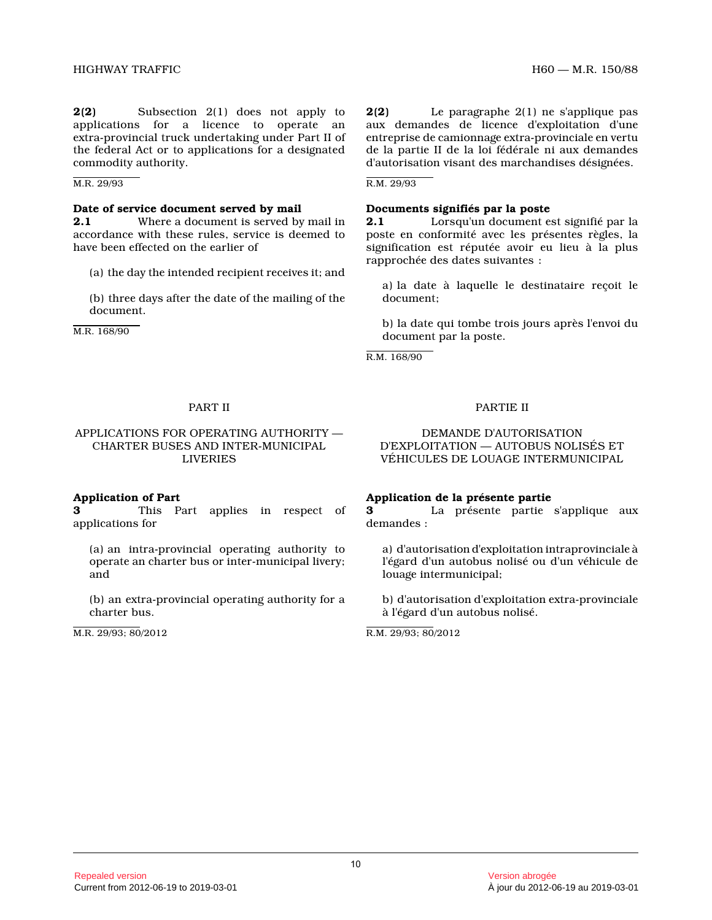**2(2)** Subsection 2(1) does not apply to applications for a licence to operate an extra-provincial truck undertaking under Part II of the federal Act or to applications for a designated commodity authority.

M.R. 29/93

**2(2)** Le paragraphe 2(1) ne s'applique pas aux demandes de licence d'exploitation d'une entreprise de camionnage extra-provinciale en vertu de la partie II de la loi fédérale ni aux demandes d'autorisation visant des marchandises désignées.

R.M. 29/93

**Date of service document served by mail**

**2.1** Where a document is served by mail in accordance with these rules, service is deemed to have been effected on the earlier of

(a) the day the intended recipient receives it; and

(b) three days after the date of the mailing of the document.

M.R. 168/90

**Documents signifiés par la poste**

**2.1** Lorsqu'un document est signifié par la poste en conformité avec les présentes règles, la signification est réputée avoir eu lieu à la plus rapprochée des dates suivantes :

a) la date à laquelle le destinataire reçoit le document;

b) la date qui tombe trois jours après l'envoi du document par la poste.

R.M. 168/90

## PART II

## APPLICATIONS FOR OPERATING AUTHORITY — CHARTER BUSES AND INTER-MUNICIPAL LIVERIES

**Application of Part**

**3** This Part applies in respect of applications for

(a) an intra-provincial operating authority to operate an charter bus or inter-municipal livery; and

(b) an extra-provincial operating authority for a charter bus.

M.R. 29/93; 80/2012

## PARTIE II

## DEMANDE D'AUTORISATION D'EXPLOITATION — AUTOBUS NOLISÉS ET VÉHICULES DE LOUAGE INTERMUNICIPAL

**Application de la présente partie**

**3** La présente partie s'applique aux demandes :

a) d'autorisation d'exploitation intraprovinciale à l'égard d'un autobus nolisé ou d'un véhicule de louage intermunicipal;

b) d'autorisation d'exploitation extra-provinciale à l'égard d'un autobus nolisé.

R.M. 29/93; 80/2012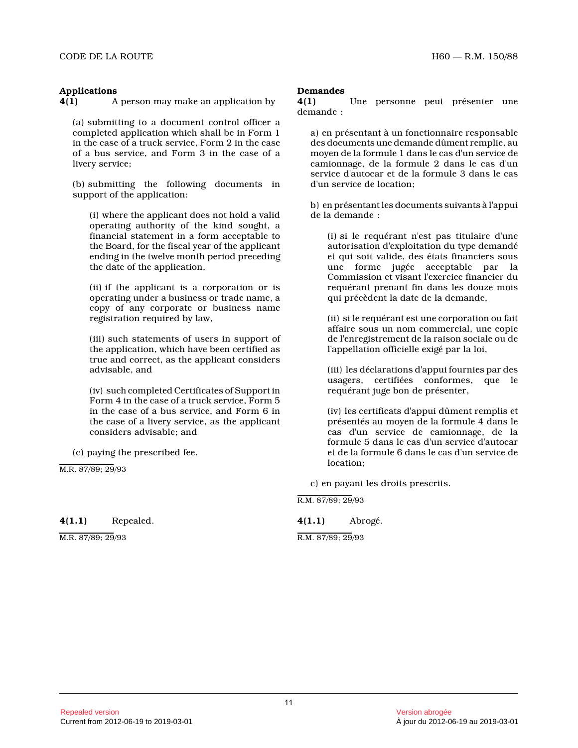**Applications**

**4(1)** A person may make an application by

(a) submitting to a document control officer a completed application which shall be in Form 1 in the case of a truck service, Form 2 in the case of a bus service, and Form 3 in the case of a livery service;

(b) submitting the following documents in support of the application:

(i) where the applicant does not hold a valid operating authority of the kind sought, a financial statement in a form acceptable to the Board, for the fiscal year of the applicant ending in the twelve month period preceding the date of the application,

(ii) if the applicant is a corporation or is operating under a business or trade name, a copy of any corporate or business name registration required by law,

(iii) such statements of users in support of the application, which have been certified as true and correct, as the applicant considers advisable, and

(iv) such completed Certificates of Support in Form 4 in the case of a truck service, Form 5 in the case of a bus service, and Form 6 in the case of a livery service, as the applicant considers advisable; and

(c) paying the prescribed fee.

M.R. 87/89; 29/93

**4(1.1)** Repealed.

M.R. 87/89; 29/93

**Demandes**

**4(1)** Une personne peut présenter une demande :

a) en présentant à un fonctionnaire responsable des documents une demande dûment remplie, au moyen de la formule 1 dans le cas d'un service de camionnage, de la formule 2 dans le cas d'un service d'autocar et de la formule 3 dans le cas d'un service de location;

b) en présentant les documents suivants à l'appui de la demande :

(i) si le requérant n'est pas titulaire d'une autorisation d'exploitation du type demandé et qui soit valide, des états financiers sous une forme jugée acceptable par la Commission et visant l'exercice financier du requérant prenant fin dans les douze mois qui précèdent la date de la demande,

(ii) si le requérant est une corporation ou fait affaire sous un nom commercial, une copie de l'enregistrement de la raison sociale ou de l'appellation officielle exigé par la loi,

(iii) les déclarations d'appui fournies par des usagers, certifiées conformes, que le requérant juge bon de présenter,

(iv) les certificats d'appui dûment remplis et présentés au moyen de la formule 4 dans le cas d'un service de camionnage, de la formule 5 dans le cas d'un service d'autocar et de la formule 6 dans le cas d'un service de location;

c) en payant les droits prescrits.

R.M. 87/89; 29/93

**4(1.1)** Abrogé.

R.M. 87/89; 29/93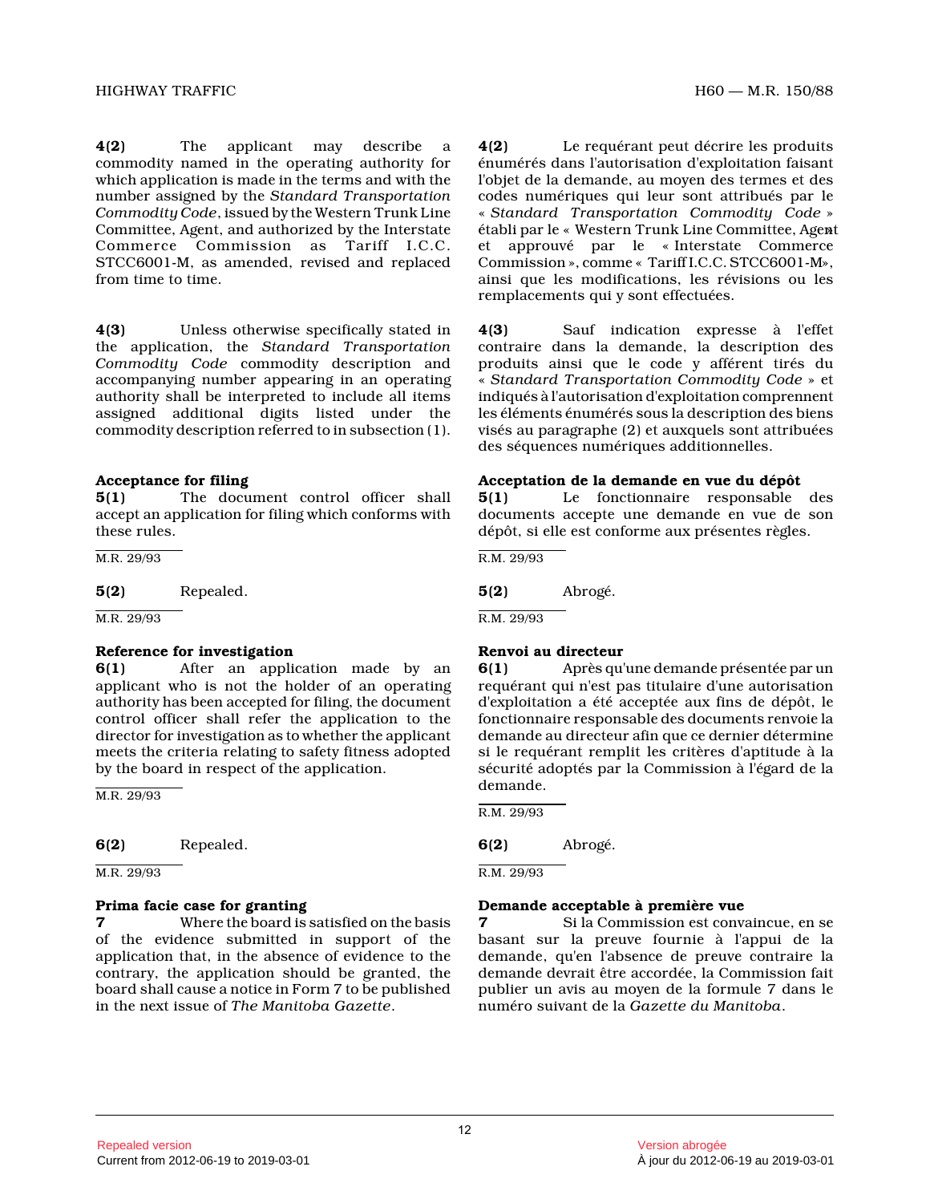**4(2)** The applicant may describe a commodity named in the operating authority for which application is made in the terms and with the number assigned by the *Standard Transportation Commodity Code*, issued by the Western Trunk Line Committee, Agent, and authorized by the Interstate Commerce Commission as Tariff I.C.C. STCC6001-M, as amended, revised and replaced from time to time.

**4(3)** Unless otherwise specifically stated in the application, the *Standard Transportation Commodity Code* commodity description and accompanying number appearing in an operating authority shall be interpreted to include all items assigned additional digits listed under the commodity description referred to in subsection (1).

**Acceptance for filing**

**5(1)** The document control officer shall accept an application for filing which conforms with these rules.

M.R. 29/93

**5(2)** Repealed.

M.R. 29/93

**Reference for investigation**

**6(1)** After an application made by an applicant who is not the holder of an operating authority has been accepted for filing, the document control officer shall refer the application to the director for investigation as to whether the applicant meets the criteria relating to safety fitness adopted by the board in respect of the application.

M.R. 29/93

**6(2)** Repealed.

M.R. 29/93

**Prima facie case for granting**

**7** Where the board is satisfied on the basis of the evidence submitted in support of the application that, in the absence of evidence to the contrary, the application should be granted, the board shall cause a notice in Form 7 to be published in the next issue of *The Manitoba Gazette*.

**4(2)** Le requérant peut décrire les produits énumérés dans l'autorisation d'exploitation faisant l'objet de la demande, au moyen des termes et des codes numériques qui leur sont attribués par le « *Standard Transportation Commodity Code* » établi par le « Western Trunk Line Committee, Agent » et approuvé par le « Interstate Commerce Commission », comme « Tariff I.C.C. STCC6001-M», ainsi que les modifications, les révisions ou les remplacements qui y sont effectuées.

**4(3)** Sauf indication expresse à l'effet contraire dans la demande, la description des produits ainsi que le code y afférent tirés du « *Standard Transportation Commodity Code* » et indiqués à l'autorisation d'exploitation comprennent les éléments énumérés sous la description des biens visés au paragraphe (2) et auxquels sont attribuées des séquences numériques additionnelles.

**Acceptation de la demande en vue du dépôt**

**5(1)** Le fonctionnaire responsable des documents accepte une demande en vue de son dépôt, si elle est conforme aux présentes règles.

R.M. 29/93

**5(2)** Abrogé.

R.M. 29/93

**Renvoi au directeur**

**6(1)** Après qu'une demande présentée par un requérant qui n'est pas titulaire d'une autorisation d'exploitation a été acceptée aux fins de dépôt, le fonctionnaire responsable des documents renvoie la demande au directeur afin que ce dernier détermine si le requérant remplit les critères d'aptitude à la sécurité adoptés par la Commission à l'égard de la demande.

R.M. 29/93

**6(2)** Abrogé.

R.M. 29/93

**Demande acceptable à première vue**

**7** Si la Commission est convaincue, en se basant sur la preuve fournie à l'appui de la demande, qu'en l'absence de preuve contraire la demande devrait être accordée, la Commission fait publier un avis au moyen de la formule 7 dans le numéro suivant de la *Gazette du Manitoba*.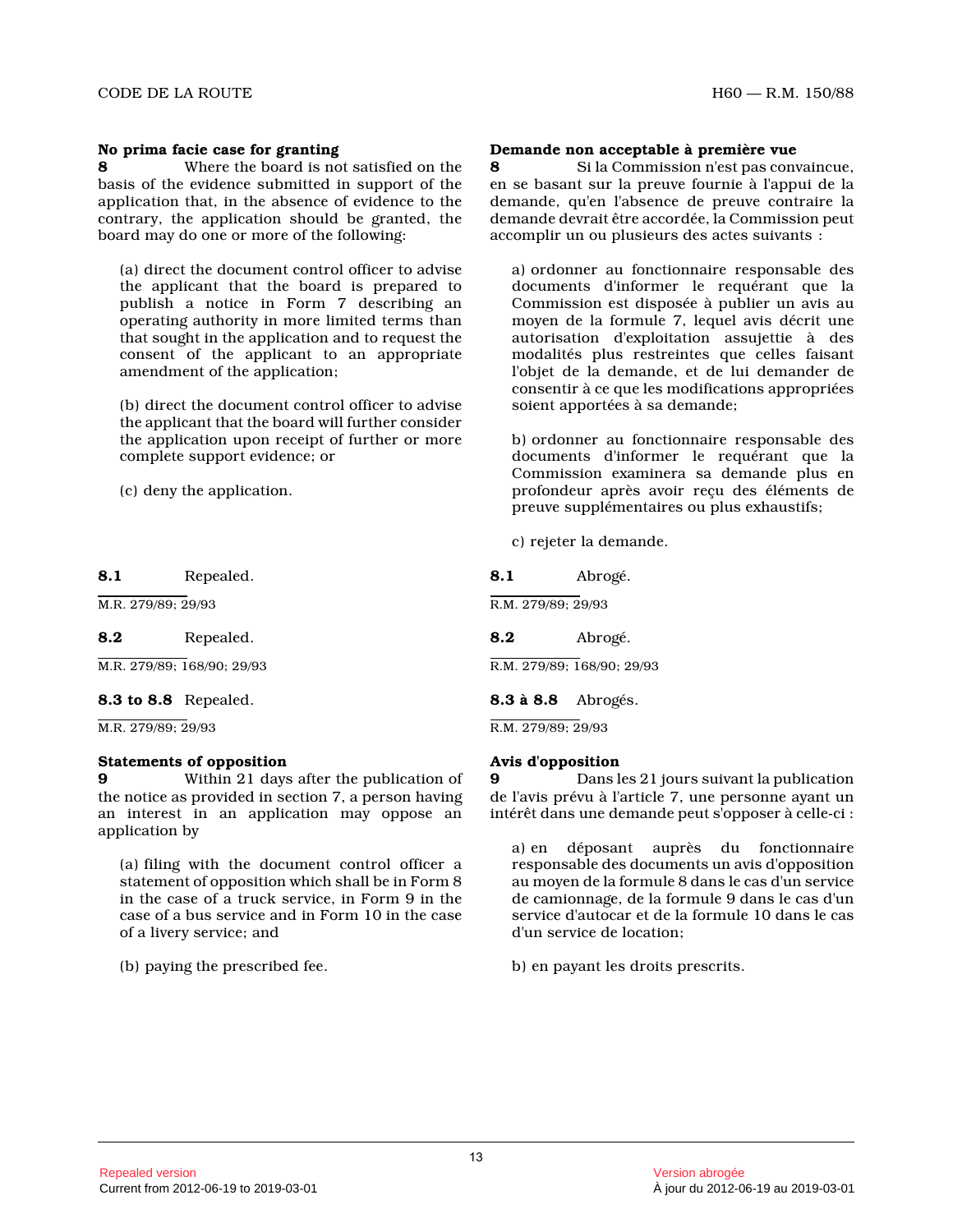**No prima facie case for granting**

**8** Where the board is not satisfied on the basis of the evidence submitted in support of the application that, in the absence of evidence to the contrary, the application should be granted, the board may do one or more of the following:

(a) direct the document control officer to advise the applicant that the board is prepared to publish a notice in Form 7 describing an operating authority in more limited terms than that sought in the application and to request the consent of the applicant to an appropriate amendment of the application;

(b) direct the document control officer to advise the applicant that the board will further consider the application upon receipt of further or more complete support evidence; or

(c) deny the application.

**8.1** Repealed.

M.R. 279/89; 29/93

**8.2** Repealed.

M.R. 279/89; 168/90; 29/93

**8.3 to 8.8** Repealed.

M.R. 279/89; 29/93

**Statements of opposition**

**9** Within 21 days after the publication of the notice as provided in section 7, a person having an interest in an application may oppose an application by

(a) filing with the document control officer a statement of opposition which shall be in Form 8 in the case of a truck service, in Form 9 in the case of a bus service and in Form 10 in the case of a livery service; and

(b) paying the prescribed fee.

**Demande non acceptable à première vue**

**8** Si la Commission n'est pas convaincue, en se basant sur la preuve fournie à l'appui de la demande, qu'en l'absence de preuve contraire la demande devrait être accordée, la Commission peut accomplir un ou plusieurs des actes suivants :

a) ordonner au fonctionnaire responsable des documents d'informer le requérant que la Commission est disposée à publier un avis au moyen de la formule 7, lequel avis décrit une autorisation d'exploitation assujettie à des modalités plus restreintes que celles faisant l'objet de la demande, et de lui demander de consentir à ce que les modifications appropriées soient apportées à sa demande;

b) ordonner au fonctionnaire responsable des documents d'informer le requérant que la Commission examinera sa demande plus en profondeur après avoir reçu des éléments de preuve supplémentaires ou plus exhaustifs;

c) rejeter la demande.

**8.1** Abrogé.

R.M. 279/89; 29/93

**8.2** Abrogé.

R.M. 279/89; 168/90; 29/93

**8.3 à 8.8** Abrogés.

R.M. 279/89; 29/93

**Avis d'opposition**

**9** Dans les 21 jours suivant la publication de l'avis prévu à l'article 7, une personne ayant un intérêt dans une demande peut s'opposer à celle-ci :

a) en déposant auprès du fonctionnaire responsable des documents un avis d'opposition au moyen de la formule 8 dans le cas d'un service de camionnage, de la formule 9 dans le cas d'un service d'autocar et de la formule 10 dans le cas d'un service de location;

b) en payant les droits prescrits.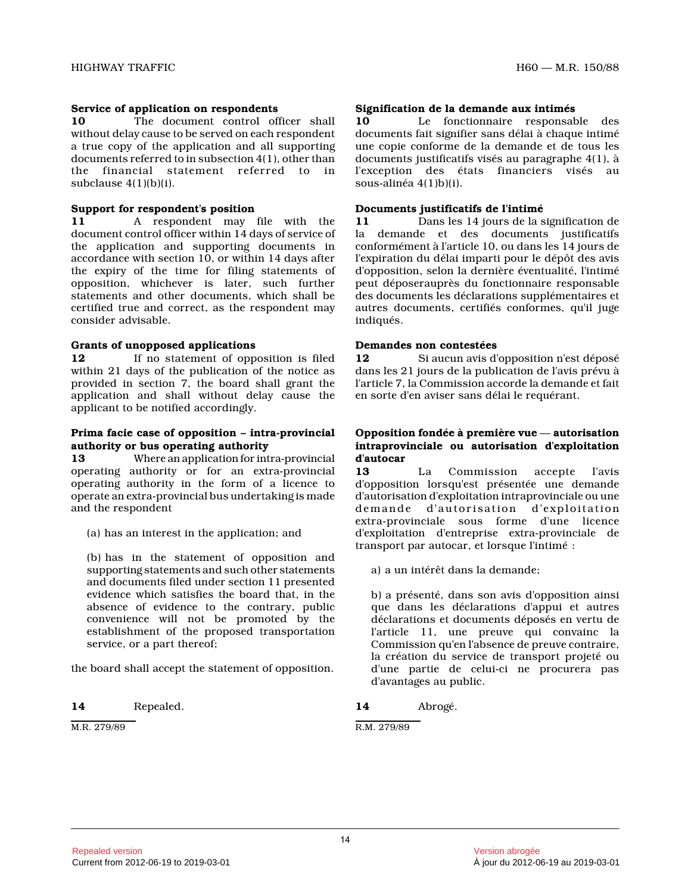**Service of application on respondents**

**10** The document control officer shall without delay cause to be served on each respondent a true copy of the application and all supporting documents referred to in subsection 4(1), other than the financial statement referred to in subclause 4(1)(b)(i).

**Support for respondent's position**

**11** A respondent may file with the document control officer within 14 days of service of the application and supporting documents in accordance with section 10, or within 14 days after the expiry of the time for filing statements of opposition, whichever is later, such further statements and other documents, which shall be certified true and correct, as the respondent may consider advisable.

**Grants of unopposed applications**

**12** If no statement of opposition is filed within 21 days of the publication of the notice as provided in section 7, the board shall grant the application and shall without delay cause the applicant to be notified accordingly.

**Prima facie case of opposition – intra-provincial authority or bus operating authority**

**13** Where an application for intra-provincial operating authority or for an extra-provincial operating authority in the form of a licence to operate an extra-provincial bus undertaking is made and the respondent

(a) has an interest in the application; and

(b) has in the statement of opposition and supporting statements and such other statements and documents filed under section 11 presented evidence which satisfies the board that, in the absence of evidence to the contrary, public convenience will not be promoted by the establishment of the proposed transportation service, or a part thereof;

the board shall accept the statement of opposition.

**14** Repealed.

M.R. 279/89

**Signification de la demande aux intimés**

**10** Le fonctionnaire responsable des documents fait signifier sans délai à chaque intimé une copie conforme de la demande et de tous les documents justificatifs visés au paragraphe 4(1), à l'exception des états financiers visés au sous-alinéa 4(1)b)(i).

**Documents justificatifs de l'intimé**

**11** Dans les 14 jours de la signification de la demande et des documents justificatifs conformément à l'article 10, ou dans les 14 jours de l'expiration du délai imparti pour le dépôt des avis d'opposition, selon la dernière éventualité, l'intimé peut déposerauprès du fonctionnaire responsable des documents les déclarations supplémentaires et autres documents, certifiés conformes, qu'il juge indiqués.

**Demandes non contestées**

**12** Si aucun avis d'opposition n'est déposé dans les 21 jours de la publication de l'avis prévu à l'article 7, la Commission accorde la demande et fait en sorte d'en aviser sans délai le requérant.

**Opposition fondée à première vue — autorisation intraprovinciale ou autorisation d'exploitation d'autocar**

**13** La Commission accepte l'avis d'opposition lorsqu'est présentée une demande d'autorisation d'exploitation intraprovinciale ou une demande d'autorisation d'exploitation extra-provinciale sous forme d'une licence d'exploitation d'entreprise extra-provinciale de transport par autocar, et lorsque l'intimé :

a) a un intérêt dans la demande;

b) a présenté, dans son avis d'opposition ainsi que dans les déclarations d'appui et autres déclarations et documents déposés en vertu de l'article 11, une preuve qui convainc la Commission qu'en l'absence de preuve contraire, la création du service de transport projeté ou d'une partie de celui-ci ne procurera pas d'avantages au public.

**14** Abrogé.

R.M. 279/89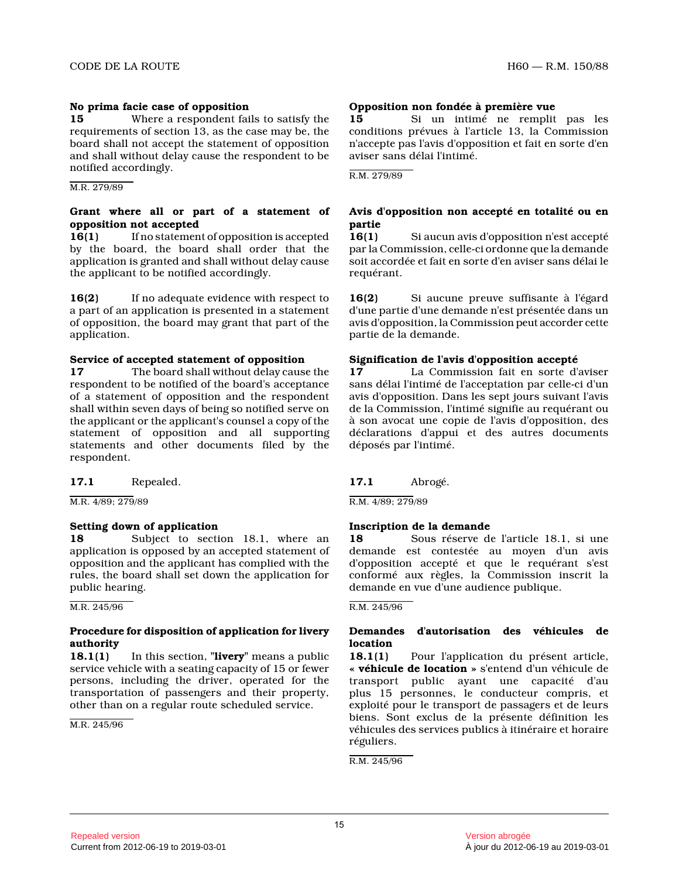**No prima facie case of opposition**

**15** Where a respondent fails to satisfy the requirements of section 13, as the case may be, the board shall not accept the statement of opposition and shall without delay cause the respondent to be notified accordingly.

M.R. 279/89

**Grant where all or part of a statement of opposition not accepted**

**16(1)** If no statement of opposition is accepted by the board, the board shall order that the application is granted and shall without delay cause the applicant to be notified accordingly.

**16(2)** If no adequate evidence with respect to a part of an application is presented in a statement of opposition, the board may grant that part of the application.

**Service of accepted statement of opposition**

**17** The board shall without delay cause the respondent to be notified of the board's acceptance of a statement of opposition and the respondent shall within seven days of being so notified serve on the applicant or the applicant's counsel a copy of the statement of opposition and all supporting statements and other documents filed by the respondent.

**17.1** Repealed.

M.R. 4/89; 279/89

**Setting down of application**

**18** Subject to section 18.1, where an application is opposed by an accepted statement of opposition and the applicant has complied with the rules, the board shall set down the application for public hearing.

M.R. 245/96

**Procedure for disposition of application for livery authority**

**18.1(1)** In this section, "**livery**" means a public service vehicle with a seating capacity of 15 or fewer persons, including the driver, operated for the transportation of passengers and their property, other than on a regular route scheduled service.

M.R. 245/96

**Opposition non fondée à première vue**

**15** Si un intimé ne remplit pas les conditions prévues à l'article 13, la Commission n'accepte pas l'avis d'opposition et fait en sorte d'en aviser sans délai l'intimé.

R.M. 279/89

**Avis d'opposition non accepté en totalité ou en partie**

**16(1)** Si aucun avis d'opposition n'est accepté par la Commission, celle-ci ordonne que la demande soit accordée et fait en sorte d'en aviser sans délai le requérant.

**16(2)** Si aucune preuve suffisante à l'égard d'une partie d'une demande n'est présentée dans un avis d'opposition, la Commission peut accorder cette partie de la demande.

**Signification de l'avis d'opposition accepté**

**17** La Commission fait en sorte d'aviser sans délai l'intimé de l'acceptation par celle-ci d'un avis d'opposition. Dans les sept jours suivant l'avis de la Commission, l'intimé signifie au requérant ou à son avocat une copie de l'avis d'opposition, des déclarations d'appui et des autres documents déposés par l'intimé.

**17.1** Abrogé.

R.M. 4/89; 279/89

**Inscription de la demande**

**18** Sous réserve de l'article 18.1, si une demande est contestée au moyen d'un avis d'opposition accepté et que le requérant s'est conformé aux règles, la Commission inscrit la demande en vue d'une audience publique.

R.M. 245/96

**Demandes d'autorisation des véhicules de location**

**18.1(1)** Pour l'application du présent article, « **véhicule de location** » s'entend d'un véhicule de transport public ayant une capacité d'au plus 15 personnes, le conducteur compris, et exploité pour le transport de passagers et de leurs biens. Sont exclus de la présente définition les véhicules des services publics à itinéraire et horaire réguliers.

R.M. 245/96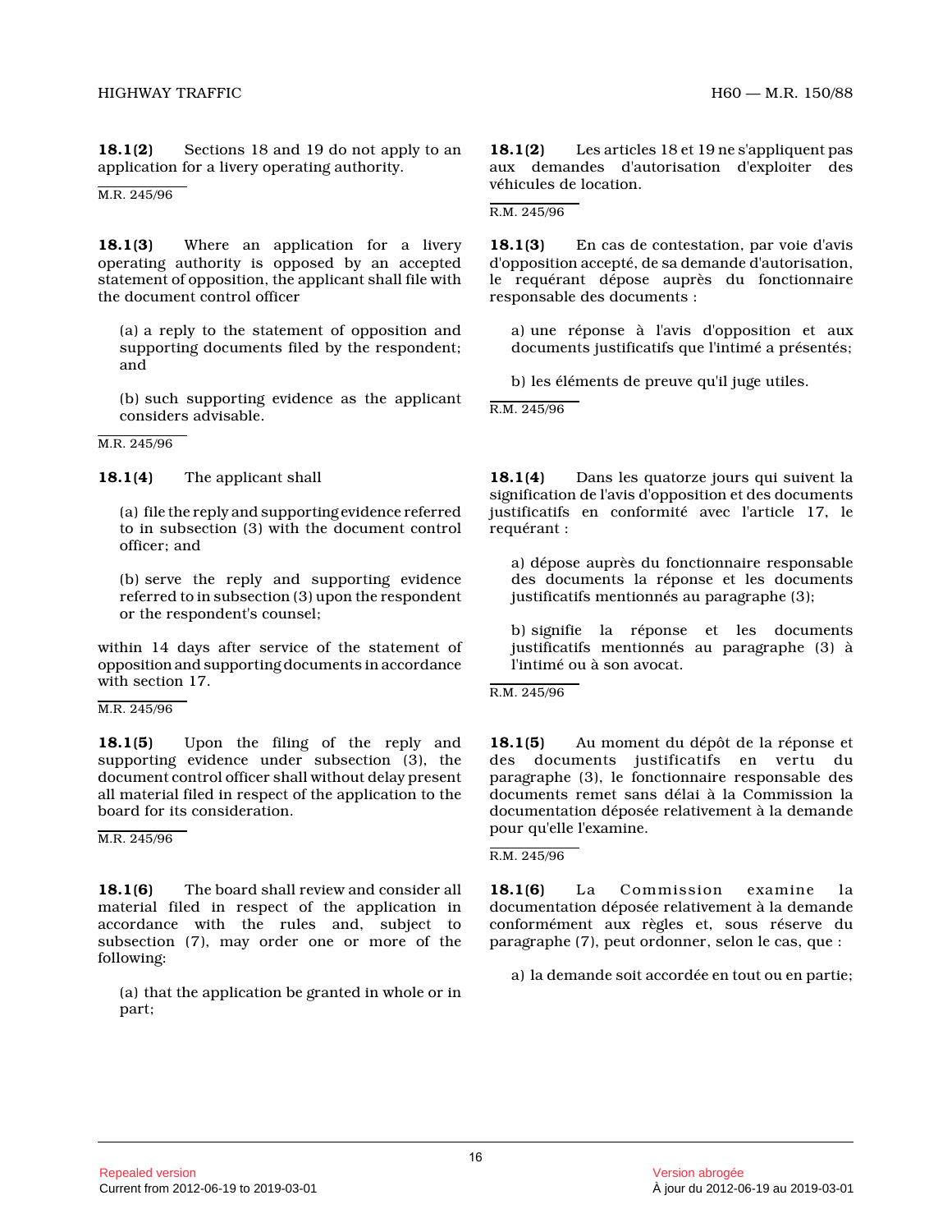**18.1(2)** Sections 18 and 19 do not apply to an application for a livery operating authority.

M.R. 245/96

**18.1(3)** Where an application for a livery operating authority is opposed by an accepted statement of opposition, the applicant shall file with the document control officer

(a) a reply to the statement of opposition and supporting documents filed by the respondent; and

(b) such supporting evidence as the applicant considers advisable.

M.R. 245/96

**18.1(4)** The applicant shall

(a) file the reply and supporting evidence referred to in subsection (3) with the document control officer; and

(b) serve the reply and supporting evidence referred to in subsection (3) upon the respondent or the respondent's counsel;

within 14 days after service of the statement of opposition and supporting documents in accordance with section 17.

M.R. 245/96

**18.1(5)** Upon the filing of the reply and supporting evidence under subsection (3), the document control officer shall without delay present all material filed in respect of the application to the board for its consideration.

M.R. 245/96

**18.1(6)** The board shall review and consider all material filed in respect of the application in accordance with the rules and, subject to subsection (7), may order one or more of the following:

(a) that the application be granted in whole or in part;

**18.1(2)** Les articles 18 et 19 ne s'appliquent pas aux demandes d'autorisation d'exploiter des véhicules de location.

R.M. 245/96

**18.1(3)** En cas de contestation, par voie d'avis d'opposition accepté, de sa demande d'autorisation, le requérant dépose auprès du fonctionnaire responsable des documents :

a) une réponse à l'avis d'opposition et aux documents justificatifs que l'intimé a présentés;

b) les éléments de preuve qu'il juge utiles.

R.M. 245/96

**18.1(4)** Dans les quatorze jours qui suivent la signification de l'avis d'opposition et des documents justificatifs en conformité avec l'article 17, le requérant :

a) dépose auprès du fonctionnaire responsable des documents la réponse et les documents justificatifs mentionnés au paragraphe (3);

b) signifie la réponse et les documents justificatifs mentionnés au paragraphe (3) à l'intimé ou à son avocat.

R.M. 245/96

**18.1(5)** Au moment du dépôt de la réponse et des documents justificatifs en vertu du paragraphe (3), le fonctionnaire responsable des documents remet sans délai à la Commission la documentation déposée relativement à la demande pour qu'elle l'examine.

R.M. 245/96

**18.1(6)** La Commission examine la documentation déposée relativement à la demande conformément aux règles et, sous réserve du paragraphe (7), peut ordonner, selon le cas, que :

a) la demande soit accordée en tout ou en partie;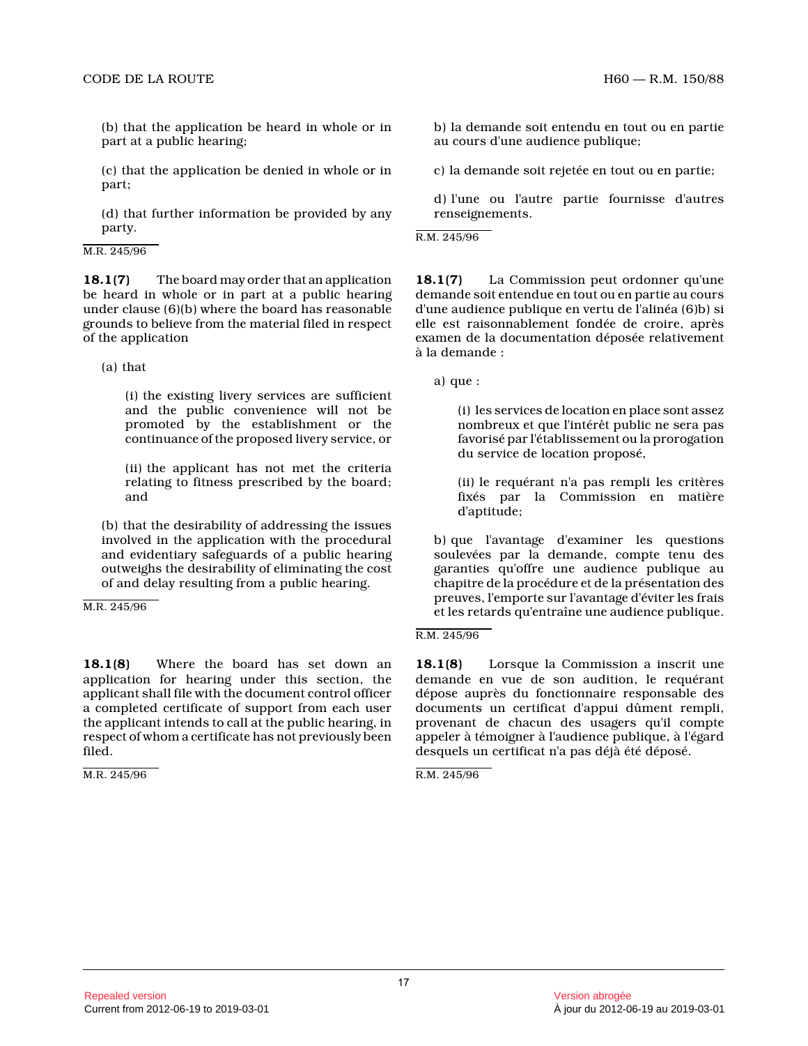(b) that the application be heard in whole or in part at a public hearing;

(c) that the application be denied in whole or in part;

(d) that further information be provided by any party.

M.R. 245/96

b) la demande soit entendu en tout ou en partie au cours d'une audience publique;

c) la demande soit rejetée en tout ou en partie;

d) l'une ou l'autre partie fournisse d'autres renseignements.

R.M. 245/96

**18.1(7)** The board may order that an application be heard in whole or in part at a public hearing under clause (6)(b) where the board has reasonable grounds to believe from the material filed in respect of the application

(a) that

(i) the existing livery services are sufficient and the public convenience will not be promoted by the establishment or the continuance of the proposed livery service, or

(ii) the applicant has not met the criteria relating to fitness prescribed by the board; and

(b) that the desirability of addressing the issues involved in the application with the procedural and evidentiary safeguards of a public hearing outweighs the desirability of eliminating the cost of and delay resulting from a public hearing.

M.R. 245/96

**18.1(7)** La Commission peut ordonner qu'une demande soit entendue en tout ou en partie au cours d'une audience publique en vertu de l'alinéa (6)b) si elle est raisonnablement fondée de croire, après examen de la documentation déposée relativement à la demande :

a) que :

(i) les services de location en place sont assez nombreux et que l'intérêt public ne sera pas favorisé par l'établissement ou la prorogation du service de location proposé,

(ii) le requérant n'a pas rempli les critères fixés par la Commission en matière d'aptitude;

b) que l'avantage d'examiner les questions soulevées par la demande, compte tenu des garanties qu'offre une audience publique au chapitre de la procédure et de la présentation des preuves, l'emporte sur l'avantage d'éviter les frais et les retards qu'entraîne une audience publique.

R.M. 245/96

**18.1(8)** Where the board has set down an application for hearing under this section, the applicant shall file with the document control officer a completed certificate of support from each user the applicant intends to call at the public hearing, in respect of whom a certificate has not previously been filed.

M.R. 245/96

**18.1(8)** Lorsque la Commission a inscrit une demande en vue de son audition, le requérant dépose auprès du fonctionnaire responsable des documents un certificat d'appui dûment rempli, provenant de chacun des usagers qu'il compte appeler à témoigner à l'audience publique, à l'égard desquels un certificat n'a pas déjà été déposé.

R.M. 245/96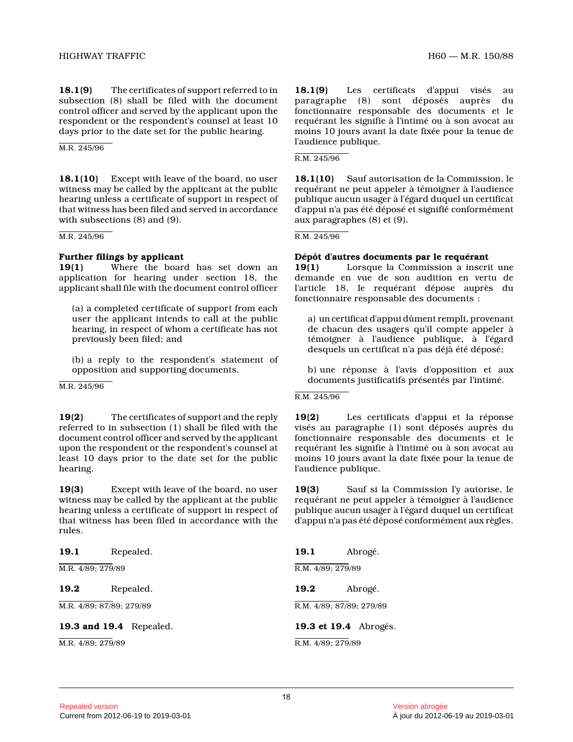**18.1(9)** The certificates of support referred to in subsection (8) shall be filed with the document control officer and served by the applicant upon the respondent or the respondent's counsel at least 10 days prior to the date set for the public hearing.

M.R. 245/96

**18.1(10)** Except with leave of the board, no user witness may be called by the applicant at the public hearing unless a certificate of support in respect of that witness has been filed and served in accordance with subsections (8) and (9).

M.R. 245/96

**Further filings by applicant**

**19(1)** Where the board has set down an application for hearing under section 18, the applicant shall file with the document control officer

(a) a completed certificate of support from each user the applicant intends to call at the public hearing, in respect of whom a certificate has not previously been filed; and

(b) a reply to the respondent's statement of opposition and supporting documents.

M.R. 245/96

**19(2)** The certificates of support and the reply referred to in subsection (1) shall be filed with the document control officer and served by the applicant upon the respondent or the respondent's counsel at least 10 days prior to the date set for the public hearing.

**19(3)** Except with leave of the board, no user witness may be called by the applicant at the public hearing unless a certificate of support in respect of that witness has been filed in accordance with the rules.

**19.1** Repealed.

M.R. 4/89; 279/89

**19.2** Repealed.

M.R. 4/89; 87/89; 279/89

**19.3 and 19.4** Repealed.

M.R. 4/89; 279/89

**18.1(9)** Les certificats d'appui visés au paragraphe (8) sont déposés auprès du fonctionnaire responsable des documents et le requérant les signifie à l'intimé ou à son avocat au moins 10 jours avant la date fixée pour la tenue de l'audience publique.

R.M. 245/96

**18.1(10)** Sauf autorisation de la Commission, le requérant ne peut appeler à témoigner à l'audience publique aucun usager à l'égard duquel un certificat d'appui n'a pas été déposé et signifié conformément aux paragraphes (8) et (9).

R.M. 245/96

**Dépôt d'autres documents par le requérant**

**19(1)** Lorsque la Commission a inscrit une demande en vue de son audition en vertu de l'article 18, le requérant dépose auprès du fonctionnaire responsable des documents :

a) un certificat d'appui dûment rempli, provenant de chacun des usagers qu'il compte appeler à témoigner à l'audience publique, à l'égard desquels un certificat n'a pas déjà été déposé;

b) une réponse à l'avis d'opposition et aux documents justificatifs présentés par l'intimé.

R.M. 245/96

**19(2)** Les certificats d'appui et la réponse visés au paragraphe (1) sont déposés auprès du fonctionnaire responsable des documents et le requérant les signifie à l'intimé ou à son avocat au moins 10 jours avant la date fixée pour la tenue de l'audience publique.

**19(3)** Sauf si la Commission l'y autorise, le requérant ne peut appeler à témoigner à l'audience publique aucun usager à l'égard duquel un certificat d'appui n'a pas été déposé conformément aux règles.

**19.1** Abrogé.

R.M. 4/89; 279/89

**19.2** Abrogé.

R.M. 4/89; 87/89; 279/89

**19.3 et 19.4** Abrogés.

R.M. 4/89; 279/89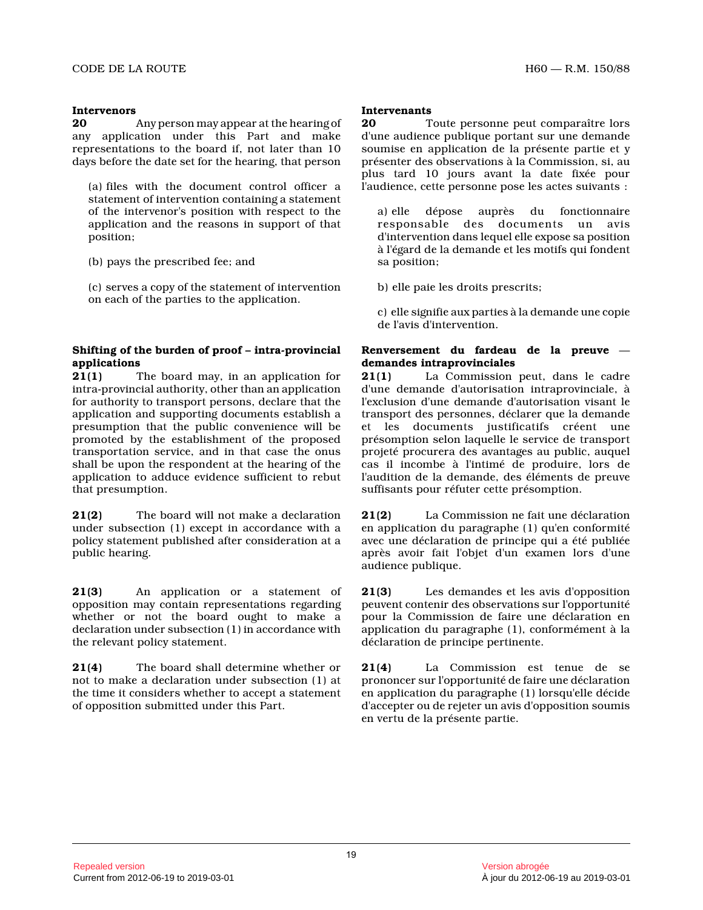**Intervenors**

**20** Any person may appear at the hearing of any application under this Part and make representations to the board if, not later than 10 days before the date set for the hearing, that person

(a) files with the document control officer a statement of intervention containing a statement of the intervenor's position with respect to the application and the reasons in support of that position;

(b) pays the prescribed fee; and

(c) serves a copy of the statement of intervention on each of the parties to the application.

**Shifting of the burden of proof – intra-provincial applications**

**21(1)** The board may, in an application for intra-provincial authority, other than an application for authority to transport persons, declare that the application and supporting documents establish a presumption that the public convenience will be promoted by the establishment of the proposed transportation service, and in that case the onus shall be upon the respondent at the hearing of the application to adduce evidence sufficient to rebut that presumption.

**21(2)** The board will not make a declaration under subsection (1) except in accordance with a policy statement published after consideration at a public hearing.

**21(3)** An application or a statement of opposition may contain representations regarding whether or not the board ought to make a declaration under subsection (1) in accordance with the relevant policy statement.

**21(4)** The board shall determine whether or not to make a declaration under subsection (1) at the time it considers whether to accept a statement of opposition submitted under this Part.

**Intervenants**

**20** Toute personne peut comparaître lors d'une audience publique portant sur une demande soumise en application de la présente partie et y présenter des observations à la Commission, si, au plus tard 10 jours avant la date fixée pour l'audience, cette personne pose les actes suivants :

a) elle dépose auprès du fonctionnaire responsable des documents un avis d'intervention dans lequel elle expose sa position à l'égard de la demande et les motifs qui fondent sa position;

b) elle paie les droits prescrits;

c) elle signifie aux parties à la demande une copie de l'avis d'intervention.

**Renversement du fardeau de la preuve — demandes intraprovinciales**

**21(1)** La Commission peut, dans le cadre d'une demande d'autorisation intraprovinciale, à l'exclusion d'une demande d'autorisation visant le transport des personnes, déclarer que la demande et les documents justificatifs créent une présomption selon laquelle le service de transport projeté procurera des avantages au public, auquel cas il incombe à l'intimé de produire, lors de l'audition de la demande, des éléments de preuve suffisants pour réfuter cette présomption.

**21(2)** La Commission ne fait une déclaration en application du paragraphe (1) qu'en conformité avec une déclaration de principe qui a été publiée après avoir fait l'objet d'un examen lors d'une audience publique.

**21(3)** Les demandes et les avis d'opposition peuvent contenir des observations sur l'opportunité pour la Commission de faire une déclaration en application du paragraphe (1), conformément à la déclaration de principe pertinente.

**21(4)** La Commission est tenue de se prononcer sur l'opportunité de faire une déclaration en application du paragraphe (1) lorsqu'elle décide d'accepter ou de rejeter un avis d'opposition soumis en vertu de la présente partie.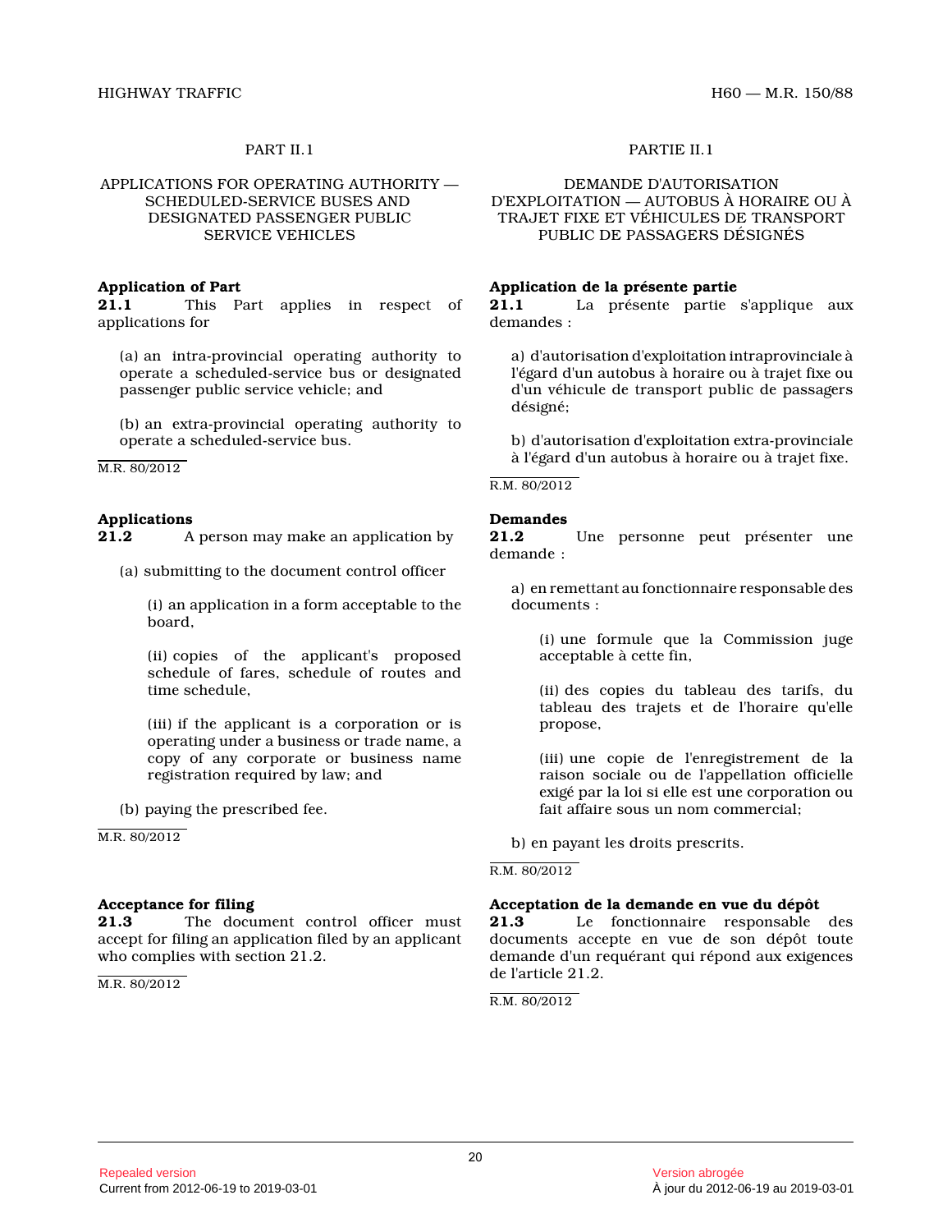## PART II.1

### APPLICATIONS FOR OPERATING AUTHORITY — SCHEDULED-SERVICE BUSES AND DESIGNATED PASSENGER PUBLIC SERVICE VEHICLES

**Application of Part**

**21.1** This Part applies in respect of applications for

(a) an intra-provincial operating authority to operate a scheduled-service bus or designated passenger public service vehicle; and

(b) an extra-provincial operating authority to operate a scheduled-service bus.

M.R. 80/2012

**Applications**

**21.2** A person may make an application by

(a) submitting to the document control officer

(i) an application in a form acceptable to the board,

(ii) copies of the applicant's proposed schedule of fares, schedule of routes and time schedule,

(iii) if the applicant is a corporation or is operating under a business or trade name, a copy of any corporate or business name registration required by law; and

(b) paying the prescribed fee.

M.R. 80/2012

**Acceptance for filing**

**21.3** The document control officer must accept for filing an application filed by an applicant who complies with section 21.2.

M.R. 80/2012

## PARTIE II.1

### DEMANDE D'AUTORISATION D'EXPLOITATION — AUTOBUS À HORAIRE OU À TRAJET FIXE ET VÉHICULES DE TRANSPORT PUBLIC DE PASSAGERS DÉSIGNÉS

**Application de la présente partie**

**21.1** La présente partie s'applique aux demandes :

a) d'autorisation d'exploitation intraprovinciale à l'égard d'un autobus à horaire ou à trajet fixe ou d'un véhicule de transport public de passagers désigné;

b) d'autorisation d'exploitation extra-provinciale à l'égard d'un autobus à horaire ou à trajet fixe.

R.M. 80/2012

**Demandes**

**21.2** Une personne peut présenter une demande :

a) en remettant au fonctionnaire responsable des documents :

(i) une formule que la Commission juge acceptable à cette fin,

(ii) des copies du tableau des tarifs, du tableau des trajets et de l'horaire qu'elle propose,

(iii) une copie de l'enregistrement de la raison sociale ou de l'appellation officielle exigé par la loi si elle est une corporation ou fait affaire sous un nom commercial;

b) en payant les droits prescrits.

R.M. 80/2012

**Acceptation de la demande en vue du dépôt**

**21.3** Le fonctionnaire responsable des documents accepte en vue de son dépôt toute demande d'un requérant qui répond aux exigences de l'article 21.2.

R.M. 80/2012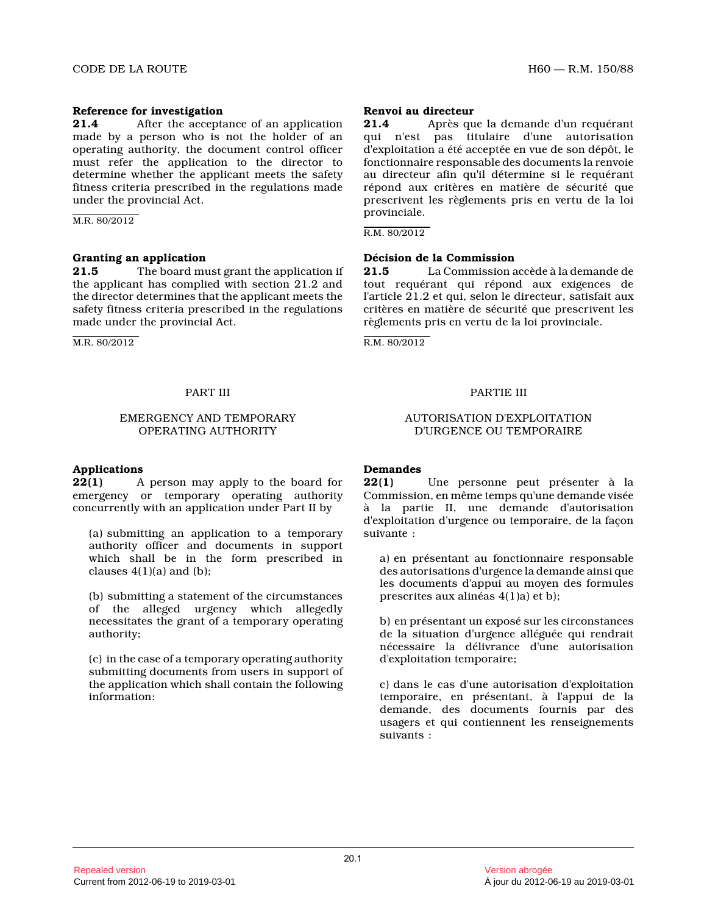### Reference for investigation

**21.4** After the acceptance of an application made by a person who is not the holder of an operating authority, the document control officer must refer the application to the director to determine whether the applicant meets the safety fitness criteria prescribed in the regulations made under the provincial Act.

M.R. 80/2012

### Granting an application

**21.5** The board must grant the application if the applicant has complied with section 21.2 and the director determines that the applicant meets the safety fitness criteria prescribed in the regulations made under the provincial Act.

M.R. 80/2012

## PART III

## EMERGENCY AND TEMPORARY OPERATING AUTHORITY

### Applications

**22(1)** A person may apply to the board for emergency or temporary operating authority concurrently with an application under Part II by

(a) submitting an application to a temporary authority officer and documents in support which shall be in the form prescribed in clauses 4(1)(a) and (b);

(b) submitting a statement of the circumstances of the alleged urgency which allegedly necessitates the grant of a temporary operating authority;

(c) in the case of a temporary operating authority submitting documents from users in support of the application which shall contain the following information:

### Renvoi au directeur

**21.4** Après que la demande d'un requérant qui n'est pas titulaire d'une autorisation d'exploitation a été acceptée en vue de son dépôt, le fonctionnaire responsable des documents la renvoie au directeur afin qu'il détermine si le requérant répond aux critères en matière de sécurité que prescrivent les règlements pris en vertu de la loi provinciale.

R.M. 80/2012

### Décision de la Commission

**21.5** La Commission accède à la demande de tout requérant qui répond aux exigences de l'article 21.2 et qui, selon le directeur, satisfait aux critères en matière de sécurité que prescrivent les règlements pris en vertu de la loi provinciale.

R.M. 80/2012

## PARTIE III

## AUTORISATION D'EXPLOITATION D'URGENCE OU TEMPORAIRE

### Demandes

**22(1)** Une personne peut présenter à la Commission, en même temps qu'une demande visée à la partie II, une demande d'autorisation d'exploitation d'urgence ou temporaire, de la façon suivante :

a) en présentant au fonctionnaire responsable des autorisations d'urgence la demande ainsi que les documents d'appui au moyen des formules prescrites aux alinéas 4(1)a) et b);

b) en présentant un exposé sur les circonstances de la situation d'urgence alléguée qui rendrait nécessaire la délivrance d'une autorisation d'exploitation temporaire;

c) dans le cas d'une autorisation d'exploitation temporaire, en présentant, à l'appui de la demande, des documents fournis par des usagers et qui contiennent les renseignements suivants :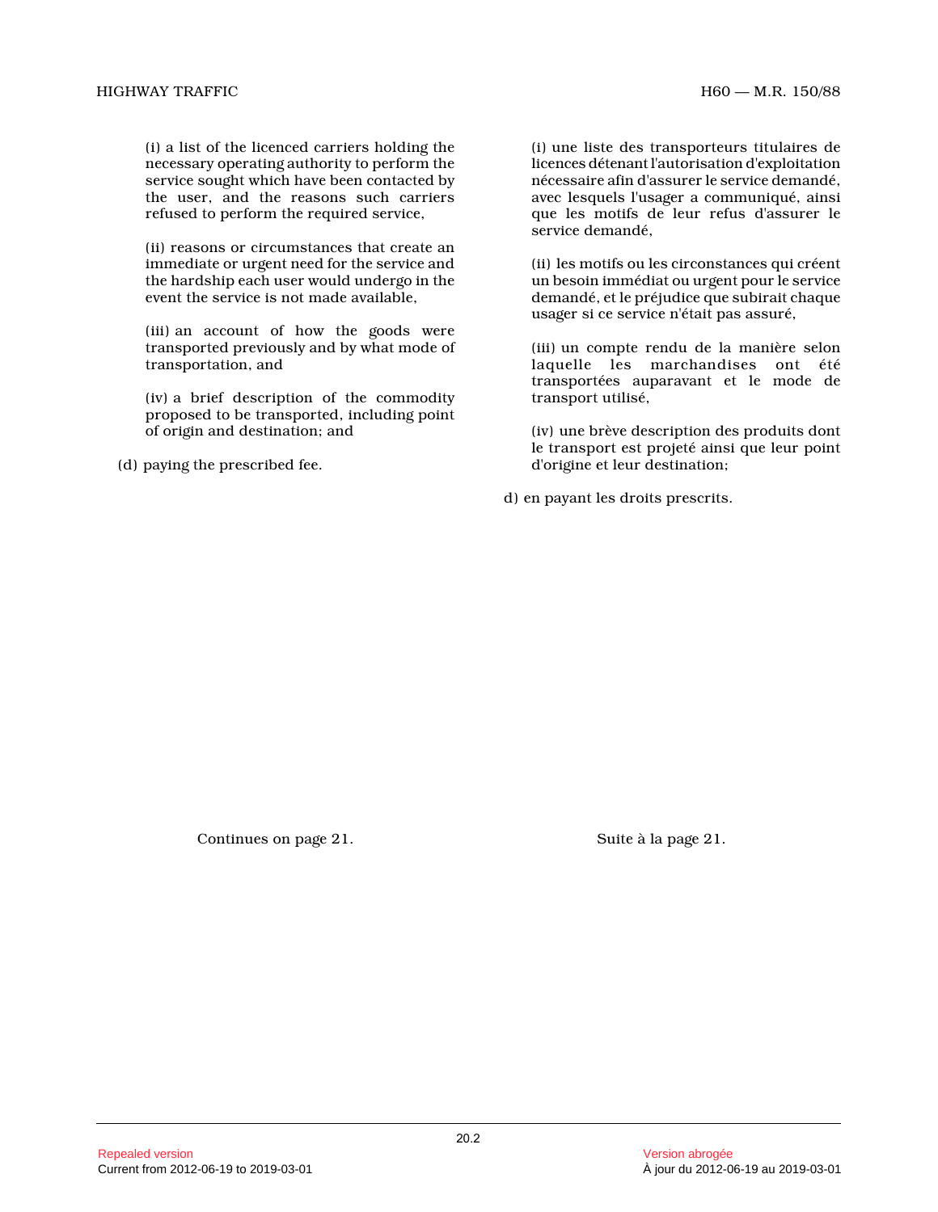(i) a list of the licenced carriers holding the necessary operating authority to perform the service sought which have been contacted by the user, and the reasons such carriers refused to perform the required service,

(ii) reasons or circumstances that create an immediate or urgent need for the service and the hardship each user would undergo in the event the service is not made available,

(iii) an account of how the goods were transported previously and by what mode of transportation, and

(iv) a brief description of the commodity proposed to be transported, including point of origin and destination; and

(d) paying the prescribed fee.

Continues on page 21.

(i) une liste des transporteurs titulaires de licences détenant l'autorisation d'exploitation nécessaire afin d'assurer le service demandé, avec lesquels l'usager a communiqué, ainsi que les motifs de leur refus d'assurer le service demandé,

(ii) les motifs ou les circonstances qui créent un besoin immédiat ou urgent pour le service demandé, et le préjudice que subirait chaque usager si ce service n'était pas assuré,

(iii) un compte rendu de la manière selon laquelle les marchandises ont été transportées auparavant et le mode de transport utilisé,

(iv) une brève description des produits dont le transport est projeté ainsi que leur point d'origine et leur destination;

d) en payant les droits prescrits.

Suite à la page 21.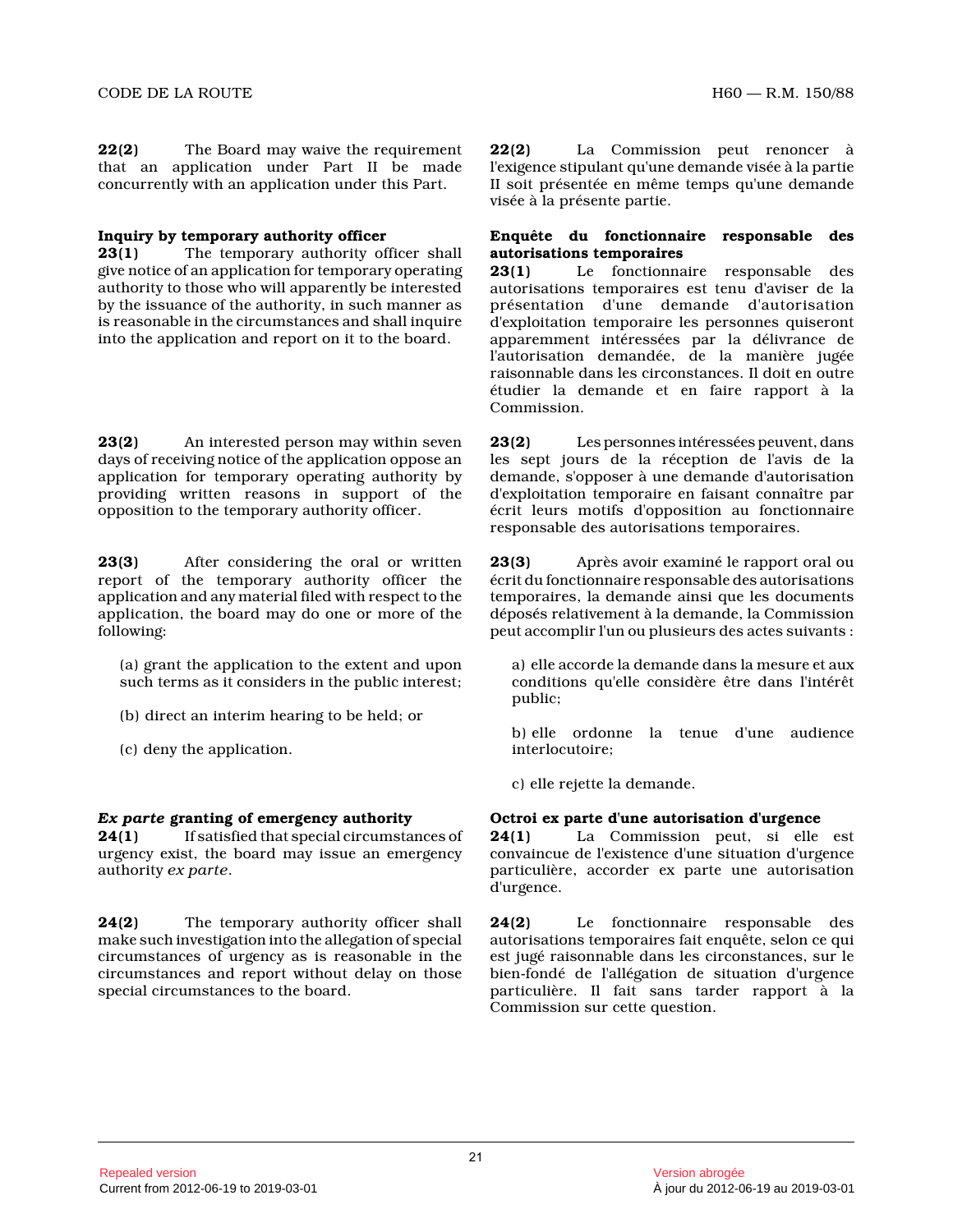**22(2)** The Board may waive the requirement that an application under Part II be made concurrently with an application under this Part.

**22(2)** La Commission peut renoncer à l'exigence stipulant qu'une demande visée à la partie II soit présentée en même temps qu'une demande visée à la présente partie.

### Inquiry by temporary authority officer

**23(1)** The temporary authority officer shall give notice of an application for temporary operating authority to those who will apparently be interested by the issuance of the authority, in such manner as is reasonable in the circumstances and shall inquire into the application and report on it to the board.

### Enquête du fonctionnaire responsable des autorisations temporaires

**23(1)** Le fonctionnaire responsable des autorisations temporaires est tenu d'aviser de la présentation d'une demande d'autorisation d'exploitation temporaire les personnes quiseront apparemment intéressées par la délivrance de l'autorisation demandée, de la manière jugée raisonnable dans les circonstances. Il doit en outre étudier la demande et en faire rapport à la Commission.

**23(2)** An interested person may within seven days of receiving notice of the application oppose an application for temporary operating authority by providing written reasons in support of the opposition to the temporary authority officer.

**23(2)** Les personnes intéressées peuvent, dans les sept jours de la réception de l'avis de la demande, s'opposer à une demande d'autorisation d'exploitation temporaire en faisant connaître par écrit leurs motifs d'opposition au fonctionnaire responsable des autorisations temporaires.

**23(3)** After considering the oral or written report of the temporary authority officer the application and any material filed with respect to the application, the board may do one or more of the following:

(a) grant the application to the extent and upon such terms as it considers in the public interest;

(b) direct an interim hearing to be held; or

(c) deny the application.

**23(3)** Après avoir examiné le rapport oral ou écrit du fonctionnaire responsable des autorisations temporaires, la demande ainsi que les documents déposés relativement à la demande, la Commission peut accomplir l'un ou plusieurs des actes suivants :

a) elle accorde la demande dans la mesure et aux conditions qu'elle considère être dans l'intérêt public;

b) elle ordonne la tenue d'une audience interlocutoire;

c) elle rejette la demande.

### *Ex parte* granting of emergency authority

**24(1)** If satisfied that special circumstances of urgency exist, the board may issue an emergency authority *ex parte*.

### Octroi ex parte d'une autorisation d'urgence

**24(1)** La Commission peut, si elle est convaincue de l'existence d'une situation d'urgence particulière, accorder ex parte une autorisation d'urgence.

**24(2)** The temporary authority officer shall make such investigation into the allegation of special circumstances of urgency as is reasonable in the circumstances and report without delay on those special circumstances to the board.

**24(2)** Le fonctionnaire responsable des autorisations temporaires fait enquête, selon ce qui est jugé raisonnable dans les circonstances, sur le bien-fondé de l'allégation de situation d'urgence particulière. Il fait sans tarder rapport à la Commission sur cette question.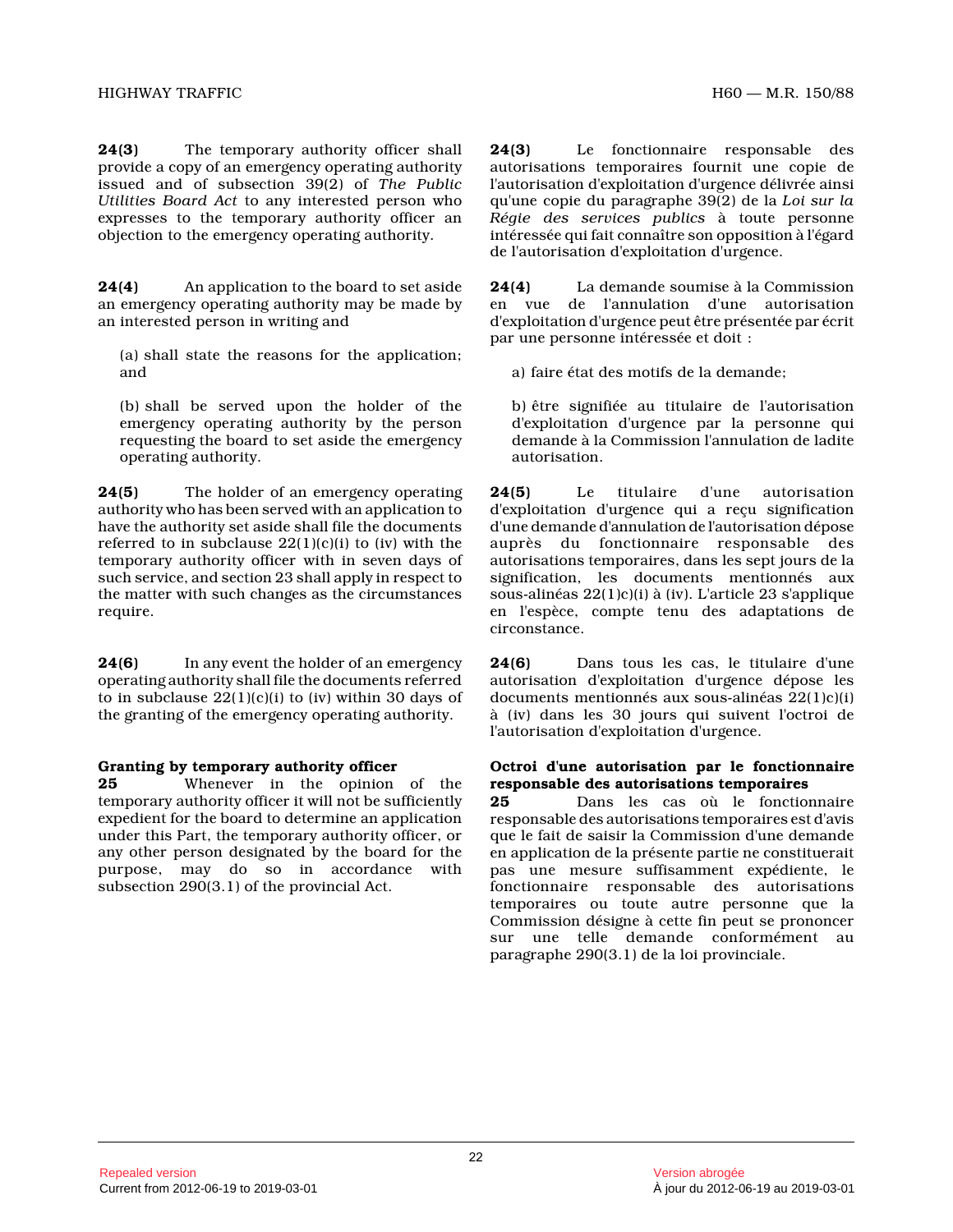**24(3)** The temporary authority officer shall provide a copy of an emergency operating authority issued and of subsection 39(2) of *The Public Utilities Board Act* to any interested person who expresses to the temporary authority officer an objection to the emergency operating authority.

**24(4)** An application to the board to set aside an emergency operating authority may be made by an interested person in writing and

(a) shall state the reasons for the application; and

(b) shall be served upon the holder of the emergency operating authority by the person requesting the board to set aside the emergency operating authority.

**24(5)** The holder of an emergency operating authority who has been served with an application to have the authority set aside shall file the documents referred to in subclause 22(1)(c)(i) to (iv) with the temporary authority officer with in seven days of such service, and section 23 shall apply in respect to the matter with such changes as the circumstances require.

**24(6)** In any event the holder of an emergency operating authority shall file the documents referred to in subclause 22(1)(c)(i) to (iv) within 30 days of the granting of the emergency operating authority.

**Granting by temporary authority officer**

**25** Whenever in the opinion of the temporary authority officer it will not be sufficiently expedient for the board to determine an application under this Part, the temporary authority officer, or any other person designated by the board for the purpose, may do so in accordance with subsection 290(3.1) of the provincial Act.

**24(3)** Le fonctionnaire responsable des autorisations temporaires fournit une copie de l'autorisation d'exploitation d'urgence délivrée ainsi qu'une copie du paragraphe 39(2) de la *Loi sur la Régie des services publics* à toute personne intéressée qui fait connaître son opposition à l'égard de l'autorisation d'exploitation d'urgence.

**24(4)** La demande soumise à la Commission en vue de l'annulation d'une autorisation d'exploitation d'urgence peut être présentée par écrit par une personne intéressée et doit :

a) faire état des motifs de la demande;

b) être signifiée au titulaire de l'autorisation d'exploitation d'urgence par la personne qui demande à la Commission l'annulation de ladite autorisation.

**24(5)** Le titulaire d'une autorisation d'exploitation d'urgence qui a reçu signification d'une demande d'annulation de l'autorisation dépose auprès du fonctionnaire responsable des autorisations temporaires, dans les sept jours de la signification, les documents mentionnés aux sous-alinéas 22(1)c)(i) à (iv). L'article 23 s'applique en l'espèce, compte tenu des adaptations de circonstance.

**24(6)** Dans tous les cas, le titulaire d'une autorisation d'exploitation d'urgence dépose les documents mentionnés aux sous-alinéas 22(1)c)(i) à (iv) dans les 30 jours qui suivent l'octroi de l'autorisation d'exploitation d'urgence.

**Octroi d'une autorisation par le fonctionnaire responsable des autorisations temporaires**

**25** Dans les cas où le fonctionnaire responsable des autorisations temporaires est d'avis que le fait de saisir la Commission d'une demande en application de la présente partie ne constituerait pas une mesure suffisamment expédiente, le fonctionnaire responsable des autorisations temporaires ou toute autre personne que la Commission désigne à cette fin peut se prononcer sur une telle demande conformément au paragraphe 290(3.1) de la loi provinciale.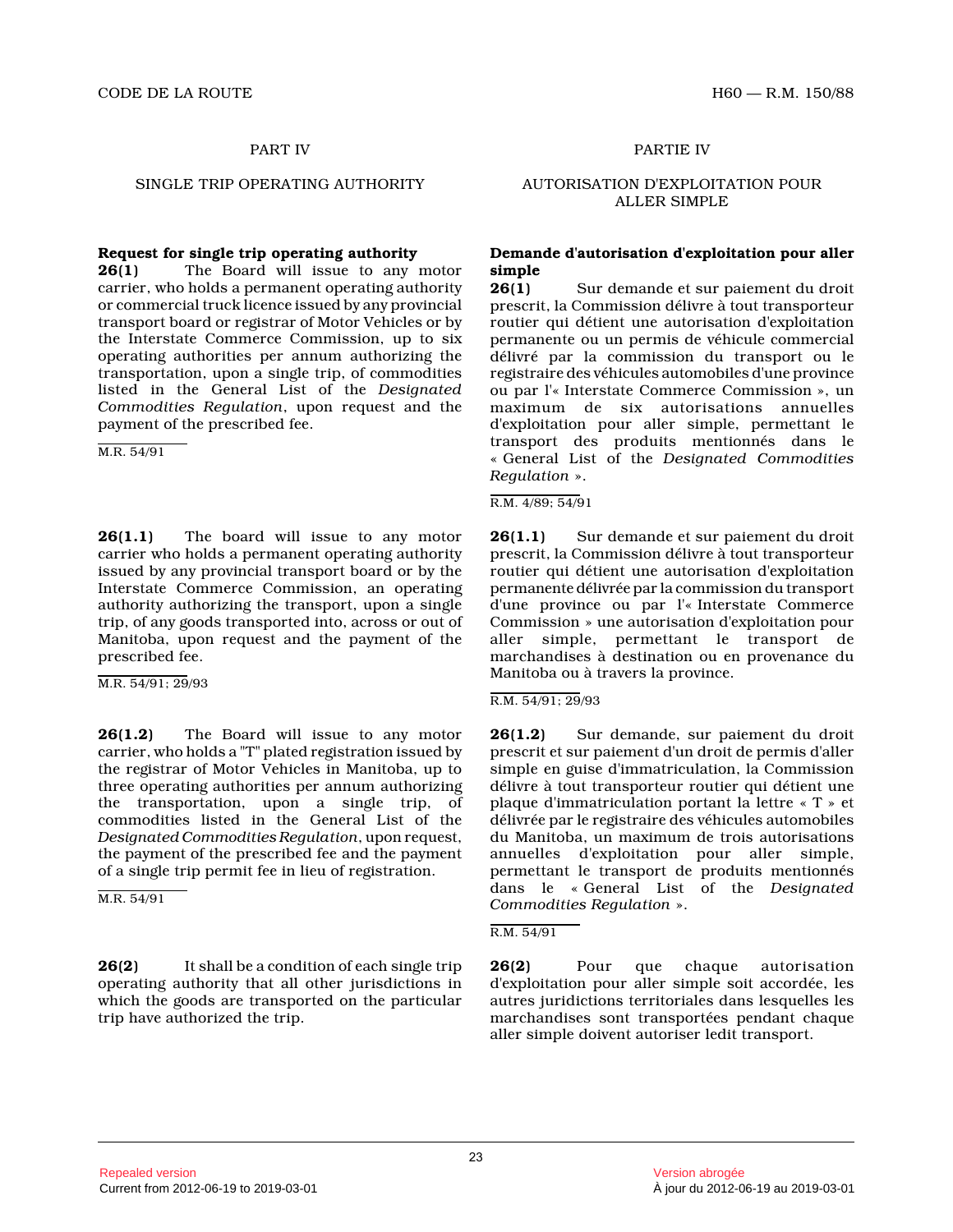PART IV

## SINGLE TRIP OPERATING AUTHORITY

**Request for single trip operating authority**

**26(1)** The Board will issue to any motor carrier, who holds a permanent operating authority or commercial truck licence issued by any provincial transport board or registrar of Motor Vehicles or by the Interstate Commerce Commission, up to six operating authorities per annum authorizing the transportation, upon a single trip, of commodities listed in the General List of the *Designated Commodities Regulation*, upon request and the payment of the prescribed fee.

M.R. 54/91

**26(1.1)** The board will issue to any motor carrier who holds a permanent operating authority issued by any provincial transport board or by the Interstate Commerce Commission, an operating authority authorizing the transport, upon a single trip, of any goods transported into, across or out of Manitoba, upon request and the payment of the prescribed fee.

M.R. 54/91; 29/93

**26(1.2)** The Board will issue to any motor carrier, who holds a "T" plated registration issued by the registrar of Motor Vehicles in Manitoba, up to three operating authorities per annum authorizing the transportation, upon a single trip, of commodities listed in the General List of the *Designated Commodities Regulation*, upon request, the payment of the prescribed fee and the payment of a single trip permit fee in lieu of registration.

M.R. 54/91

**26(2)** It shall be a condition of each single trip operating authority that all other jurisdictions in which the goods are transported on the particular trip have authorized the trip.

PARTIE IV

## AUTORISATION D'EXPLOITATION POUR ALLER SIMPLE

**Demande d'autorisation d'exploitation pour aller simple**

**26(1)** Sur demande et sur paiement du droit prescrit, la Commission délivre à tout transporteur routier qui détient une autorisation d'exploitation permanente ou un permis de véhicule commercial délivré par la commission du transport ou le registraire des véhicules automobiles d'une province ou par l'« Interstate Commerce Commission », un maximum de six autorisations annuelles d'exploitation pour aller simple, permettant le transport des produits mentionnés dans le « General List of the *Designated Commodities Regulation* ».

R.M. 4/89; 54/91

**26(1.1)** Sur demande et sur paiement du droit prescrit, la Commission délivre à tout transporteur routier qui détient une autorisation d'exploitation permanente délivrée par la commission du transport d'une province ou par l'« Interstate Commerce Commission » une autorisation d'exploitation pour aller simple, permettant le transport de marchandises à destination ou en provenance du Manitoba ou à travers la province.

R.M. 54/91; 29/93

**26(1.2)** Sur demande, sur paiement du droit prescrit et sur paiement d'un droit de permis d'aller simple en guise d'immatriculation, la Commission délivre à tout transporteur routier qui détient une plaque d'immatriculation portant la lettre « T » et délivrée par le registraire des véhicules automobiles du Manitoba, un maximum de trois autorisations annuelles d'exploitation pour aller simple, permettant le transport de produits mentionnés dans le « General List of the *Designated Commodities Regulation* ».

R.M. 54/91

**26(2)** Pour que chaque autorisation d'exploitation pour aller simple soit accordée, les autres juridictions territoriales dans lesquelles les marchandises sont transportées pendant chaque aller simple doivent autoriser ledit transport.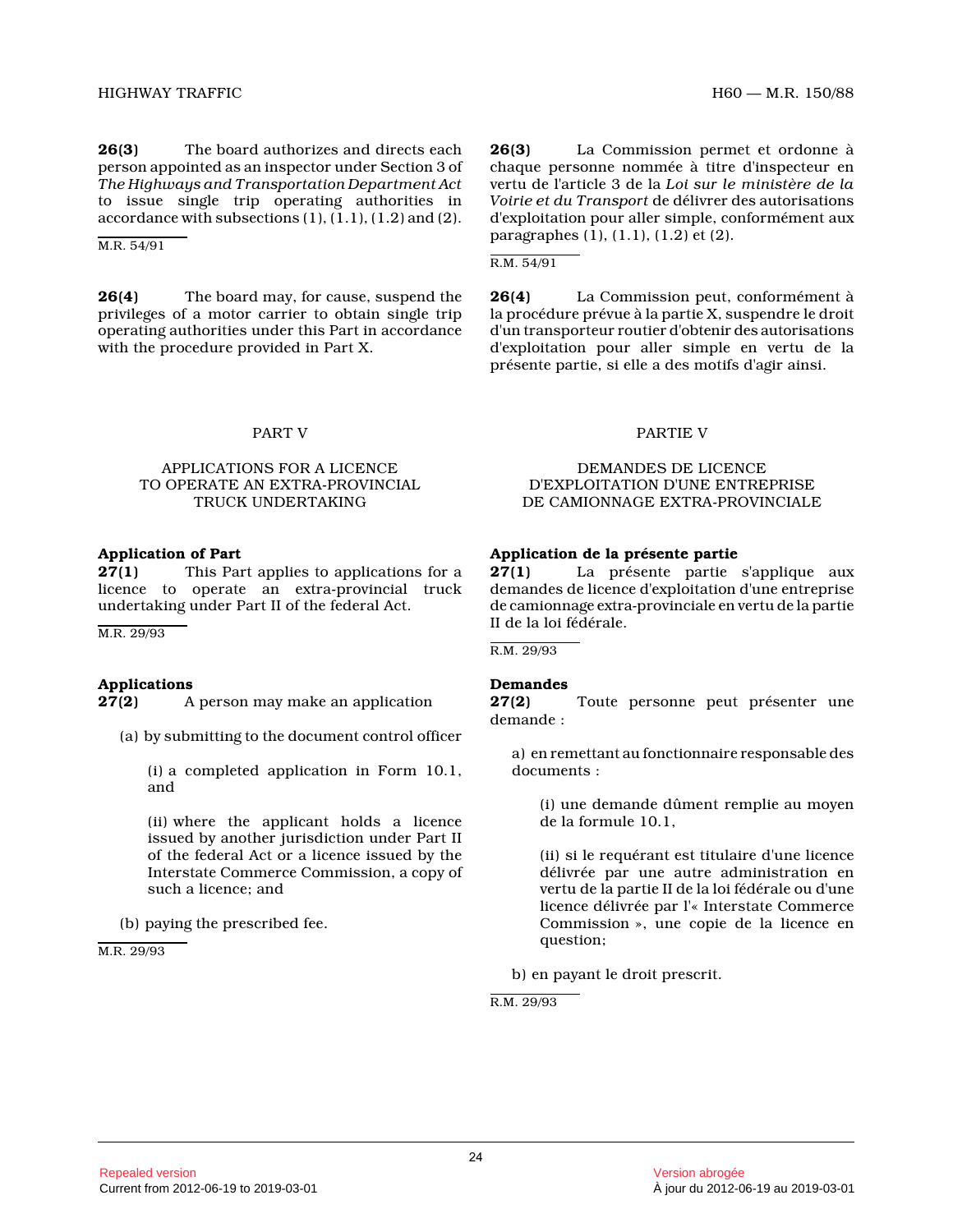**26(3)** The board authorizes and directs each person appointed as an inspector under Section 3 of *The Highways and Transportation Department Act* to issue single trip operating authorities in accordance with subsections (1), (1.1), (1.2) and (2).

M.R. 54/91

**26(4)** The board may, for cause, suspend the privileges of a motor carrier to obtain single trip operating authorities under this Part in accordance with the procedure provided in Part X.

## PART V

## APPLICATIONS FOR A LICENCE TO OPERATE AN EXTRA-PROVINCIAL TRUCK UNDERTAKING

**Application of Part**
**27(1)** This Part applies to applications for a licence to operate an extra-provincial truck undertaking under Part II of the federal Act.

M.R. 29/93

**Applications**
**27(2)** A person may make an application

(a) by submitting to the document control officer

(i) a completed application in Form 10.1, and

(ii) where the applicant holds a licence issued by another jurisdiction under Part II of the federal Act or a licence issued by the Interstate Commerce Commission, a copy of such a licence; and

(b) paying the prescribed fee.

M.R. 29/93

**26(3)** La Commission permet et ordonne à chaque personne nommée à titre d'inspecteur en vertu de l'article 3 de la *Loi sur le ministère de la Voirie et du Transport* de délivrer des autorisations d'exploitation pour aller simple, conformément aux paragraphes (1), (1.1), (1.2) et (2).

R.M. 54/91

**26(4)** La Commission peut, conformément à la procédure prévue à la partie X, suspendre le droit d'un transporteur routier d'obtenir des autorisations d'exploitation pour aller simple en vertu de la présente partie, si elle a des motifs d'agir ainsi.

## PARTIE V

## DEMANDES DE LICENCE D'EXPLOITATION D'UNE ENTREPRISE DE CAMIONNAGE EXTRA-PROVINCIALE

**Application de la présente partie**
**27(1)** La présente partie s'applique aux demandes de licence d'exploitation d'une entreprise de camionnage extra-provinciale en vertu de la partie II de la loi fédérale.

R.M. 29/93

**Demandes**
**27(2)** Toute personne peut présenter une demande :

a) en remettant au fonctionnaire responsable des documents :

(i) une demande dûment remplie au moyen de la formule 10.1,

(ii) si le requérant est titulaire d'une licence délivrée par une autre administration en vertu de la partie II de la loi fédérale ou d'une licence délivrée par l'« Interstate Commerce Commission », une copie de la licence en question;

b) en payant le droit prescrit.

R.M. 29/93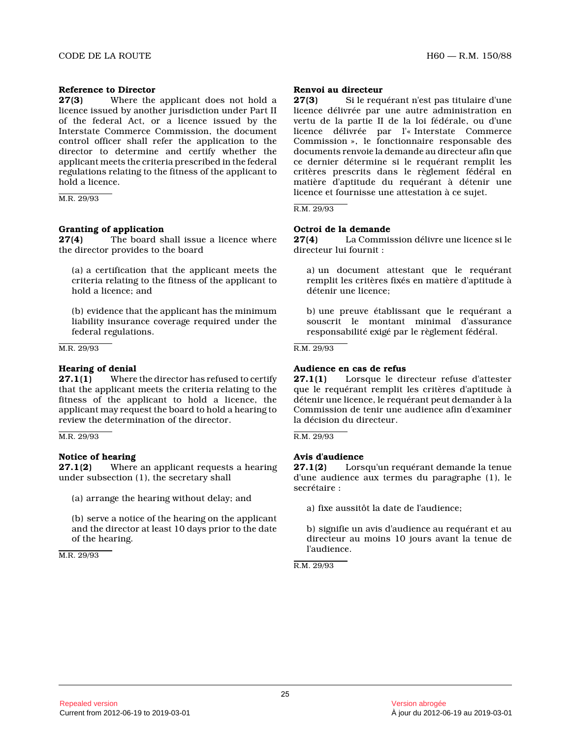**Reference to Director**

**27(3)** Where the applicant does not hold a licence issued by another jurisdiction under Part II of the federal Act, or a licence issued by the Interstate Commerce Commission, the document control officer shall refer the application to the director to determine and certify whether the applicant meets the criteria prescribed in the federal regulations relating to the fitness of the applicant to hold a licence.

M.R. 29/93

**Granting of application**

**27(4)** The board shall issue a licence where the director provides to the board

(a) a certification that the applicant meets the criteria relating to the fitness of the applicant to hold a licence; and

(b) evidence that the applicant has the minimum liability insurance coverage required under the federal regulations.

M.R. 29/93

**Hearing of denial**

**27.1(1)** Where the director has refused to certify that the applicant meets the criteria relating to the fitness of the applicant to hold a licence, the applicant may request the board to hold a hearing to review the determination of the director.

M.R. 29/93

**Notice of hearing**

**27.1(2)** Where an applicant requests a hearing under subsection (1), the secretary shall

(a) arrange the hearing without delay; and

(b) serve a notice of the hearing on the applicant and the director at least 10 days prior to the date of the hearing.

M.R. 29/93

**Renvoi au directeur**

**27(3)** Si le requérant n'est pas titulaire d'une licence délivrée par une autre administration en vertu de la partie II de la loi fédérale, ou d'une licence délivrée par l'« Interstate Commerce Commission », le fonctionnaire responsable des documents renvoie la demande au directeur afin que ce dernier détermine si le requérant remplit les critères prescrits dans le règlement fédéral en matière d'aptitude du requérant à détenir une licence et fournisse une attestation à ce sujet.

R.M. 29/93

**Octroi de la demande**

**27(4)** La Commission délivre une licence si le directeur lui fournit :

a) un document attestant que le requérant remplit les critères fixés en matière d'aptitude à détenir une licence;

b) une preuve établissant que le requérant a souscrit le montant minimal d'assurance responsabilité exigé par le règlement fédéral.

R.M. 29/93

**Audience en cas de refus**

**27.1(1)** Lorsque le directeur refuse d'attester que le requérant remplit les critères d'aptitude à détenir une licence, le requérant peut demander à la Commission de tenir une audience afin d'examiner la décision du directeur.

R.M. 29/93

**Avis d'audience**

**27.1(2)** Lorsqu'un requérant demande la tenue d'une audience aux termes du paragraphe (1), le secrétaire :

a) fixe aussitôt la date de l'audience;

b) signifie un avis d'audience au requérant et au directeur au moins 10 jours avant la tenue de l'audience.

R.M. 29/93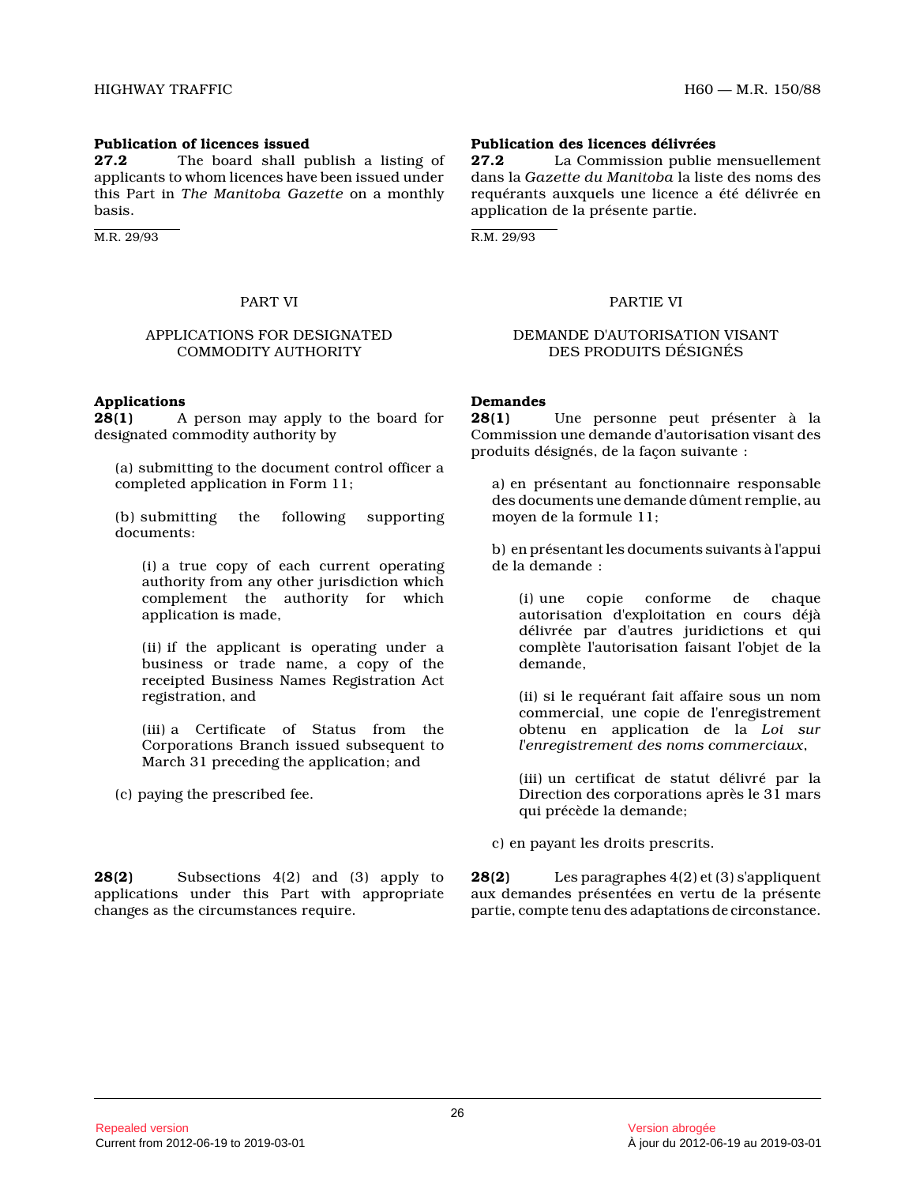**Publication of licences issued**
**27.2** The board shall publish a listing of applicants to whom licences have been issued under this Part in *The Manitoba Gazette* on a monthly basis.

M.R. 29/93

PART VI

APPLICATIONS FOR DESIGNATED COMMODITY AUTHORITY

**Applications**
**28(1)** A person may apply to the board for designated commodity authority by

(a) submitting to the document control officer a completed application in Form 11;

(b) submitting the following supporting documents:

(i) a true copy of each current operating authority from any other jurisdiction which complement the authority for which application is made,

(ii) if the applicant is operating under a business or trade name, a copy of the receipted Business Names Registration Act registration, and

(iii) a Certificate of Status from the Corporations Branch issued subsequent to March 31 preceding the application; and

(c) paying the prescribed fee.

**28(2)** Subsections 4(2) and (3) apply to applications under this Part with appropriate changes as the circumstances require.

**Publication des licences délivrées**
**27.2** La Commission publie mensuellement dans la *Gazette du Manitoba* la liste des noms des requérants auxquels une licence a été délivrée en application de la présente partie.

R.M. 29/93

PARTIE VI

DEMANDE D'AUTORISATION VISANT DES PRODUITS DÉSIGNÉS

**Demandes**
**28(1)** Une personne peut présenter à la Commission une demande d'autorisation visant des produits désignés, de la façon suivante :

a) en présentant au fonctionnaire responsable des documents une demande dûment remplie, au moyen de la formule 11;

b) en présentant les documents suivants à l'appui de la demande :

(i) une copie conforme de chaque autorisation d'exploitation en cours déjà délivrée par d'autres juridictions et qui complète l'autorisation faisant l'objet de la demande,

(ii) si le requérant fait affaire sous un nom commercial, une copie de l'enregistrement obtenu en application de la *Loi sur l'enregistrement des noms commerciaux*,

(iii) un certificat de statut délivré par la Direction des corporations après le 31 mars qui précède la demande;

c) en payant les droits prescrits.

**28(2)** Les paragraphes 4(2) et (3) s'appliquent aux demandes présentées en vertu de la présente partie, compte tenu des adaptations de circonstance.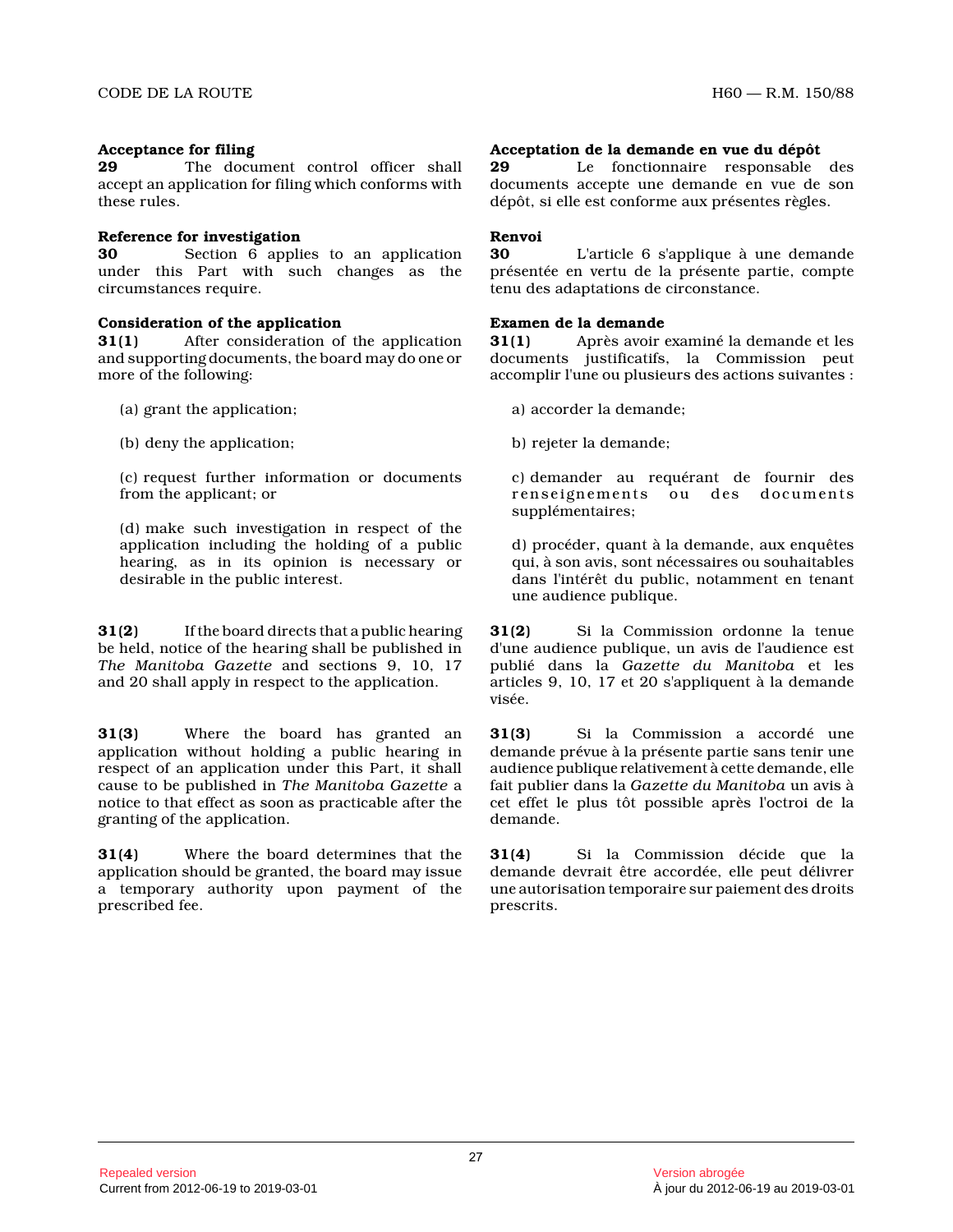**Acceptance for filing**

**29** The document control officer shall accept an application for filing which conforms with these rules.

**Reference for investigation**

**30** Section 6 applies to an application under this Part with such changes as the circumstances require.

**Consideration of the application**

**31(1)** After consideration of the application and supporting documents, the board may do one or more of the following:

(a) grant the application;

(b) deny the application;

(c) request further information or documents from the applicant; or

(d) make such investigation in respect of the application including the holding of a public hearing, as in its opinion is necessary or desirable in the public interest.

**31(2)** If the board directs that a public hearing be held, notice of the hearing shall be published in *The Manitoba Gazette* and sections 9, 10, 17 and 20 shall apply in respect to the application.

**31(3)** Where the board has granted an application without holding a public hearing in respect of an application under this Part, it shall cause to be published in *The Manitoba Gazette* a notice to that effect as soon as practicable after the granting of the application.

**31(4)** Where the board determines that the application should be granted, the board may issue a temporary authority upon payment of the prescribed fee.

**Acceptation de la demande en vue du dépôt**

**29** Le fonctionnaire responsable des documents accepte une demande en vue de son dépôt, si elle est conforme aux présentes règles.

**Renvoi**

**30** L'article 6 s'applique à une demande présentée en vertu de la présente partie, compte tenu des adaptations de circonstance.

**Examen de la demande**

**31(1)** Après avoir examiné la demande et les documents justificatifs, la Commission peut accomplir l'une ou plusieurs des actions suivantes :

a) accorder la demande;

b) rejeter la demande;

c) demander au requérant de fournir des renseignements ou des documents supplémentaires;

d) procéder, quant à la demande, aux enquêtes qui, à son avis, sont nécessaires ou souhaitables dans l'intérêt du public, notamment en tenant une audience publique.

**31(2)** Si la Commission ordonne la tenue d'une audience publique, un avis de l'audience est publié dans la *Gazette du Manitoba* et les articles 9, 10, 17 et 20 s'appliquent à la demande visée.

**31(3)** Si la Commission a accordé une demande prévue à la présente partie sans tenir une audience publique relativement à cette demande, elle fait publier dans la *Gazette du Manitoba* un avis à cet effet le plus tôt possible après l'octroi de la demande.

**31(4)** Si la Commission décide que la demande devrait être accordée, elle peut délivrer une autorisation temporaire sur paiement des droits prescrits.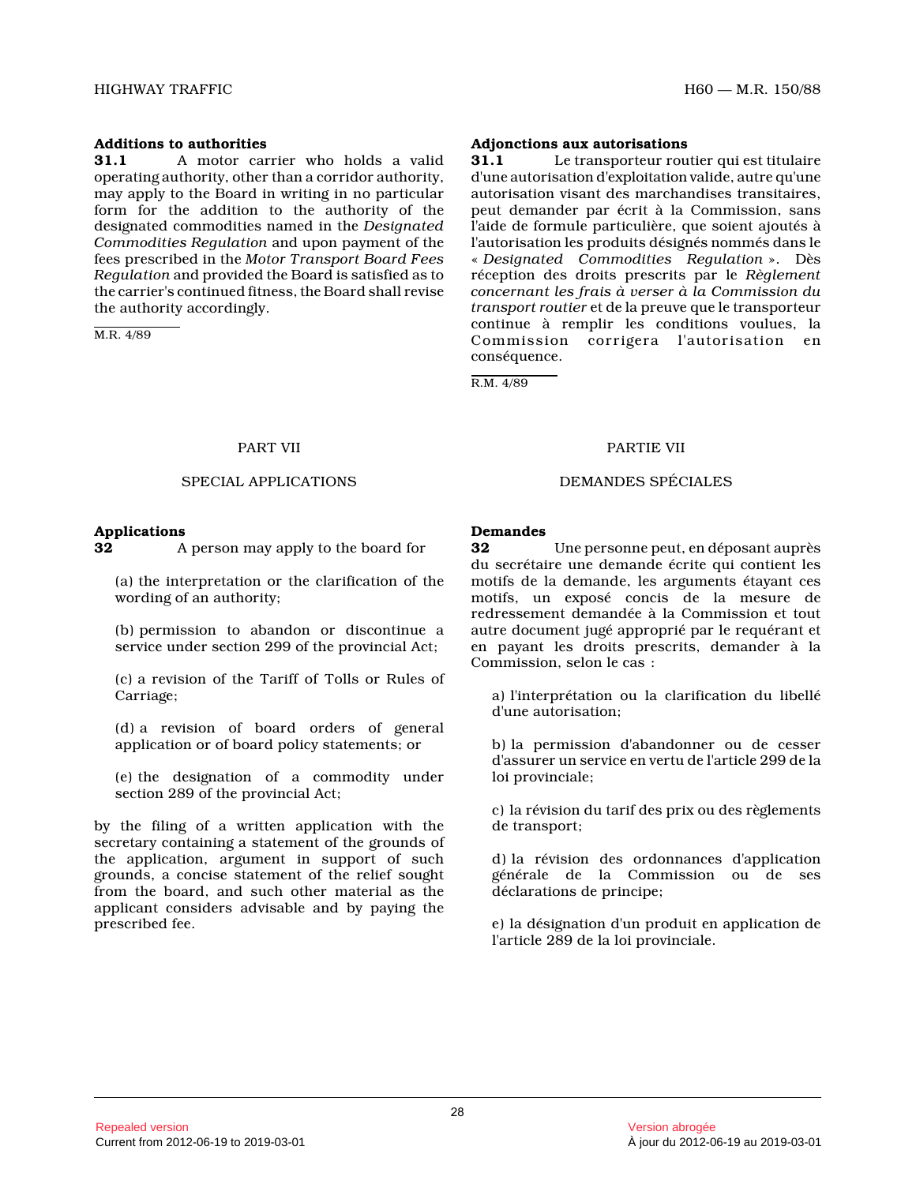**Additions to authorities**

**31.1** A motor carrier who holds a valid operating authority, other than a corridor authority, may apply to the Board in writing in no particular form for the addition to the authority of the designated commodities named in the *Designated Commodities Regulation* and upon payment of the fees prescribed in the *Motor Transport Board Fees Regulation* and provided the Board is satisfied as to the carrier's continued fitness, the Board shall revise the authority accordingly.

M.R. 4/89

**Adjonctions aux autorisations**

**31.1** Le transporteur routier qui est titulaire d'une autorisation d'exploitation valide, autre qu'une autorisation visant des marchandises transitaires, peut demander par écrit à la Commission, sans l'aide de formule particulière, que soient ajoutés à l'autorisation les produits désignés nommés dans le « *Designated Commodities Regulation* ». Dès réception des droits prescrits par le *Règlement concernant les frais à verser à la Commission du transport routier* et de la preuve que le transporteur continue à remplir les conditions voulues, la Commission corrigera l'autorisation en conséquence.

R.M. 4/89

## PART VII

## SPECIAL APPLICATIONS

**Applications**

**32** A person may apply to the board for

(a) the interpretation or the clarification of the wording of an authority;

(b) permission to abandon or discontinue a service under section 299 of the provincial Act;

(c) a revision of the Tariff of Tolls or Rules of Carriage;

(d) a revision of board orders of general application or of board policy statements; or

(e) the designation of a commodity under section 289 of the provincial Act;

by the filing of a written application with the secretary containing a statement of the grounds of the application, argument in support of such grounds, a concise statement of the relief sought from the board, and such other material as the applicant considers advisable and by paying the prescribed fee.

## PARTIE VII

## DEMANDES SPÉCIALES

**Demandes**

**32** Une personne peut, en déposant auprès du secrétaire une demande écrite qui contient les motifs de la demande, les arguments étayant ces motifs, un exposé concis de la mesure de redressement demandée à la Commission et tout autre document jugé approprié par le requérant et en payant les droits prescrits, demander à la Commission, selon le cas :

a) l'interprétation ou la clarification du libellé d'une autorisation;

b) la permission d'abandonner ou de cesser d'assurer un service en vertu de l'article 299 de la loi provinciale;

c) la révision du tarif des prix ou des règlements de transport;

d) la révision des ordonnances d'application générale de la Commission ou de ses déclarations de principe;

e) la désignation d'un produit en application de l'article 289 de la loi provinciale.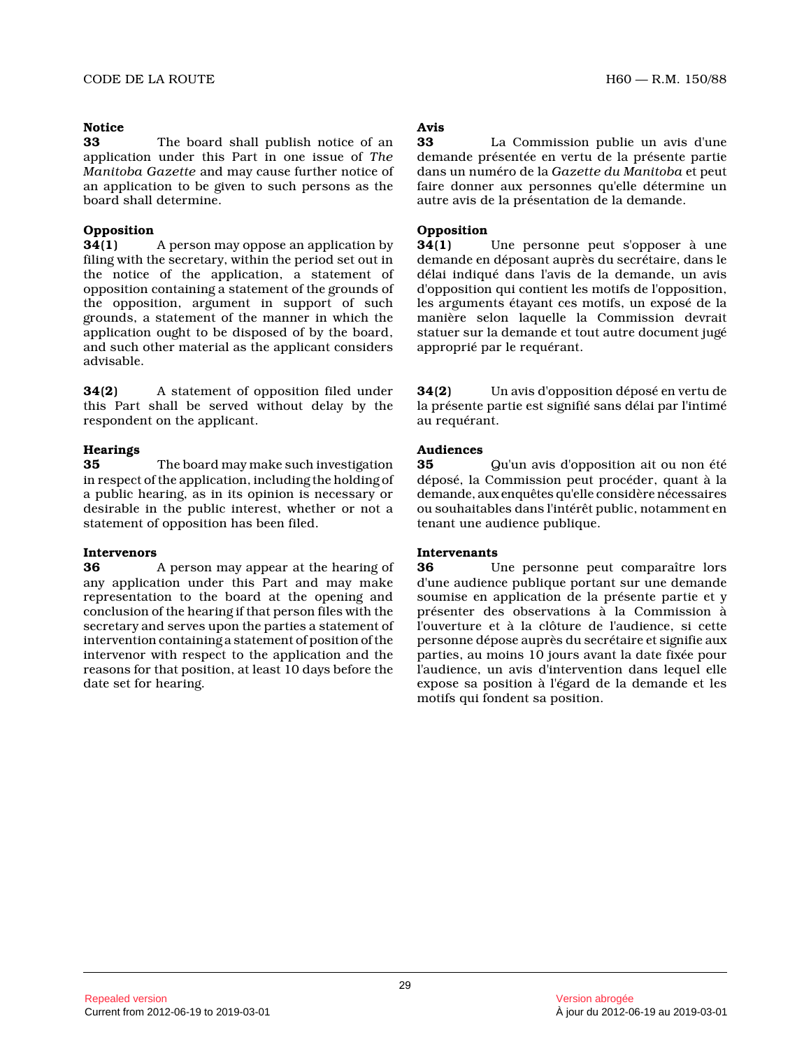**Notice**

**33** The board shall publish notice of an application under this Part in one issue of *The Manitoba Gazette* and may cause further notice of an application to be given to such persons as the board shall determine.

**Opposition**

**34(1)** A person may oppose an application by filing with the secretary, within the period set out in the notice of the application, a statement of opposition containing a statement of the grounds of the opposition, argument in support of such grounds, a statement of the manner in which the application ought to be disposed of by the board, and such other material as the applicant considers advisable.

**34(2)** A statement of opposition filed under this Part shall be served without delay by the respondent on the applicant.

**Hearings**

**35** The board may make such investigation in respect of the application, including the holding of a public hearing, as in its opinion is necessary or desirable in the public interest, whether or not a statement of opposition has been filed.

**Intervenors**

**36** A person may appear at the hearing of any application under this Part and may make representation to the board at the opening and conclusion of the hearing if that person files with the secretary and serves upon the parties a statement of intervention containing a statement of position of the intervenor with respect to the application and the reasons for that position, at least 10 days before the date set for hearing.

**Avis**

**33** La Commission publie un avis d'une demande présentée en vertu de la présente partie dans un numéro de la *Gazette du Manitoba* et peut faire donner aux personnes qu'elle détermine un autre avis de la présentation de la demande.

**Opposition**

**34(1)** Une personne peut s'opposer à une demande en déposant auprès du secrétaire, dans le délai indiqué dans l'avis de la demande, un avis d'opposition qui contient les motifs de l'opposition, les arguments étayant ces motifs, un exposé de la manière selon laquelle la Commission devrait statuer sur la demande et tout autre document jugé approprié par le requérant.

**34(2)** Un avis d'opposition déposé en vertu de la présente partie est signifié sans délai par l'intimé au requérant.

**Audiences**

**35** Qu'un avis d'opposition ait ou non été déposé, la Commission peut procéder, quant à la demande, aux enquêtes qu'elle considère nécessaires ou souhaitables dans l'intérêt public, notamment en tenant une audience publique.

**Intervenants**

**36** Une personne peut comparaître lors d'une audience publique portant sur une demande soumise en application de la présente partie et y présenter des observations à la Commission à l'ouverture et à la clôture de l'audience, si cette personne dépose auprès du secrétaire et signifie aux parties, au moins 10 jours avant la date fixée pour l'audience, un avis d'intervention dans lequel elle expose sa position à l'égard de la demande et les motifs qui fondent sa position.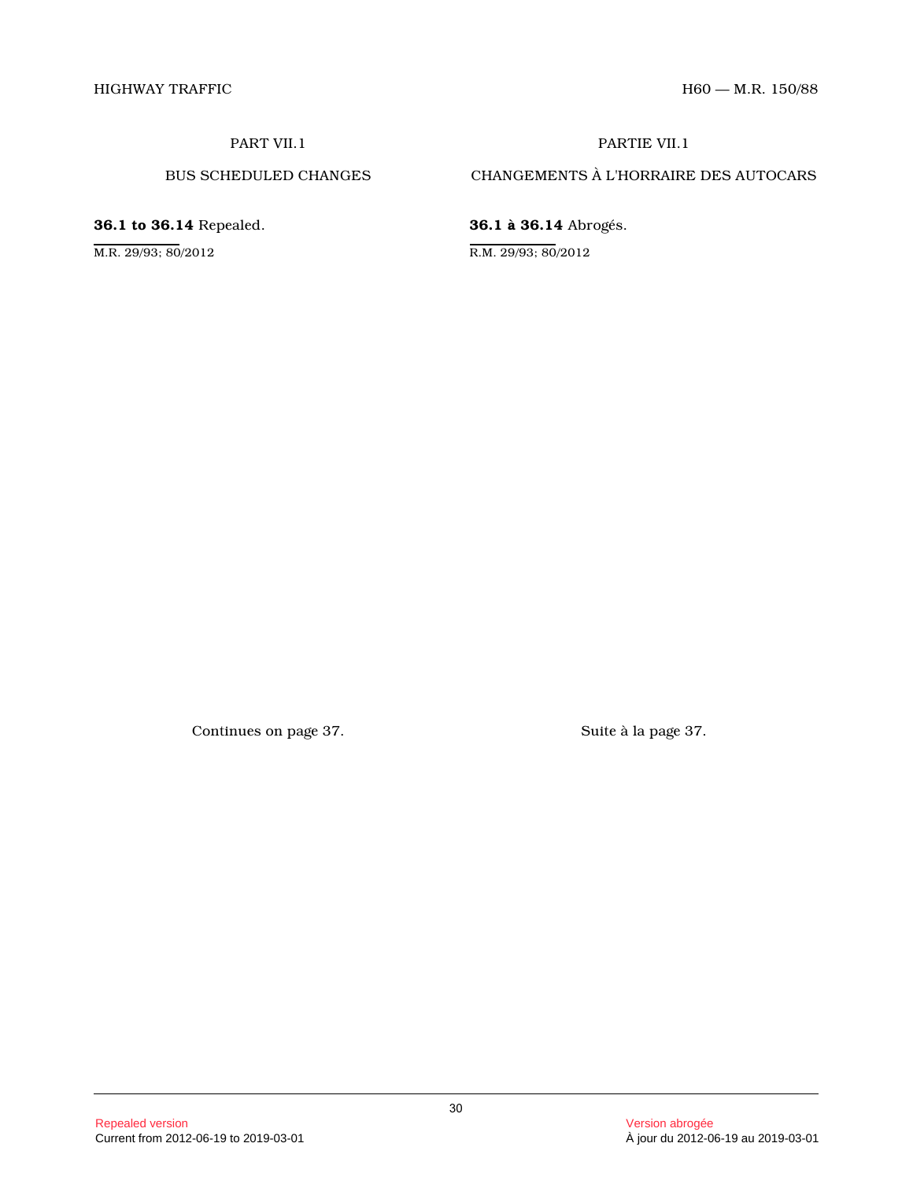PART VII.1

BUS SCHEDULED CHANGES

**36.1 to 36.14** Repealed.

M.R. 29/93; 80/2012

PARTIE VII.1

CHANGEMENTS À L'HORRAIRE DES AUTOCARS

**36.1 à 36.14** Abrogés.

R.M. 29/93; 80/2012

Continues on page 37.

Suite à la page 37.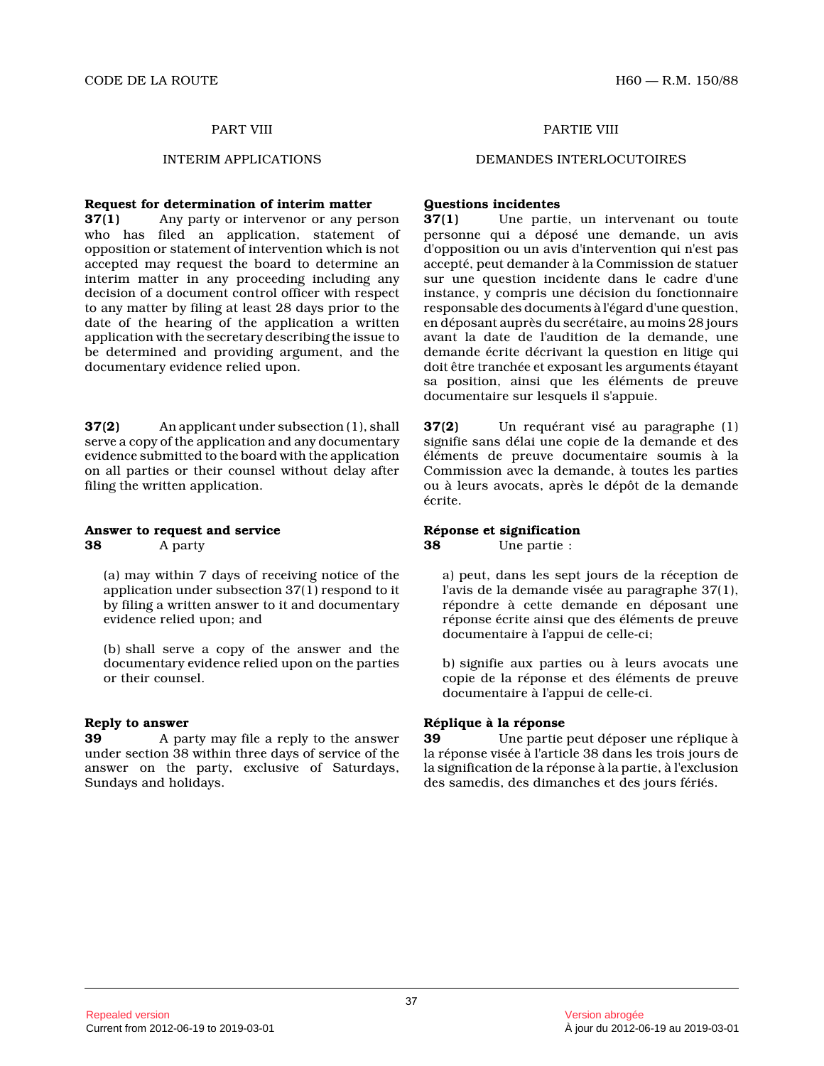## PART VIII

## INTERIM APPLICATIONS

**Request for determination of interim matter**

**37(1)** Any party or intervenor or any person who has filed an application, statement of opposition or statement of intervention which is not accepted may request the board to determine an interim matter in any proceeding including any decision of a document control officer with respect to any matter by filing at least 28 days prior to the date of the hearing of the application a written application with the secretary describing the issue to be determined and providing argument, and the documentary evidence relied upon.

**37(2)** An applicant under subsection (1), shall serve a copy of the application and any documentary evidence submitted to the board with the application on all parties or their counsel without delay after filing the written application.

**Answer to request and service**

**38** A party

(a) may within 7 days of receiving notice of the application under subsection 37(1) respond to it by filing a written answer to it and documentary evidence relied upon; and

(b) shall serve a copy of the answer and the documentary evidence relied upon on the parties or their counsel.

**Reply to answer**

**39** A party may file a reply to the answer under section 38 within three days of service of the answer on the party, exclusive of Saturdays, Sundays and holidays.

## PARTIE VIII

## DEMANDES INTERLOCUTOIRES

**Questions incidentes**

**37(1)** Une partie, un intervenant ou toute personne qui a déposé une demande, un avis d'opposition ou un avis d'intervention qui n'est pas accepté, peut demander à la Commission de statuer sur une question incidente dans le cadre d'une instance, y compris une décision du fonctionnaire responsable des documents à l'égard d'une question, en déposant auprès du secrétaire, au moins 28 jours avant la date de l'audition de la demande, une demande écrite décrivant la question en litige qui doit être tranchée et exposant les arguments étayant sa position, ainsi que les éléments de preuve documentaire sur lesquels il s'appuie.

**37(2)** Un requérant visé au paragraphe (1) signifie sans délai une copie de la demande et des éléments de preuve documentaire soumis à la Commission avec la demande, à toutes les parties ou à leurs avocats, après le dépôt de la demande écrite.

**Réponse et signification**

**38** Une partie :

a) peut, dans les sept jours de la réception de l'avis de la demande visée au paragraphe 37(1), répondre à cette demande en déposant une réponse écrite ainsi que des éléments de preuve documentaire à l'appui de celle-ci;

b) signifie aux parties ou à leurs avocats une copie de la réponse et des éléments de preuve documentaire à l'appui de celle-ci.

**Réplique à la réponse**

**39** Une partie peut déposer une réplique à la réponse visée à l'article 38 dans les trois jours de la signification de la réponse à la partie, à l'exclusion des samedis, des dimanches et des jours fériés.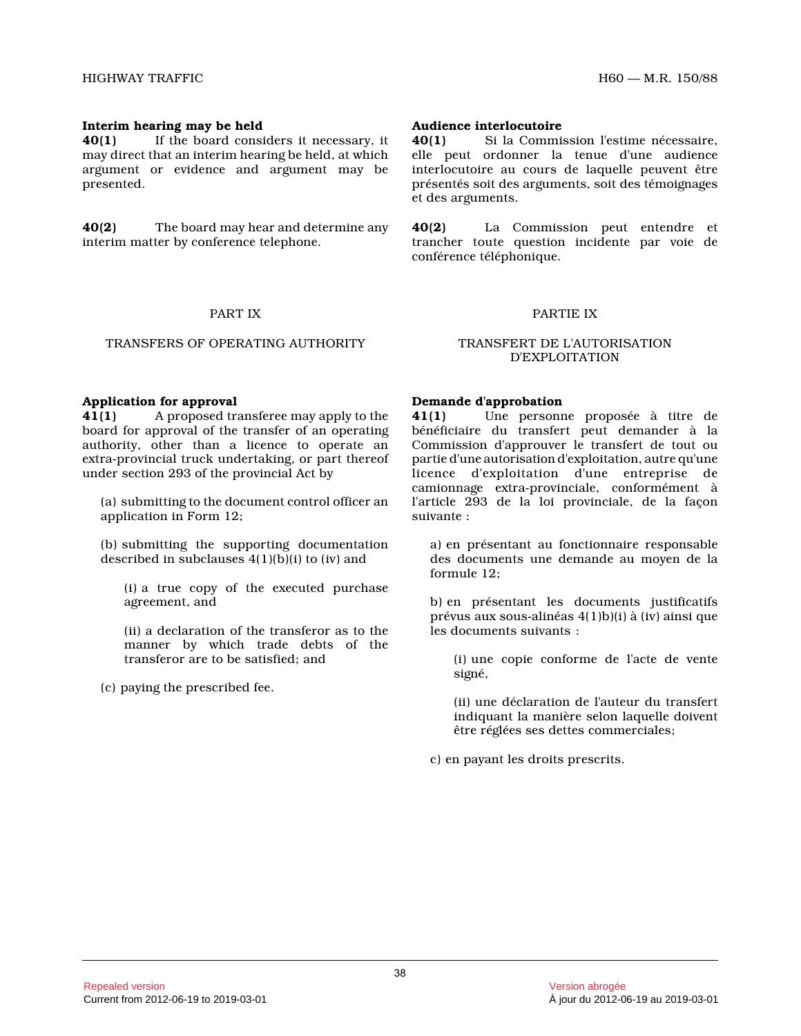**Interim hearing may be held**
**40(1)** If the board considers it necessary, it may direct that an interim hearing be held, at which argument or evidence and argument may be presented.

**40(2)** The board may hear and determine any interim matter by conference telephone.

PART IX

TRANSFERS OF OPERATING AUTHORITY

**Application for approval**
**41(1)** A proposed transferee may apply to the board for approval of the transfer of an operating authority, other than a licence to operate an extra-provincial truck undertaking, or part thereof under section 293 of the provincial Act by

(a) submitting to the document control officer an application in Form 12;

(b) submitting the supporting documentation described in subclauses 4(1)(b)(i) to (iv) and

(i) a true copy of the executed purchase agreement, and

(ii) a declaration of the transferor as to the manner by which trade debts of the transferor are to be satisfied; and

(c) paying the prescribed fee.

**Audience interlocutoire**
**40(1)** Si la Commission l'estime nécessaire, elle peut ordonner la tenue d'une audience interlocutoire au cours de laquelle peuvent être présentés soit des arguments, soit des témoignages et des arguments.

**40(2)** La Commission peut entendre et trancher toute question incidente par voie de conférence téléphonique.

PARTIE IX

TRANSFERT DE L'AUTORISATION D'EXPLOITATION

**Demande d'approbation**
**41(1)** Une personne proposée à titre de bénéficiaire du transfert peut demander à la Commission d'approuver le transfert de tout ou partie d'une autorisation d'exploitation, autre qu'une licence d'exploitation d'une entreprise de camionnage extra-provinciale, conformément à l'article 293 de la loi provinciale, de la façon suivante :

a) en présentant au fonctionnaire responsable des documents une demande au moyen de la formule 12;

b) en présentant les documents justificatifs prévus aux sous-alinéas 4(1)b)(i) à (iv) ainsi que les documents suivants :

(i) une copie conforme de l'acte de vente signé,

(ii) une déclaration de l'auteur du transfert indiquant la manière selon laquelle doivent être réglées ses dettes commerciales;

c) en payant les droits prescrits.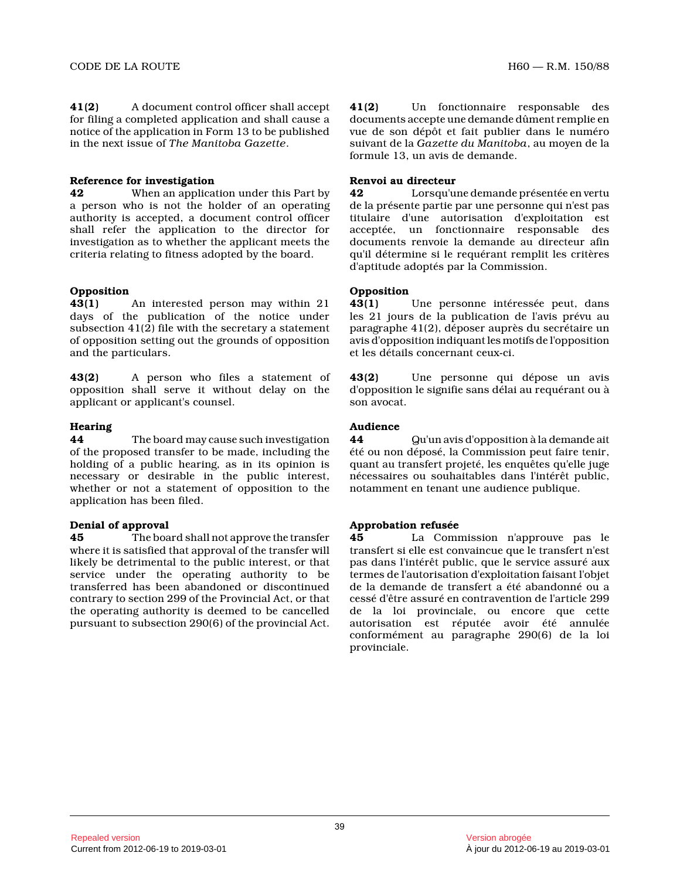**41(2)** A document control officer shall accept for filing a completed application and shall cause a notice of the application in Form 13 to be published in the next issue of *The Manitoba Gazette*.

**41(2)** Un fonctionnaire responsable des documents accepte une demande dûment remplie en vue de son dépôt et fait publier dans le numéro suivant de la *Gazette du Manitoba*, au moyen de la formule 13, un avis de demande.

**Reference for investigation**

**42** When an application under this Part by a person who is not the holder of an operating authority is accepted, a document control officer shall refer the application to the director for investigation as to whether the applicant meets the criteria relating to fitness adopted by the board.

**Renvoi au directeur**

**42** Lorsqu'une demande présentée en vertu de la présente partie par une personne qui n'est pas titulaire d'une autorisation d'exploitation est acceptée, un fonctionnaire responsable des documents renvoie la demande au directeur afin qu'il détermine si le requérant remplit les critères d'aptitude adoptés par la Commission.

**Opposition**

**43(1)** An interested person may within 21 days of the publication of the notice under subsection 41(2) file with the secretary a statement of opposition setting out the grounds of opposition and the particulars.

**Opposition**

**43(1)** Une personne intéressée peut, dans les 21 jours de la publication de l'avis prévu au paragraphe 41(2), déposer auprès du secrétaire un avis d'opposition indiquant les motifs de l'opposition et les détails concernant ceux-ci.

**43(2)** A person who files a statement of opposition shall serve it without delay on the applicant or applicant's counsel.

**43(2)** Une personne qui dépose un avis d'opposition le signifie sans délai au requérant ou à son avocat.

**Hearing**

**44** The board may cause such investigation of the proposed transfer to be made, including the holding of a public hearing, as in its opinion is necessary or desirable in the public interest, whether or not a statement of opposition to the application has been filed.

**Audience**

**44** Qu'un avis d'opposition à la demande ait été ou non déposé, la Commission peut faire tenir, quant au transfert projeté, les enquêtes qu'elle juge nécessaires ou souhaitables dans l'intérêt public, notamment en tenant une audience publique.

**Denial of approval**

**45** The board shall not approve the transfer where it is satisfied that approval of the transfer will likely be detrimental to the public interest, or that service under the operating authority to be transferred has been abandoned or discontinued contrary to section 299 of the Provincial Act, or that the operating authority is deemed to be cancelled pursuant to subsection 290(6) of the provincial Act.

**Approbation refusée**

**45** La Commission n'approuve pas le transfert si elle est convaincue que le transfert n'est pas dans l'intérêt public, que le service assuré aux termes de l'autorisation d'exploitation faisant l'objet de la demande de transfert a été abandonné ou a cessé d'être assuré en contravention de l'article 299 de la loi provinciale, ou encore que cette autorisation est réputée avoir été annulée conformément au paragraphe 290(6) de la loi provinciale.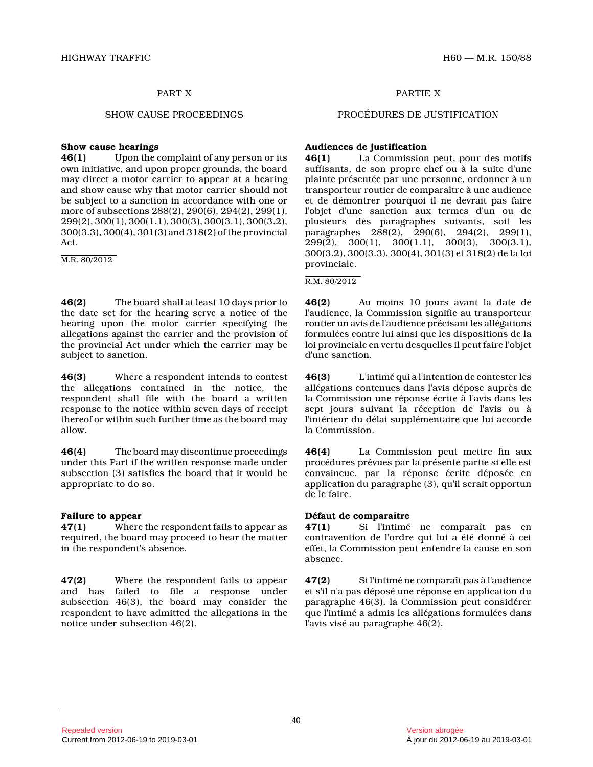## PART X

## SHOW CAUSE PROCEEDINGS

**Show cause hearings**

**46(1)** Upon the complaint of any person or its own initiative, and upon proper grounds, the board may direct a motor carrier to appear at a hearing and show cause why that motor carrier should not be subject to a sanction in accordance with one or more of subsections 288(2), 290(6), 294(2), 299(1), 299(2), 300(1), 300(1.1), 300(3), 300(3.1), 300(3.2), 300(3.3), 300(4), 301(3) and 318(2) of the provincial Act.

M.R. 80/2012

**46(2)** The board shall at least 10 days prior to the date set for the hearing serve a notice of the hearing upon the motor carrier specifying the allegations against the carrier and the provision of the provincial Act under which the carrier may be subject to sanction.

**46(3)** Where a respondent intends to contest the allegations contained in the notice, the respondent shall file with the board a written response to the notice within seven days of receipt thereof or within such further time as the board may allow.

**46(4)** The board may discontinue proceedings under this Part if the written response made under subsection (3) satisfies the board that it would be appropriate to do so.

**Failure to appear**

**47(1)** Where the respondent fails to appear as required, the board may proceed to hear the matter in the respondent's absence.

**47(2)** Where the respondent fails to appear and has failed to file a response under subsection 46(3), the board may consider the respondent to have admitted the allegations in the notice under subsection 46(2).

## PARTIE X

## PROCÉDURES DE JUSTIFICATION

**Audiences de justification**

**46(1)** La Commission peut, pour des motifs suffisants, de son propre chef ou à la suite d'une plainte présentée par une personne, ordonner à un transporteur routier de comparaître à une audience et de démontrer pourquoi il ne devrait pas faire l'objet d'une sanction aux termes d'un ou de plusieurs des paragraphes suivants, soit les paragraphes 288(2), 290(6), 294(2), 299(1), 299(2), 300(1), 300(1.1), 300(3), 300(3.1), 300(3.2), 300(3.3), 300(4), 301(3) et 318(2) de la loi provinciale.

R.M. 80/2012

**46(2)** Au moins 10 jours avant la date de l'audience, la Commission signifie au transporteur routier un avis de l'audience précisant les allégations formulées contre lui ainsi que les dispositions de la loi provinciale en vertu desquelles il peut faire l'objet d'une sanction.

**46(3)** L'intimé qui a l'intention de contester les allégations contenues dans l'avis dépose auprès de la Commission une réponse écrite à l'avis dans les sept jours suivant la réception de l'avis ou à l'intérieur du délai supplémentaire que lui accorde la Commission.

**46(4)** La Commission peut mettre fin aux procédures prévues par la présente partie si elle est convaincue, par la réponse écrite déposée en application du paragraphe (3), qu'il serait opportun de le faire.

**Défaut de comparaître**

**47(1)** Si l'intimé ne comparaît pas en contravention de l'ordre qui lui a été donné à cet effet, la Commission peut entendre la cause en son absence.

**47(2)** Si l'intimé ne comparaît pas à l'audience et s'il n'a pas déposé une réponse en application du paragraphe 46(3), la Commission peut considérer que l'intimé a admis les allégations formulées dans l'avis visé au paragraphe 46(2).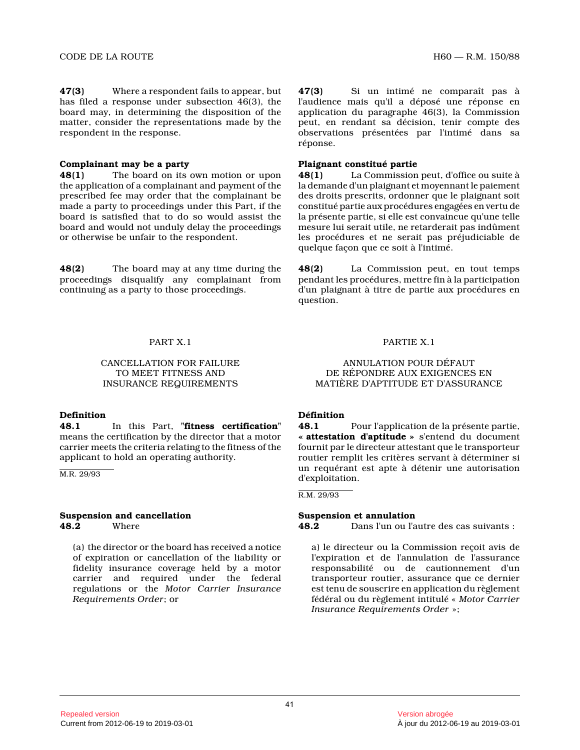**47(3)** Where a respondent fails to appear, but has filed a response under subsection 46(3), the board may, in determining the disposition of the matter, consider the representations made by the respondent in the response.

### Complainant may be a party

**48(1)** The board on its own motion or upon the application of a complainant and payment of the prescribed fee may order that the complainant be made a party to proceedings under this Part, if the board is satisfied that to do so would assist the board and would not unduly delay the proceedings or otherwise be unfair to the respondent.

**48(2)** The board may at any time during the proceedings disqualify any complainant from continuing as a party to those proceedings.

## PART X.1

## CANCELLATION FOR FAILURE TO MEET FITNESS AND INSURANCE REQUIREMENTS

### Definition

**48.1** In this Part, "**fitness certification**" means the certification by the director that a motor carrier meets the criteria relating to the fitness of the applicant to hold an operating authority.

M.R. 29/93

### Suspension and cancellation

**48.2** Where

(a) the director or the board has received a notice of expiration or cancellation of the liability or fidelity insurance coverage held by a motor carrier and required under the federal regulations or the *Motor Carrier Insurance Requirements Order*; or

**47(3)** Si un intimé ne comparaît pas à l'audience mais qu'il a déposé une réponse en application du paragraphe 46(3), la Commission peut, en rendant sa décision, tenir compte des observations présentées par l'intimé dans sa réponse.

### Plaignant constitué partie

**48(1)** La Commission peut, d'office ou suite à la demande d'un plaignant et moyennant le paiement des droits prescrits, ordonner que le plaignant soit constitué partie aux procédures engagées en vertu de la présente partie, si elle est convaincue qu'une telle mesure lui serait utile, ne retarderait pas indûment les procédures et ne serait pas préjudiciable de quelque façon que ce soit à l'intimé.

**48(2)** La Commission peut, en tout temps pendant les procédures, mettre fin à la participation d'un plaignant à titre de partie aux procédures en question.

## PARTIE X.1

## ANNULATION POUR DÉFAUT DE RÉPONDRE AUX EXIGENCES EN MATIÈRE D'APTITUDE ET D'ASSURANCE

### Définition

**48.1** Pour l'application de la présente partie, « **attestation d'aptitude** » s'entend du document fournit par le directeur attestant que le transporteur routier remplit les critères servant à déterminer si un requérant est apte à détenir une autorisation d'exploitation.

R.M. 29/93

### Suspension et annulation

**48.2** Dans l'un ou l'autre des cas suivants :

a) le directeur ou la Commission reçoit avis de l'expiration et de l'annulation de l'assurance responsabilité ou de cautionnement d'un transporteur routier, assurance que ce dernier est tenu de souscrire en application du règlement fédéral ou du règlement intitulé « *Motor Carrier Insurance Requirements Order* »;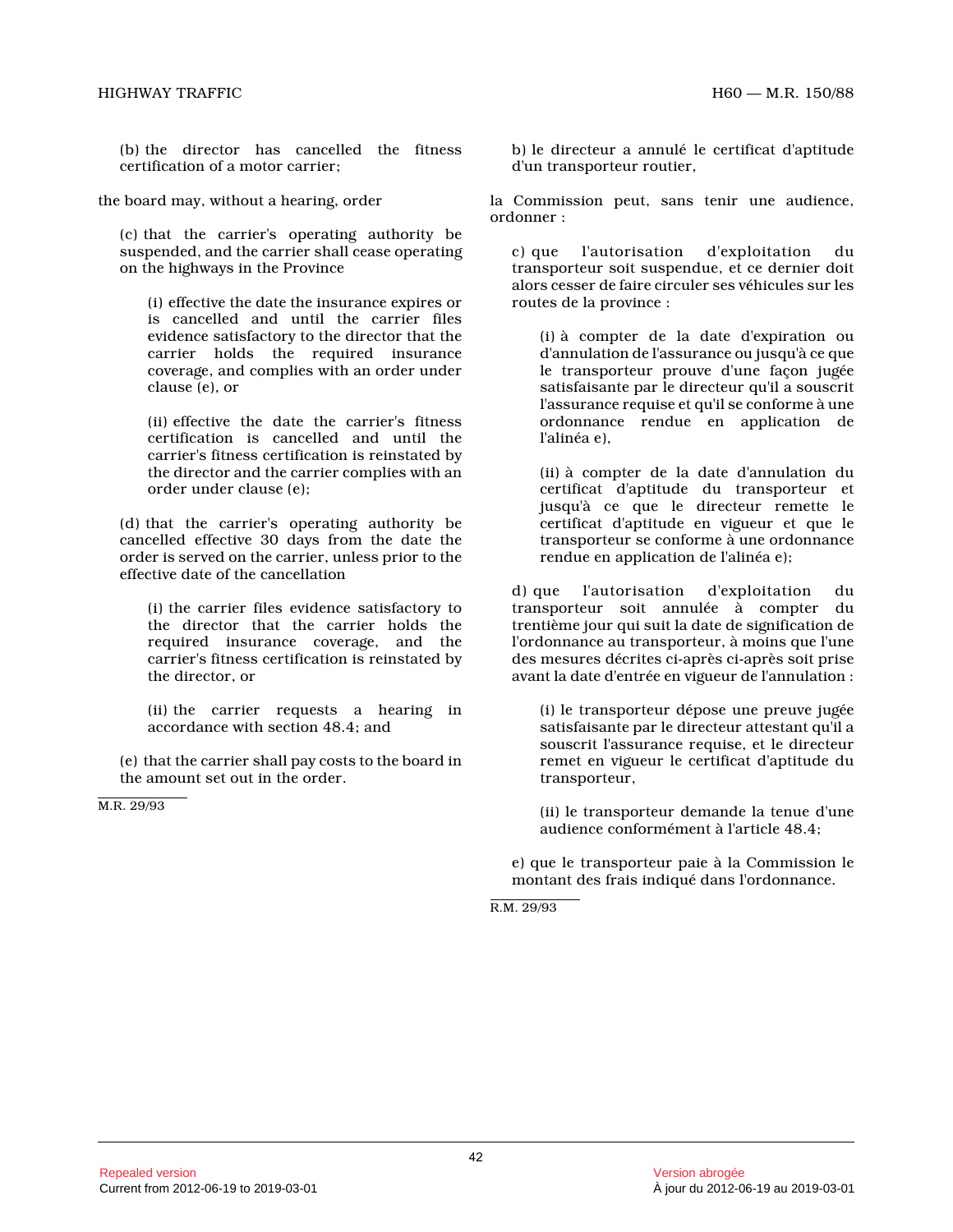(b) the director has cancelled the fitness certification of a motor carrier;

the board may, without a hearing, order

(c) that the carrier's operating authority be suspended, and the carrier shall cease operating on the highways in the Province

(i) effective the date the insurance expires or is cancelled and until the carrier files evidence satisfactory to the director that the carrier holds the required insurance coverage, and complies with an order under clause (e), or

(ii) effective the date the carrier's fitness certification is cancelled and until the carrier's fitness certification is reinstated by the director and the carrier complies with an order under clause (e);

(d) that the carrier's operating authority be cancelled effective 30 days from the date the order is served on the carrier, unless prior to the effective date of the cancellation

(i) the carrier files evidence satisfactory to the director that the carrier holds the required insurance coverage, and the carrier's fitness certification is reinstated by the director, or

(ii) the carrier requests a hearing in accordance with section 48.4; and

(e) that the carrier shall pay costs to the board in the amount set out in the order.

M.R. 29/93

b) le directeur a annulé le certificat d'aptitude d'un transporteur routier,

la Commission peut, sans tenir une audience, ordonner :

c) que l'autorisation d'exploitation du transporteur soit suspendue, et ce dernier doit alors cesser de faire circuler ses véhicules sur les routes de la province :

(i) à compter de la date d'expiration ou d'annulation de l'assurance ou jusqu'à ce que le transporteur prouve d'une façon jugée satisfaisante par le directeur qu'il a souscrit l'assurance requise et qu'il se conforme à une ordonnance rendue en application de l'alinéa e),

(ii) à compter de la date d'annulation du certificat d'aptitude du transporteur et jusqu'à ce que le directeur remette le certificat d'aptitude en vigueur et que le transporteur se conforme à une ordonnance rendue en application de l'alinéa e);

d) que l'autorisation d'exploitation du transporteur soit annulée à compter du trentième jour qui suit la date de signification de l'ordonnance au transporteur, à moins que l'une des mesures décrites ci-après ci-après soit prise avant la date d'entrée en vigueur de l'annulation :

(i) le transporteur dépose une preuve jugée satisfaisante par le directeur attestant qu'il a souscrit l'assurance requise, et le directeur remet en vigueur le certificat d'aptitude du transporteur,

(ii) le transporteur demande la tenue d'une audience conformément à l'article 48.4;

e) que le transporteur paie à la Commission le montant des frais indiqué dans l'ordonnance.

R.M. 29/93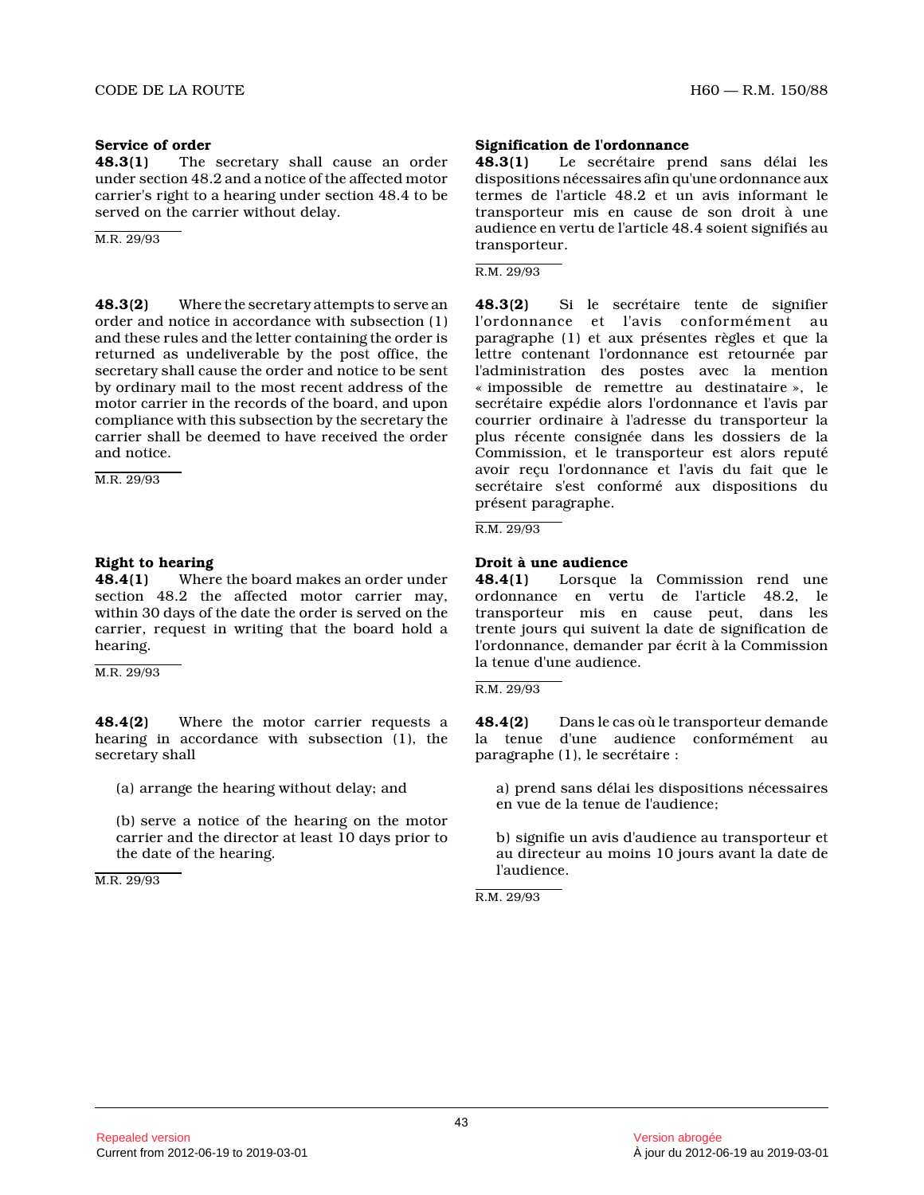**Service of order**

**48.3(1)** The secretary shall cause an order under section 48.2 and a notice of the affected motor carrier's right to a hearing under section 48.4 to be served on the carrier without delay.

M.R. 29/93

**48.3(2)** Where the secretary attempts to serve an order and notice in accordance with subsection (1) and these rules and the letter containing the order is returned as undeliverable by the post office, the secretary shall cause the order and notice to be sent by ordinary mail to the most recent address of the motor carrier in the records of the board, and upon compliance with this subsection by the secretary the carrier shall be deemed to have received the order and notice.

M.R. 29/93

**Right to hearing**

**48.4(1)** Where the board makes an order under section 48.2 the affected motor carrier may, within 30 days of the date the order is served on the carrier, request in writing that the board hold a hearing.

M.R. 29/93

**48.4(2)** Where the motor carrier requests a hearing in accordance with subsection (1), the secretary shall

(a) arrange the hearing without delay; and

(b) serve a notice of the hearing on the motor carrier and the director at least 10 days prior to the date of the hearing.

M.R. 29/93

**Signification de l'ordonnance**

**48.3(1)** Le secrétaire prend sans délai les dispositions nécessaires afin qu'une ordonnance aux termes de l'article 48.2 et un avis informant le transporteur mis en cause de son droit à une audience en vertu de l'article 48.4 soient signifiés au transporteur.

R.M. 29/93

**48.3(2)** Si le secrétaire tente de signifier l'ordonnance et l'avis conformément au paragraphe (1) et aux présentes règles et que la lettre contenant l'ordonnance est retournée par l'administration des postes avec la mention « impossible de remettre au destinataire », le secrétaire expédie alors l'ordonnance et l'avis par courrier ordinaire à l'adresse du transporteur la plus récente consignée dans les dossiers de la Commission, et le transporteur est alors reputé avoir reçu l'ordonnance et l'avis du fait que le secrétaire s'est conformé aux dispositions du présent paragraphe.

R.M. 29/93

**Droit à une audience**

**48.4(1)** Lorsque la Commission rend une ordonnance en vertu de l'article 48.2, le transporteur mis en cause peut, dans les trente jours qui suivent la date de signification de l'ordonnance, demander par écrit à la Commission la tenue d'une audience.

R.M. 29/93

**48.4(2)** Dans le cas où le transporteur demande la tenue d'une audience conformément au paragraphe (1), le secrétaire :

a) prend sans délai les dispositions nécessaires en vue de la tenue de l'audience;

b) signifie un avis d'audience au transporteur et au directeur au moins 10 jours avant la date de l'audience.

R.M. 29/93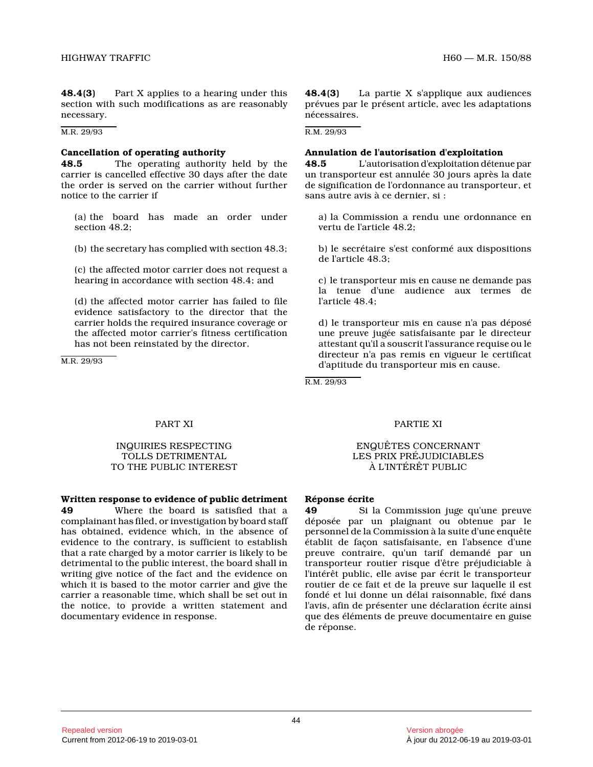**48.4(3)** Part X applies to a hearing under this section with such modifications as are reasonably necessary.

M.R. 29/93

**48.4(3)** La partie X s'applique aux audiences prévues par le présent article, avec les adaptations nécessaires.

R.M. 29/93

**Cancellation of operating authority**

**48.5** The operating authority held by the carrier is cancelled effective 30 days after the date the order is served on the carrier without further notice to the carrier if

(a) the board has made an order under section 48.2;

(b) the secretary has complied with section 48.3;

(c) the affected motor carrier does not request a hearing in accordance with section 48.4; and

(d) the affected motor carrier has failed to file evidence satisfactory to the director that the carrier holds the required insurance coverage or the affected motor carrier's fitness certification has not been reinstated by the director.

M.R. 29/93

**Annulation de l'autorisation d'exploitation**

**48.5** L'autorisation d'exploitation détenue par un transporteur est annulée 30 jours après la date de signification de l'ordonnance au transporteur, et sans autre avis à ce dernier, si :

a) la Commission a rendu une ordonnance en vertu de l'article 48.2;

b) le secrétaire s'est conformé aux dispositions de l'article 48.3;

c) le transporteur mis en cause ne demande pas la tenue d'une audience aux termes de l'article 48.4;

d) le transporteur mis en cause n'a pas déposé une preuve jugée satisfaisante par le directeur attestant qu'il a souscrit l'assurance requise ou le directeur n'a pas remis en vigueur le certificat d'aptitude du transporteur mis en cause.

R.M. 29/93

## PART XI

## INQUIRIES RESPECTING TOLLS DETRIMENTAL TO THE PUBLIC INTEREST

**Written response to evidence of public detriment**

**49** Where the board is satisfied that a complainant has filed, or investigation by board staff has obtained, evidence which, in the absence of evidence to the contrary, is sufficient to establish that a rate charged by a motor carrier is likely to be detrimental to the public interest, the board shall in writing give notice of the fact and the evidence on which it is based to the motor carrier and give the carrier a reasonable time, which shall be set out in the notice, to provide a written statement and documentary evidence in response.

## PARTIE XI

## ENQUÊTES CONCERNANT LES PRIX PRÉJUDICIABLES À L'INTÉRÊT PUBLIC

**Réponse écrite**

**49** Si la Commission juge qu'une preuve déposée par un plaignant ou obtenue par le personnel de la Commission à la suite d'une enquête établit de façon satisfaisante, en l'absence d'une preuve contraire, qu'un tarif demandé par un transporteur routier risque d'être préjudiciable à l'intérêt public, elle avise par écrit le transporteur routier de ce fait et de la preuve sur laquelle il est fondé et lui donne un délai raisonnable, fixé dans l'avis, afin de présenter une déclaration écrite ainsi que des éléments de preuve documentaire en guise de réponse.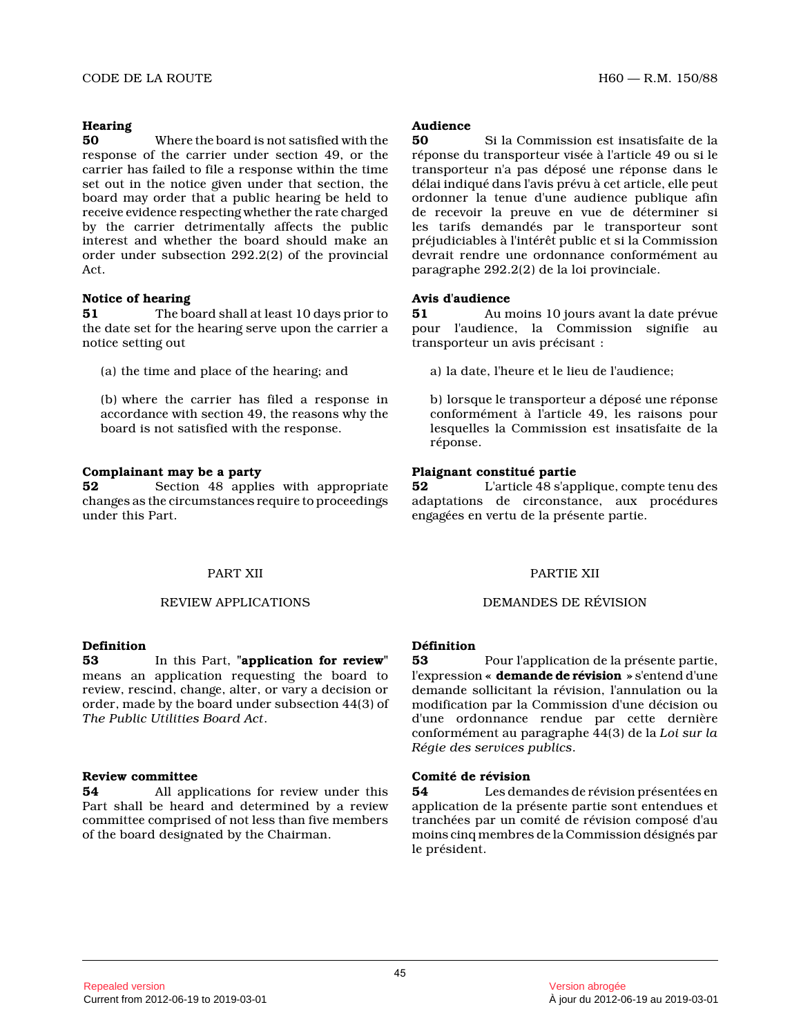**Hearing**

**50** Where the board is not satisfied with the response of the carrier under section 49, or the carrier has failed to file a response within the time set out in the notice given under that section, the board may order that a public hearing be held to receive evidence respecting whether the rate charged by the carrier detrimentally affects the public interest and whether the board should make an order under subsection 292.2(2) of the provincial Act.

**Audience**

**50** Si la Commission est insatisfaite de la réponse du transporteur visée à l'article 49 ou si le transporteur n'a pas déposé une réponse dans le délai indiqué dans l'avis prévu à cet article, elle peut ordonner la tenue d'une audience publique afin de recevoir la preuve en vue de déterminer si les tarifs demandés par le transporteur sont préjudiciables à l'intérêt public et si la Commission devrait rendre une ordonnance conformément au paragraphe 292.2(2) de la loi provinciale.

**Notice of hearing**

**51** The board shall at least 10 days prior to the date set for the hearing serve upon the carrier a notice setting out

(a) the time and place of the hearing; and

(b) where the carrier has filed a response in accordance with section 49, the reasons why the board is not satisfied with the response.

**Avis d'audience**

**51** Au moins 10 jours avant la date prévue pour l'audience, la Commission signifie au transporteur un avis précisant :

a) la date, l'heure et le lieu de l'audience;

b) lorsque le transporteur a déposé une réponse conformément à l'article 49, les raisons pour lesquelles la Commission est insatisfaite de la réponse.

**Complainant may be a party**

**52** Section 48 applies with appropriate changes as the circumstances require to proceedings under this Part.

**Plaignant constitué partie**

**52** L'article 48 s'applique, compte tenu des adaptations de circonstance, aux procédures engagées en vertu de la présente partie.

## PART XII

## REVIEW APPLICATIONS

**Definition**

**53** In this Part, "**application for review**" means an application requesting the board to review, rescind, change, alter, or vary a decision or order, made by the board under subsection 44(3) of *The Public Utilities Board Act*.

**Review committee**

**54** All applications for review under this Part shall be heard and determined by a review committee comprised of not less than five members of the board designated by the Chairman.

## PARTIE XII

## DEMANDES DE RÉVISION

**Définition**

**53** Pour l'application de la présente partie, l'expression « **demande de révision** » s'entend d'une demande sollicitant la révision, l'annulation ou la modification par la Commission d'une décision ou d'une ordonnance rendue par cette dernière conformément au paragraphe 44(3) de la *Loi sur la Régie des services publics*.

**Comité de révision**

**54** Les demandes de révision présentées en application de la présente partie sont entendues et tranchées par un comité de révision composé d'au moins cinq membres de la Commission désignés par le président.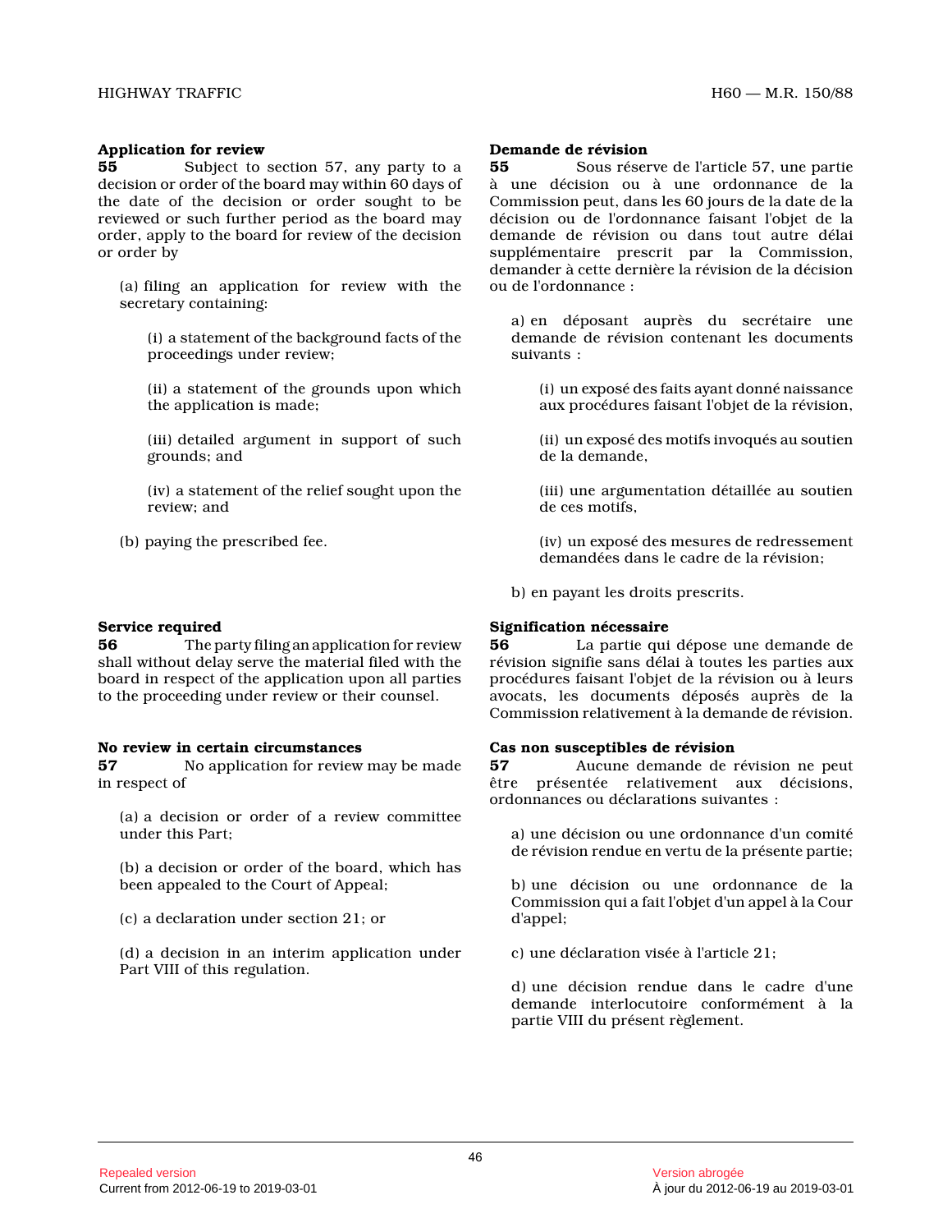**Application for review**

**55** Subject to section 57, any party to a decision or order of the board may within 60 days of the date of the decision or order sought to be reviewed or such further period as the board may order, apply to the board for review of the decision or order by

(a) filing an application for review with the secretary containing:

(i) a statement of the background facts of the proceedings under review;

(ii) a statement of the grounds upon which the application is made;

(iii) detailed argument in support of such grounds; and

(iv) a statement of the relief sought upon the review; and

(b) paying the prescribed fee.

**Service required**

**56** The party filing an application for review shall without delay serve the material filed with the board in respect of the application upon all parties to the proceeding under review or their counsel.

**No review in certain circumstances**

**57** No application for review may be made in respect of

(a) a decision or order of a review committee under this Part;

(b) a decision or order of the board, which has been appealed to the Court of Appeal;

(c) a declaration under section 21; or

(d) a decision in an interim application under Part VIII of this regulation.

**Demande de révision**

**55** Sous réserve de l'article 57, une partie à une décision ou à une ordonnance de la Commission peut, dans les 60 jours de la date de la décision ou de l'ordonnance faisant l'objet de la demande de révision ou dans tout autre délai supplémentaire prescrit par la Commission, demander à cette dernière la révision de la décision ou de l'ordonnance :

a) en déposant auprès du secrétaire une demande de révision contenant les documents suivants :

(i) un exposé des faits ayant donné naissance aux procédures faisant l'objet de la révision,

(ii) un exposé des motifs invoqués au soutien de la demande,

(iii) une argumentation détaillée au soutien de ces motifs,

(iv) un exposé des mesures de redressement demandées dans le cadre de la révision;

b) en payant les droits prescrits.

**Signification nécessaire**

**56** La partie qui dépose une demande de révision signifie sans délai à toutes les parties aux procédures faisant l'objet de la révision ou à leurs avocats, les documents déposés auprès de la Commission relativement à la demande de révision.

**Cas non susceptibles de révision**

**57** Aucune demande de révision ne peut être présentée relativement aux décisions, ordonnances ou déclarations suivantes :

a) une décision ou une ordonnance d'un comité de révision rendue en vertu de la présente partie;

b) une décision ou une ordonnance de la Commission qui a fait l'objet d'un appel à la Cour d'appel;

c) une déclaration visée à l'article 21;

d) une décision rendue dans le cadre d'une demande interlocutoire conformément à la partie VIII du présent règlement.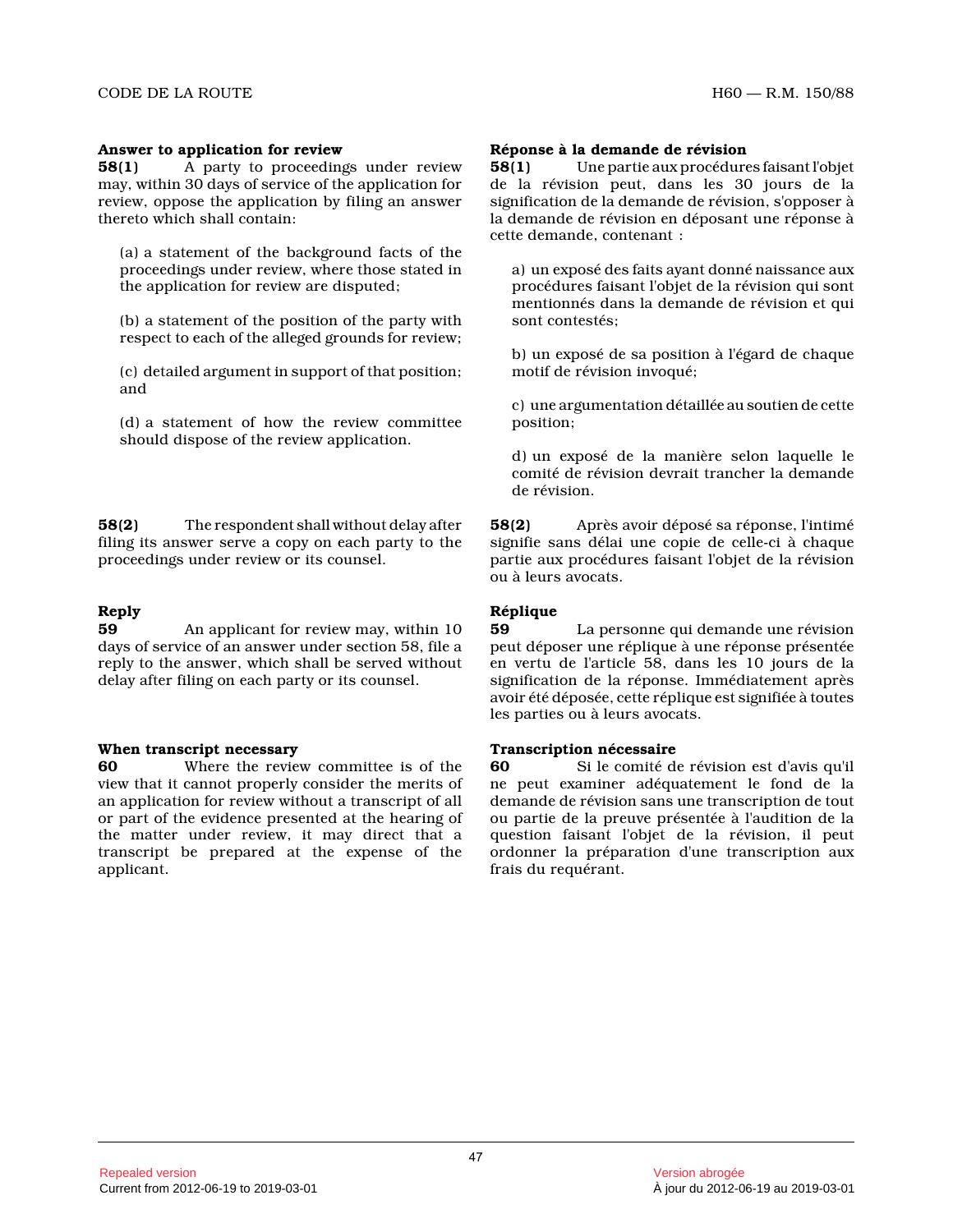**Answer to application for review**

**58(1)** A party to proceedings under review may, within 30 days of service of the application for review, oppose the application by filing an answer thereto which shall contain:

(a) a statement of the background facts of the proceedings under review, where those stated in the application for review are disputed;

(b) a statement of the position of the party with respect to each of the alleged grounds for review;

(c) detailed argument in support of that position; and

(d) a statement of how the review committee should dispose of the review application.

**58(2)** The respondent shall without delay after filing its answer serve a copy on each party to the proceedings under review or its counsel.

**Reply**

**59** An applicant for review may, within 10 days of service of an answer under section 58, file a reply to the answer, which shall be served without delay after filing on each party or its counsel.

**When transcript necessary**

**60** Where the review committee is of the view that it cannot properly consider the merits of an application for review without a transcript of all or part of the evidence presented at the hearing of the matter under review, it may direct that a transcript be prepared at the expense of the applicant.

**Réponse à la demande de révision**

**58(1)** Une partie aux procédures faisant l'objet de la révision peut, dans les 30 jours de la signification de la demande de révision, s'opposer à la demande de révision en déposant une réponse à cette demande, contenant :

a) un exposé des faits ayant donné naissance aux procédures faisant l'objet de la révision qui sont mentionnés dans la demande de révision et qui sont contestés;

b) un exposé de sa position à l'égard de chaque motif de révision invoqué;

c) une argumentation détaillée au soutien de cette position;

d) un exposé de la manière selon laquelle le comité de révision devrait trancher la demande de révision.

**58(2)** Après avoir déposé sa réponse, l'intimé signifie sans délai une copie de celle-ci à chaque partie aux procédures faisant l'objet de la révision ou à leurs avocats.

**Réplique**

**59** La personne qui demande une révision peut déposer une réplique à une réponse présentée en vertu de l'article 58, dans les 10 jours de la signification de la réponse. Immédiatement après avoir été déposée, cette réplique est signifiée à toutes les parties ou à leurs avocats.

**Transcription nécessaire**

**60** Si le comité de révision est d'avis qu'il ne peut examiner adéquatement le fond de la demande de révision sans une transcription de tout ou partie de la preuve présentée à l'audition de la question faisant l'objet de la révision, il peut ordonner la préparation d'une transcription aux frais du requérant.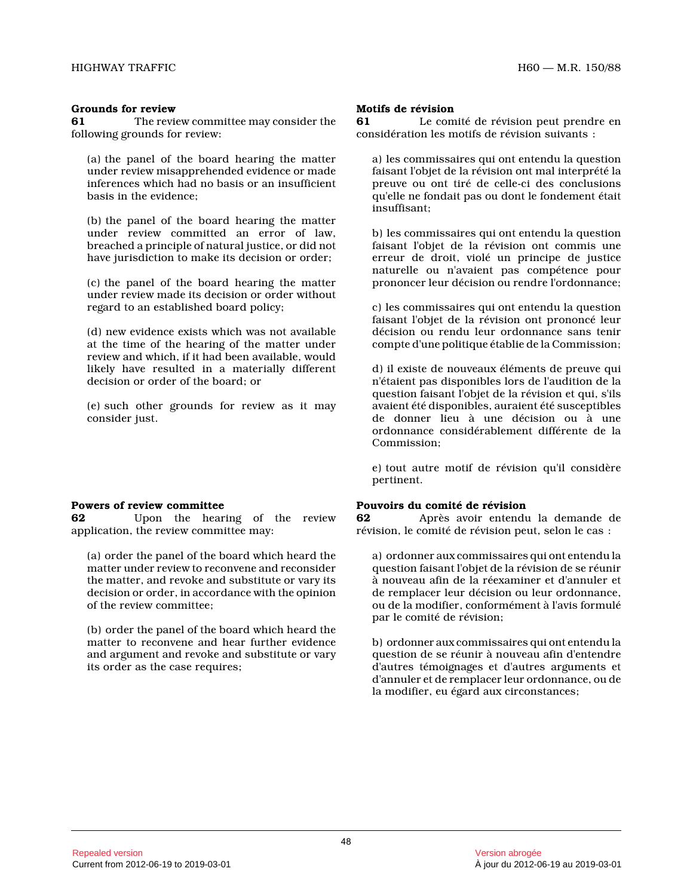**Grounds for review**

**61** The review committee may consider the following grounds for review:

(a) the panel of the board hearing the matter under review misapprehended evidence or made inferences which had no basis or an insufficient basis in the evidence;

(b) the panel of the board hearing the matter under review committed an error of law, breached a principle of natural justice, or did not have jurisdiction to make its decision or order;

(c) the panel of the board hearing the matter under review made its decision or order without regard to an established board policy;

(d) new evidence exists which was not available at the time of the hearing of the matter under review and which, if it had been available, would likely have resulted in a materially different decision or order of the board; or

(e) such other grounds for review as it may consider just.

**Motifs de révision**

**61** Le comité de révision peut prendre en considération les motifs de révision suivants :

a) les commissaires qui ont entendu la question faisant l'objet de la révision ont mal interprété la preuve ou ont tiré de celle-ci des conclusions qu'elle ne fondait pas ou dont le fondement était insuffisant;

b) les commissaires qui ont entendu la question faisant l'objet de la révision ont commis une erreur de droit, violé un principe de justice naturelle ou n'avaient pas compétence pour prononcer leur décision ou rendre l'ordonnance;

c) les commissaires qui ont entendu la question faisant l'objet de la révision ont prononcé leur décision ou rendu leur ordonnance sans tenir compte d'une politique établie de la Commission;

d) il existe de nouveaux éléments de preuve qui n'étaient pas disponibles lors de l'audition de la question faisant l'objet de la révision et qui, s'ils avaient été disponibles, auraient été susceptibles de donner lieu à une décision ou à une ordonnance considérablement différente de la Commission;

e) tout autre motif de révision qu'il considère pertinent.

**Powers of review committee**

**62** Upon the hearing of the review application, the review committee may:

(a) order the panel of the board which heard the matter under review to reconvene and reconsider the matter, and revoke and substitute or vary its decision or order, in accordance with the opinion of the review committee;

(b) order the panel of the board which heard the matter to reconvene and hear further evidence and argument and revoke and substitute or vary its order as the case requires;

**Pouvoirs du comité de révision**

**62** Après avoir entendu la demande de révision, le comité de révision peut, selon le cas :

a) ordonner aux commissaires qui ont entendu la question faisant l'objet de la révision de se réunir à nouveau afin de la réexaminer et d'annuler et de remplacer leur décision ou leur ordonnance, ou de la modifier, conformément à l'avis formulé par le comité de révision;

b) ordonner aux commissaires qui ont entendu la question de se réunir à nouveau afin d'entendre d'autres témoignages et d'autres arguments et d'annuler et de remplacer leur ordonnance, ou de la modifier, eu égard aux circonstances;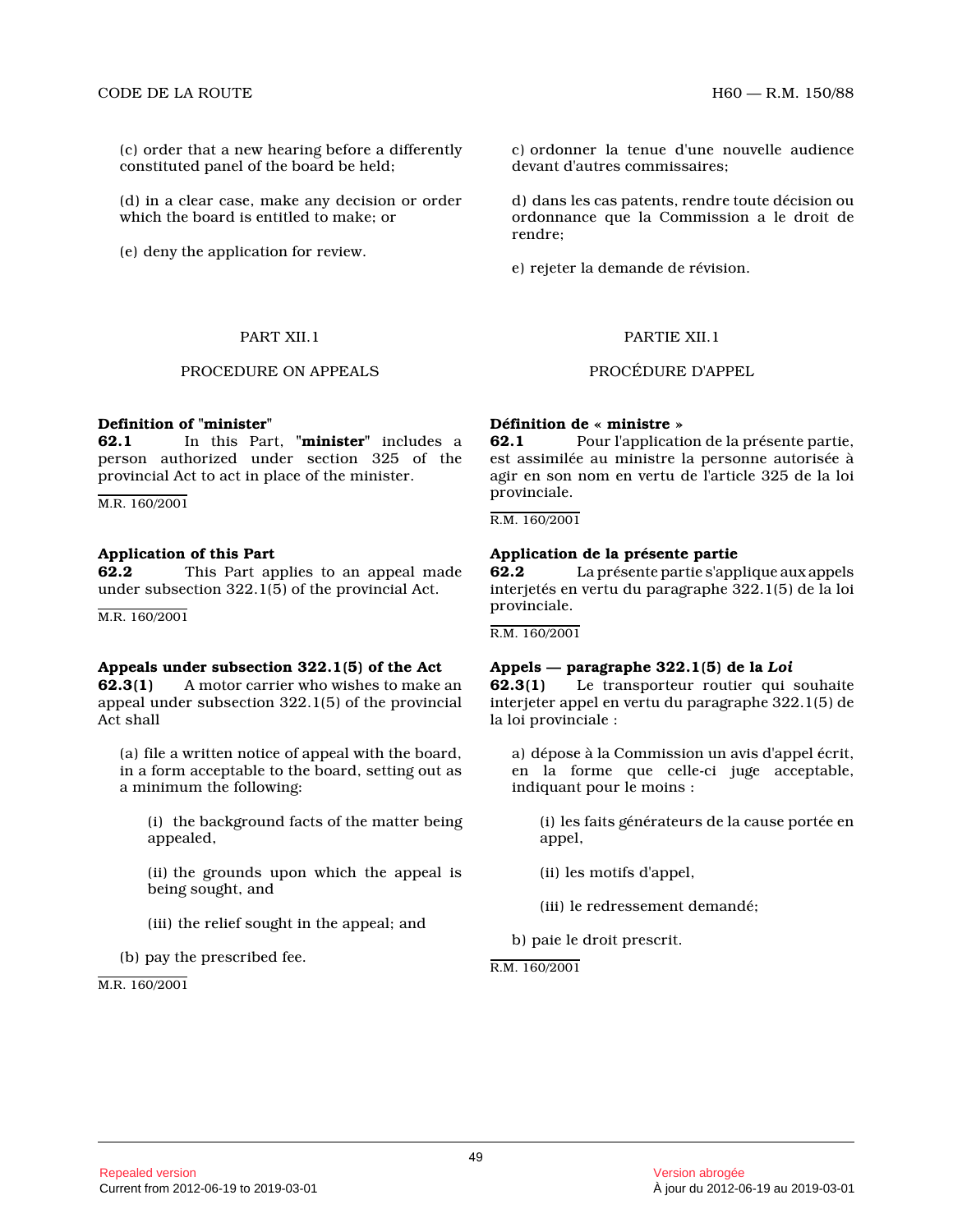(c) order that a new hearing before a differently constituted panel of the board be held;

(d) in a clear case, make any decision or order which the board is entitled to make; or

(e) deny the application for review.

c) ordonner la tenue d'une nouvelle audience devant d'autres commissaires;

d) dans les cas patents, rendre toute décision ou ordonnance que la Commission a le droit de rendre;

e) rejeter la demande de révision.

## PART XII.1

## PROCEDURE ON APPEALS

## PARTIE XII.1

## PROCÉDURE D'APPEL

**Definition of "minister"**

**62.1** In this Part, "**minister**" includes a person authorized under section 325 of the provincial Act to act in place of the minister.

M.R. 160/2001

**Définition de « ministre »**

**62.1** Pour l'application de la présente partie, est assimilée au ministre la personne autorisée à agir en son nom en vertu de l'article 325 de la loi provinciale.

R.M. 160/2001

**Application of this Part**

**62.2** This Part applies to an appeal made under subsection 322.1(5) of the provincial Act.

M.R. 160/2001

**Application de la présente partie**

**62.2** La présente partie s'applique aux appels interjetés en vertu du paragraphe 322.1(5) de la loi provinciale.

R.M. 160/2001

**Appeals under subsection 322.1(5) of the Act**

**62.3(1)** A motor carrier who wishes to make an appeal under subsection 322.1(5) of the provincial Act shall

(a) file a written notice of appeal with the board, in a form acceptable to the board, setting out as a minimum the following:

(i) the background facts of the matter being appealed,

(ii) the grounds upon which the appeal is being sought, and

(iii) the relief sought in the appeal; and

(b) pay the prescribed fee.

M.R. 160/2001

**Appels — paragraphe 322.1(5) de la *Loi***

**62.3(1)** Le transporteur routier qui souhaite interjeter appel en vertu du paragraphe 322.1(5) de la loi provinciale :

a) dépose à la Commission un avis d'appel écrit, en la forme que celle-ci juge acceptable, indiquant pour le moins :

(i) les faits générateurs de la cause portée en appel,

(ii) les motifs d'appel,

(iii) le redressement demandé;

b) paie le droit prescrit.

R.M. 160/2001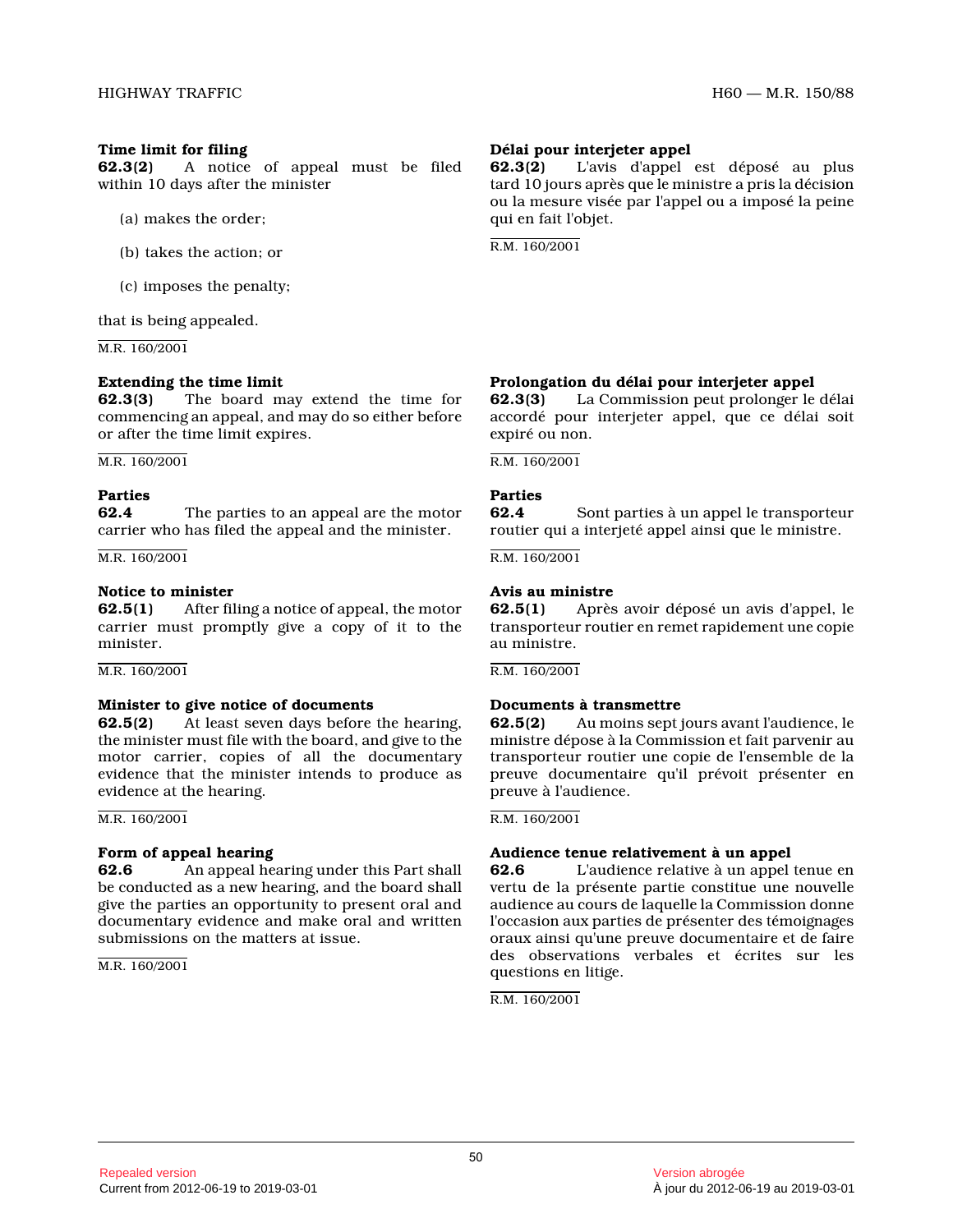**Time limit for filing**

**62.3(2)** A notice of appeal must be filed within 10 days after the minister

(a) makes the order;

(b) takes the action; or

(c) imposes the penalty;

that is being appealed.

M.R. 160/2001

**Délai pour interjeter appel**

**62.3(2)** L'avis d'appel est déposé au plus tard 10 jours après que le ministre a pris la décision ou la mesure visée par l'appel ou a imposé la peine qui en fait l'objet.

R.M. 160/2001

**Extending the time limit**

**62.3(3)** The board may extend the time for commencing an appeal, and may do so either before or after the time limit expires.

M.R. 160/2001

**Prolongation du délai pour interjeter appel**

**62.3(3)** La Commission peut prolonger le délai accordé pour interjeter appel, que ce délai soit expiré ou non.

R.M. 160/2001

**Parties**

**62.4** The parties to an appeal are the motor carrier who has filed the appeal and the minister.

M.R. 160/2001

**Parties**

**62.4** Sont parties à un appel le transporteur routier qui a interjeté appel ainsi que le ministre.

R.M. 160/2001

**Notice to minister**

**62.5(1)** After filing a notice of appeal, the motor carrier must promptly give a copy of it to the minister.

M.R. 160/2001

**Avis au ministre**

**62.5(1)** Après avoir déposé un avis d'appel, le transporteur routier en remet rapidement une copie au ministre.

R.M. 160/2001

**Minister to give notice of documents**

**62.5(2)** At least seven days before the hearing, the minister must file with the board, and give to the motor carrier, copies of all the documentary evidence that the minister intends to produce as evidence at the hearing.

M.R. 160/2001

**Documents à transmettre**

**62.5(2)** Au moins sept jours avant l'audience, le ministre dépose à la Commission et fait parvenir au transporteur routier une copie de l'ensemble de la preuve documentaire qu'il prévoit présenter en preuve à l'audience.

R.M. 160/2001

**Form of appeal hearing**

**62.6** An appeal hearing under this Part shall be conducted as a new hearing, and the board shall give the parties an opportunity to present oral and documentary evidence and make oral and written submissions on the matters at issue.

M.R. 160/2001

**Audience tenue relativement à un appel**

**62.6** L'audience relative à un appel tenue en vertu de la présente partie constitue une nouvelle audience au cours de laquelle la Commission donne l'occasion aux parties de présenter des témoignages oraux ainsi qu'une preuve documentaire et de faire des observations verbales et écrites sur les questions en litige.

R.M. 160/2001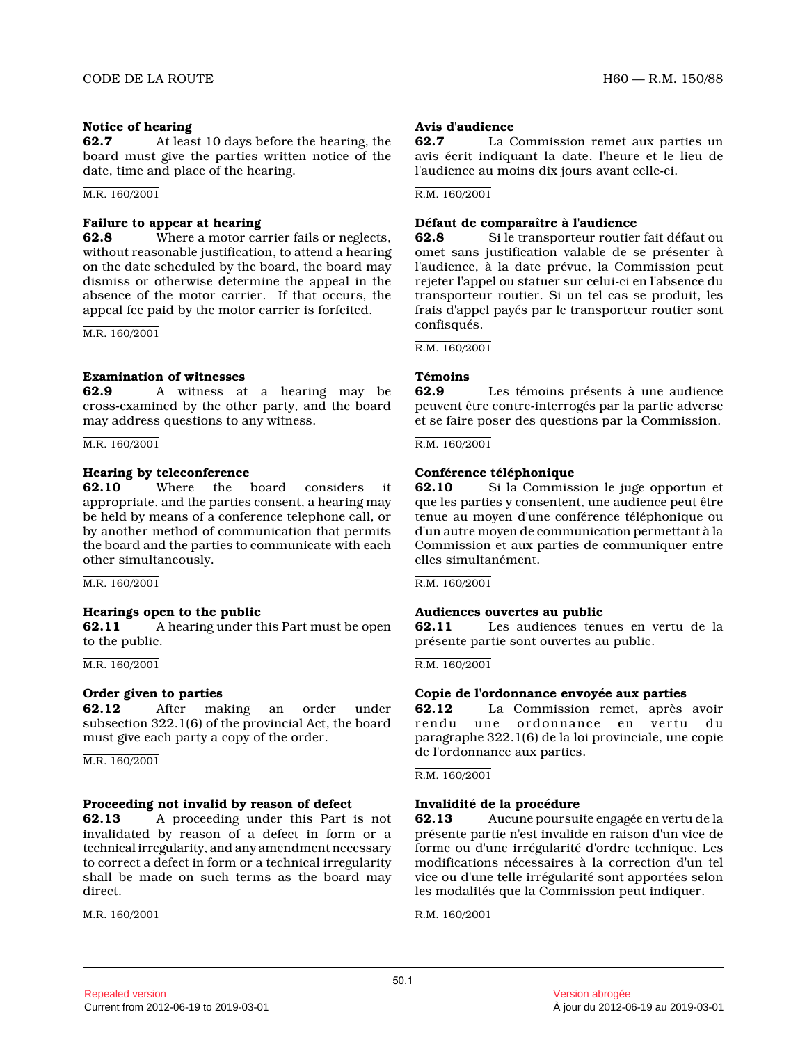**Notice of hearing**

**62.7** At least 10 days before the hearing, the board must give the parties written notice of the date, time and place of the hearing.

M.R. 160/2001

**Failure to appear at hearing**

**62.8** Where a motor carrier fails or neglects, without reasonable justification, to attend a hearing on the date scheduled by the board, the board may dismiss or otherwise determine the appeal in the absence of the motor carrier. If that occurs, the appeal fee paid by the motor carrier is forfeited.

M.R. 160/2001

**Examination of witnesses**

**62.9** A witness at a hearing may be cross-examined by the other party, and the board may address questions to any witness.

M.R. 160/2001

**Hearing by teleconference**

**62.10** Where the board considers it appropriate, and the parties consent, a hearing may be held by means of a conference telephone call, or by another method of communication that permits the board and the parties to communicate with each other simultaneously.

M.R. 160/2001

**Hearings open to the public**

**62.11** A hearing under this Part must be open to the public.

M.R. 160/2001

**Order given to parties**

**62.12** After making an order under subsection 322.1(6) of the provincial Act, the board must give each party a copy of the order.

M.R. 160/2001

**Proceeding not invalid by reason of defect**

**62.13** A proceeding under this Part is not invalidated by reason of a defect in form or a technical irregularity, and any amendment necessary to correct a defect in form or a technical irregularity shall be made on such terms as the board may direct.

M.R. 160/2001

**Avis d'audience**

**62.7** La Commission remet aux parties un avis écrit indiquant la date, l'heure et le lieu de l'audience au moins dix jours avant celle-ci.

R.M. 160/2001

**Défaut de comparaître à l'audience**

**62.8** Si le transporteur routier fait défaut ou omet sans justification valable de se présenter à l'audience, à la date prévue, la Commission peut rejeter l'appel ou statuer sur celui-ci en l'absence du transporteur routier. Si un tel cas se produit, les frais d'appel payés par le transporteur routier sont confisqués.

R.M. 160/2001

**Témoins**

**62.9** Les témoins présents à une audience peuvent être contre-interrogés par la partie adverse et se faire poser des questions par la Commission.

R.M. 160/2001

**Conférence téléphonique**

**62.10** Si la Commission le juge opportun et que les parties y consentent, une audience peut être tenue au moyen d'une conférence téléphonique ou d'un autre moyen de communication permettant à la Commission et aux parties de communiquer entre elles simultanément.

R.M. 160/2001

**Audiences ouvertes au public**

**62.11** Les audiences tenues en vertu de la présente partie sont ouvertes au public.

R.M. 160/2001

**Copie de l'ordonnance envoyée aux parties**

**62.12** La Commission remet, après avoir rendu une ordonnance en vertu du paragraphe 322.1(6) de la loi provinciale, une copie de l'ordonnance aux parties.

R.M. 160/2001

**Invalidité de la procédure**

**62.13** Aucune poursuite engagée en vertu de la présente partie n'est invalide en raison d'un vice de forme ou d'une irrégularité d'ordre technique. Les modifications nécessaires à la correction d'un tel vice ou d'une telle irrégularité sont apportées selon les modalités que la Commission peut indiquer.

R.M. 160/2001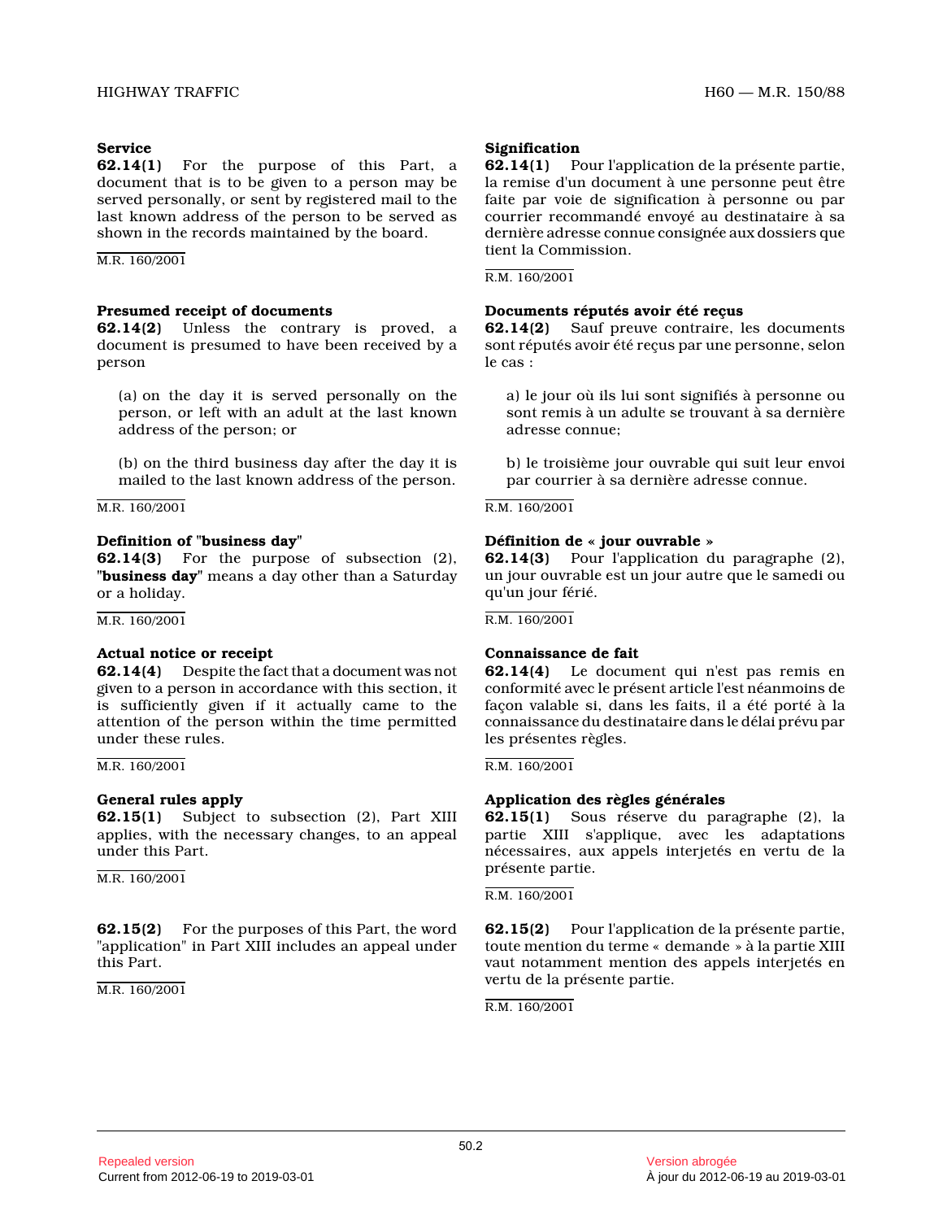**Service**

**62.14(1)** For the purpose of this Part, a document that is to be given to a person may be served personally, or sent by registered mail to the last known address of the person to be served as shown in the records maintained by the board.

M.R. 160/2001

**Presumed receipt of documents**

**62.14(2)** Unless the contrary is proved, a document is presumed to have been received by a person

(a) on the day it is served personally on the person, or left with an adult at the last known address of the person; or

(b) on the third business day after the day it is mailed to the last known address of the person.

M.R. 160/2001

**Definition of "business day"**

**62.14(3)** For the purpose of subsection (2), "**business day**" means a day other than a Saturday or a holiday.

M.R. 160/2001

**Actual notice or receipt**

**62.14(4)** Despite the fact that a document was not given to a person in accordance with this section, it is sufficiently given if it actually came to the attention of the person within the time permitted under these rules.

M.R. 160/2001

**General rules apply**

**62.15(1)** Subject to subsection (2), Part XIII applies, with the necessary changes, to an appeal under this Part.

M.R. 160/2001

**62.15(2)** For the purposes of this Part, the word "application" in Part XIII includes an appeal under this Part.

M.R. 160/2001

**Signification**

**62.14(1)** Pour l'application de la présente partie, la remise d'un document à une personne peut être faite par voie de signification à personne ou par courrier recommandé envoyé au destinataire à sa dernière adresse connue consignée aux dossiers que tient la Commission.

R.M. 160/2001

**Documents réputés avoir été reçus**

**62.14(2)** Sauf preuve contraire, les documents sont réputés avoir été reçus par une personne, selon le cas :

a) le jour où ils lui sont signifiés à personne ou sont remis à un adulte se trouvant à sa dernière adresse connue;

b) le troisième jour ouvrable qui suit leur envoi par courrier à sa dernière adresse connue.

R.M. 160/2001

**Définition de « jour ouvrable »**

**62.14(3)** Pour l'application du paragraphe (2), un jour ouvrable est un jour autre que le samedi ou qu'un jour férié.

R.M. 160/2001

**Connaissance de fait**

**62.14(4)** Le document qui n'est pas remis en conformité avec le présent article l'est néanmoins de façon valable si, dans les faits, il a été porté à la connaissance du destinataire dans le délai prévu par les présentes règles.

R.M. 160/2001

**Application des règles générales**

**62.15(1)** Sous réserve du paragraphe (2), la partie XIII s'applique, avec les adaptations nécessaires, aux appels interjetés en vertu de la présente partie.

R.M. 160/2001

**62.15(2)** Pour l'application de la présente partie, toute mention du terme « demande » à la partie XIII vaut notamment mention des appels interjetés en vertu de la présente partie.

R.M. 160/2001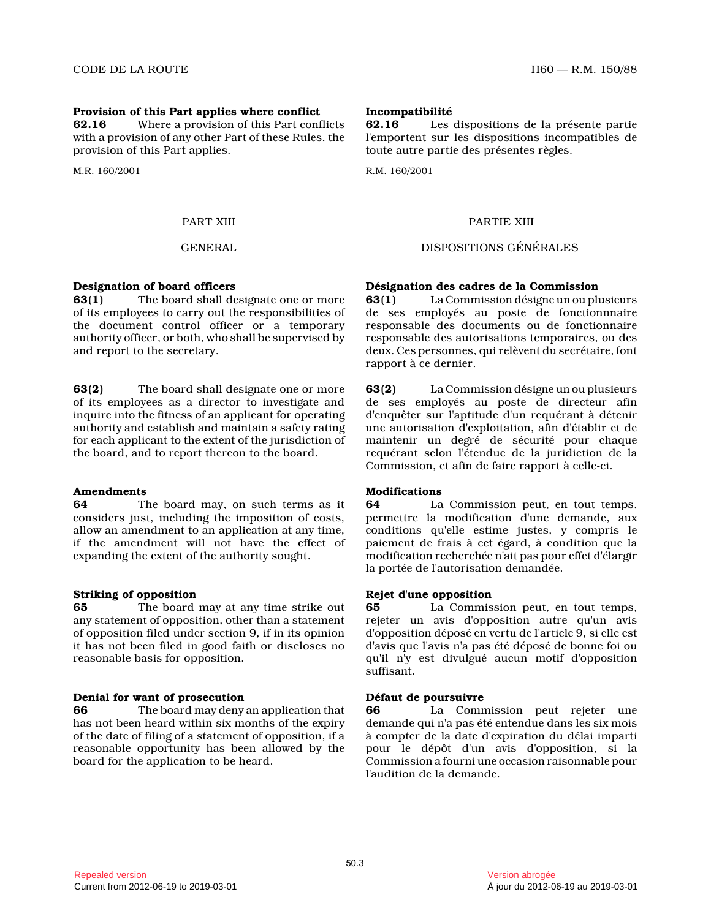**Provision of this Part applies where conflict**

**62.16** Where a provision of this Part conflicts with a provision of any other Part of these Rules, the provision of this Part applies.

M.R. 160/2001

**Incompatibilité**

**62.16** Les dispositions de la présente partie l'emportent sur les dispositions incompatibles de toute autre partie des présentes règles.

R.M. 160/2001

## PART XIII

## GENERAL

## PARTIE XIII

## DISPOSITIONS GÉNÉRALES

**Designation of board officers**

**63(1)** The board shall designate one or more of its employees to carry out the responsibilities of the document control officer or a temporary authority officer, or both, who shall be supervised by and report to the secretary.

**63(2)** The board shall designate one or more of its employees as a director to investigate and inquire into the fitness of an applicant for operating authority and establish and maintain a safety rating for each applicant to the extent of the jurisdiction of the board, and to report thereon to the board.

**Désignation des cadres de la Commission**

**63(1)** La Commission désigne un ou plusieurs de ses employés au poste de fonctionnnaire responsable des documents ou de fonctionnaire responsable des autorisations temporaires, ou des deux. Ces personnes, qui relèvent du secrétaire, font rapport à ce dernier.

**63(2)** La Commission désigne un ou plusieurs de ses employés au poste de directeur afin d'enquêter sur l'aptitude d'un requérant à détenir une autorisation d'exploitation, afin d'établir et de maintenir un degré de sécurité pour chaque requérant selon l'étendue de la juridiction de la Commission, et afin de faire rapport à celle-ci.

**Amendments**

**64** The board may, on such terms as it considers just, including the imposition of costs, allow an amendment to an application at any time, if the amendment will not have the effect of expanding the extent of the authority sought.

**Modifications**

**64** La Commission peut, en tout temps, permettre la modification d'une demande, aux conditions qu'elle estime justes, y compris le paiement de frais à cet égard, à condition que la modification recherchée n'ait pas pour effet d'élargir la portée de l'autorisation demandée.

**Striking of opposition**

**65** The board may at any time strike out any statement of opposition, other than a statement of opposition filed under section 9, if in its opinion it has not been filed in good faith or discloses no reasonable basis for opposition.

**Rejet d'une opposition**

**65** La Commission peut, en tout temps, rejeter un avis d'opposition autre qu'un avis d'opposition déposé en vertu de l'article 9, si elle est d'avis que l'avis n'a pas été déposé de bonne foi ou qu'il n'y est divulgué aucun motif d'opposition suffisant.

**Denial for want of prosecution**

**66** The board may deny an application that has not been heard within six months of the expiry of the date of filing of a statement of opposition, if a reasonable opportunity has been allowed by the board for the application to be heard.

**Défaut de poursuivre**

**66** La Commission peut rejeter une demande qui n'a pas été entendue dans les six mois à compter de la date d'expiration du délai imparti pour le dépôt d'un avis d'opposition, si la Commission a fourni une occasion raisonnable pour l'audition de la demande.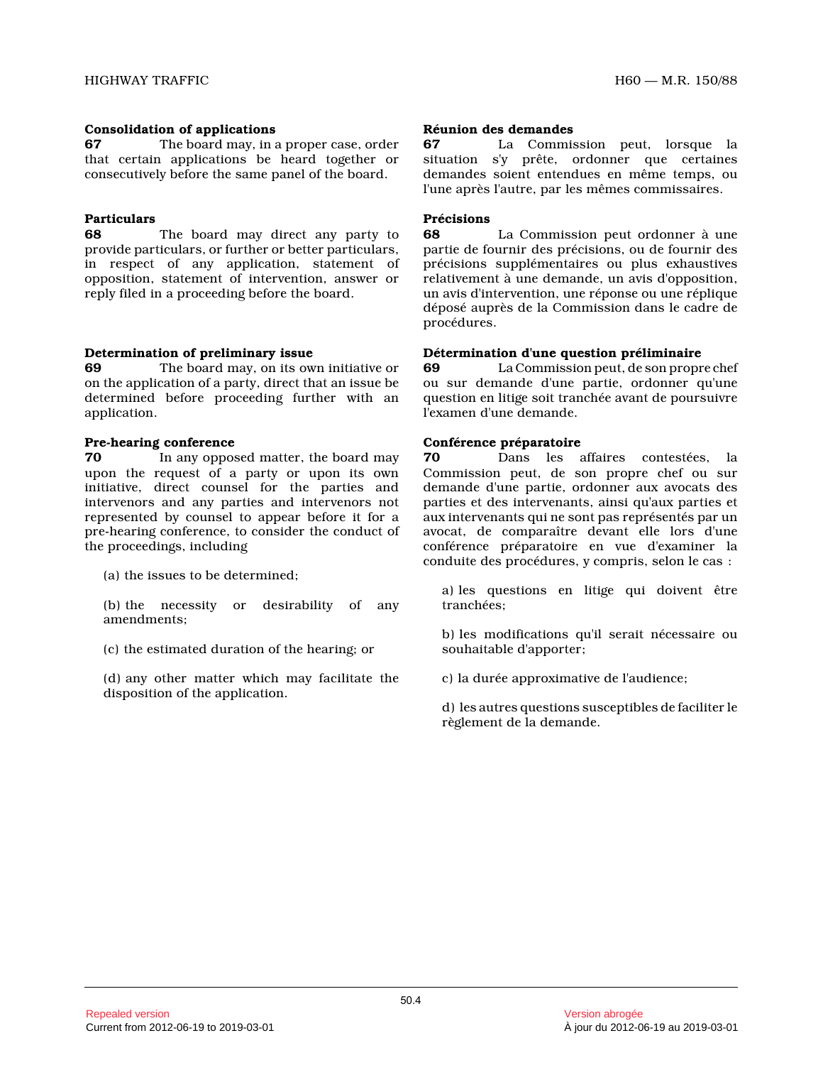**Consolidation of applications**

**67** The board may, in a proper case, order that certain applications be heard together or consecutively before the same panel of the board.

**Particulars**

**68** The board may direct any party to provide particulars, or further or better particulars, in respect of any application, statement of opposition, statement of intervention, answer or reply filed in a proceeding before the board.

**Determination of preliminary issue**

**69** The board may, on its own initiative or on the application of a party, direct that an issue be determined before proceeding further with an application.

**Pre-hearing conference**

**70** In any opposed matter, the board may upon the request of a party or upon its own initiative, direct counsel for the parties and intervenors and any parties and intervenors not represented by counsel to appear before it for a pre-hearing conference, to consider the conduct of the proceedings, including

(a) the issues to be determined;

(b) the necessity or desirability of any amendments;

(c) the estimated duration of the hearing; or

(d) any other matter which may facilitate the disposition of the application.

**Réunion des demandes**

**67** La Commission peut, lorsque la situation s'y prête, ordonner que certaines demandes soient entendues en même temps, ou l'une après l'autre, par les mêmes commissaires.

**Précisions**

**68** La Commission peut ordonner à une partie de fournir des précisions, ou de fournir des précisions supplémentaires ou plus exhaustives relativement à une demande, un avis d'opposition, un avis d'intervention, une réponse ou une réplique déposé auprès de la Commission dans le cadre de procédures.

**Détermination d'une question préliminaire**

**69** La Commission peut, de son propre chef ou sur demande d'une partie, ordonner qu'une question en litige soit tranchée avant de poursuivre l'examen d'une demande.

**Conférence préparatoire**

**70** Dans les affaires contestées, la Commission peut, de son propre chef ou sur demande d'une partie, ordonner aux avocats des parties et des intervenants, ainsi qu'aux parties et aux intervenants qui ne sont pas représentés par un avocat, de comparaître devant elle lors d'une conférence préparatoire en vue d'examiner la conduite des procédures, y compris, selon le cas :

a) les questions en litige qui doivent être tranchées;

b) les modifications qu'il serait nécessaire ou souhaitable d'apporter;

c) la durée approximative de l'audience;

d) les autres questions susceptibles de faciliter le règlement de la demande.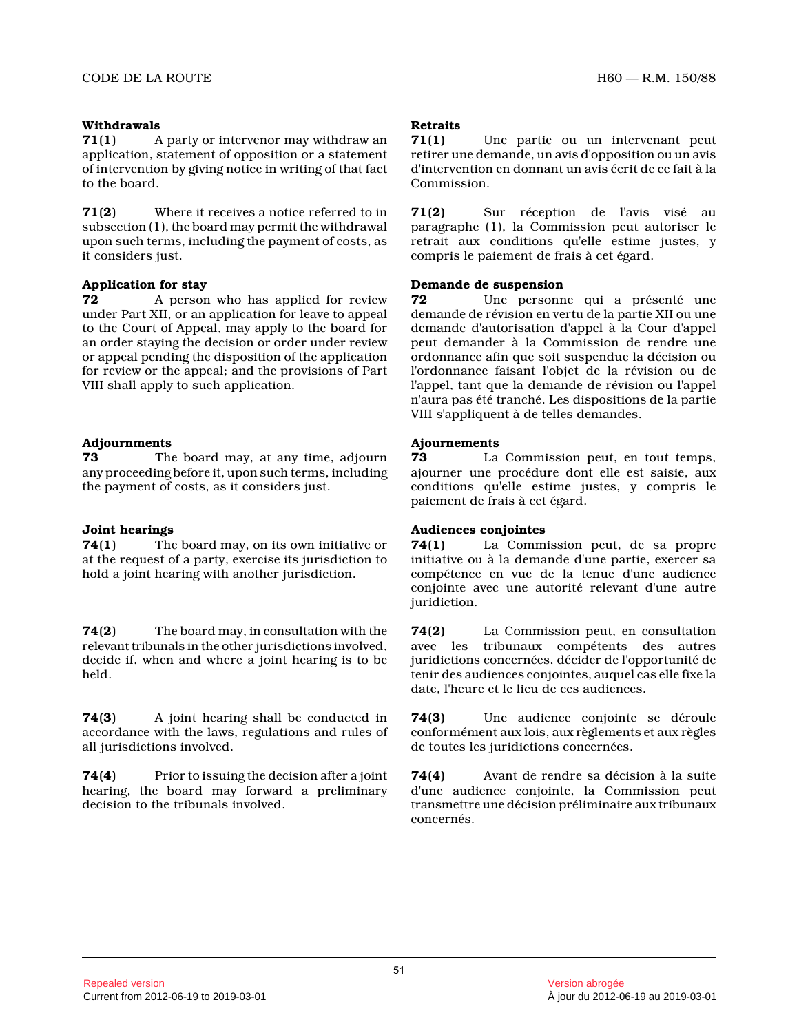**Withdrawals**

**71(1)** A party or intervenor may withdraw an application, statement of opposition or a statement of intervention by giving notice in writing of that fact to the board.

**71(2)** Where it receives a notice referred to in subsection (1), the board may permit the withdrawal upon such terms, including the payment of costs, as it considers just.

**Application for stay**

**72** A person who has applied for review under Part XII, or an application for leave to appeal to the Court of Appeal, may apply to the board for an order staying the decision or order under review or appeal pending the disposition of the application for review or the appeal; and the provisions of Part VIII shall apply to such application.

**Adjournments**

**73** The board may, at any time, adjourn any proceeding before it, upon such terms, including the payment of costs, as it considers just.

**Joint hearings**

**74(1)** The board may, on its own initiative or at the request of a party, exercise its jurisdiction to hold a joint hearing with another jurisdiction.

**74(2)** The board may, in consultation with the relevant tribunals in the other jurisdictions involved, decide if, when and where a joint hearing is to be held.

**74(3)** A joint hearing shall be conducted in accordance with the laws, regulations and rules of all jurisdictions involved.

**74(4)** Prior to issuing the decision after a joint hearing, the board may forward a preliminary decision to the tribunals involved.

**Retraits**

**71(1)** Une partie ou un intervenant peut retirer une demande, un avis d'opposition ou un avis d'intervention en donnant un avis écrit de ce fait à la Commission.

**71(2)** Sur réception de l'avis visé au paragraphe (1), la Commission peut autoriser le retrait aux conditions qu'elle estime justes, y compris le paiement de frais à cet égard.

**Demande de suspension**

**72** Une personne qui a présenté une demande de révision en vertu de la partie XII ou une demande d'autorisation d'appel à la Cour d'appel peut demander à la Commission de rendre une ordonnance afin que soit suspendue la décision ou l'ordonnance faisant l'objet de la révision ou de l'appel, tant que la demande de révision ou l'appel n'aura pas été tranché. Les dispositions de la partie VIII s'appliquent à de telles demandes.

**Ajournements**

**73** La Commission peut, en tout temps, ajourner une procédure dont elle est saisie, aux conditions qu'elle estime justes, y compris le paiement de frais à cet égard.

**Audiences conjointes**

**74(1)** La Commission peut, de sa propre initiative ou à la demande d'une partie, exercer sa compétence en vue de la tenue d'une audience conjointe avec une autorité relevant d'une autre juridiction.

**74(2)** La Commission peut, en consultation avec les tribunaux compétents des autres juridictions concernées, décider de l'opportunité de tenir des audiences conjointes, auquel cas elle fixe la date, l'heure et le lieu de ces audiences.

**74(3)** Une audience conjointe se déroule conformément aux lois, aux règlements et aux règles de toutes les juridictions concernées.

**74(4)** Avant de rendre sa décision à la suite d'une audience conjointe, la Commission peut transmettre une décision préliminaire aux tribunaux concernés.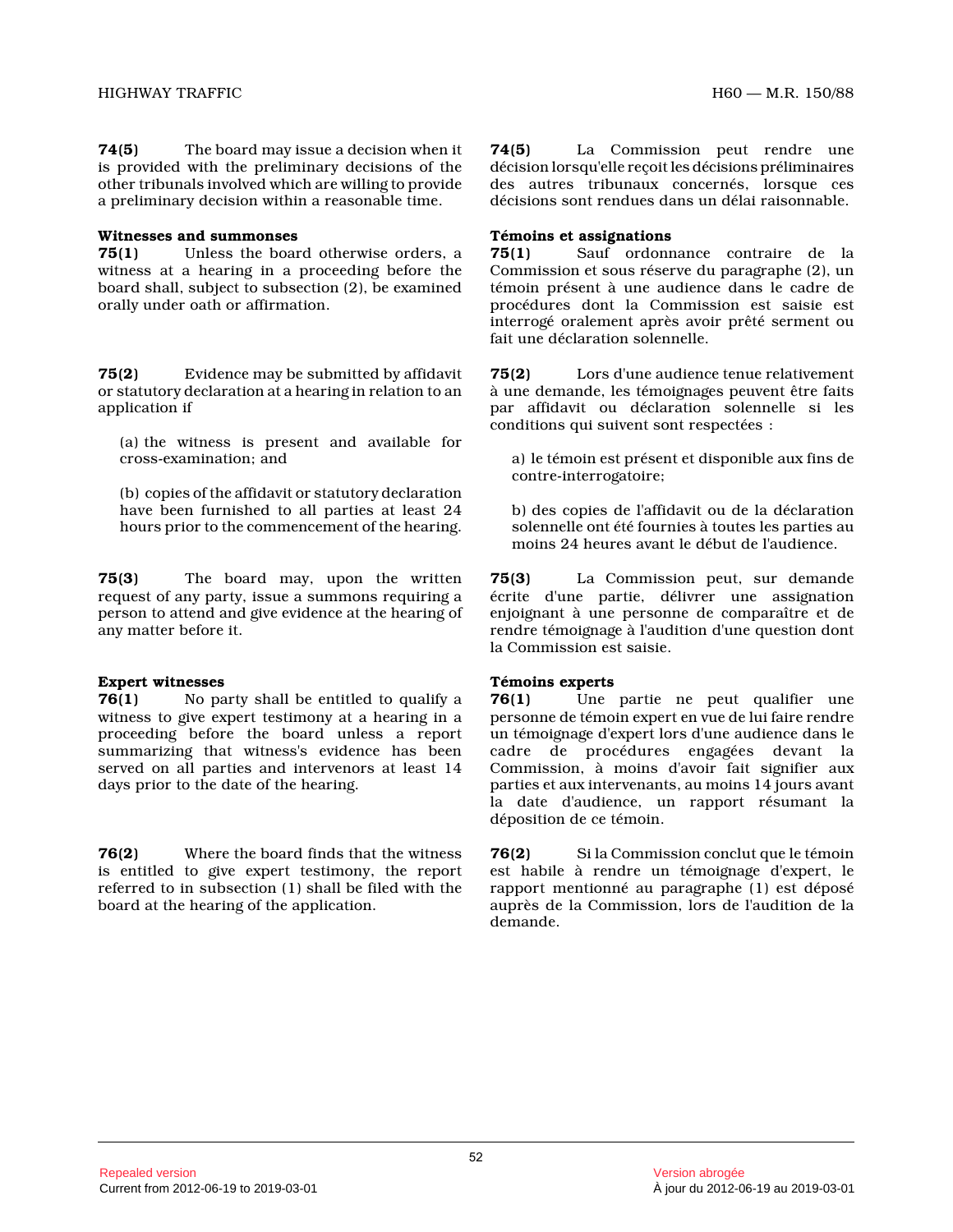**74(5)** The board may issue a decision when it is provided with the preliminary decisions of the other tribunals involved which are willing to provide a preliminary decision within a reasonable time.

**74(5)** La Commission peut rendre une décision lorsqu'elle reçoit les décisions préliminaires des autres tribunaux concernés, lorsque ces décisions sont rendues dans un délai raisonnable.

**Witnesses and summonses**

**75(1)** Unless the board otherwise orders, a witness at a hearing in a proceeding before the board shall, subject to subsection (2), be examined orally under oath or affirmation.

**Témoins et assignations**

**75(1)** Sauf ordonnance contraire de la Commission et sous réserve du paragraphe (2), un témoin présent à une audience dans le cadre de procédures dont la Commission est saisie est interrogé oralement après avoir prêté serment ou fait une déclaration solennelle.

**75(2)** Evidence may be submitted by affidavit or statutory declaration at a hearing in relation to an application if

(a) the witness is present and available for cross-examination; and

(b) copies of the affidavit or statutory declaration have been furnished to all parties at least 24 hours prior to the commencement of the hearing.

**75(2)** Lors d'une audience tenue relativement à une demande, les témoignages peuvent être faits par affidavit ou déclaration solennelle si les conditions qui suivent sont respectées :

a) le témoin est présent et disponible aux fins de contre-interrogatoire;

b) des copies de l'affidavit ou de la déclaration solennelle ont été fournies à toutes les parties au moins 24 heures avant le début de l'audience.

**75(3)** The board may, upon the written request of any party, issue a summons requiring a person to attend and give evidence at the hearing of any matter before it.

**75(3)** La Commission peut, sur demande écrite d'une partie, délivrer une assignation enjoignant à une personne de comparaître et de rendre témoignage à l'audition d'une question dont la Commission est saisie.

**Expert witnesses**

**76(1)** No party shall be entitled to qualify a witness to give expert testimony at a hearing in a proceeding before the board unless a report summarizing that witness's evidence has been served on all parties and intervenors at least 14 days prior to the date of the hearing.

**Témoins experts**

**76(1)** Une partie ne peut qualifier une personne de témoin expert en vue de lui faire rendre un témoignage d'expert lors d'une audience dans le cadre de procédures engagées devant la Commission, à moins d'avoir fait signifier aux parties et aux intervenants, au moins 14 jours avant la date d'audience, un rapport résumant la déposition de ce témoin.

**76(2)** Where the board finds that the witness is entitled to give expert testimony, the report referred to in subsection (1) shall be filed with the board at the hearing of the application.

**76(2)** Si la Commission conclut que le témoin est habile à rendre un témoignage d'expert, le rapport mentionné au paragraphe (1) est déposé auprès de la Commission, lors de l'audition de la demande.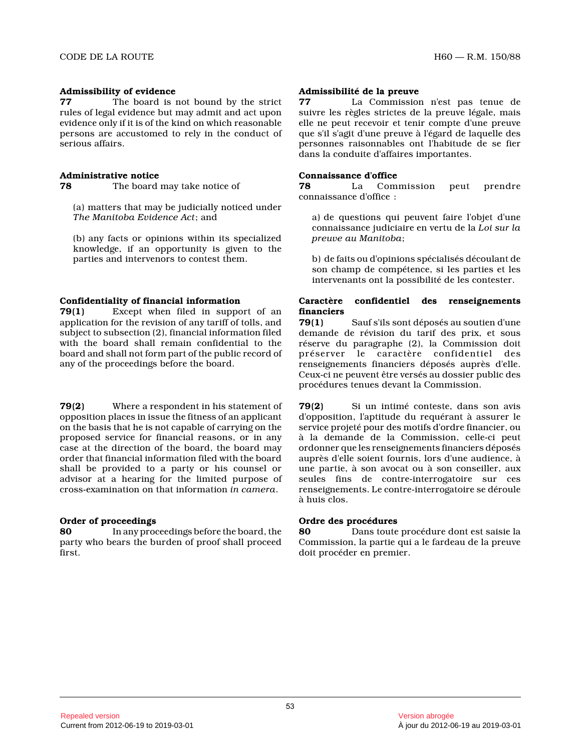**Admissibility of evidence**

**77** The board is not bound by the strict rules of legal evidence but may admit and act upon evidence only if it is of the kind on which reasonable persons are accustomed to rely in the conduct of serious affairs.

**Administrative notice**

**78** The board may take notice of

(a) matters that may be judicially noticed under *The Manitoba Evidence Act*; and

(b) any facts or opinions within its specialized knowledge, if an opportunity is given to the parties and intervenors to contest them.

**Confidentiality of financial information**

**79(1)** Except when filed in support of an application for the revision of any tariff of tolls, and subject to subsection (2), financial information filed with the board shall remain confidential to the board and shall not form part of the public record of any of the proceedings before the board.

**79(2)** Where a respondent in his statement of opposition places in issue the fitness of an applicant on the basis that he is not capable of carrying on the proposed service for financial reasons, or in any case at the direction of the board, the board may order that financial information filed with the board shall be provided to a party or his counsel or advisor at a hearing for the limited purpose of cross-examination on that information *in camera*.

**Order of proceedings**

**80** In any proceedings before the board, the party who bears the burden of proof shall proceed first.

**Admissibilité de la preuve**

**77** La Commission n'est pas tenue de suivre les règles strictes de la preuve légale, mais elle ne peut recevoir et tenir compte d'une preuve que s'il s'agit d'une preuve à l'égard de laquelle des personnes raisonnables ont l'habitude de se fier dans la conduite d'affaires importantes.

**Connaissance d'office**

**78** La Commission peut prendre connaissance d'office :

a) de questions qui peuvent faire l'objet d'une connaissance judiciaire en vertu de la *Loi sur la preuve au Manitoba*;

b) de faits ou d'opinions spécialisés découlant de son champ de compétence, si les parties et les intervenants ont la possibilité de les contester.

**Caractère confidentiel des renseignements financiers**

**79(1)** Sauf s'ils sont déposés au soutien d'une demande de révision du tarif des prix, et sous réserve du paragraphe (2), la Commission doit préserver le caractère confidentiel des renseignements financiers déposés auprès d'elle. Ceux-ci ne peuvent être versés au dossier public des procédures tenues devant la Commission.

**79(2)** Si un intimé conteste, dans son avis d'opposition, l'aptitude du requérant à assurer le service projeté pour des motifs d'ordre financier, ou à la demande de la Commission, celle-ci peut ordonner que les renseignements financiers déposés auprès d'elle soient fournis, lors d'une audience, à une partie, à son avocat ou à son conseiller, aux seules fins de contre-interrogatoire sur ces renseignements. Le contre-interrogatoire se déroule à huis clos.

**Ordre des procédures**

**80** Dans toute procédure dont est saisie la Commission, la partie qui a le fardeau de la preuve doit procéder en premier.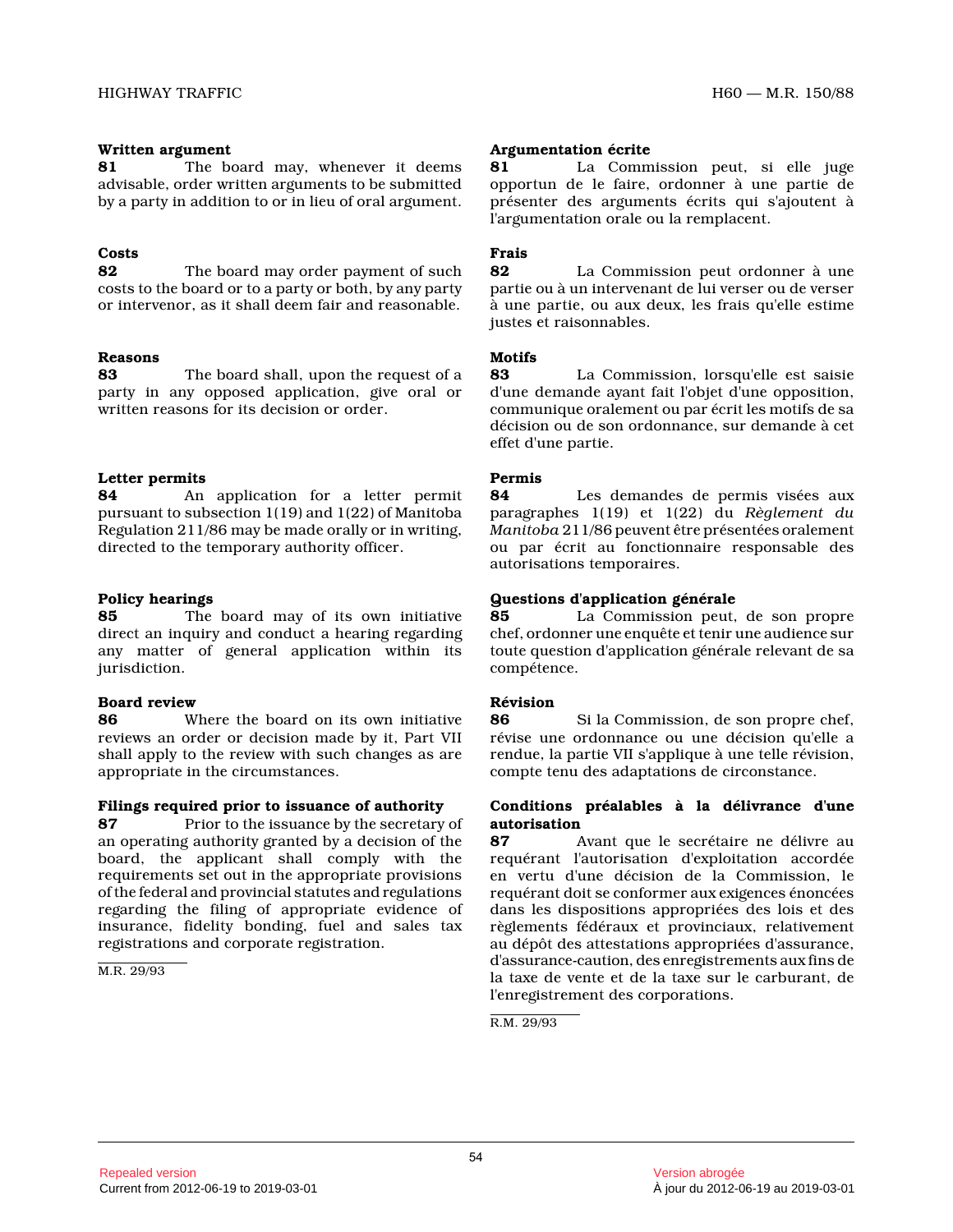**Written argument**

**81** The board may, whenever it deems advisable, order written arguments to be submitted by a party in addition to or in lieu of oral argument.

**Costs**

**82** The board may order payment of such costs to the board or to a party or both, by any party or intervenor, as it shall deem fair and reasonable.

**Reasons**

**83** The board shall, upon the request of a party in any opposed application, give oral or written reasons for its decision or order.

**Letter permits**

**84** An application for a letter permit pursuant to subsection 1(19) and 1(22) of Manitoba Regulation 211/86 may be made orally or in writing, directed to the temporary authority officer.

**Policy hearings**

**85** The board may of its own initiative direct an inquiry and conduct a hearing regarding any matter of general application within its jurisdiction.

**Board review**

**86** Where the board on its own initiative reviews an order or decision made by it, Part VII shall apply to the review with such changes as are appropriate in the circumstances.

**Filings required prior to issuance of authority**

**87** Prior to the issuance by the secretary of an operating authority granted by a decision of the board, the applicant shall comply with the requirements set out in the appropriate provisions of the federal and provincial statutes and regulations regarding the filing of appropriate evidence of insurance, fidelity bonding, fuel and sales tax registrations and corporate registration.

M.R. 29/93

**Argumentation écrite**

**81** La Commission peut, si elle juge opportun de le faire, ordonner à une partie de présenter des arguments écrits qui s'ajoutent à l'argumentation orale ou la remplacent.

**Frais**

**82** La Commission peut ordonner à une partie ou à un intervenant de lui verser ou de verser à une partie, ou aux deux, les frais qu'elle estime justes et raisonnables.

**Motifs**

**83** La Commission, lorsqu'elle est saisie d'une demande ayant fait l'objet d'une opposition, communique oralement ou par écrit les motifs de sa décision ou de son ordonnance, sur demande à cet effet d'une partie.

**Permis**

**84** Les demandes de permis visées aux paragraphes 1(19) et 1(22) du *Règlement du Manitoba* 211/86 peuvent être présentées oralement ou par écrit au fonctionnaire responsable des autorisations temporaires.

**Questions d'application générale**

**85** La Commission peut, de son propre chef, ordonner une enquête et tenir une audience sur toute question d'application générale relevant de sa compétence.

**Révision**

**86** Si la Commission, de son propre chef, révise une ordonnance ou une décision qu'elle a rendue, la partie VII s'applique à une telle révision, compte tenu des adaptations de circonstance.

**Conditions préalables à la délivrance d'une autorisation**

**87** Avant que le secrétaire ne délivre au requérant l'autorisation d'exploitation accordée en vertu d'une décision de la Commission, le requérant doit se conformer aux exigences énoncées dans les dispositions appropriées des lois et des règlements fédéraux et provinciaux, relativement au dépôt des attestations appropriées d'assurance, d'assurance-caution, des enregistrements aux fins de la taxe de vente et de la taxe sur le carburant, de l'enregistrement des corporations.

R.M. 29/93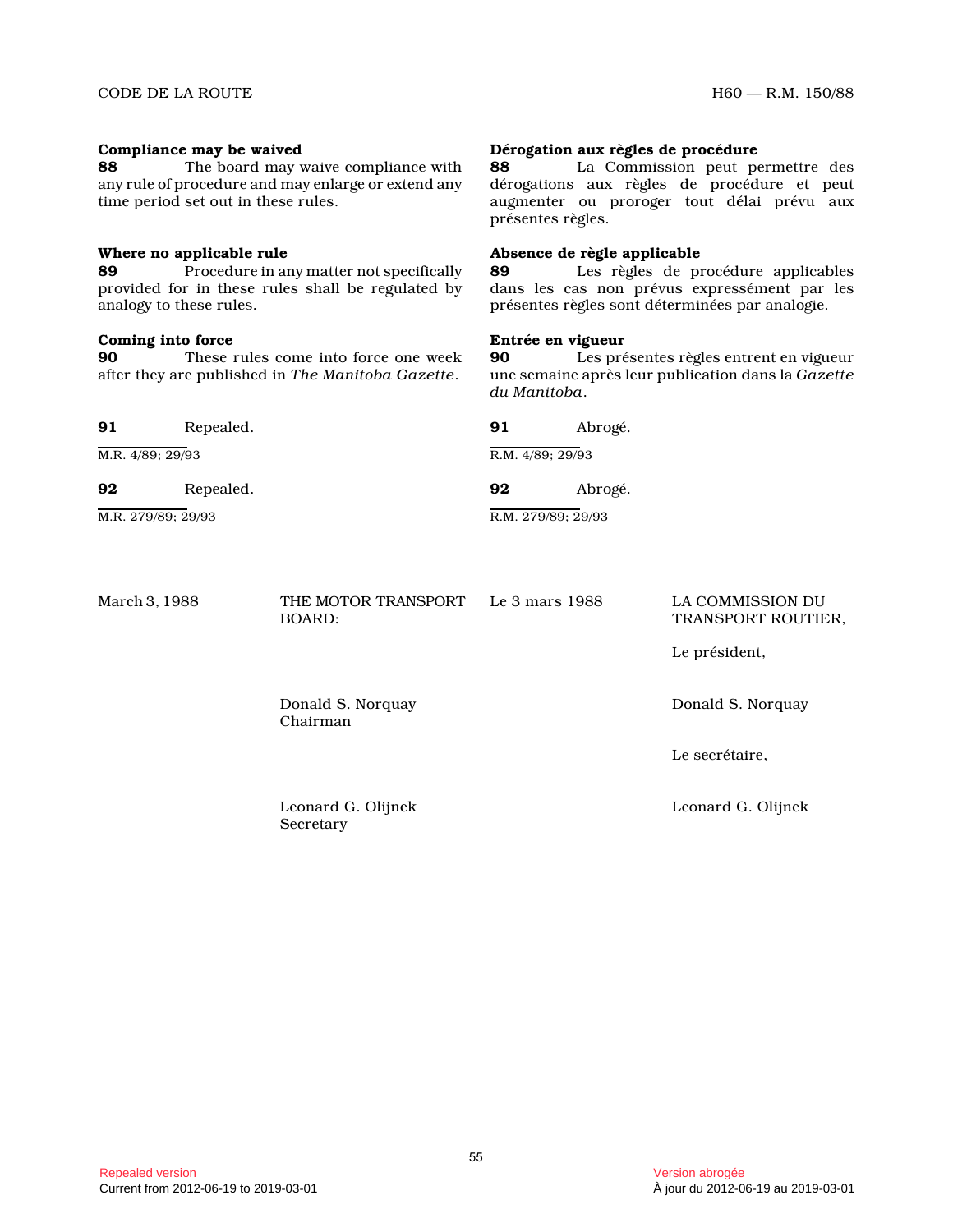**Compliance may be waived**
**88** The board may waive compliance with any rule of procedure and may enlarge or extend any time period set out in these rules.

**Where no applicable rule**
**89** Procedure in any matter not specifically provided for in these rules shall be regulated by analogy to these rules.

**Coming into force**
**90** These rules come into force one week after they are published in *The Manitoba Gazette*.

**91** Repealed.

M.R. 4/89; 29/93

**92** Repealed.

M.R. 279/89; 29/93

March 3, 1988

THE MOTOR TRANSPORT BOARD:

Donald S. Norquay
Chairman

Leonard G. Olijnek
Secretary

**Dérogation aux règles de procédure**
**88** La Commission peut permettre des dérogations aux règles de procédure et peut augmenter ou proroger tout délai prévu aux présentes règles.

**Absence de règle applicable**
**89** Les règles de procédure applicables dans les cas non prévus expressément par les présentes règles sont déterminées par analogie.

**Entrée en vigueur**
**90** Les présentes règles entrent en vigueur une semaine après leur publication dans la *Gazette du Manitoba*.

**91** Abrogé.

R.M. 4/89; 29/93

**92** Abrogé.

R.M. 279/89; 29/93

Le 3 mars 1988

LA COMMISSION DU TRANSPORT ROUTIER,

Le président,

Donald S. Norquay

Le secrétaire,

Leonard G. Olijnek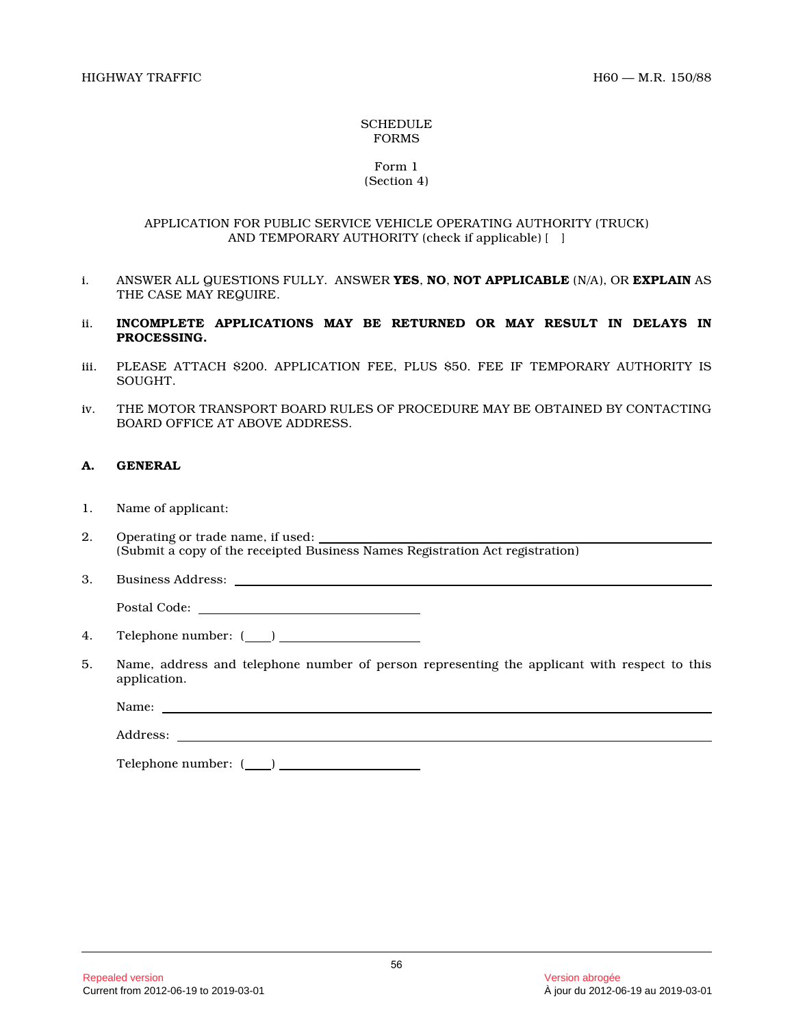SCHEDULE
FORMS

Form 1
(Section 4)

APPLICATION FOR PUBLIC SERVICE VEHICLE OPERATING AUTHORITY (TRUCK) AND TEMPORARY AUTHORITY (check if applicable) [ ]

i. ANSWER ALL QUESTIONS FULLY. ANSWER **YES**, **NO**, **NOT APPLICABLE** (N/A), OR **EXPLAIN** AS THE CASE MAY REQUIRE.

ii. **INCOMPLETE APPLICATIONS MAY BE RETURNED OR MAY RESULT IN DELAYS IN PROCESSING.**

iii. PLEASE ATTACH $200. APPLICATION FEE, PLUS $50. FEE IF TEMPORARY AUTHORITY IS SOUGHT.

iv. THE MOTOR TRANSPORT BOARD RULES OF PROCEDURE MAY BE OBTAINED BY CONTACTING BOARD OFFICE AT ABOVE ADDRESS.

**A. GENERAL**

1. Name of applicant:

2. Operating or trade name, if used: ______________________________
(Submit a copy of the receipted Business Names Registration Act registration)

3. Business Address: ______________________________

   Postal Code: ____________________

4. Telephone number: (____) ____________________

5. Name, address and telephone number of person representing the applicant with respect to this application.

   Name: ______________________________

   Address: ______________________________

   Telephone number: (____) ____________________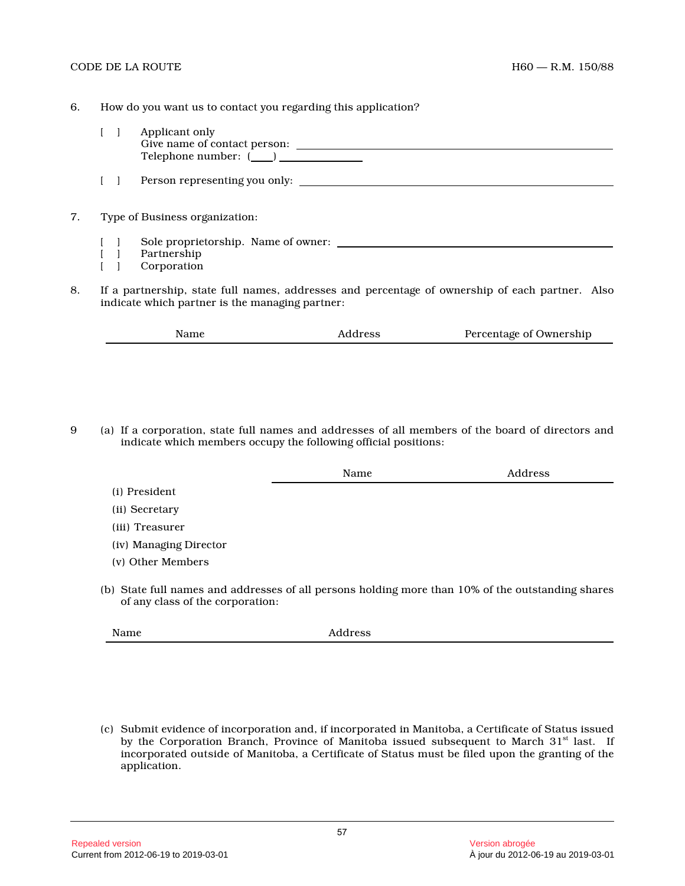6. How do you want us to contact you regarding this application?

   [ ] Applicant only
   Give name of contact person: ______________________________
   Telephone number: (____) ______________

   [ ] Person representing you only: ______________________________

7. Type of Business organization:

   [ ] Sole proprietorship. Name of owner: ______________________________
   [ ] Partnership
   [ ] Corporation

8. If a partnership, state full names, addresses and percentage of ownership of each partner. Also indicate which partner is the managing partner:

| Name | Address | Percentage of Ownership |
|---|---|---|
| | | |

9 (a) If a corporation, state full names and addresses of all members of the board of directors and indicate which members occupy the following official positions:

| | Name | Address |
|---|---|---|
| (i) President | | |
| (ii) Secretary | | |
| (iii) Treasurer | | |
| (iv) Managing Director | | |
| (v) Other Members | | |

(b) State full names and addresses of all persons holding more than 10% of the outstanding shares of any class of the corporation:

| Name | Address |
|---|---|
| | |

(c) Submit evidence of incorporation and, if incorporated in Manitoba, a Certificate of Status issued by the Corporation Branch, Province of Manitoba issued subsequent to March 31st last. If incorporated outside of Manitoba, a Certificate of Status must be filed upon the granting of the application.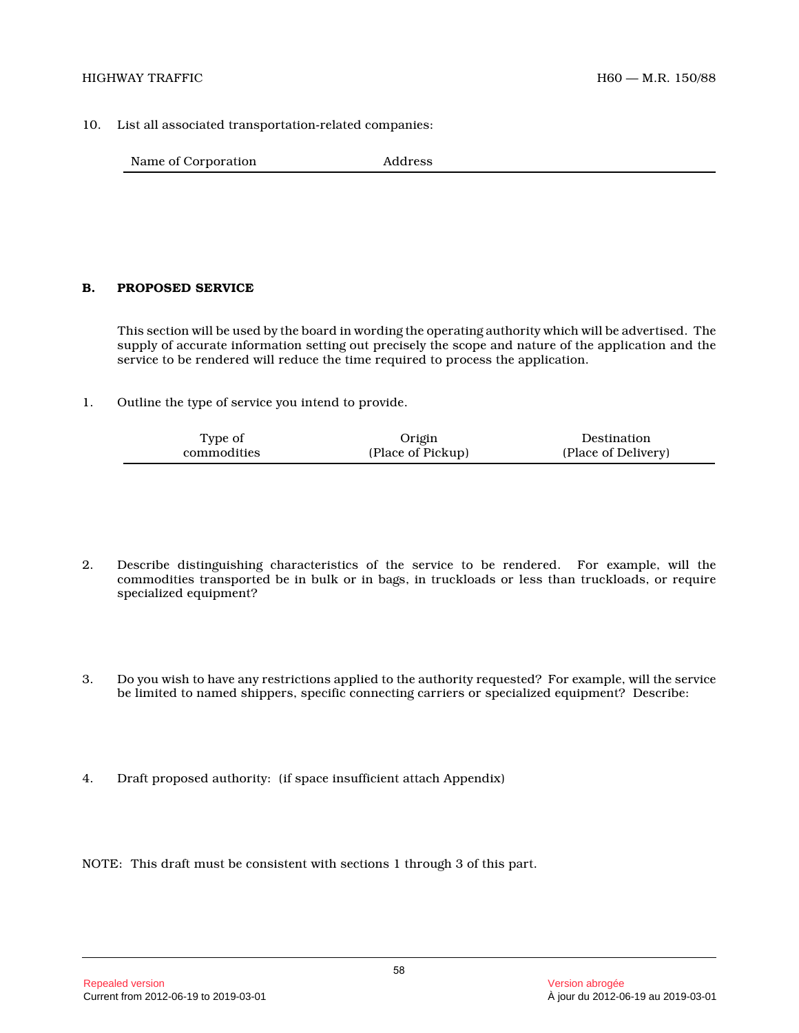10. List all associated transportation-related companies:

| Name of Corporation | Address |
| --- | --- |

## B. PROPOSED SERVICE

This section will be used by the board in wording the operating authority which will be advertised. The supply of accurate information setting out precisely the scope and nature of the application and the service to be rendered will reduce the time required to process the application.

1. Outline the type of service you intend to provide.

| Type of commodities | Origin (Place of Pickup) | Destination (Place of Delivery) |
| --- | --- | --- |

2. Describe distinguishing characteristics of the service to be rendered. For example, will the commodities transported be in bulk or in bags, in truckloads or less than truckloads, or require specialized equipment?

3. Do you wish to have any restrictions applied to the authority requested? For example, will the service be limited to named shippers, specific connecting carriers or specialized equipment? Describe:

4. Draft proposed authority: (if space insufficient attach Appendix)

NOTE: This draft must be consistent with sections 1 through 3 of this part.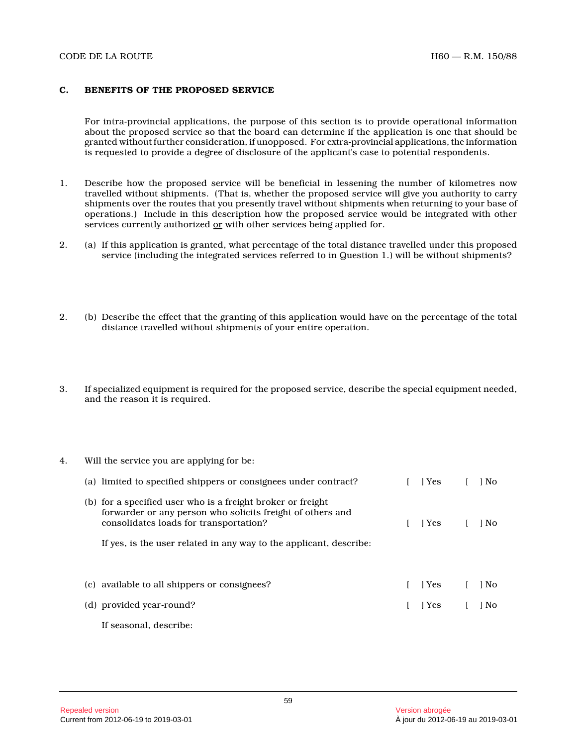## C. BENEFITS OF THE PROPOSED SERVICE

For intra-provincial applications, the purpose of this section is to provide operational information about the proposed service so that the board can determine if the application is one that should be granted without further consideration, if unopposed. For extra-provincial applications, the information is requested to provide a degree of disclosure of the applicant's case to potential respondents.

1. Describe how the proposed service will be beneficial in lessening the number of kilometres now travelled without shipments. (That is, whether the proposed service will give you authority to carry shipments over the routes that you presently travel without shipments when returning to your base of operations.) Include in this description how the proposed service would be integrated with other services currently authorized <u>or</u> with other services being applied for.

2. (a) If this application is granted, what percentage of the total distance travelled under this proposed service (including the integrated services referred to in Question 1.) will be without shipments?

2. (b) Describe the effect that the granting of this application would have on the percentage of the total distance travelled without shipments of your entire operation.

3. If specialized equipment is required for the proposed service, describe the special equipment needed, and the reason it is required.

4. Will the service you are applying for be:

   (a) limited to specified shippers or consignees under contract? [ ] Yes [ ] No

   (b) for a specified user who is a freight broker or freight forwarder or any person who solicits freight of others and consolidates loads for transportation? [ ] Yes [ ] No

   If yes, is the user related in any way to the applicant, describe:

   (c) available to all shippers or consignees? [ ] Yes [ ] No

   (d) provided year-round? [ ] Yes [ ] No

   If seasonal, describe: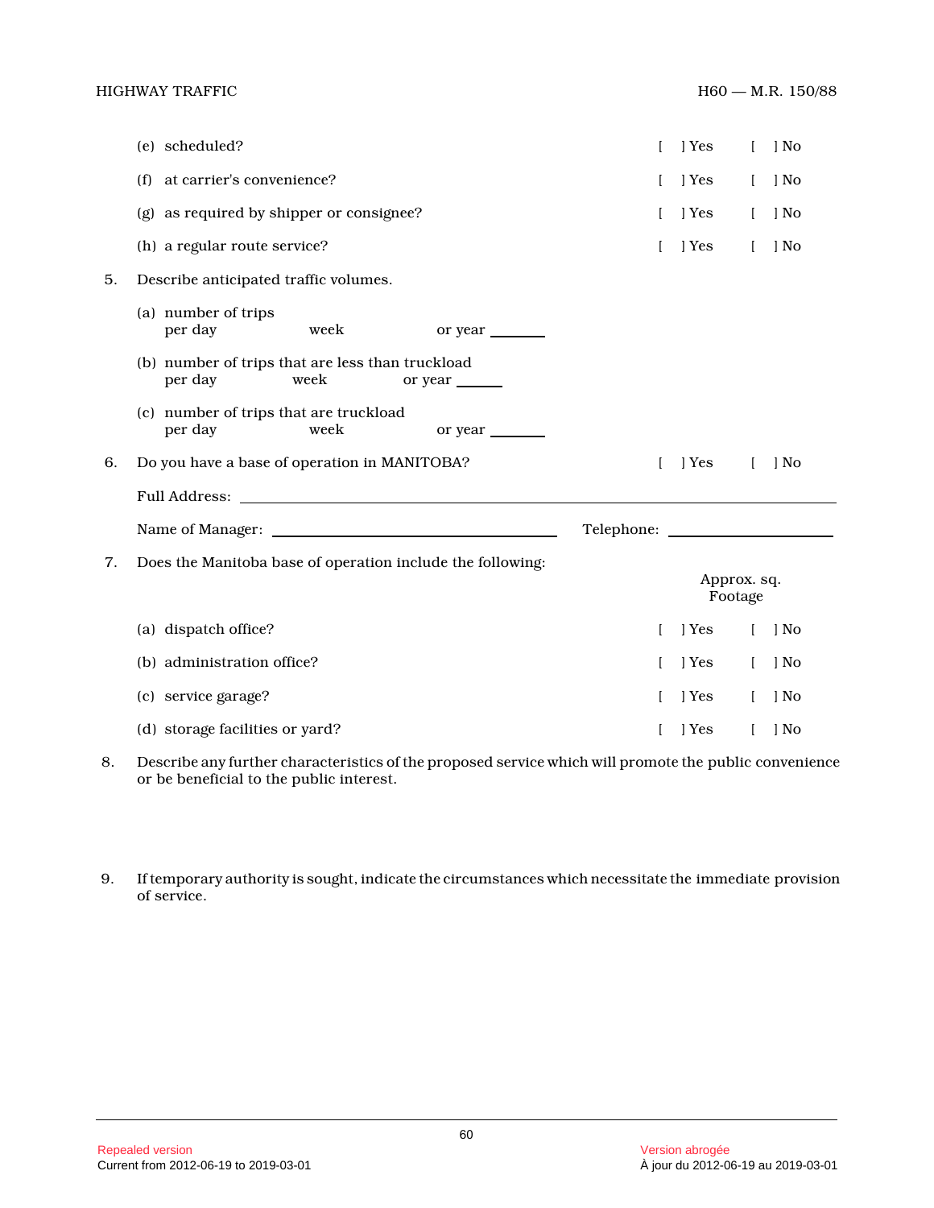(e) scheduled? [ ] Yes [ ] No

(f) at carrier's convenience? [ ] Yes [ ] No

(g) as required by shipper or consignee? [ ] Yes [ ] No

(h) a regular route service? [ ] Yes [ ] No

5. Describe anticipated traffic volumes.

(a) number of trips
per day week or year _______

(b) number of trips that are less than truckload
per day week or year ______

(c) number of trips that are truckload
per day week or year _______

6. Do you have a base of operation in MANITOBA? [ ] Yes [ ] No

Full Address: ____________________________________________

Name of Manager: ______________________ Telephone: ______________

7. Does the Manitoba base of operation include the following:

Approx. sq. Footage

(a) dispatch office? [ ] Yes [ ] No

(b) administration office? [ ] Yes [ ] No

(c) service garage? [ ] Yes [ ] No

(d) storage facilities or yard? [ ] Yes [ ] No

8. Describe any further characteristics of the proposed service which will promote the public convenience or be beneficial to the public interest.

9. If temporary authority is sought, indicate the circumstances which necessitate the immediate provision of service.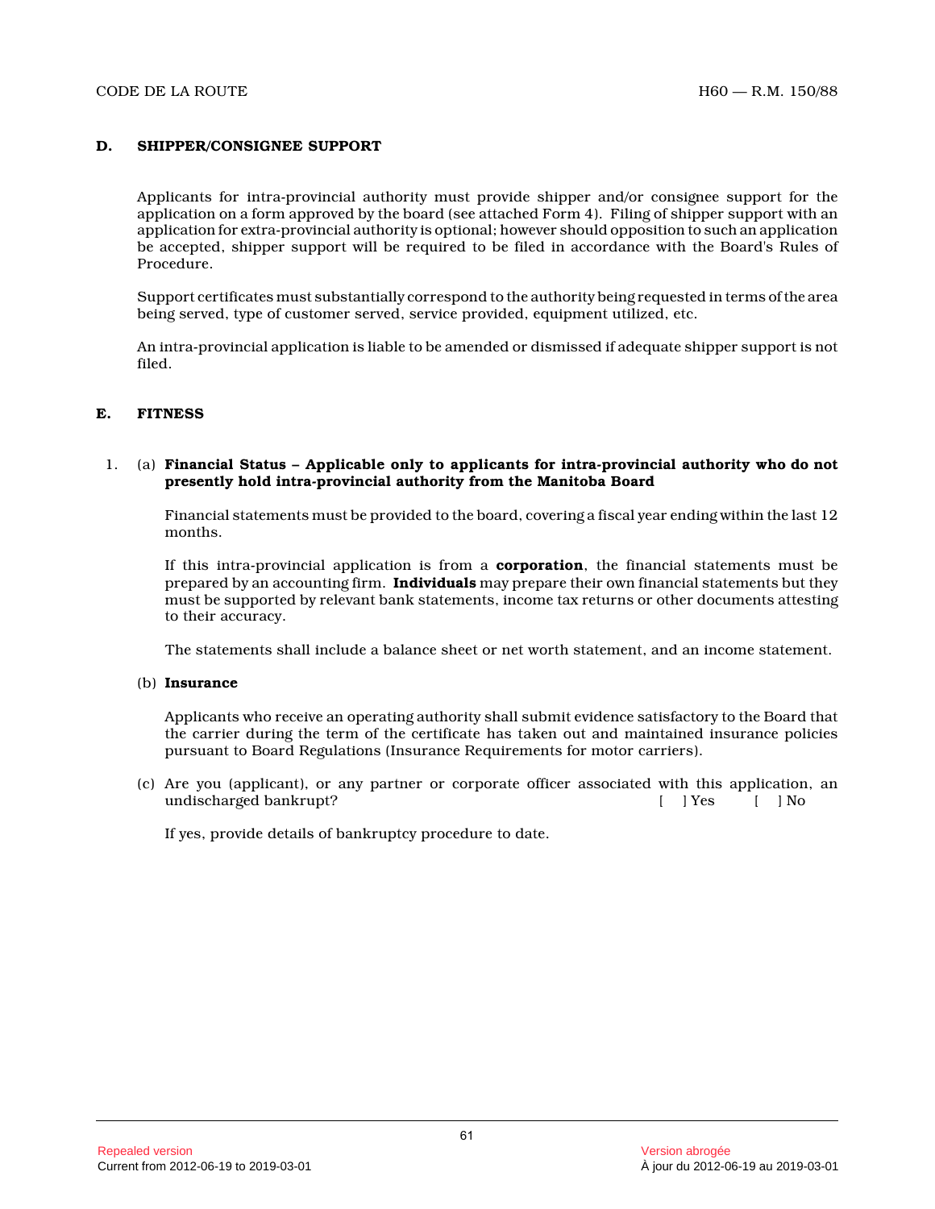## D. SHIPPER/CONSIGNEE SUPPORT

Applicants for intra-provincial authority must provide shipper and/or consignee support for the application on a form approved by the board (see attached Form 4). Filing of shipper support with an application for extra-provincial authority is optional; however should opposition to such an application be accepted, shipper support will be required to be filed in accordance with the Board's Rules of Procedure.

Support certificates must substantially correspond to the authority being requested in terms of the area being served, type of customer served, service provided, equipment utilized, etc.

An intra-provincial application is liable to be amended or dismissed if adequate shipper support is not filed.

## E. FITNESS

1. (a) **Financial Status – Applicable only to applicants for intra-provincial authority who do not presently hold intra-provincial authority from the Manitoba Board**

   Financial statements must be provided to the board, covering a fiscal year ending within the last 12 months.

   If this intra-provincial application is from a **corporation**, the financial statements must be prepared by an accounting firm. **Individuals** may prepare their own financial statements but they must be supported by relevant bank statements, income tax returns or other documents attesting to their accuracy.

   The statements shall include a balance sheet or net worth statement, and an income statement.

   (b) **Insurance**

   Applicants who receive an operating authority shall submit evidence satisfactory to the Board that the carrier during the term of the certificate has taken out and maintained insurance policies pursuant to Board Regulations (Insurance Requirements for motor carriers).

   (c) Are you (applicant), or any partner or corporate officer associated with this application, an undischarged bankrupt? [ ] Yes [ ] No

   If yes, provide details of bankruptcy procedure to date.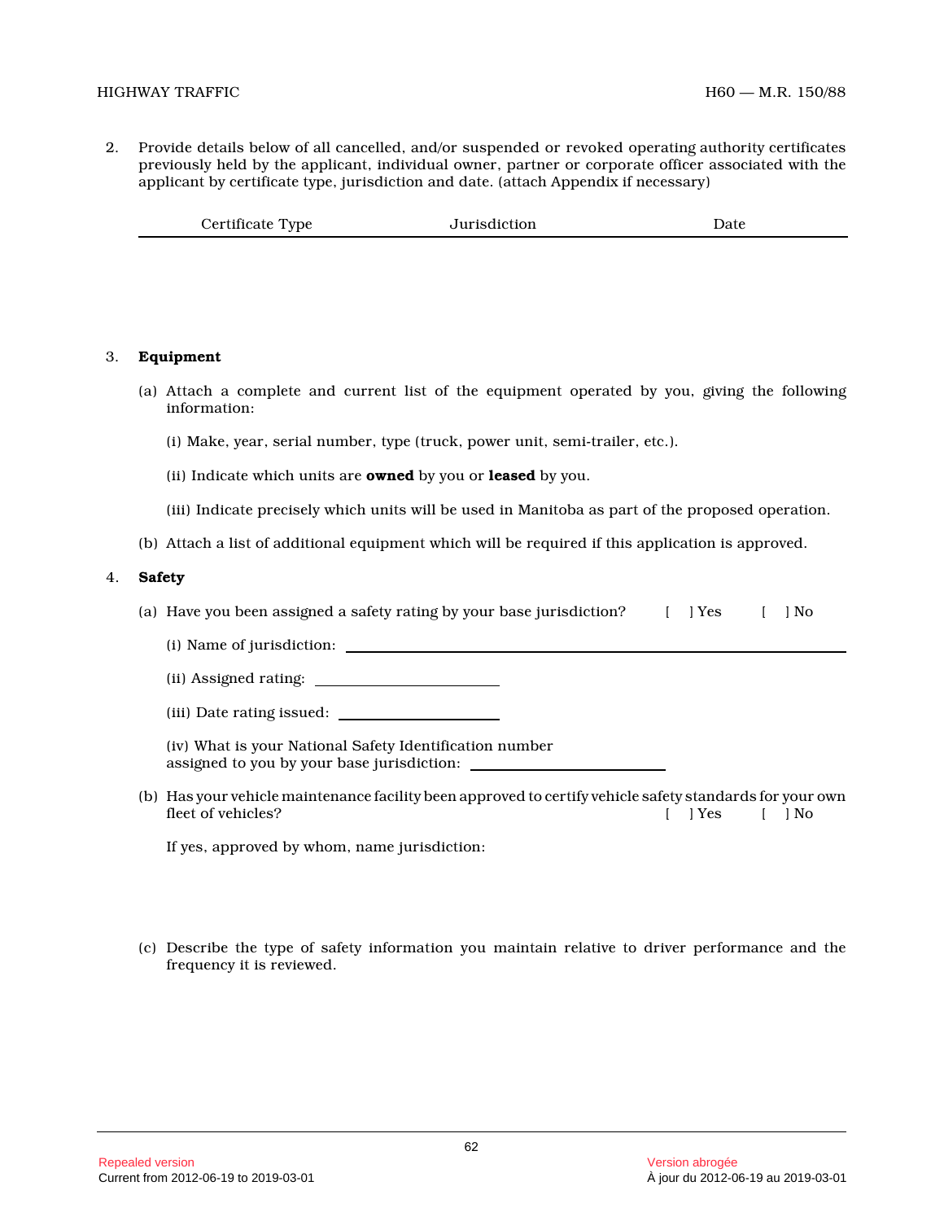2. Provide details below of all cancelled, and/or suspended or revoked operating authority certificates previously held by the applicant, individual owner, partner or corporate officer associated with the applicant by certificate type, jurisdiction and date. (attach Appendix if necessary)

| Certificate Type | Jurisdiction | Date |
| --- | --- | --- |
| | | |

3. **Equipment**

(a) Attach a complete and current list of the equipment operated by you, giving the following information:

(i) Make, year, serial number, type (truck, power unit, semi-trailer, etc.).

(ii) Indicate which units are **owned** by you or **leased** by you.

(iii) Indicate precisely which units will be used in Manitoba as part of the proposed operation.

(b) Attach a list of additional equipment which will be required if this application is approved.

4. **Safety**

(a) Have you been assigned a safety rating by your base jurisdiction? [ ] Yes [ ] No

(i) Name of jurisdiction: ______________________________

(ii) Assigned rating: ______________________

(iii) Date rating issued: ______________________

(iv) What is your National Safety Identification number assigned to you by your base jurisdiction: ______________________

(b) Has your vehicle maintenance facility been approved to certify vehicle safety standards for your own fleet of vehicles? [ ] Yes [ ] No

If yes, approved by whom, name jurisdiction:

(c) Describe the type of safety information you maintain relative to driver performance and the frequency it is reviewed.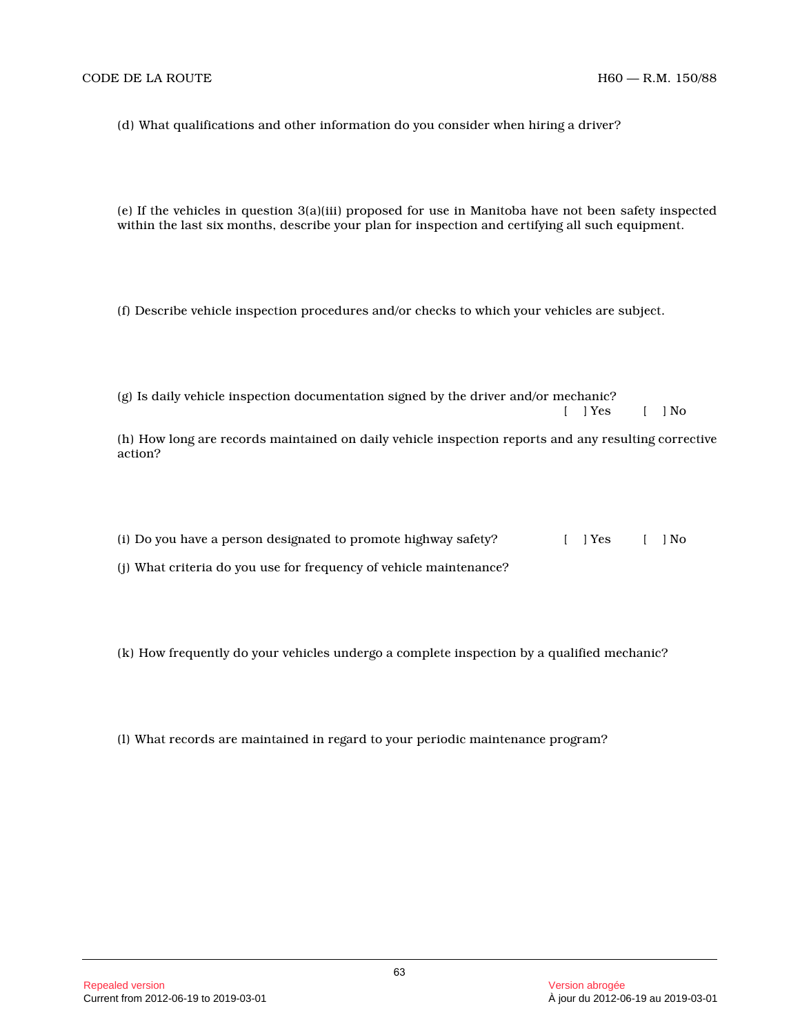(d) What qualifications and other information do you consider when hiring a driver?

(e) If the vehicles in question 3(a)(iii) proposed for use in Manitoba have not been safety inspected within the last six months, describe your plan for inspection and certifying all such equipment.

(f) Describe vehicle inspection procedures and/or checks to which your vehicles are subject.

(g) Is daily vehicle inspection documentation signed by the driver and/or mechanic?
[ ] Yes [ ] No

(h) How long are records maintained on daily vehicle inspection reports and any resulting corrective action?

(i) Do you have a person designated to promote highway safety? [ ] Yes [ ] No

(j) What criteria do you use for frequency of vehicle maintenance?

(k) How frequently do your vehicles undergo a complete inspection by a qualified mechanic?

(l) What records are maintained in regard to your periodic maintenance program?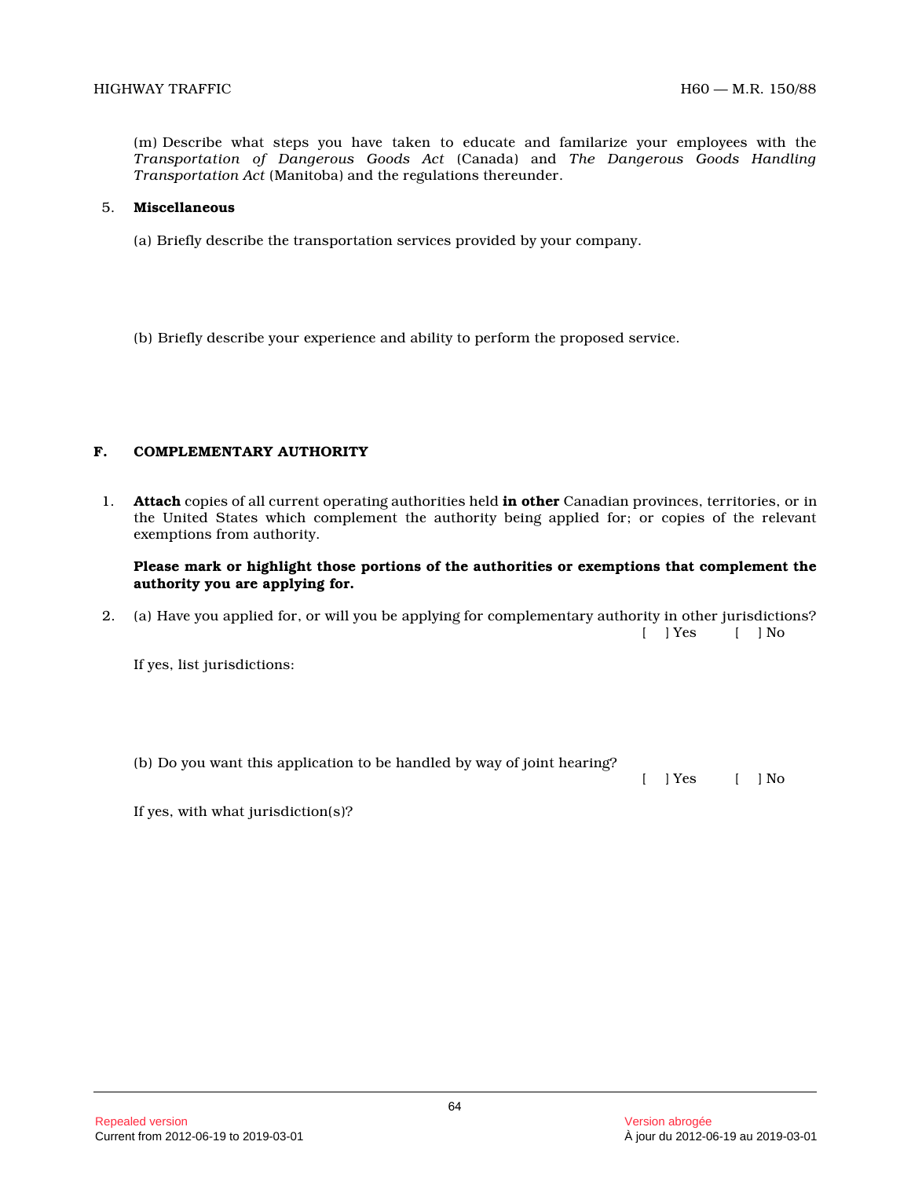(m) Describe what steps you have taken to educate and familarize your employees with the *Transportation of Dangerous Goods Act* (Canada) and *The Dangerous Goods Handling Transportation Act* (Manitoba) and the regulations thereunder.

5. **Miscellaneous**

(a) Briefly describe the transportation services provided by your company.

(b) Briefly describe your experience and ability to perform the proposed service.

## F. COMPLEMENTARY AUTHORITY

1. **Attach** copies of all current operating authorities held **in other** Canadian provinces, territories, or in the United States which complement the authority being applied for; or copies of the relevant exemptions from authority.

**Please mark or highlight those portions of the authorities or exemptions that complement the authority you are applying for.**

2. (a) Have you applied for, or will you be applying for complementary authority in other jurisdictions?
[ ] Yes [ ] No

If yes, list jurisdictions:

(b) Do you want this application to be handled by way of joint hearing?
[ ] Yes [ ] No

If yes, with what jurisdiction(s)?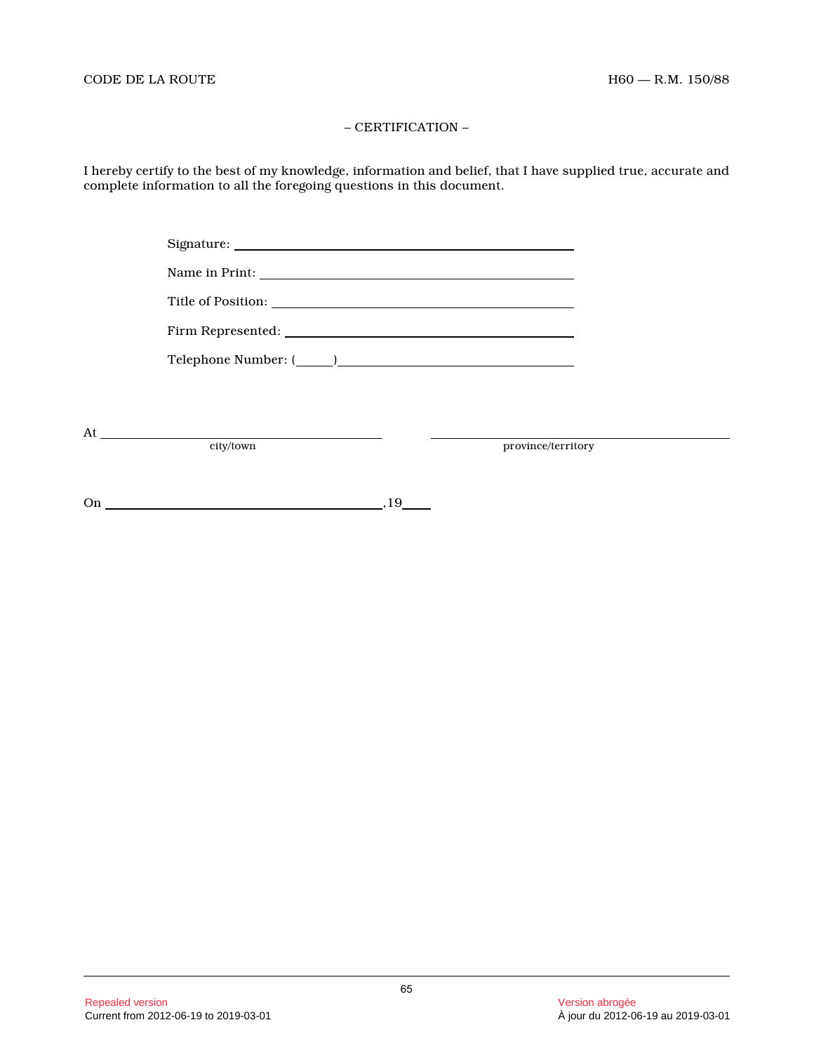– CERTIFICATION –

I hereby certify to the best of my knowledge, information and belief, that I have supplied true, accurate and complete information to all the foregoing questions in this document.

Signature: ______________________________________________

Name in Print: ___________________________________________

Title of Position: _________________________________________

Firm Represented: ________________________________________

Telephone Number: (_____)__________________________________

At ______________________________ ______________________________
city/town province/territory

On ______________________________ ,19____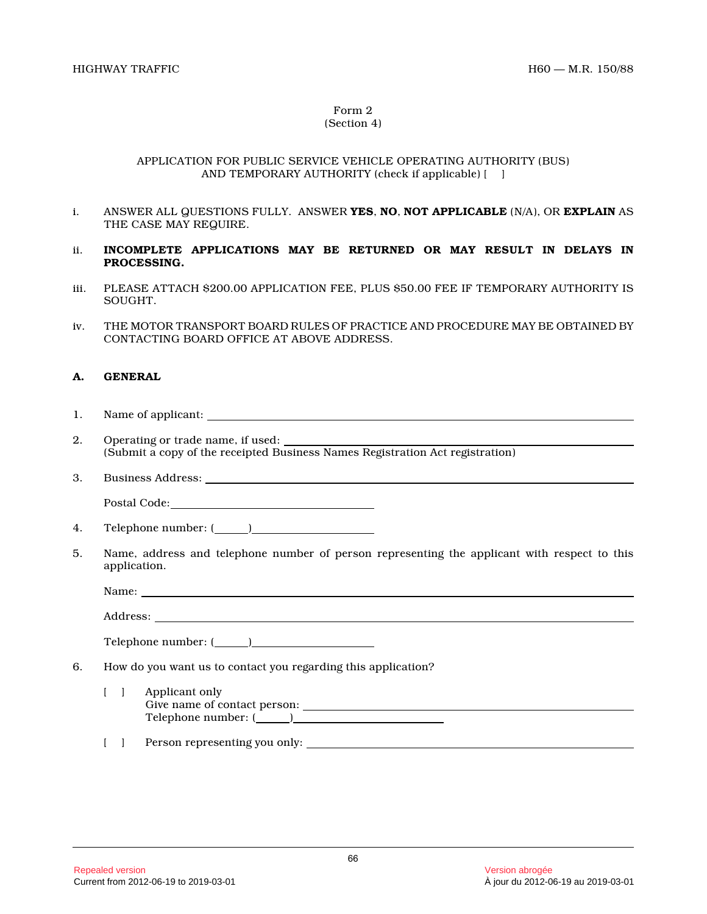Form 2
(Section 4)

APPLICATION FOR PUBLIC SERVICE VEHICLE OPERATING AUTHORITY (BUS) AND TEMPORARY AUTHORITY (check if applicable) [ ]

i. ANSWER ALL QUESTIONS FULLY. ANSWER **YES**, **NO**, **NOT APPLICABLE** (N/A), OR **EXPLAIN** AS THE CASE MAY REQUIRE.

ii. **INCOMPLETE APPLICATIONS MAY BE RETURNED OR MAY RESULT IN DELAYS IN PROCESSING.**

iii. PLEASE ATTACH $200.00 APPLICATION FEE, PLUS $50.00 FEE IF TEMPORARY AUTHORITY IS SOUGHT.

iv. THE MOTOR TRANSPORT BOARD RULES OF PRACTICE AND PROCEDURE MAY BE OBTAINED BY CONTACTING BOARD OFFICE AT ABOVE ADDRESS.

## A. GENERAL

1. Name of applicant: ______________________________

2. Operating or trade name, if used: ______________________________
(Submit a copy of the receipted Business Names Registration Act registration)

3. Business Address: ______________________________

   Postal Code: ____________________

4. Telephone number: (_____) ____________________

5. Name, address and telephone number of person representing the applicant with respect to this application.

   Name: ______________________________

   Address: ______________________________

   Telephone number: (_____) ____________________

6. How do you want us to contact you regarding this application?

   [ ] Applicant only
   Give name of contact person: ______________________________
   Telephone number: (_____) ____________________

   [ ] Person representing you only: ______________________________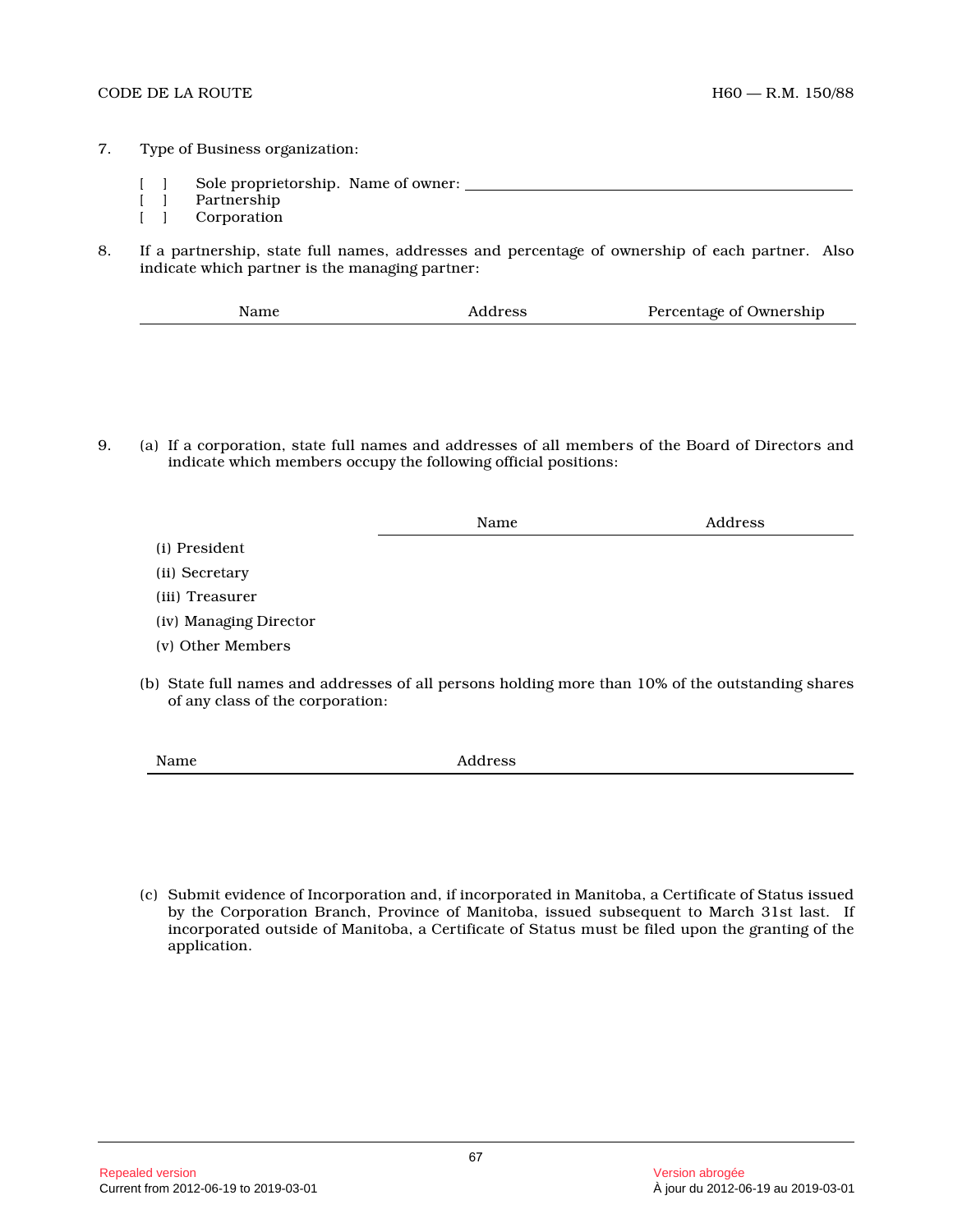7. Type of Business organization:

   [ ] Sole proprietorship. Name of owner: ______________________________
   [ ] Partnership
   [ ] Corporation

8. If a partnership, state full names, addresses and percentage of ownership of each partner. Also indicate which partner is the managing partner:

| Name | Address | Percentage of Ownership |
|---|---|---|
| | | |

9. (a) If a corporation, state full names and addresses of all members of the Board of Directors and indicate which members occupy the following official positions:

| | Name | Address |
|---|---|---|
| (i) President | | |
| (ii) Secretary | | |
| (iii) Treasurer | | |
| (iv) Managing Director | | |
| (v) Other Members | | |

(b) State full names and addresses of all persons holding more than 10% of the outstanding shares of any class of the corporation:

| Name | Address |
|---|---|
| | |

(c) Submit evidence of Incorporation and, if incorporated in Manitoba, a Certificate of Status issued by the Corporation Branch, Province of Manitoba, issued subsequent to March 31st last. If incorporated outside of Manitoba, a Certificate of Status must be filed upon the granting of the application.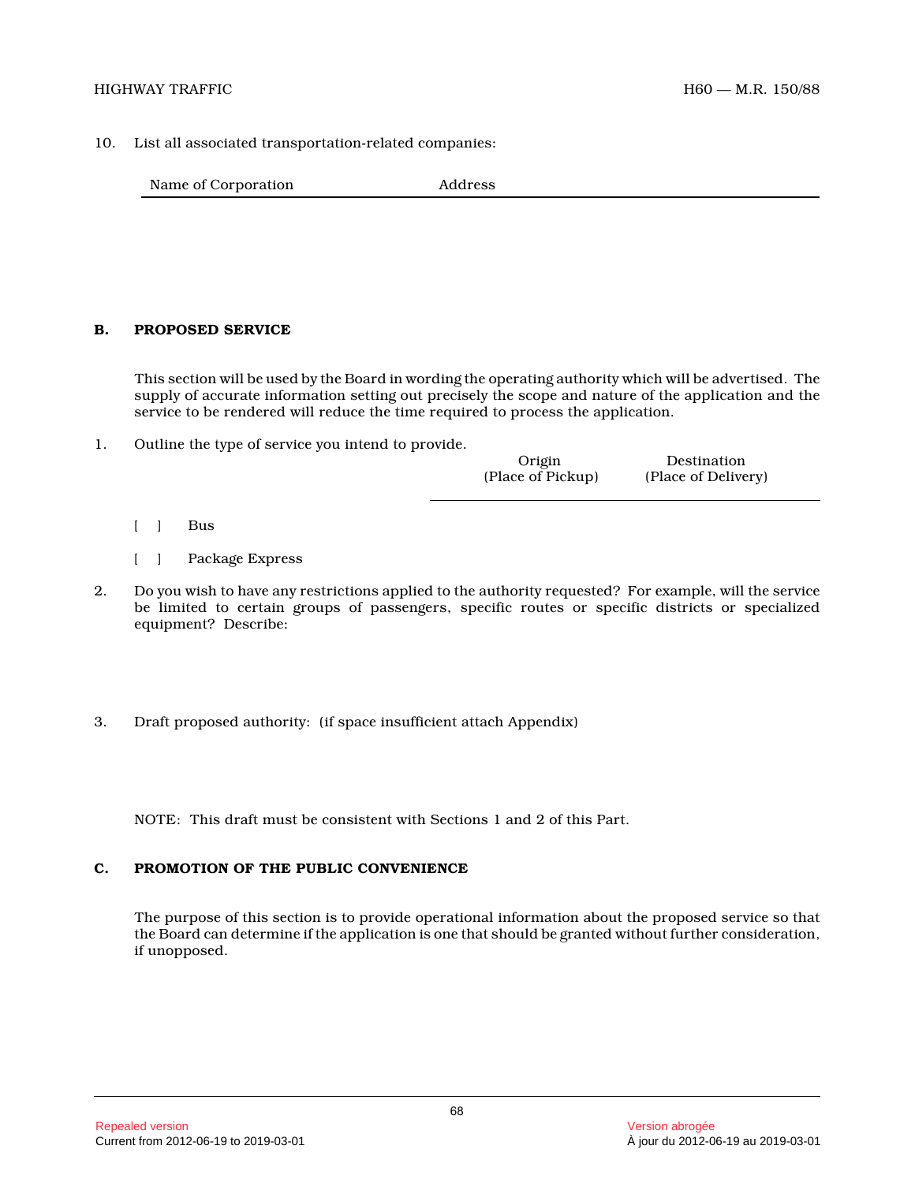10. List all associated transportation-related companies:

| Name of Corporation | Address |
| --- | --- |
| | |

### B. PROPOSED SERVICE

This section will be used by the Board in wording the operating authority which will be advertised. The supply of accurate information setting out precisely the scope and nature of the application and the service to be rendered will reduce the time required to process the application.

1. Outline the type of service you intend to provide.

| | Origin (Place of Pickup) | Destination (Place of Delivery) |
| --- | --- | --- |
| [ ] Bus | | |
| [ ] Package Express | | |

2. Do you wish to have any restrictions applied to the authority requested? For example, will the service be limited to certain groups of passengers, specific routes or specific districts or specialized equipment? Describe:

3. Draft proposed authority: (if space insufficient attach Appendix)

NOTE: This draft must be consistent with Sections 1 and 2 of this Part.

### C. PROMOTION OF THE PUBLIC CONVENIENCE

The purpose of this section is to provide operational information about the proposed service so that the Board can determine if the application is one that should be granted without further consideration, if unopposed.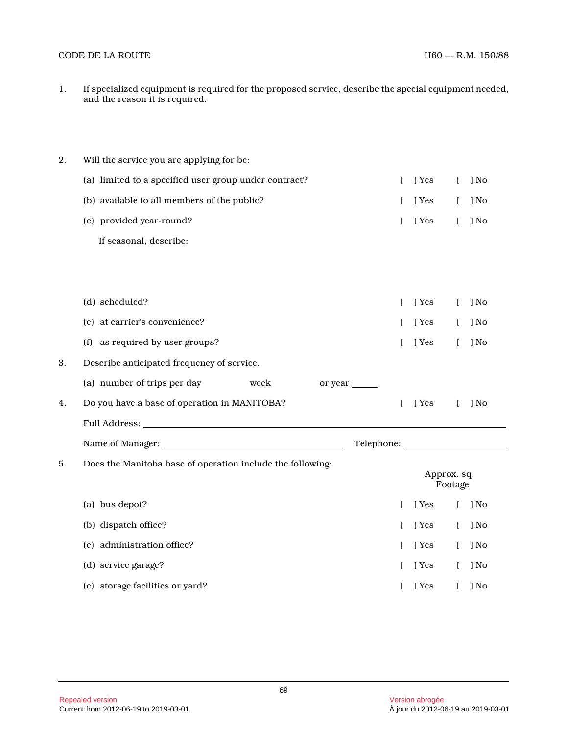1. If specialized equipment is required for the proposed service, describe the special equipment needed, and the reason it is required.

2. Will the service you are applying for be:

   (a) limited to a specified user group under contract? [ ] Yes [ ] No

   (b) available to all members of the public? [ ] Yes [ ] No

   (c) provided year-round? [ ] Yes [ ] No

   If seasonal, describe:

   (d) scheduled? [ ] Yes [ ] No

   (e) at carrier's convenience? [ ] Yes [ ] No

   (f) as required by user groups? [ ] Yes [ ] No

3. Describe anticipated frequency of service.

   (a) number of trips per day        week        or year ______

4. Do you have a base of operation in MANITOBA? [ ] Yes [ ] No

   Full Address: ______________________________________________

   Name of Manager: ______________________ Telephone: ______________

5. Does the Manitoba base of operation include the following:

| | | | Approx. sq. Footage |
|---|---|---|---|
| (a) bus depot? | [ ] Yes | [ ] No | |
| (b) dispatch office? | [ ] Yes | [ ] No | |
| (c) administration office? | [ ] Yes | [ ] No | |
| (d) service garage? | [ ] Yes | [ ] No | |
| (e) storage facilities or yard? | [ ] Yes | [ ] No | |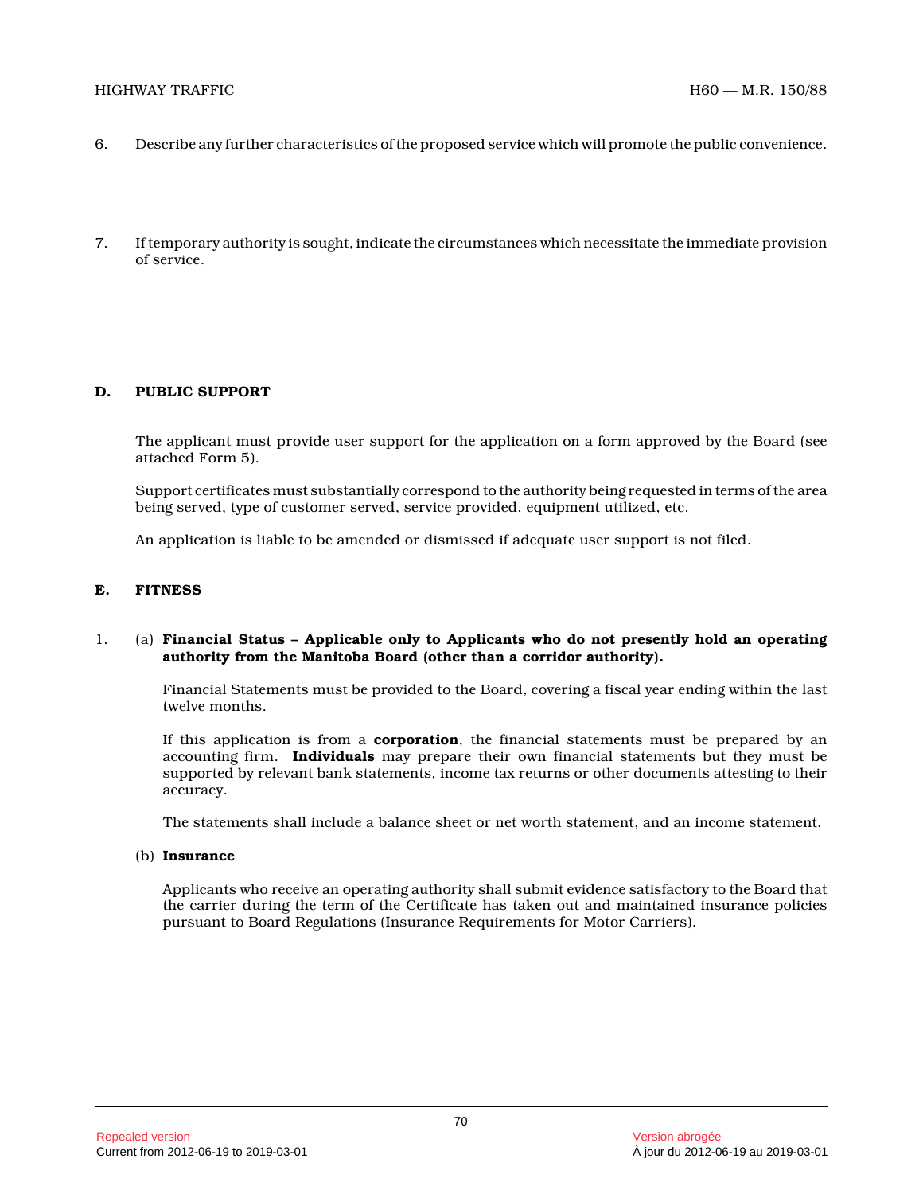6. Describe any further characteristics of the proposed service which will promote the public convenience.

7. If temporary authority is sought, indicate the circumstances which necessitate the immediate provision of service.

## D. PUBLIC SUPPORT

The applicant must provide user support for the application on a form approved by the Board (see attached Form 5).

Support certificates must substantially correspond to the authority being requested in terms of the area being served, type of customer served, service provided, equipment utilized, etc.

An application is liable to be amended or dismissed if adequate user support is not filed.

## E. FITNESS

1. (a) **Financial Status – Applicable only to Applicants who do not presently hold an operating authority from the Manitoba Board (other than a corridor authority).**

   Financial Statements must be provided to the Board, covering a fiscal year ending within the last twelve months.

   If this application is from a **corporation**, the financial statements must be prepared by an accounting firm. **Individuals** may prepare their own financial statements but they must be supported by relevant bank statements, income tax returns or other documents attesting to their accuracy.

   The statements shall include a balance sheet or net worth statement, and an income statement.

   (b) **Insurance**

   Applicants who receive an operating authority shall submit evidence satisfactory to the Board that the carrier during the term of the Certificate has taken out and maintained insurance policies pursuant to Board Regulations (Insurance Requirements for Motor Carriers).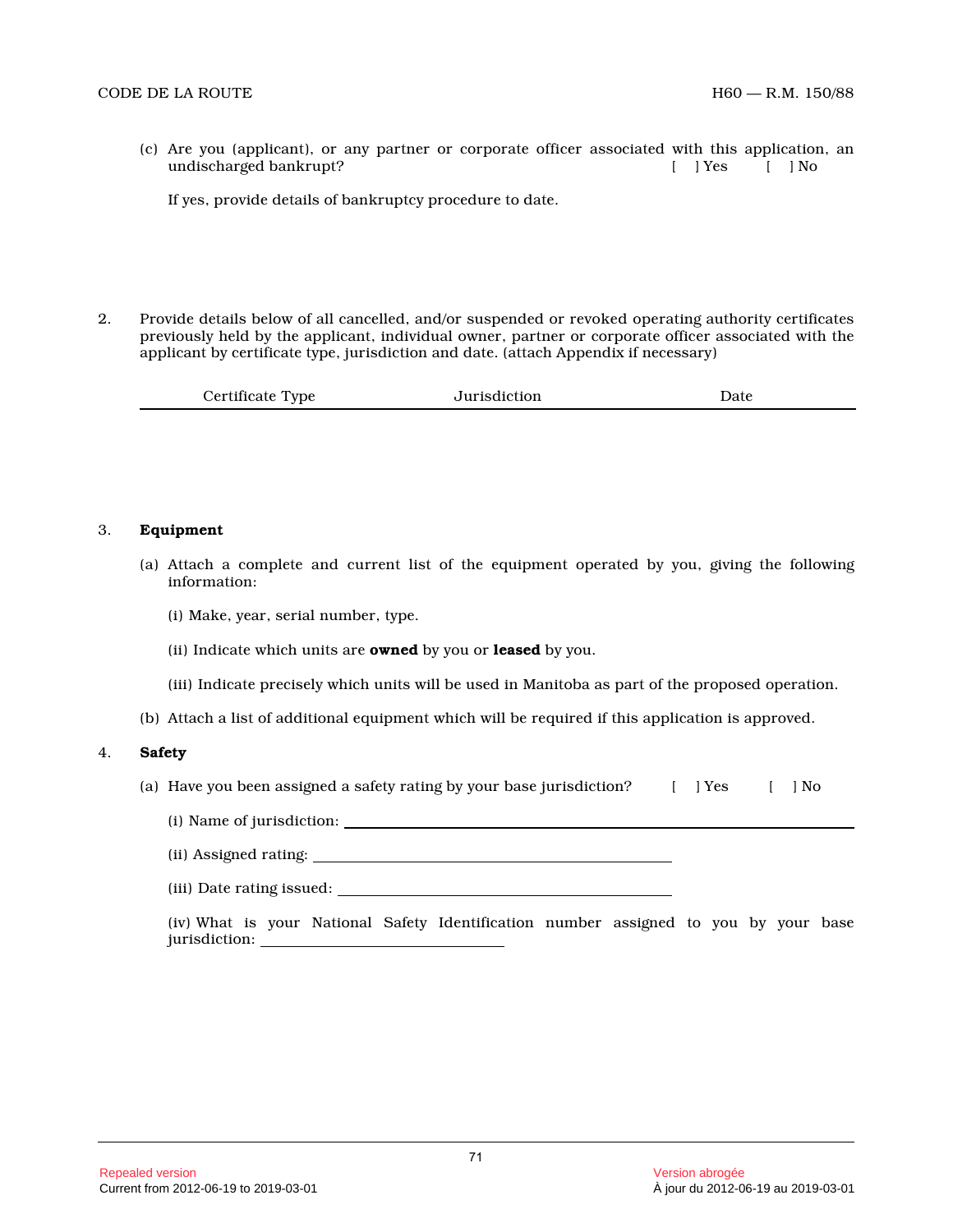(c) Are you (applicant), or any partner or corporate officer associated with this application, an undischarged bankrupt? [ ] Yes [ ] No

If yes, provide details of bankruptcy procedure to date.

2. Provide details below of all cancelled, and/or suspended or revoked operating authority certificates previously held by the applicant, individual owner, partner or corporate officer associated with the applicant by certificate type, jurisdiction and date. (attach Appendix if necessary)

| Certificate Type | Jurisdiction | Date |
| --- | --- | --- |
| | | |

3. **Equipment**

(a) Attach a complete and current list of the equipment operated by you, giving the following information:

(i) Make, year, serial number, type.

(ii) Indicate which units are **owned** by you or **leased** by you.

(iii) Indicate precisely which units will be used in Manitoba as part of the proposed operation.

(b) Attach a list of additional equipment which will be required if this application is approved.

4. **Safety**

(a) Have you been assigned a safety rating by your base jurisdiction? [ ] Yes [ ] No

(i) Name of jurisdiction: ____________________

(ii) Assigned rating: ____________________

(iii) Date rating issued: ____________________

(iv) What is your National Safety Identification number assigned to you by your base jurisdiction: ____________________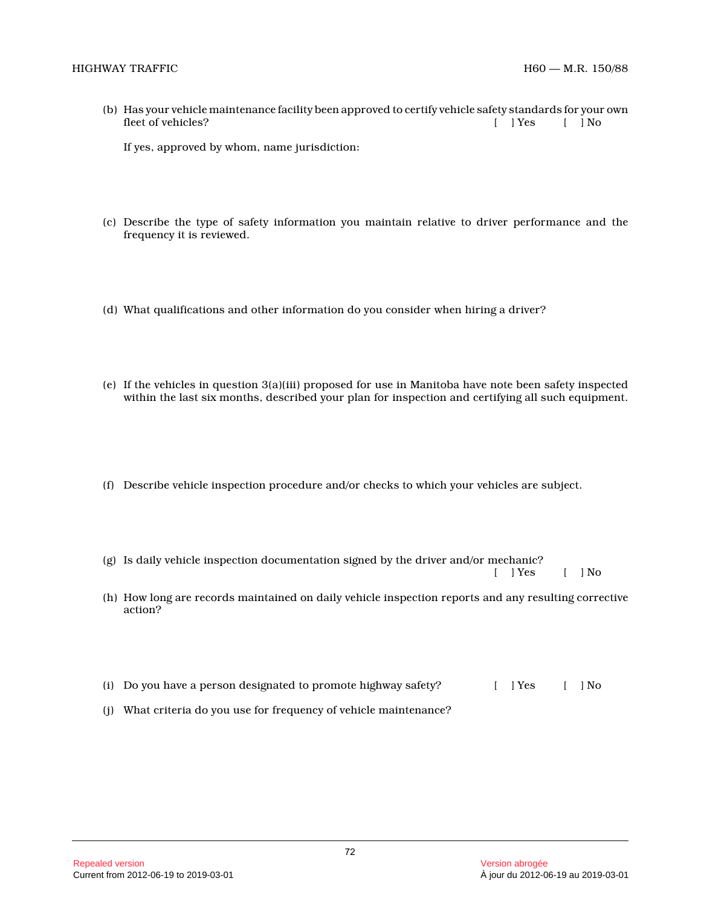(b) Has your vehicle maintenance facility been approved to certify vehicle safety standards for your own fleet of vehicles? [ ] Yes [ ] No

If yes, approved by whom, name jurisdiction:

(c) Describe the type of safety information you maintain relative to driver performance and the frequency it is reviewed.

(d) What qualifications and other information do you consider when hiring a driver?

(e) If the vehicles in question 3(a)(iii) proposed for use in Manitoba have note been safety inspected within the last six months, described your plan for inspection and certifying all such equipment.

(f) Describe vehicle inspection procedure and/or checks to which your vehicles are subject.

(g) Is daily vehicle inspection documentation signed by the driver and/or mechanic? [ ] Yes [ ] No

(h) How long are records maintained on daily vehicle inspection reports and any resulting corrective action?

(i) Do you have a person designated to promote highway safety? [ ] Yes [ ] No

(j) What criteria do you use for frequency of vehicle maintenance?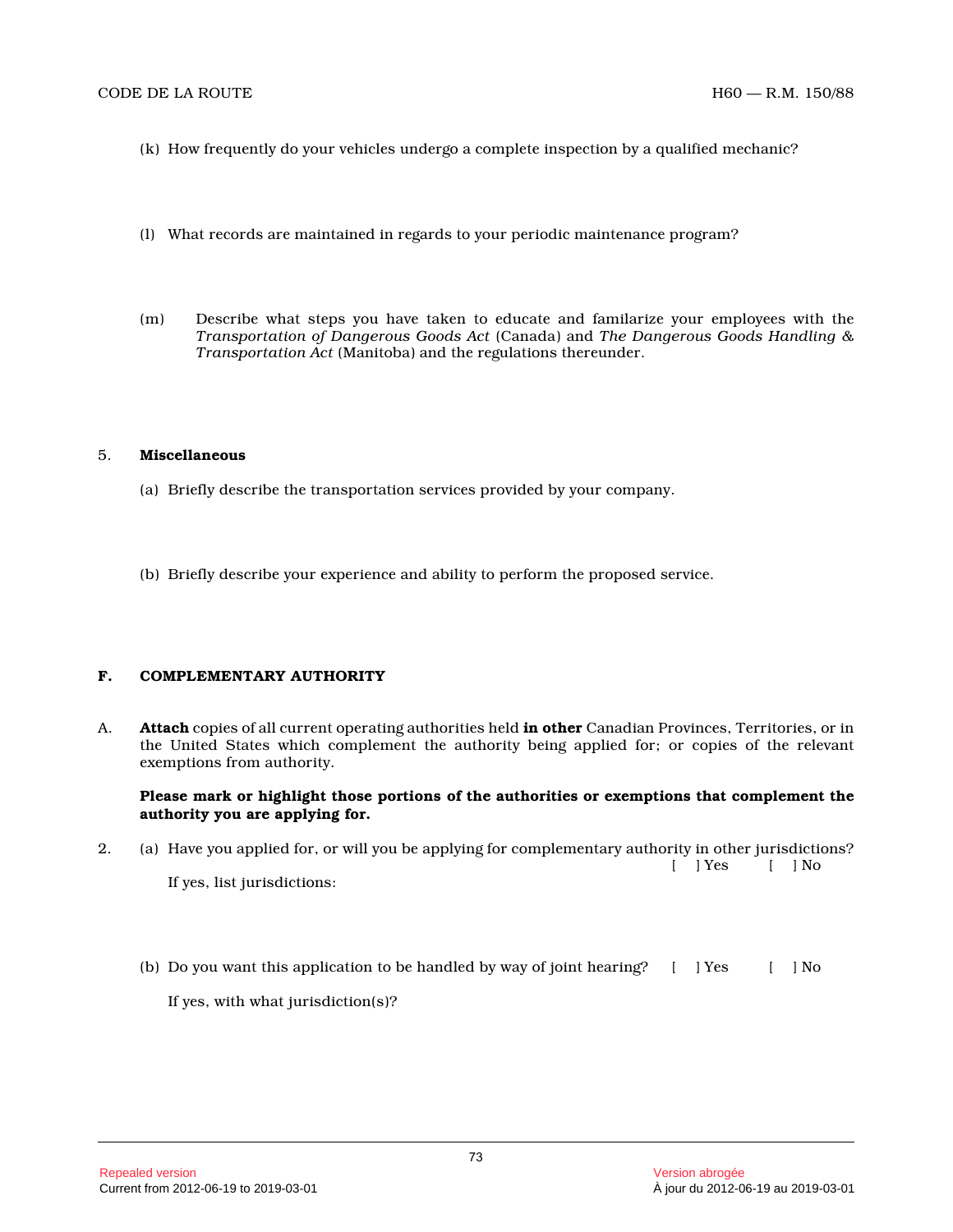(k) How frequently do your vehicles undergo a complete inspection by a qualified mechanic?

(l) What records are maintained in regards to your periodic maintenance program?

(m) Describe what steps you have taken to educate and familarize your employees with the *Transportation of Dangerous Goods Act* (Canada) and *The Dangerous Goods Handling & Transportation Act* (Manitoba) and the regulations thereunder.

5. **Miscellaneous**

(a) Briefly describe the transportation services provided by your company.

(b) Briefly describe your experience and ability to perform the proposed service.

## F. COMPLEMENTARY AUTHORITY

A. **Attach** copies of all current operating authorities held **in other** Canadian Provinces, Territories, or in the United States which complement the authority being applied for; or copies of the relevant exemptions from authority.

**Please mark or highlight those portions of the authorities or exemptions that complement the authority you are applying for.**

2. (a) Have you applied for, or will you be applying for complementary authority in other jurisdictions? [ ] Yes [ ] No

If yes, list jurisdictions:

(b) Do you want this application to be handled by way of joint hearing? [ ] Yes [ ] No

If yes, with what jurisdiction(s)?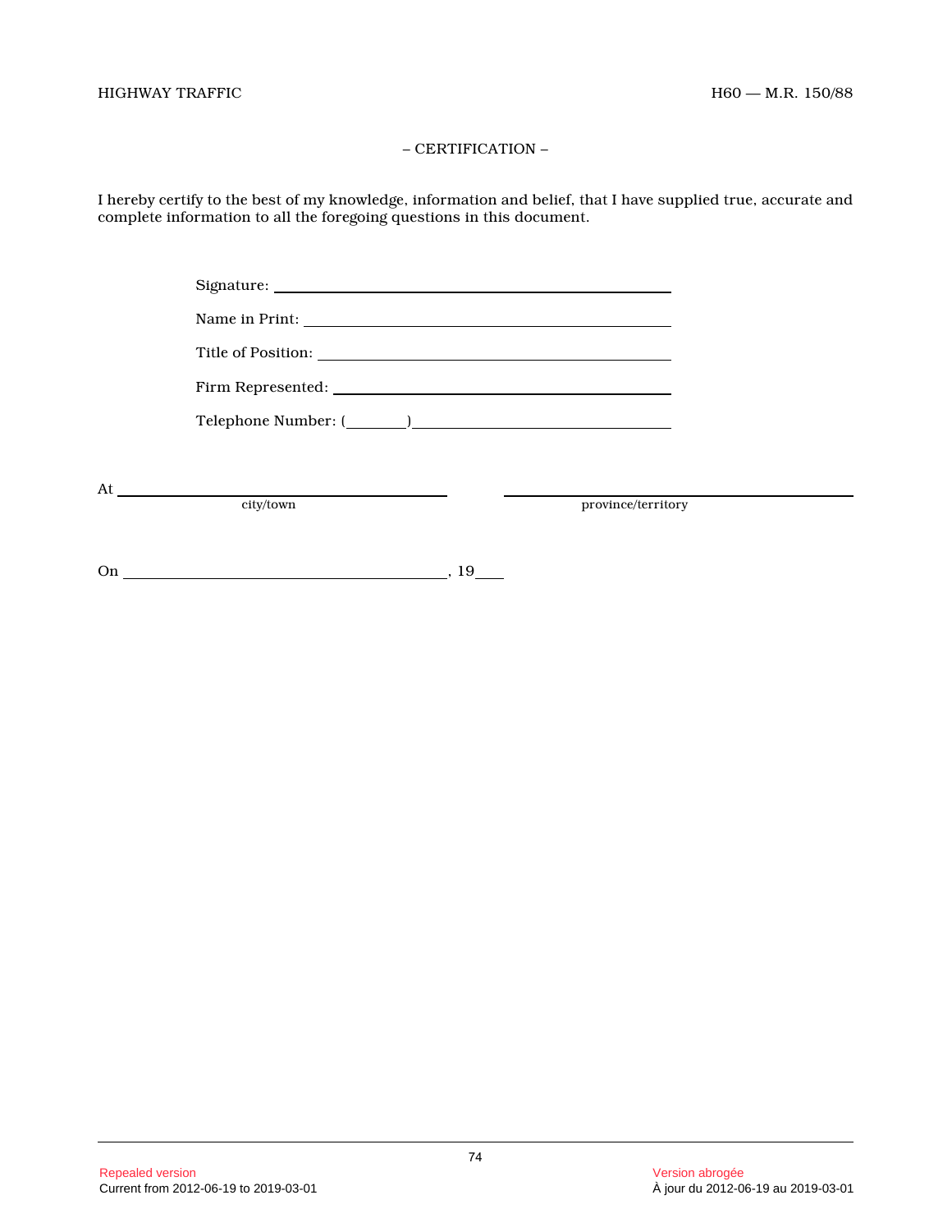– CERTIFICATION –

I hereby certify to the best of my knowledge, information and belief, that I have supplied true, accurate and complete information to all the foregoing questions in this document.

Signature: ____________________________________

Name in Print: ____________________________________

Title of Position: ____________________________________

Firm Represented: ____________________________________

Telephone Number: (______) ____________________________

At ______________________________ ______________________________
city/town province/territory

On ______________________________, 19____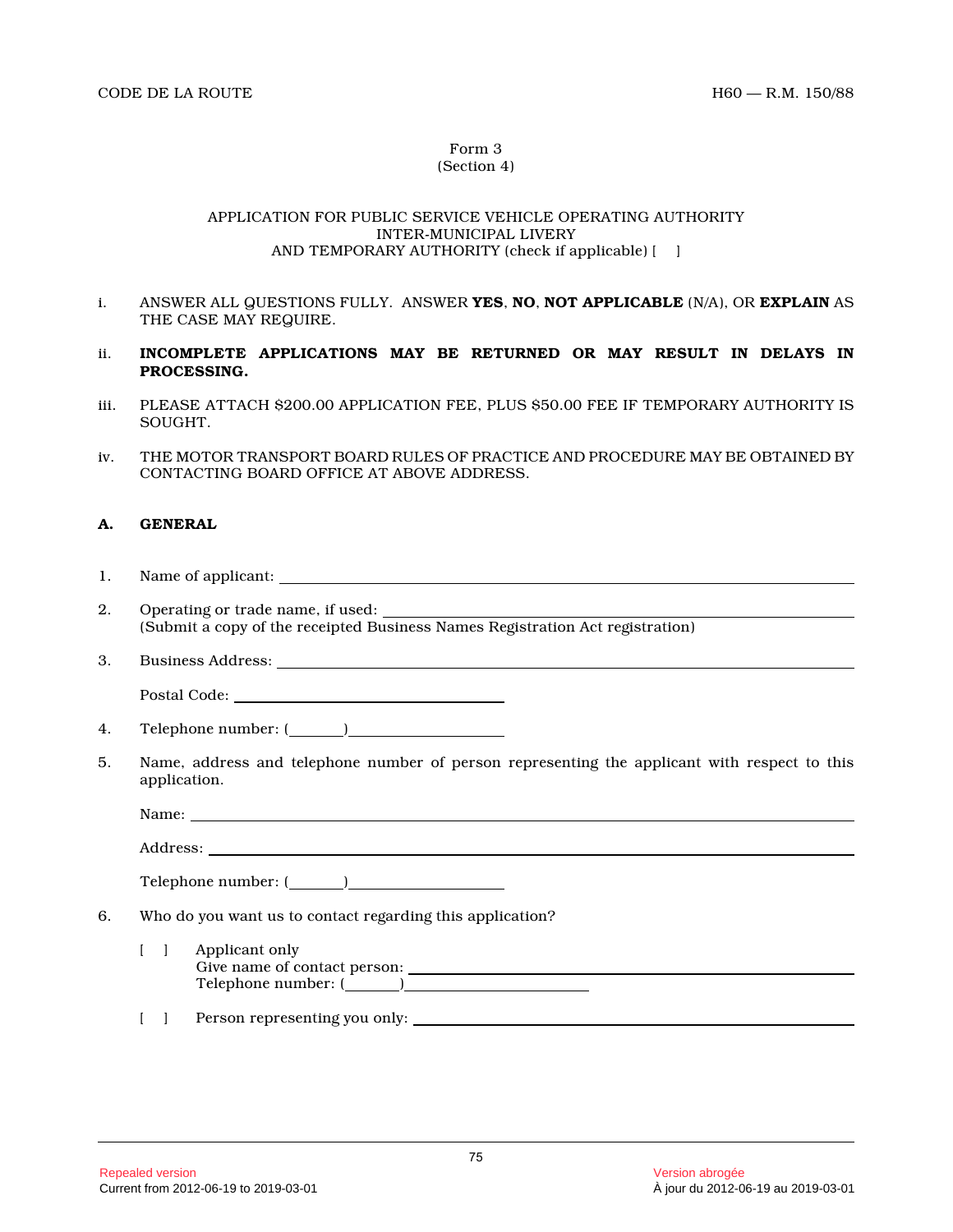Form 3
(Section 4)

APPLICATION FOR PUBLIC SERVICE VEHICLE OPERATING AUTHORITY
INTER-MUNICIPAL LIVERY
AND TEMPORARY AUTHORITY (check if applicable) [ ]

i. ANSWER ALL QUESTIONS FULLY. ANSWER **YES**, **NO**, **NOT APPLICABLE** (N/A), OR **EXPLAIN** AS THE CASE MAY REQUIRE.

ii. **INCOMPLETE APPLICATIONS MAY BE RETURNED OR MAY RESULT IN DELAYS IN PROCESSING.**

iii. PLEASE ATTACH $200.00 APPLICATION FEE, PLUS $50.00 FEE IF TEMPORARY AUTHORITY IS SOUGHT.

iv. THE MOTOR TRANSPORT BOARD RULES OF PRACTICE AND PROCEDURE MAY BE OBTAINED BY CONTACTING BOARD OFFICE AT ABOVE ADDRESS.

**A. GENERAL**

1. Name of applicant: ______________________________

2. Operating or trade name, if used: ______________________________
(Submit a copy of the receipted Business Names Registration Act registration)

3. Business Address: ______________________________

Postal Code: ______________________________

4. Telephone number: (______)______________________________

5. Name, address and telephone number of person representing the applicant with respect to this application.

Name: ______________________________

Address: ______________________________

Telephone number: (______)______________________________

6. Who do you want us to contact regarding this application?

[ ] Applicant only
Give name of contact person: ______________________________
Telephone number: (______)______________________________

[ ] Person representing you only: ______________________________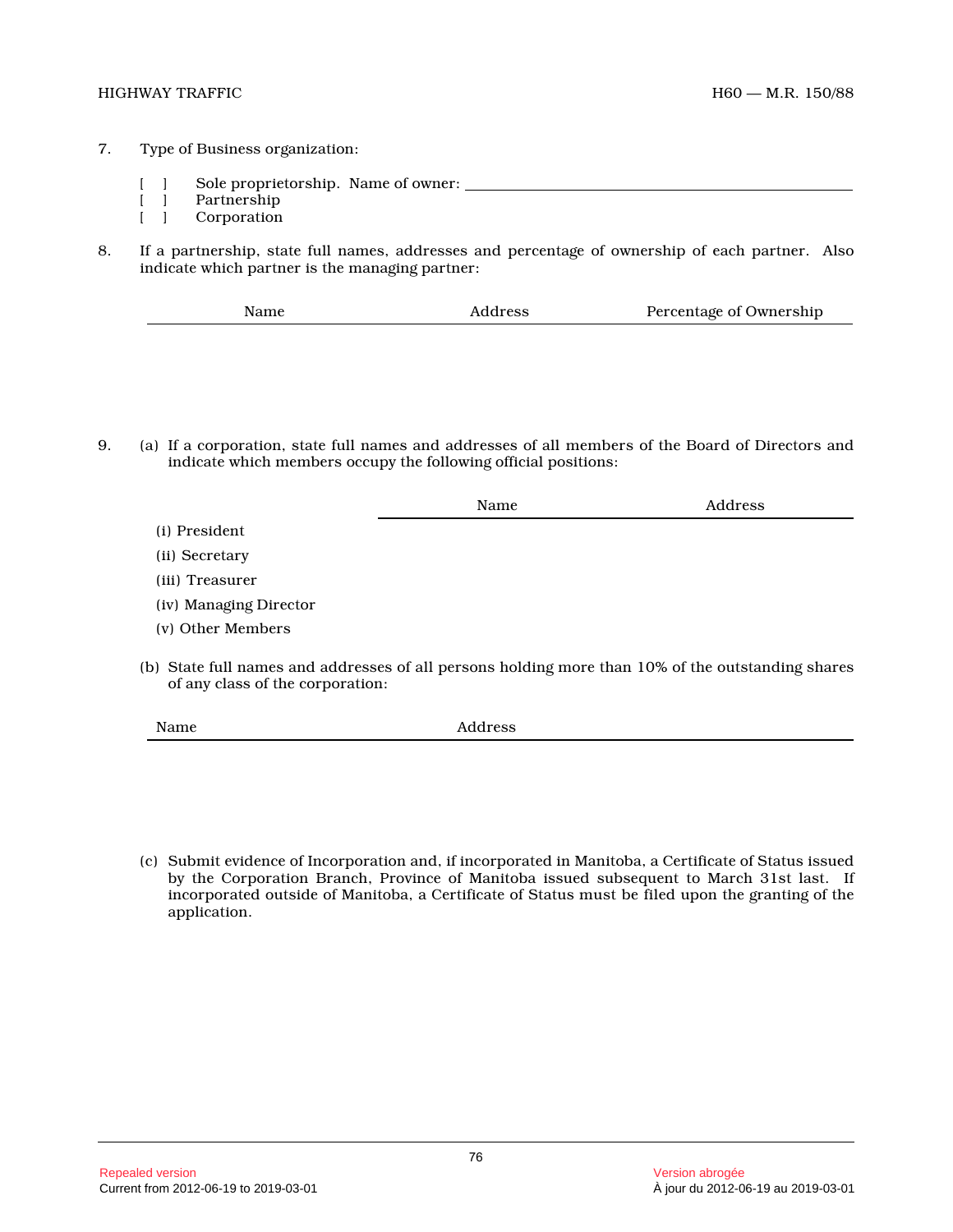7. Type of Business organization:

   [ ] Sole proprietorship. Name of owner: ______________________________

   [ ] Partnership

   [ ] Corporation

8. If a partnership, state full names, addresses and percentage of ownership of each partner. Also indicate which partner is the managing partner:

| Name | Address | Percentage of Ownership |
|---|---|---|
| | | |

9. (a) If a corporation, state full names and addresses of all members of the Board of Directors and indicate which members occupy the following official positions:

| | Name | Address |
|---|---|---|
| (i) President | | |
| (ii) Secretary | | |
| (iii) Treasurer | | |
| (iv) Managing Director | | |
| (v) Other Members | | |

   (b) State full names and addresses of all persons holding more than 10% of the outstanding shares of any class of the corporation:

| Name | Address |
|---|---|
| | |

   (c) Submit evidence of Incorporation and, if incorporated in Manitoba, a Certificate of Status issued by the Corporation Branch, Province of Manitoba issued subsequent to March 31st last. If incorporated outside of Manitoba, a Certificate of Status must be filed upon the granting of the application.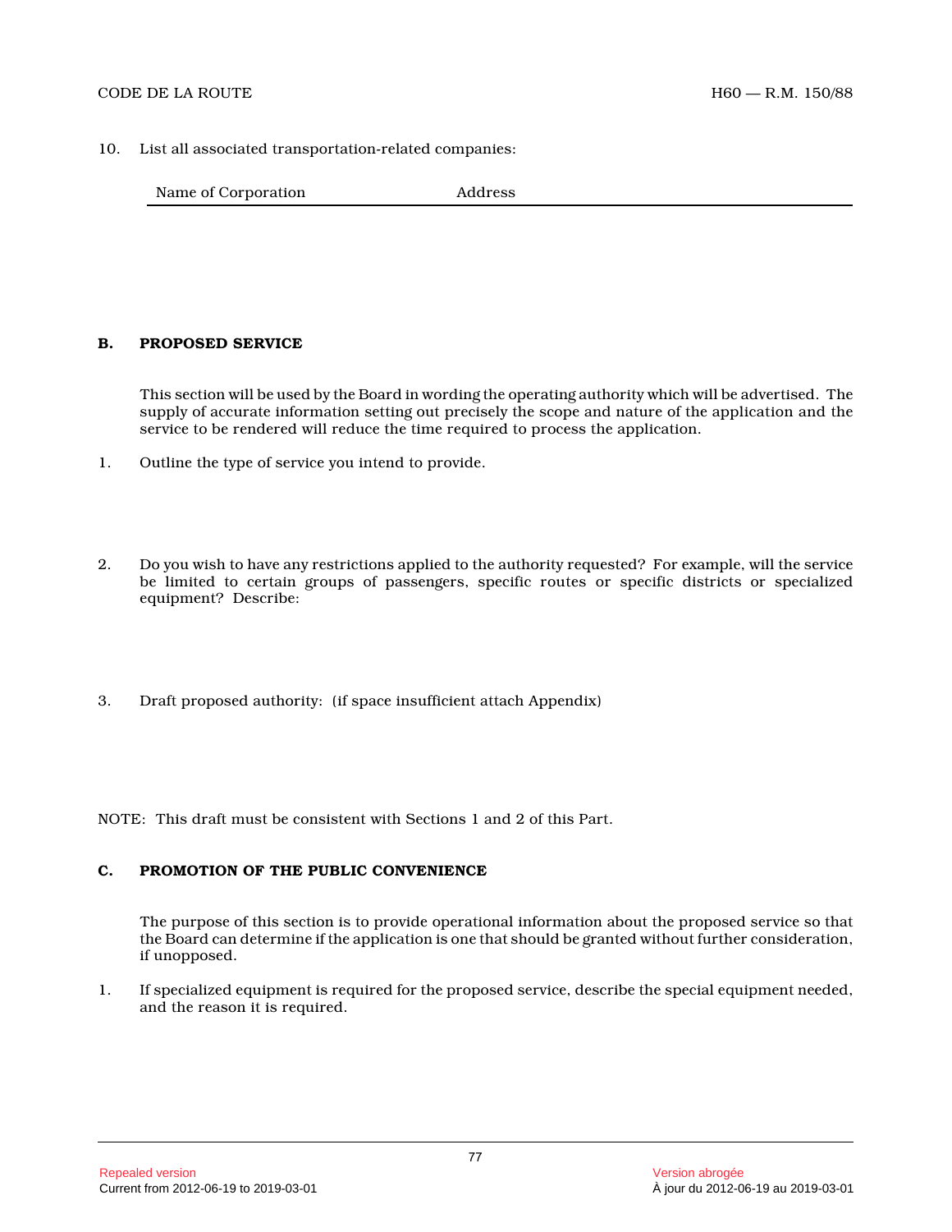10. List all associated transportation-related companies:

| Name of Corporation | Address |
|---|---|
| | |

**B. PROPOSED SERVICE**

This section will be used by the Board in wording the operating authority which will be advertised. The supply of accurate information setting out precisely the scope and nature of the application and the service to be rendered will reduce the time required to process the application.

1. Outline the type of service you intend to provide.

2. Do you wish to have any restrictions applied to the authority requested? For example, will the service be limited to certain groups of passengers, specific routes or specific districts or specialized equipment? Describe:

3. Draft proposed authority: (if space insufficient attach Appendix)

NOTE: This draft must be consistent with Sections 1 and 2 of this Part.

**C. PROMOTION OF THE PUBLIC CONVENIENCE**

The purpose of this section is to provide operational information about the proposed service so that the Board can determine if the application is one that should be granted without further consideration, if unopposed.

1. If specialized equipment is required for the proposed service, describe the special equipment needed, and the reason it is required.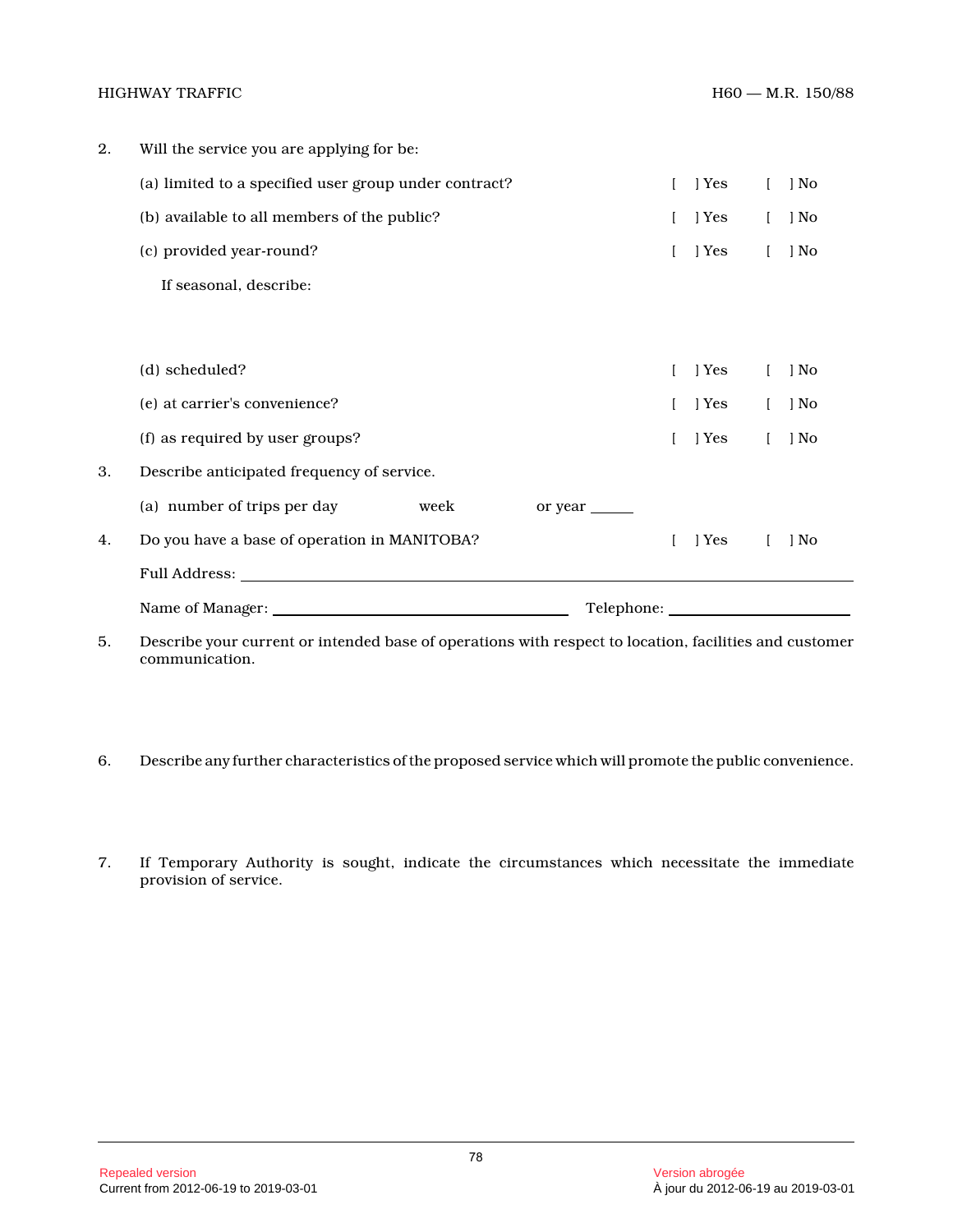2. Will the service you are applying for be:

   (a) limited to a specified user group under contract? [ ] Yes [ ] No

   (b) available to all members of the public? [ ] Yes [ ] No

   (c) provided year-round? [ ] Yes [ ] No

   If seasonal, describe:

   (d) scheduled? [ ] Yes [ ] No

   (e) at carrier's convenience? [ ] Yes [ ] No

   (f) as required by user groups? [ ] Yes [ ] No

3. Describe anticipated frequency of service.

   (a) number of trips per day ______ week ______ or year ______

4. Do you have a base of operation in MANITOBA? [ ] Yes [ ] No

   Full Address: ____________________________________________

   Name of Manager: ______________________ Telephone: ______________________

5. Describe your current or intended base of operations with respect to location, facilities and customer communication.

6. Describe any further characteristics of the proposed service which will promote the public convenience.

7. If Temporary Authority is sought, indicate the circumstances which necessitate the immediate provision of service.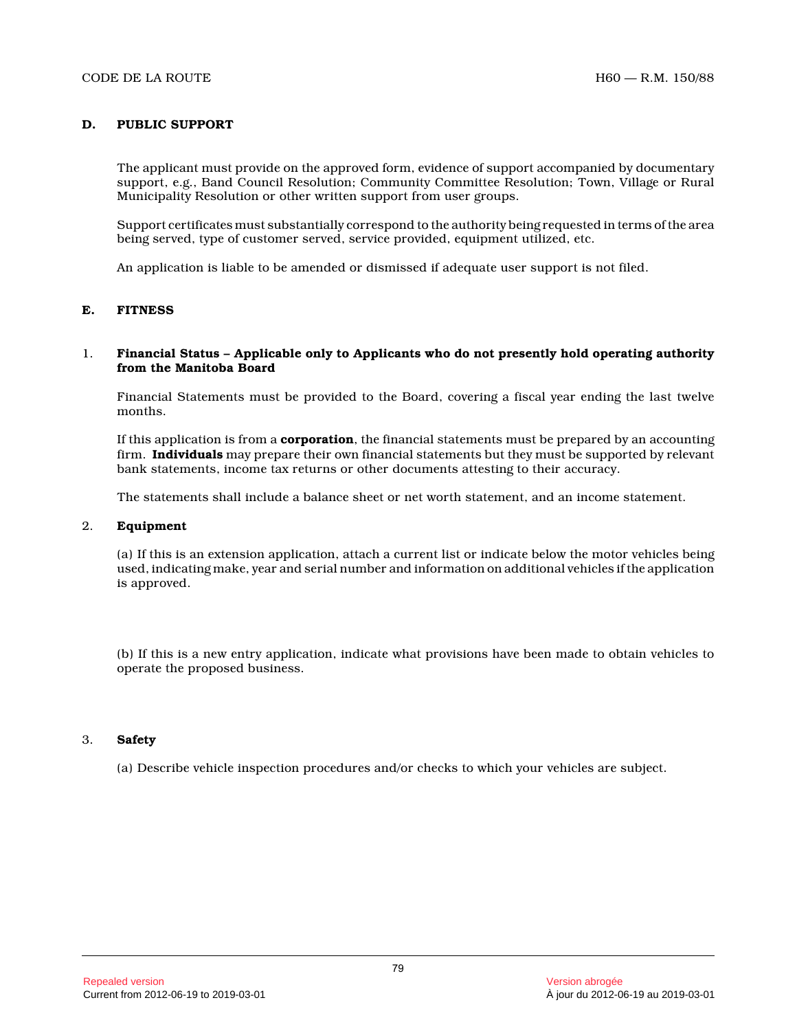## D. PUBLIC SUPPORT

The applicant must provide on the approved form, evidence of support accompanied by documentary support, e.g., Band Council Resolution; Community Committee Resolution; Town, Village or Rural Municipality Resolution or other written support from user groups.

Support certificates must substantially correspond to the authority being requested in terms of the area being served, type of customer served, service provided, equipment utilized, etc.

An application is liable to be amended or dismissed if adequate user support is not filed.

## E. FITNESS

### 1. Financial Status – Applicable only to Applicants who do not presently hold operating authority from the Manitoba Board

Financial Statements must be provided to the Board, covering a fiscal year ending the last twelve months.

If this application is from a **corporation**, the financial statements must be prepared by an accounting firm. **Individuals** may prepare their own financial statements but they must be supported by relevant bank statements, income tax returns or other documents attesting to their accuracy.

The statements shall include a balance sheet or net worth statement, and an income statement.

### 2. Equipment

(a) If this is an extension application, attach a current list or indicate below the motor vehicles being used, indicating make, year and serial number and information on additional vehicles if the application is approved.

(b) If this is a new entry application, indicate what provisions have been made to obtain vehicles to operate the proposed business.

### 3. Safety

(a) Describe vehicle inspection procedures and/or checks to which your vehicles are subject.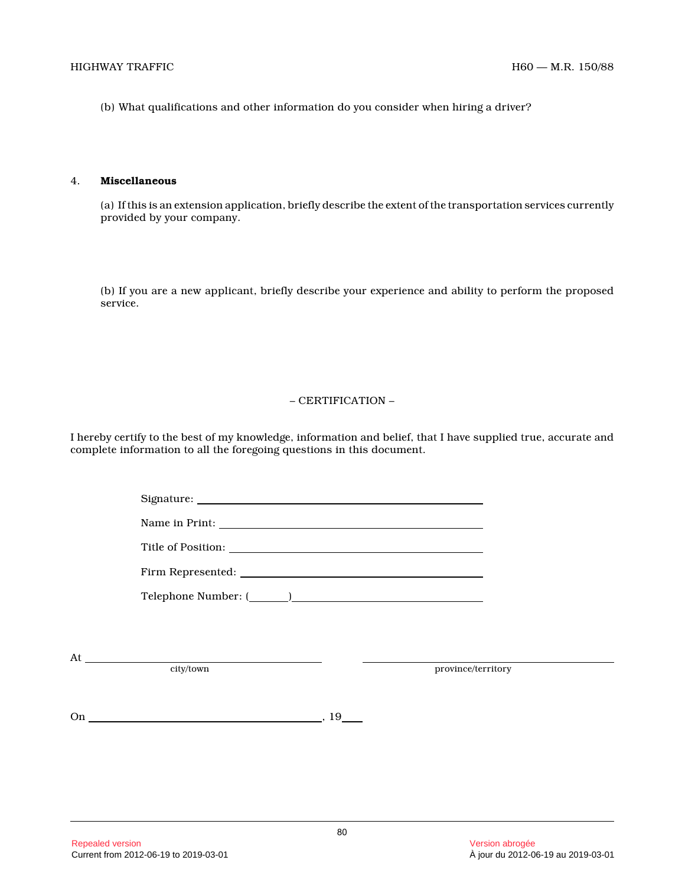(b) What qualifications and other information do you consider when hiring a driver?

4. **Miscellaneous**

(a) If this is an extension application, briefly describe the extent of the transportation services currently provided by your company.

(b) If you are a new applicant, briefly describe your experience and ability to perform the proposed service.

– CERTIFICATION –

I hereby certify to the best of my knowledge, information and belief, that I have supplied true, accurate and complete information to all the foregoing questions in this document.

Signature: ______________________________

Name in Print: ______________________________

Title of Position: ______________________________

Firm Represented: ______________________________

Telephone Number: (______) ______________________________

At ______________________________ ______________________________
city/town province/territory

On ______________________________, 19____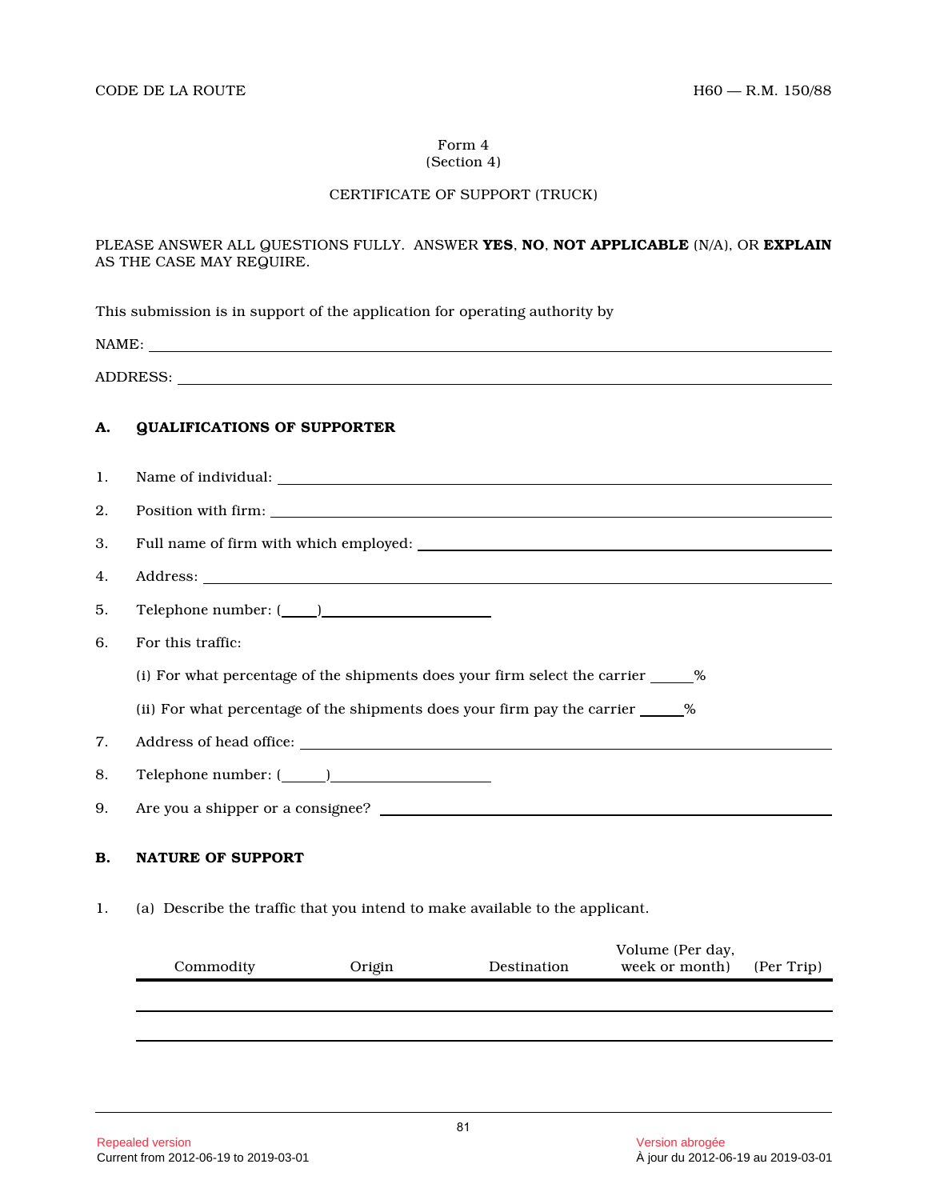Form 4
(Section 4)

CERTIFICATE OF SUPPORT (TRUCK)

PLEASE ANSWER ALL QUESTIONS FULLY. ANSWER **YES**, **NO**, **NOT APPLICABLE** (N/A), OR **EXPLAIN** AS THE CASE MAY REQUIRE.

This submission is in support of the application for operating authority by

NAME: ______________________________

ADDRESS: ______________________________

## A. QUALIFICATIONS OF SUPPORTER

1. Name of individual: ______________________________

2. Position with firm: ______________________________

3. Full name of firm with which employed: ______________________________

4. Address: ______________________________

5. Telephone number: (____)______________

6. For this traffic:

   (i) For what percentage of the shipments does your firm select the carrier _____%

   (ii) For what percentage of the shipments does your firm pay the carrier _____%

7. Address of head office: ______________________________

8. Telephone number: (_____)______________

9. Are you a shipper or a consignee? ______________________________

## B. NATURE OF SUPPORT

1. (a) Describe the traffic that you intend to make available to the applicant.

| Commodity | Origin | Destination | Volume (Per day, week or month) | (Per Trip) |
|---|---|---|---|---|
| | | | | |
| | | | | |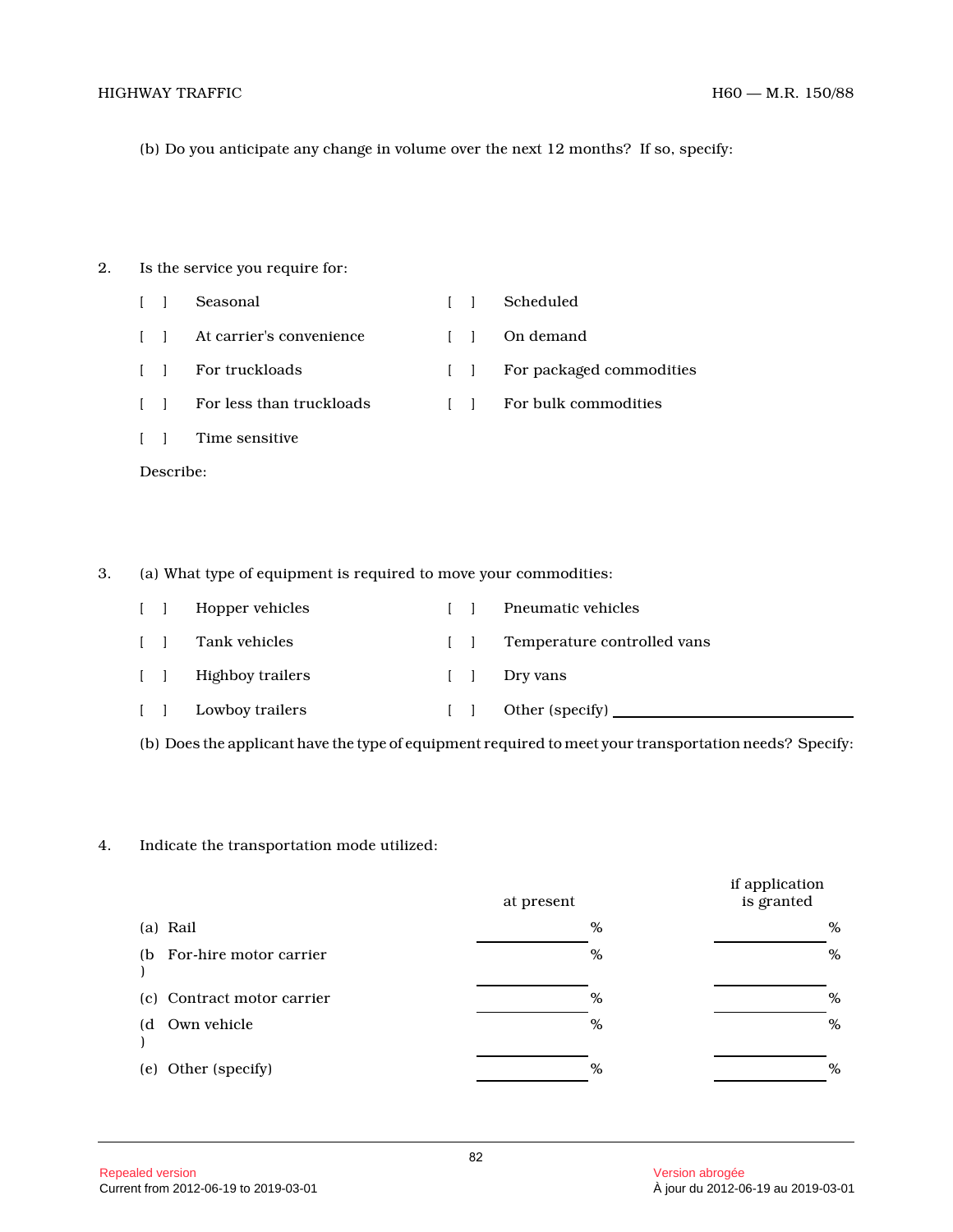(b) Do you anticipate any change in volume over the next 12 months? If so, specify:

2. Is the service you require for:

[ ] Seasonal
[ ] Scheduled
[ ] At carrier's convenience
[ ] On demand
[ ] For truckloads
[ ] For packaged commodities
[ ] For less than truckloads
[ ] For bulk commodities
[ ] Time sensitive

Describe:

3. (a) What type of equipment is required to move your commodities:

[ ] Hopper vehicles
[ ] Pneumatic vehicles
[ ] Tank vehicles
[ ] Temperature controlled vans
[ ] Highboy trailers
[ ] Dry vans
[ ] Lowboy trailers
[ ] Other (specify) ______________________________

(b) Does the applicant have the type of equipment required to meet your transportation needs? Specify:

4. Indicate the transportation mode utilized:

| | at present | if application is granted |
|---|---|---|
| (a) Rail | ________ % | ________ % |
| (b) For-hire motor carrier | ________ % | ________ % |
| (c) Contract motor carrier | ________ % | ________ % |
| (d) Own vehicle | ________ % | ________ % |
| (e) Other (specify) | ________ % | ________ % |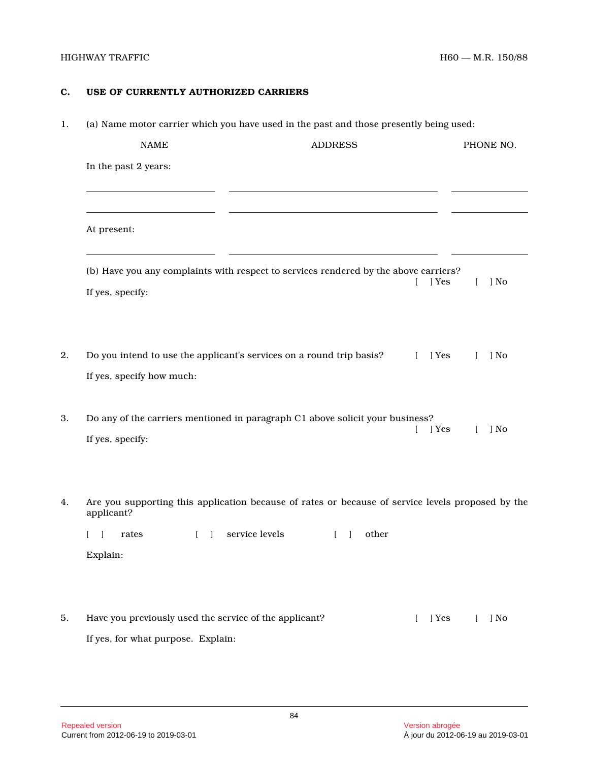## C. USE OF CURRENTLY AUTHORIZED CARRIERS

1. (a) Name motor carrier which you have used in the past and those presently being used:

| NAME | ADDRESS | PHONE NO. |
|---|---|---|
| In the past 2 years: | | |
| ____________________ | ________________________________ | ____________ |
| ____________________ | ________________________________ | ____________ |
| At present: | | |
| ____________________ | ________________________________ | ____________ |

(b) Have you any complaints with respect to services rendered by the above carriers? [ ] Yes [ ] No

If yes, specify:

2. Do you intend to use the applicant's services on a round trip basis? [ ] Yes [ ] No

If yes, specify how much:

3. Do any of the carriers mentioned in paragraph C1 above solicit your business? [ ] Yes [ ] No

If yes, specify:

4. Are you supporting this application because of rates or because of service levels proposed by the applicant?

[ ] rates [ ] service levels [ ] other

Explain:

5. Have you previously used the service of the applicant? [ ] Yes [ ] No

If yes, for what purpose. Explain: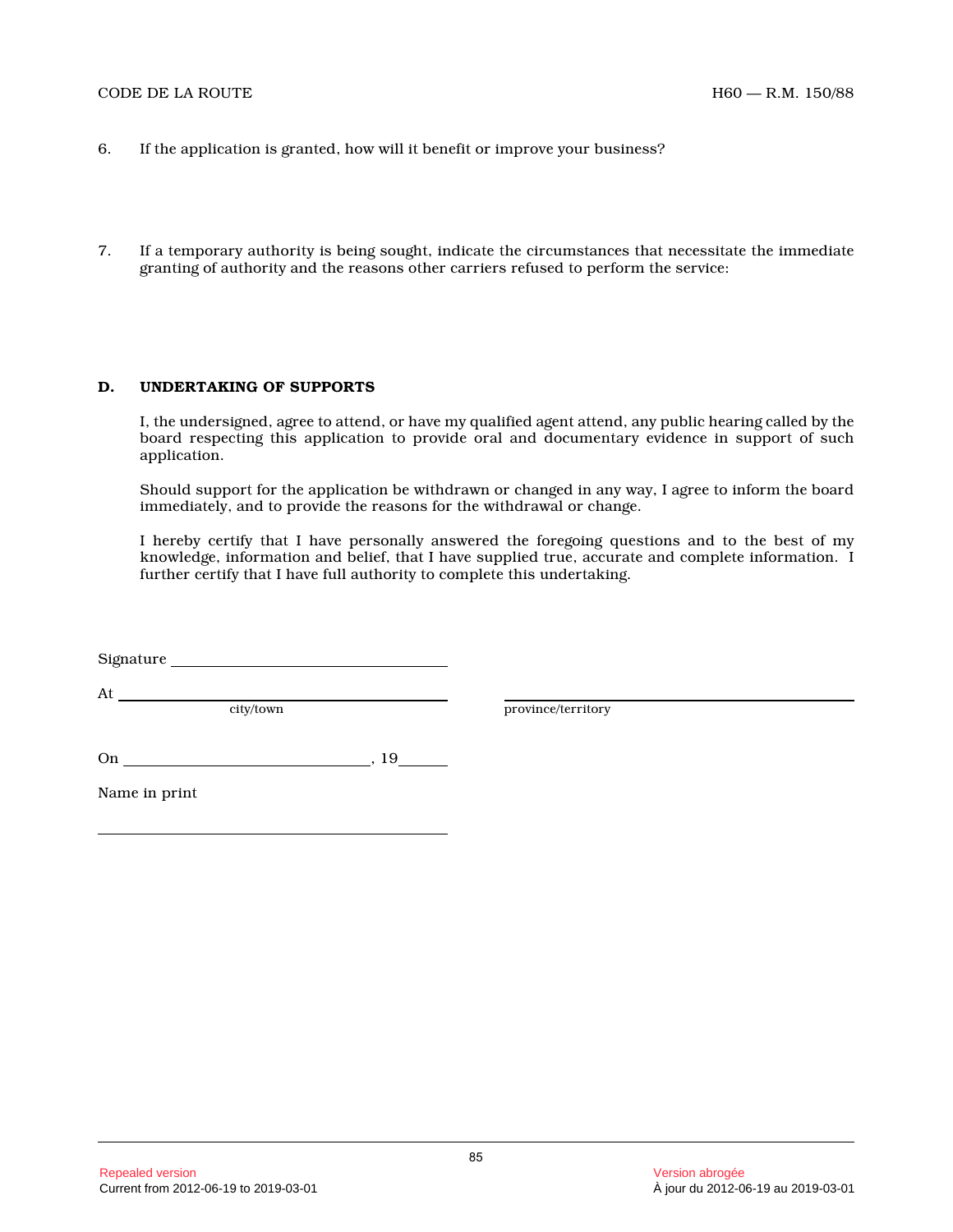6. If the application is granted, how will it benefit or improve your business?

7. If a temporary authority is being sought, indicate the circumstances that necessitate the immediate granting of authority and the reasons other carriers refused to perform the service:

**D. UNDERTAKING OF SUPPORTS**

I, the undersigned, agree to attend, or have my qualified agent attend, any public hearing called by the board respecting this application to provide oral and documentary evidence in support of such application.

Should support for the application be withdrawn or changed in any way, I agree to inform the board immediately, and to provide the reasons for the withdrawal or change.

I hereby certify that I have personally answered the foregoing questions and to the best of my knowledge, information and belief, that I have supplied true, accurate and complete information. I further certify that I have full authority to complete this undertaking.

Signature ____________________________

At ____________________________ ____________________________
city/town province/territory

On ____________________________, 19______

Name in print

____________________________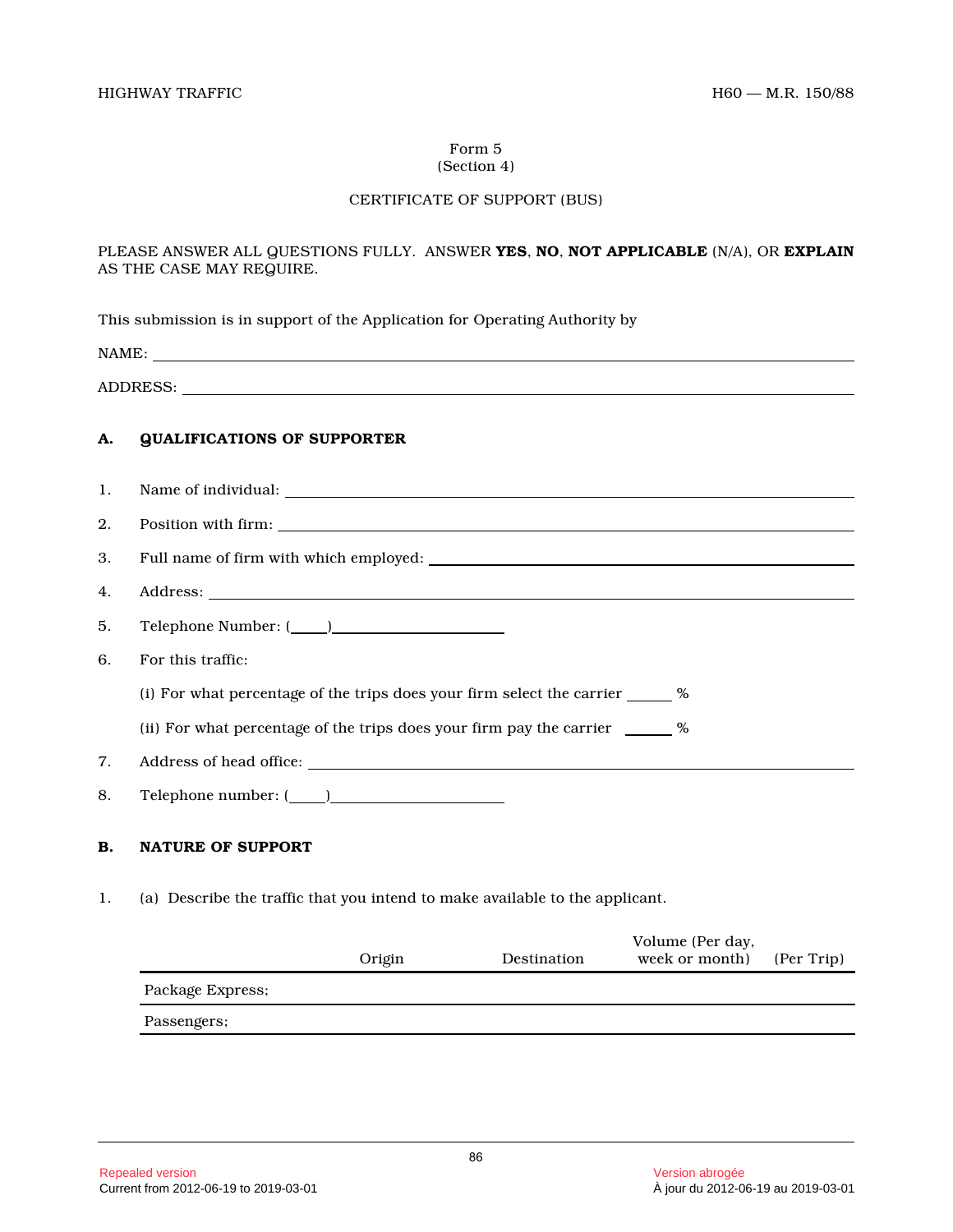Form 5
(Section 4)

CERTIFICATE OF SUPPORT (BUS)

PLEASE ANSWER ALL QUESTIONS FULLY. ANSWER **YES**, **NO**, **NOT APPLICABLE** (N/A), OR **EXPLAIN** AS THE CASE MAY REQUIRE.

This submission is in support of the Application for Operating Authority by

NAME: ______________________________

ADDRESS: ______________________________

**A. QUALIFICATIONS OF SUPPORTER**

1. Name of individual: ______________________________
2. Position with firm: ______________________________
3. Full name of firm with which employed: ______________________________
4. Address: ______________________________
5. Telephone Number: (____)____________________
6. For this traffic:

   (i) For what percentage of the trips does your firm select the carrier _____ %

   (ii) For what percentage of the trips does your firm pay the carrier _____ %

7. Address of head office: ______________________________
8. Telephone number: (____)____________________

**B. NATURE OF SUPPORT**

1. (a) Describe the traffic that you intend to make available to the applicant.

| | Origin | Destination | Volume (Per day, week or month) | (Per Trip) |
|---|---|---|---|---|
| Package Express; | | | | |
| Passengers; | | | | |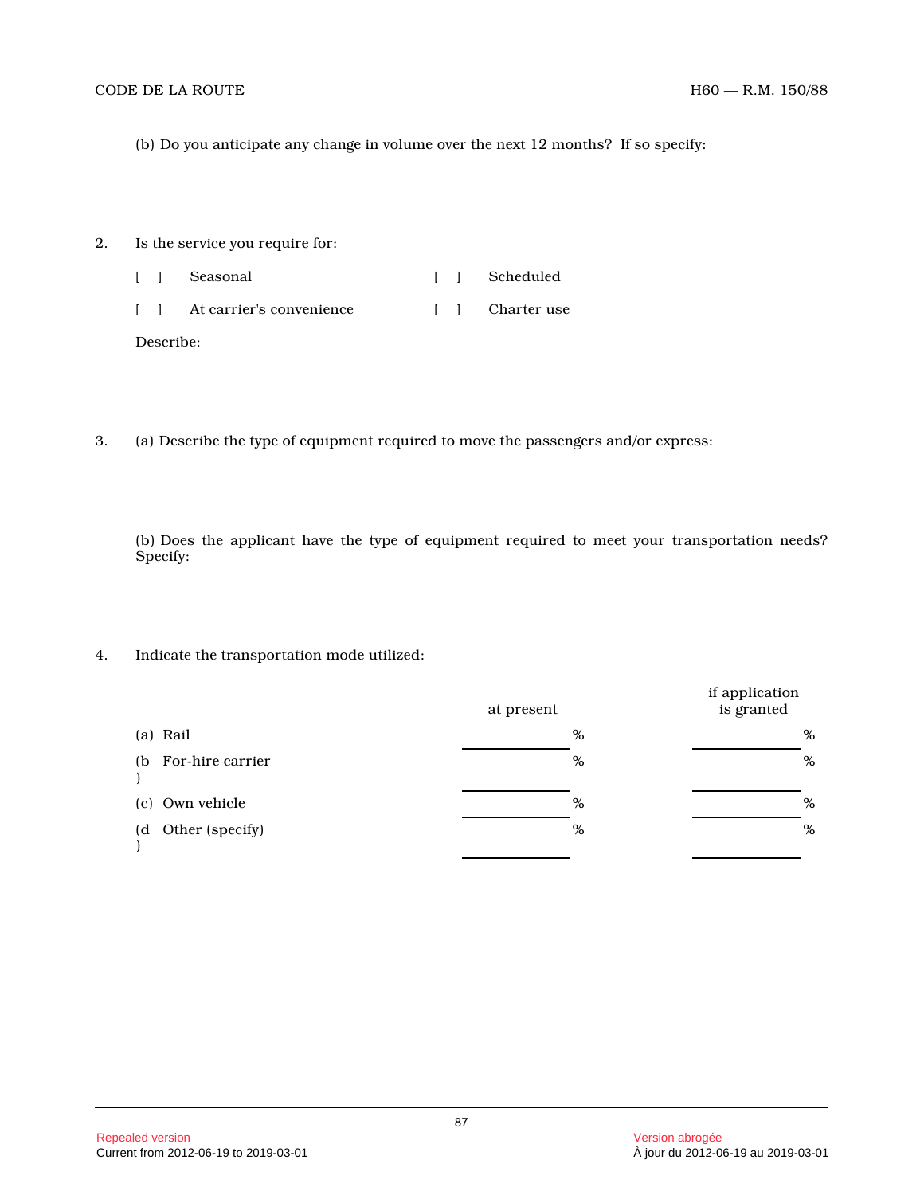(b) Do you anticipate any change in volume over the next 12 months?  If so specify:

2. Is the service you require for:

[ ] Seasonal [ ] Scheduled

[ ] At carrier's convenience [ ] Charter use

Describe:

3. (a) Describe the type of equipment required to move the passengers and/or express:

(b) Does the applicant have the type of equipment required to meet your transportation needs? Specify:

4. Indicate the transportation mode utilized:

| | at present | if application is granted |
|---|---|---|
| (a) Rail | ______ % | ______ % |
| (b) For-hire carrier | ______ % | ______ % |
| (c) Own vehicle | ______ % | ______ % |
| (d) Other (specify) | ______ % | ______ % |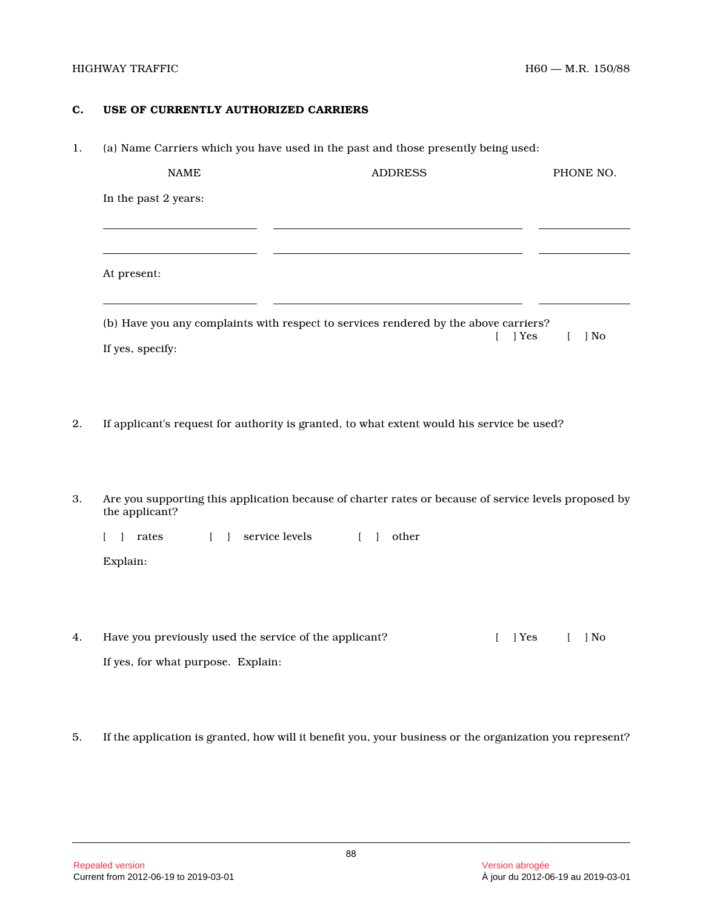## C. USE OF CURRENTLY AUTHORIZED CARRIERS

1. (a) Name Carriers which you have used in the past and those presently being used:

| NAME | ADDRESS | PHONE NO. |
|---|---|---|
| In the past 2 years: | | |
| ____________________ | ________________________________ | ____________ |
| ____________________ | ________________________________ | ____________ |
| At present: | | |
| ____________________ | ________________________________ | ____________ |

(b) Have you any complaints with respect to services rendered by the above carriers?

[ ] Yes [ ] No

If yes, specify:

2. If applicant's request for authority is granted, to what extent would his service be used?

3. Are you supporting this application because of charter rates or because of service levels proposed by the applicant?

[ ] rates [ ] service levels [ ] other

Explain:

4. Have you previously used the service of the applicant? [ ] Yes [ ] No

If yes, for what purpose. Explain:

5. If the application is granted, how will it benefit you, your business or the organization you represent?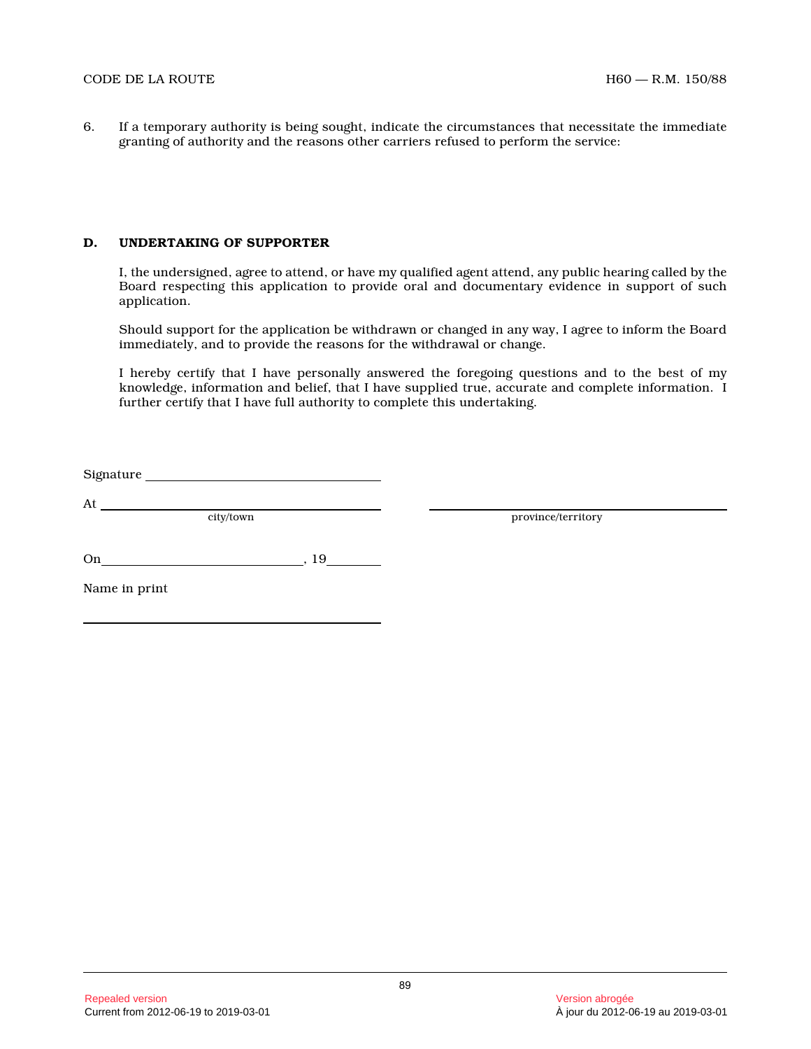6. If a temporary authority is being sought, indicate the circumstances that necessitate the immediate granting of authority and the reasons other carriers refused to perform the service:

## D. UNDERTAKING OF SUPPORTER

I, the undersigned, agree to attend, or have my qualified agent attend, any public hearing called by the Board respecting this application to provide oral and documentary evidence in support of such application.

Should support for the application be withdrawn or changed in any way, I agree to inform the Board immediately, and to provide the reasons for the withdrawal or change.

I hereby certify that I have personally answered the foregoing questions and to the best of my knowledge, information and belief, that I have supplied true, accurate and complete information. I further certify that I have full authority to complete this undertaking.

Signature ________________________________

At ________________________________ ________________________________
city/town province/territory

On ____________________________, 19________

Name in print

________________________________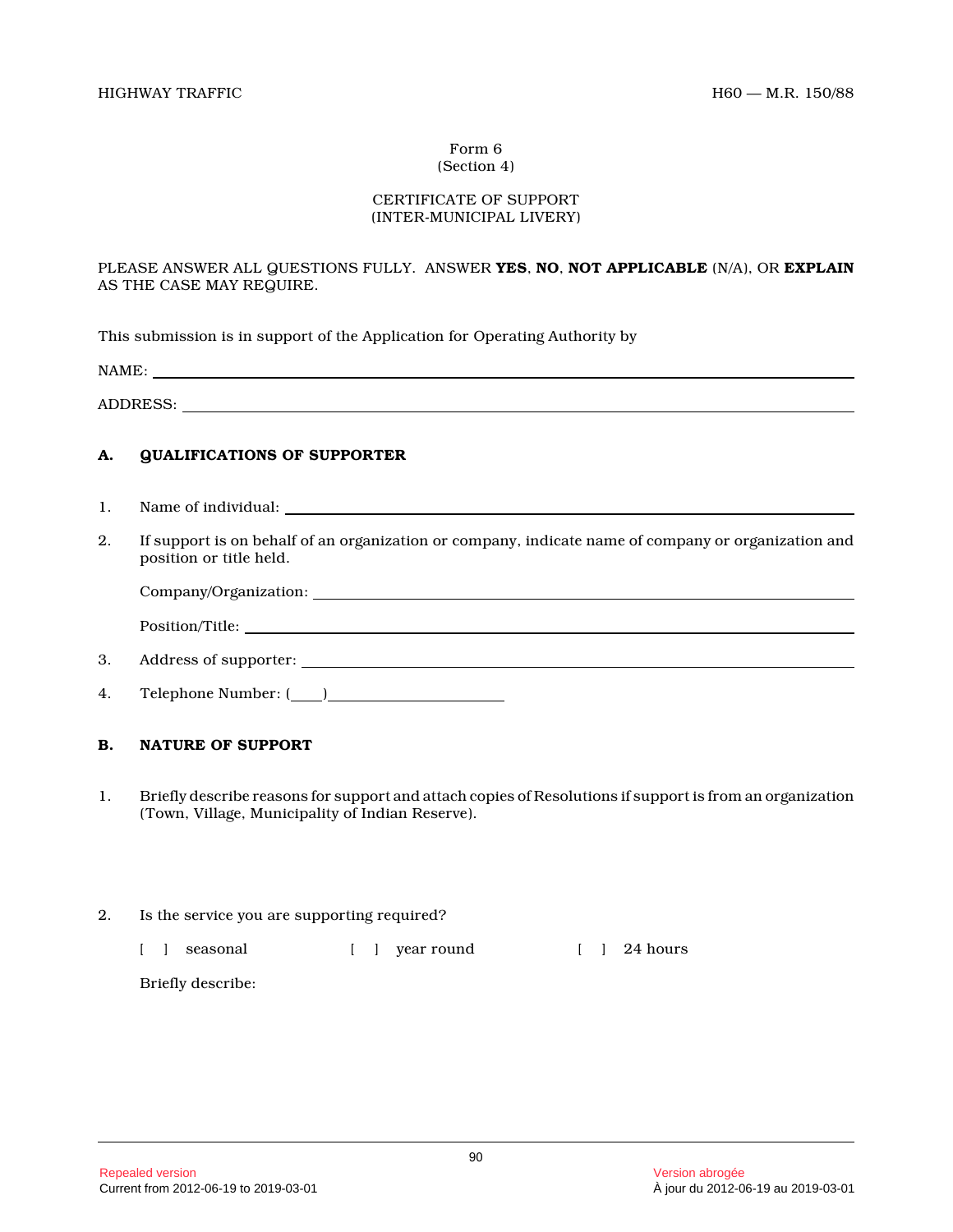Form 6
(Section 4)

CERTIFICATE OF SUPPORT
(INTER-MUNICIPAL LIVERY)

PLEASE ANSWER ALL QUESTIONS FULLY. ANSWER **YES**, **NO**, **NOT APPLICABLE** (N/A), OR **EXPLAIN** AS THE CASE MAY REQUIRE.

This submission is in support of the Application for Operating Authority by

NAME: ____________________________________________

ADDRESS: ____________________________________________

**A. QUALIFICATIONS OF SUPPORTER**

1. Name of individual: ____________________________________________

2. If support is on behalf of an organization or company, indicate name of company or organization and position or title held.

   Company/Organization: ____________________________________________

   Position/Title: ____________________________________________

3. Address of supporter: ____________________________________________

4. Telephone Number: (____)____________________

**B. NATURE OF SUPPORT**

1. Briefly describe reasons for support and attach copies of Resolutions if support is from an organization (Town, Village, Municipality of Indian Reserve).

2. Is the service you are supporting required?

   [ ] seasonal [ ] year round [ ] 24 hours

   Briefly describe:

Repealed version
Current from 2012-06-19 to 2019-03-01

Version abrogée
À jour du 2012-06-19 au 2019-03-01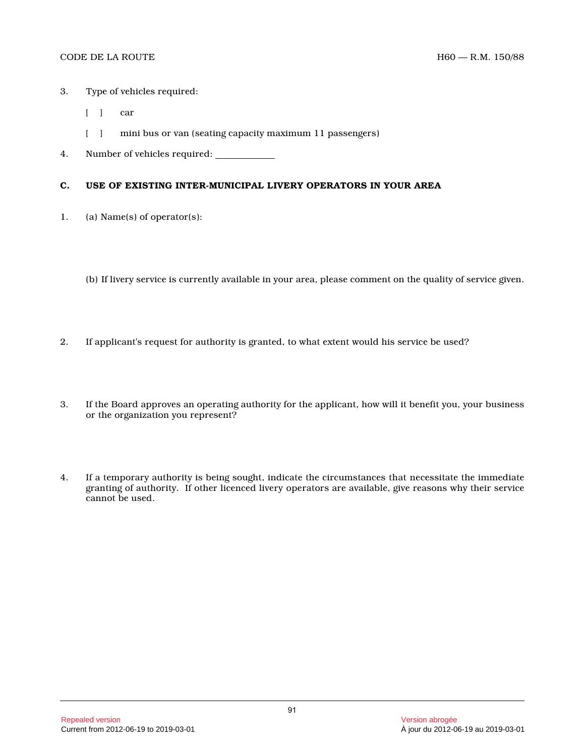3. Type of vehicles required:

   [ ] car

   [ ] mini bus or van (seating capacity maximum 11 passengers)

4. Number of vehicles required: ____________

## C. USE OF EXISTING INTER-MUNICIPAL LIVERY OPERATORS IN YOUR AREA

1. (a) Name(s) of operator(s):

   (b) If livery service is currently available in your area, please comment on the quality of service given.

2. If applicant's request for authority is granted, to what extent would his service be used?

3. If the Board approves an operating authority for the applicant, how will it benefit you, your business or the organization you represent?

4. If a temporary authority is being sought, indicate the circumstances that necessitate the immediate granting of authority. If other licenced livery operators are available, give reasons why their service cannot be used.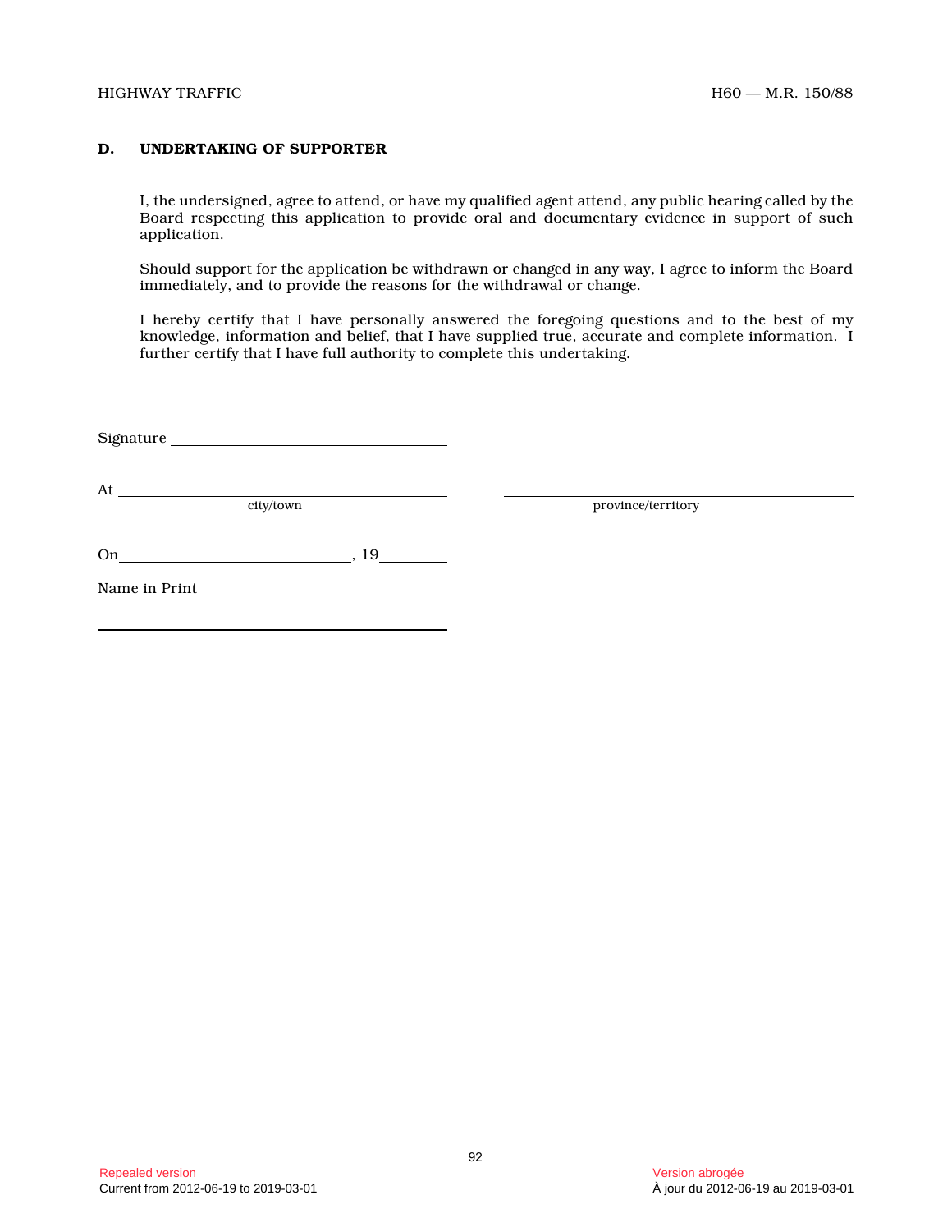## D. UNDERTAKING OF SUPPORTER

I, the undersigned, agree to attend, or have my qualified agent attend, any public hearing called by the Board respecting this application to provide oral and documentary evidence in support of such application.

Should support for the application be withdrawn or changed in any way, I agree to inform the Board immediately, and to provide the reasons for the withdrawal or change.

I hereby certify that I have personally answered the foregoing questions and to the best of my knowledge, information and belief, that I have supplied true, accurate and complete information. I further certify that I have full authority to complete this undertaking.

Signature ______________________________

At ______________________________ ______________________________
city/town province/territory

On ______________________________, 19________

Name in Print

______________________________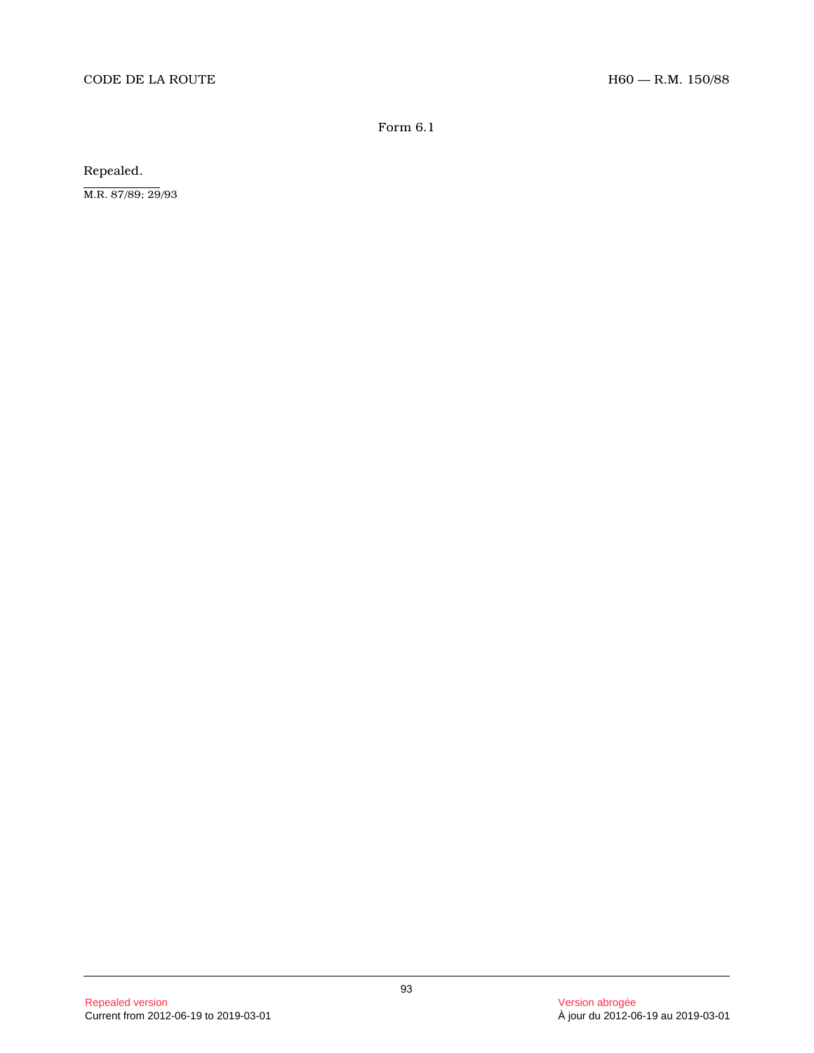Form 6.1

Repealed.

M.R. 87/89; 29/93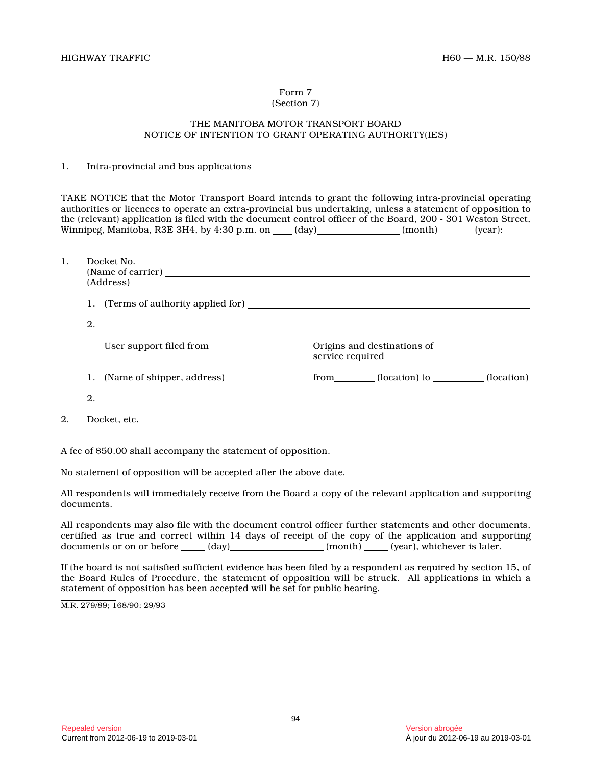Form 7
(Section 7)

THE MANITOBA MOTOR TRANSPORT BOARD
NOTICE OF INTENTION TO GRANT OPERATING AUTHORITY(IES)

1. Intra-provincial and bus applications

TAKE NOTICE that the Motor Transport Board intends to grant the following intra-provincial operating authorities or licences to operate an extra-provincial bus undertaking, unless a statement of opposition to the (relevant) application is filed with the document control officer of the Board, 200 - 301 Weston Street, Winnipeg, Manitoba, R3E 3H4, by 4:30 p.m. on ____ (day)________________ (month) (year):

1. Docket No. ____________________________
   (Name of carrier) ____________________________
   (Address) ____________________________

   1. (Terms of authority applied for) ____________________________

   2.

   | User support filed from | Origins and destinations of service required |
   |---|---|
   | 1. (Name of shipper, address) | from________ (location) to __________ (location) |
   | 2. | |

2. Docket, etc.

A fee of $50.00 shall accompany the statement of opposition.

No statement of opposition will be accepted after the above date.

All respondents will immediately receive from the Board a copy of the relevant application and supporting documents.

All respondents may also file with the document control officer further statements and other documents, certified as true and correct within 14 days of receipt of the copy of the application and supporting documents or on or before _____ (day)___________________ (month) _____ (year), whichever is later.

If the board is not satisfied sufficient evidence has been filed by a respondent as required by section 15, of the Board Rules of Procedure, the statement of opposition will be struck. All applications in which a statement of opposition has been accepted will be set for public hearing.

M.R. 279/89; 168/90; 29/93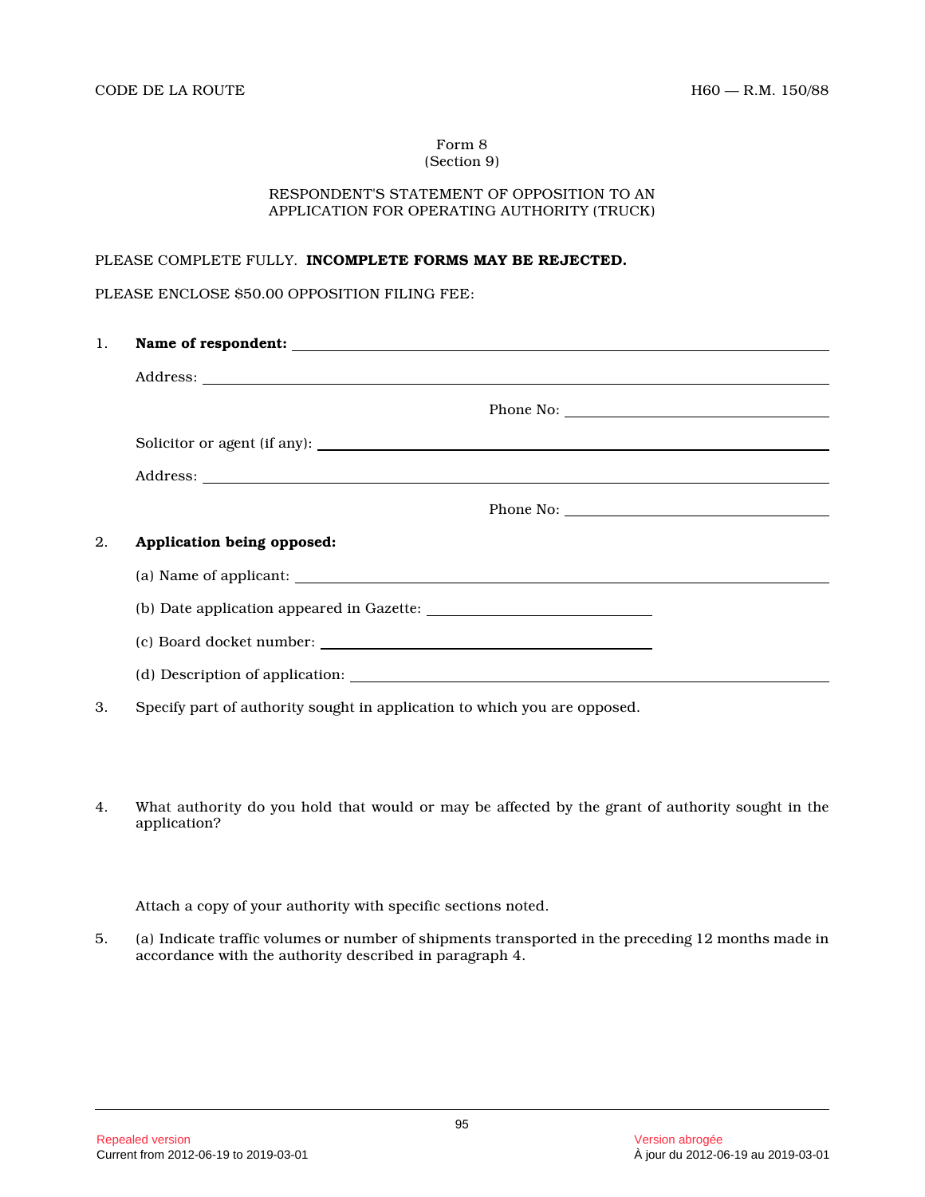Form 8
(Section 9)

RESPONDENT'S STATEMENT OF OPPOSITION TO AN APPLICATION FOR OPERATING AUTHORITY (TRUCK)

PLEASE COMPLETE FULLY. **INCOMPLETE FORMS MAY BE REJECTED.**

PLEASE ENCLOSE $50.00 OPPOSITION FILING FEE:

1. **Name of respondent:** ______________________________

   Address: ______________________________

   Phone No: ______________________________

   Solicitor or agent (if any): ______________________________

   Address: ______________________________

   Phone No: ______________________________

2. **Application being opposed:**

   (a) Name of applicant: ______________________________

   (b) Date application appeared in Gazette: ______________________________

   (c) Board docket number: ______________________________

   (d) Description of application: ______________________________

3. Specify part of authority sought in application to which you are opposed.

4. What authority do you hold that would or may be affected by the grant of authority sought in the application?

   Attach a copy of your authority with specific sections noted.

5. (a) Indicate traffic volumes or number of shipments transported in the preceding 12 months made in accordance with the authority described in paragraph 4.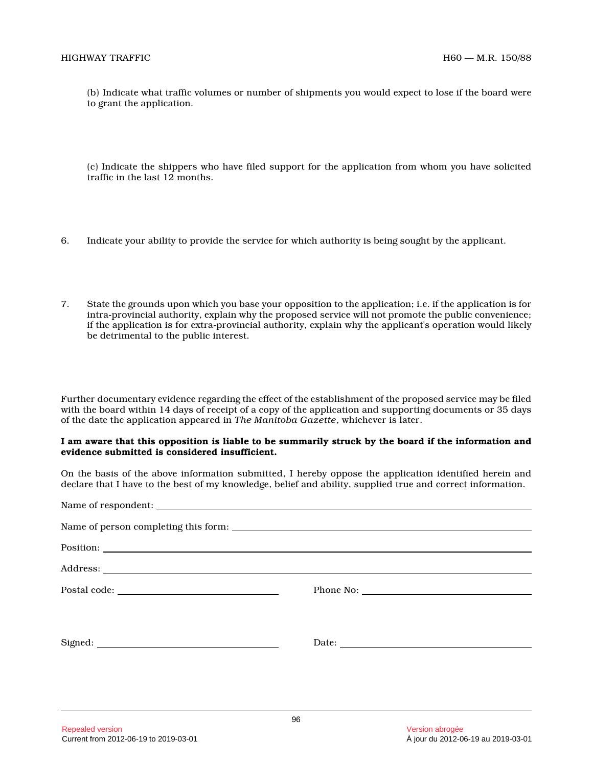(b) Indicate what traffic volumes or number of shipments you would expect to lose if the board were to grant the application.

(c) Indicate the shippers who have filed support for the application from whom you have solicited traffic in the last 12 months.

6. Indicate your ability to provide the service for which authority is being sought by the applicant.

7. State the grounds upon which you base your opposition to the application; i.e. if the application is for intra-provincial authority, explain why the proposed service will not promote the public convenience; if the application is for extra-provincial authority, explain why the applicant's operation would likely be detrimental to the public interest.

Further documentary evidence regarding the effect of the establishment of the proposed service may be filed with the board within 14 days of receipt of a copy of the application and supporting documents or 35 days of the date the application appeared in *The Manitoba Gazette*, whichever is later.

**I am aware that this opposition is liable to be summarily struck by the board if the information and evidence submitted is considered insufficient.**

On the basis of the above information submitted, I hereby oppose the application identified herein and declare that I have to the best of my knowledge, belief and ability, supplied true and correct information.

Name of respondent: ____________________

Name of person completing this form: ____________________

Position: ____________________

Address: ____________________

Postal code: ____________________ Phone No: ____________________

Signed: ____________________ Date: ____________________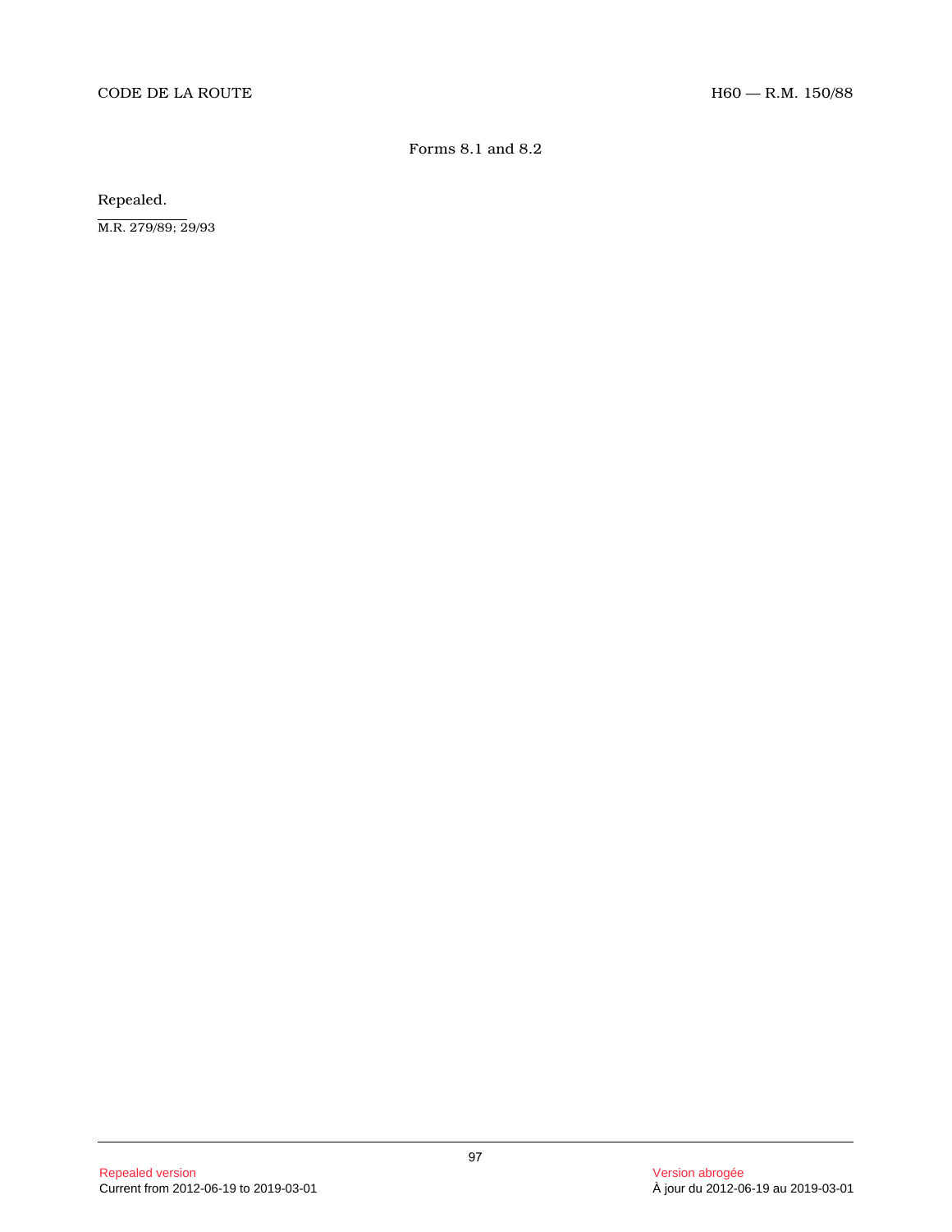## Forms 8.1 and 8.2

Repealed.

M.R. 279/89; 29/93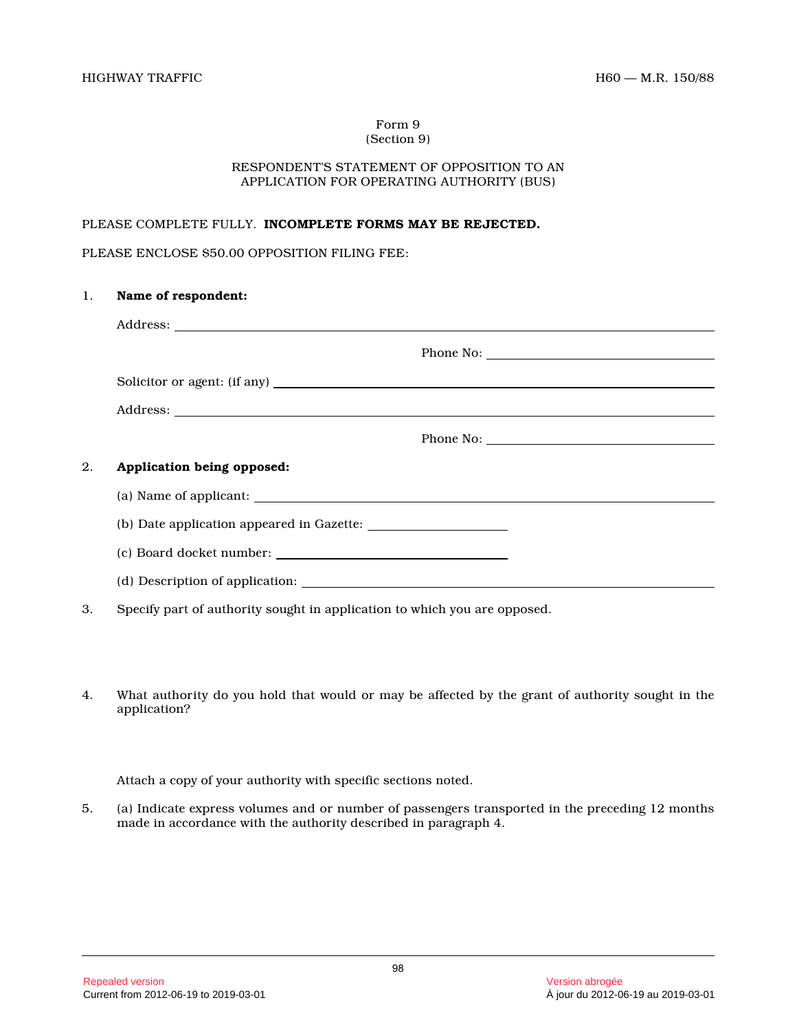Form 9
(Section 9)

RESPONDENT'S STATEMENT OF OPPOSITION TO AN APPLICATION FOR OPERATING AUTHORITY (BUS)

PLEASE COMPLETE FULLY. **INCOMPLETE FORMS MAY BE REJECTED.**

PLEASE ENCLOSE $50.00 OPPOSITION FILING FEE:

1. **Name of respondent:**

   Address: ______________________________________________

   Phone No: ____________________

   Solicitor or agent: (if any) ______________________________________________

   Address: ______________________________________________

   Phone No: ____________________

2. **Application being opposed:**

   (a) Name of applicant: ______________________________________________

   (b) Date application appeared in Gazette: ____________________

   (c) Board docket number: ____________________

   (d) Description of application: ______________________________________________

3. Specify part of authority sought in application to which you are opposed.

4. What authority do you hold that would or may be affected by the grant of authority sought in the application?

   Attach a copy of your authority with specific sections noted.

5. (a) Indicate express volumes and or number of passengers transported in the preceding 12 months made in accordance with the authority described in paragraph 4.

Repealed version
Current from 2012-06-19 to 2019-03-01

Version abrogée
À jour du 2012-06-19 au 2019-03-01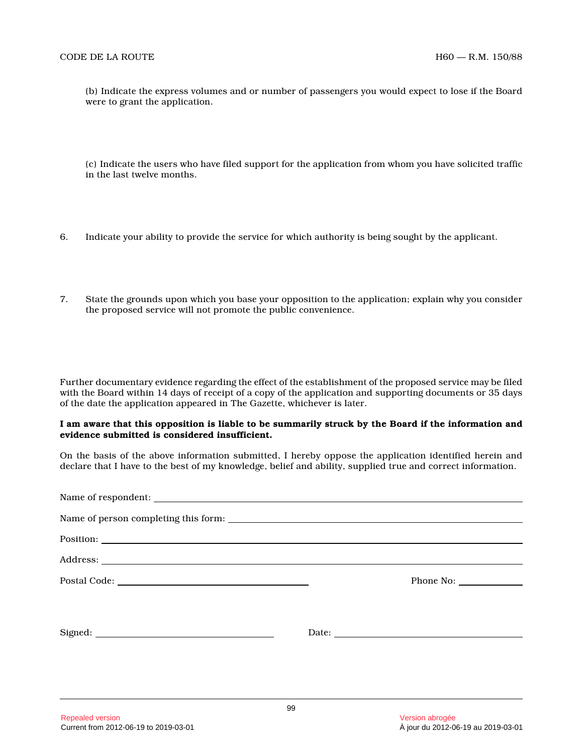(b) Indicate the express volumes and or number of passengers you would expect to lose if the Board were to grant the application.

(c) Indicate the users who have filed support for the application from whom you have solicited traffic in the last twelve months.

6. Indicate your ability to provide the service for which authority is being sought by the applicant.

7. State the grounds upon which you base your opposition to the application; explain why you consider the proposed service will not promote the public convenience.

Further documentary evidence regarding the effect of the establishment of the proposed service may be filed with the Board within 14 days of receipt of a copy of the application and supporting documents or 35 days of the date the application appeared in The Gazette, whichever is later.

**I am aware that this opposition is liable to be summarily struck by the Board if the information and evidence submitted is considered insufficient.**

On the basis of the above information submitted, I hereby oppose the application identified herein and declare that I have to the best of my knowledge, belief and ability, supplied true and correct information.

Name of respondent: ______________________________

Name of person completing this form: ______________________________

Position: ______________________________

Address: ______________________________

Postal Code: ____________________ Phone No: __________

Signed: ____________________ Date: ____________________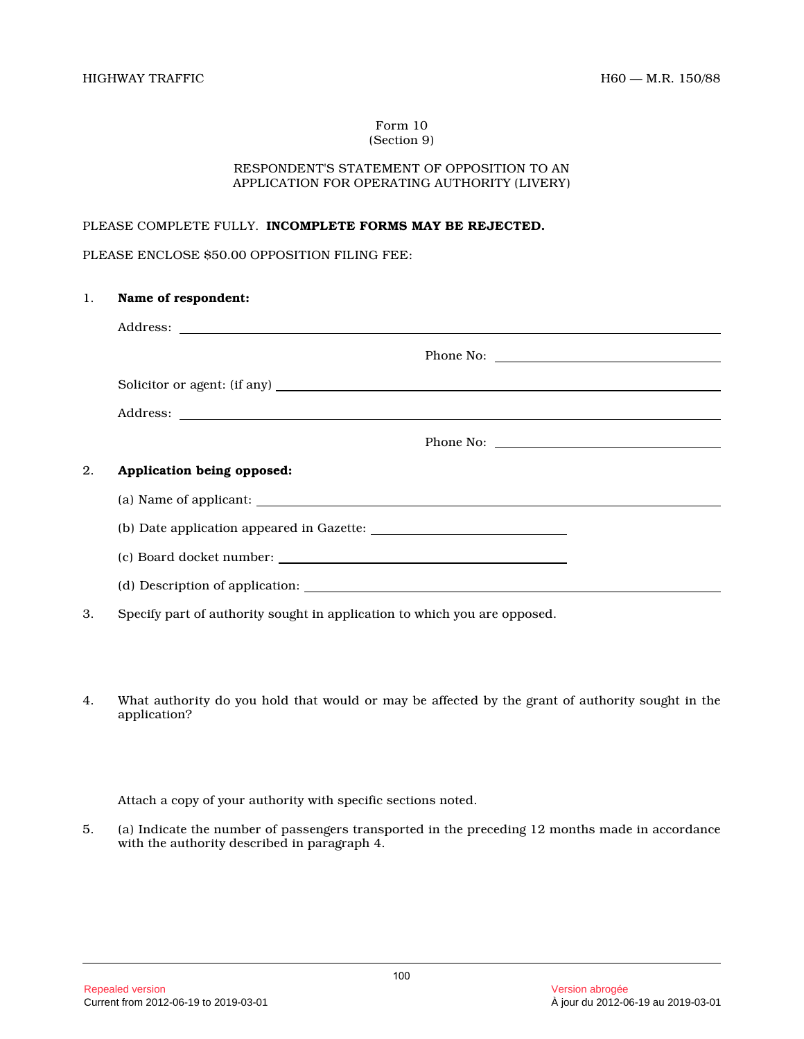Form 10
(Section 9)

RESPONDENT'S STATEMENT OF OPPOSITION TO AN APPLICATION FOR OPERATING AUTHORITY (LIVERY)

PLEASE COMPLETE FULLY. **INCOMPLETE FORMS MAY BE REJECTED.**

PLEASE ENCLOSE $50.00 OPPOSITION FILING FEE:

1. **Name of respondent:**

   Address: ______________________________

   Phone No: ______________________________

   Solicitor or agent: (if any) ______________________________

   Address: ______________________________

   Phone No: ______________________________

2. **Application being opposed:**

   (a) Name of applicant: ______________________________

   (b) Date application appeared in Gazette: ______________________________

   (c) Board docket number: ______________________________

   (d) Description of application: ______________________________

3. Specify part of authority sought in application to which you are opposed.

4. What authority do you hold that would or may be affected by the grant of authority sought in the application?

   Attach a copy of your authority with specific sections noted.

5. (a) Indicate the number of passengers transported in the preceding 12 months made in accordance with the authority described in paragraph 4.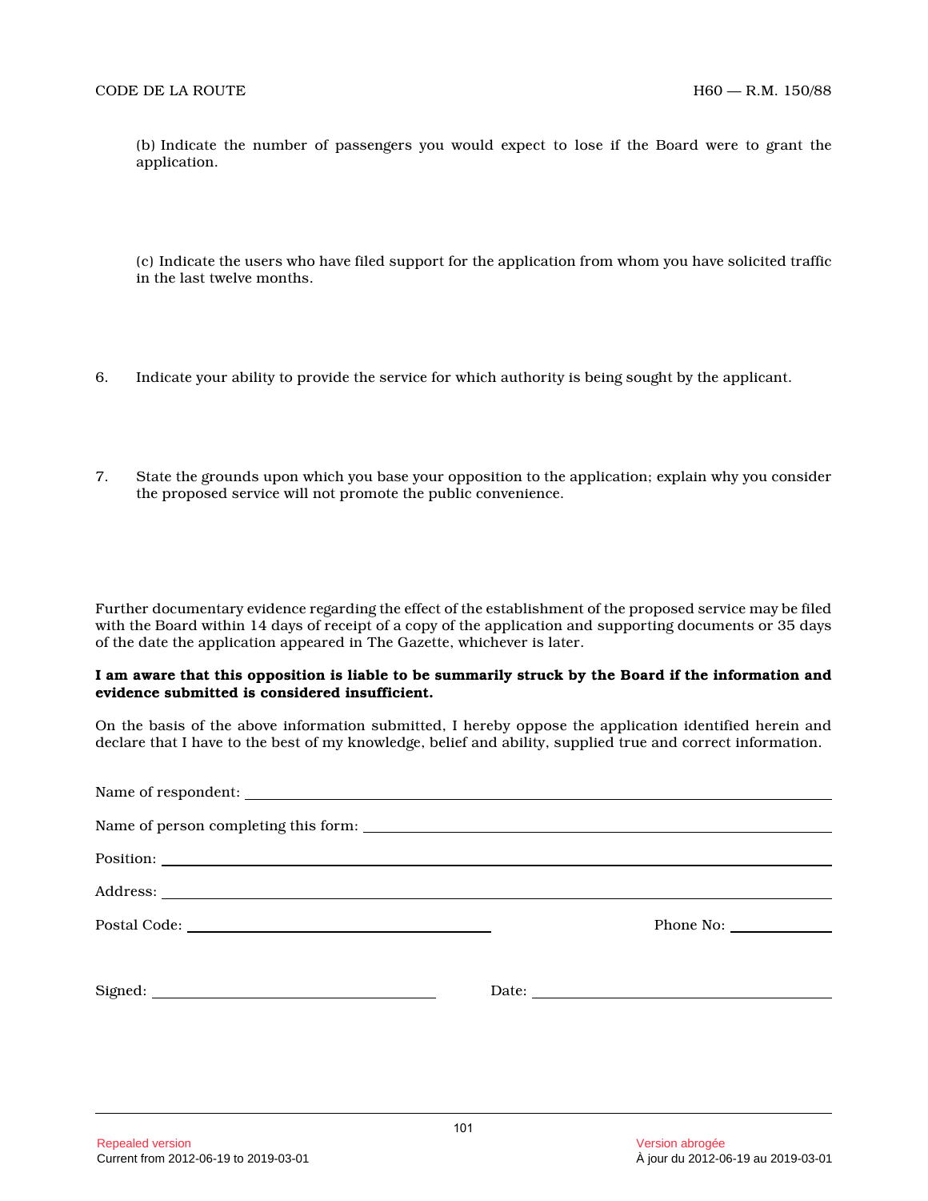(b) Indicate the number of passengers you would expect to lose if the Board were to grant the application.

(c) Indicate the users who have filed support for the application from whom you have solicited traffic in the last twelve months.

6. Indicate your ability to provide the service for which authority is being sought by the applicant.

7. State the grounds upon which you base your opposition to the application; explain why you consider the proposed service will not promote the public convenience.

Further documentary evidence regarding the effect of the establishment of the proposed service may be filed with the Board within 14 days of receipt of a copy of the application and supporting documents or 35 days of the date the application appeared in The Gazette, whichever is later.

**I am aware that this opposition is liable to be summarily struck by the Board if the information and evidence submitted is considered insufficient.**

On the basis of the above information submitted, I hereby oppose the application identified herein and declare that I have to the best of my knowledge, belief and ability, supplied true and correct information.

Name of respondent: ______________________________

Name of person completing this form: ______________________________

Position: ______________________________

Address: ______________________________

Postal Code: ____________________ Phone No: __________

Signed: ____________________ Date: ____________________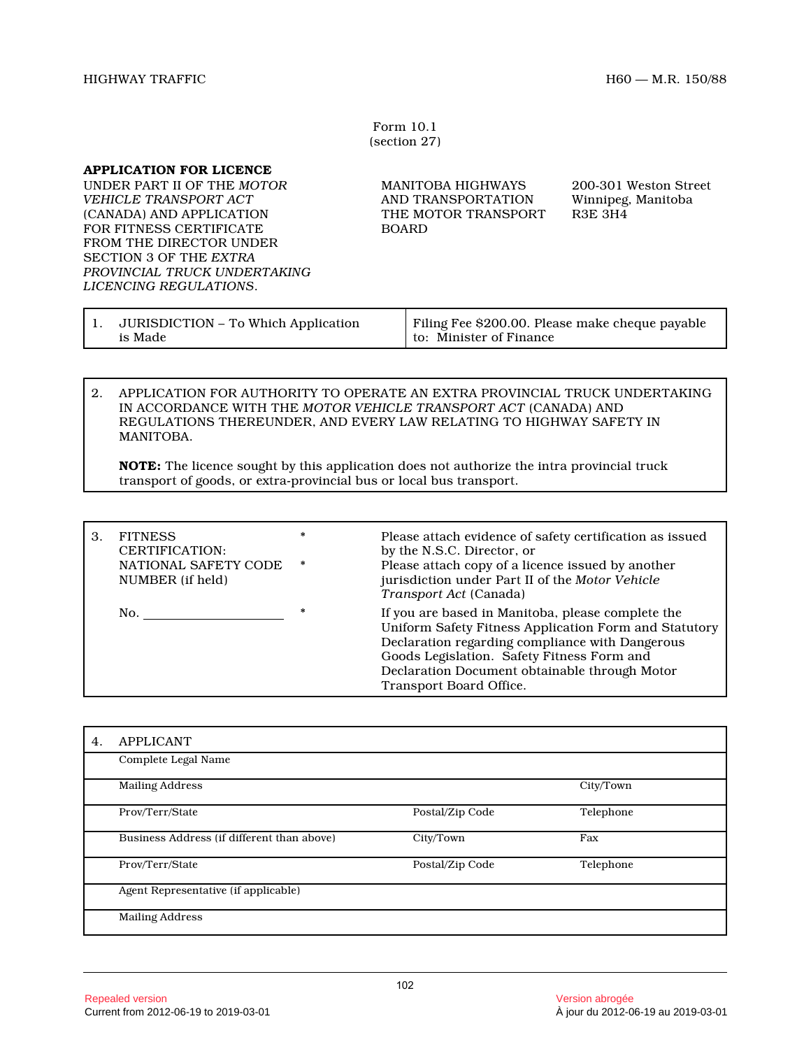Form 10.1
(section 27)

**APPLICATION FOR LICENCE** UNDER PART II OF THE *MOTOR VEHICLE TRANSPORT ACT* (CANADA) AND APPLICATION FOR FITNESS CERTIFICATE FROM THE DIRECTOR UNDER SECTION 3 OF THE *EXTRA PROVINCIAL TRUCK UNDERTAKING LICENCING REGULATIONS*.

MANITOBA HIGHWAYS AND TRANSPORTATION
THE MOTOR TRANSPORT BOARD

200-301 Weston Street
Winnipeg, Manitoba
R3E 3H4

| 1. JURISDICTION – To Which Application is Made | Filing Fee $200.00. Please make cheque payable to: Minister of Finance |
|---|---|

2. APPLICATION FOR AUTHORITY TO OPERATE AN EXTRA PROVINCIAL TRUCK UNDERTAKING IN ACCORDANCE WITH THE *MOTOR VEHICLE TRANSPORT ACT* (CANADA) AND REGULATIONS THEREUNDER, AND EVERY LAW RELATING TO HIGHWAY SAFETY IN MANITOBA.

**NOTE:** The licence sought by this application does not authorize the intra provincial truck transport of goods, or extra-provincial bus or local bus transport.

3. FITNESS CERTIFICATION: NATIONAL SAFETY CODE NUMBER (if held)

No. ____________________

- * Please attach evidence of safety certification as issued by the N.S.C. Director, or
- * Please attach copy of a licence issued by another jurisdiction under Part II of the *Motor Vehicle Transport Act* (Canada)
- * If you are based in Manitoba, please complete the Uniform Safety Fitness Application Form and Statutory Declaration regarding compliance with Dangerous Goods Legislation. Safety Fitness Form and Declaration Document obtainable through Motor Transport Board Office.

| 4. APPLICANT | | |
|---|---|---|
| Complete Legal Name | | |
| Mailing Address | | City/Town |
| Prov/Terr/State | Postal/Zip Code | Telephone |
| Business Address (if different than above) | City/Town | Fax |
| Prov/Terr/State | Postal/Zip Code | Telephone |
| Agent Representative (if applicable) | | |
| Mailing Address | | |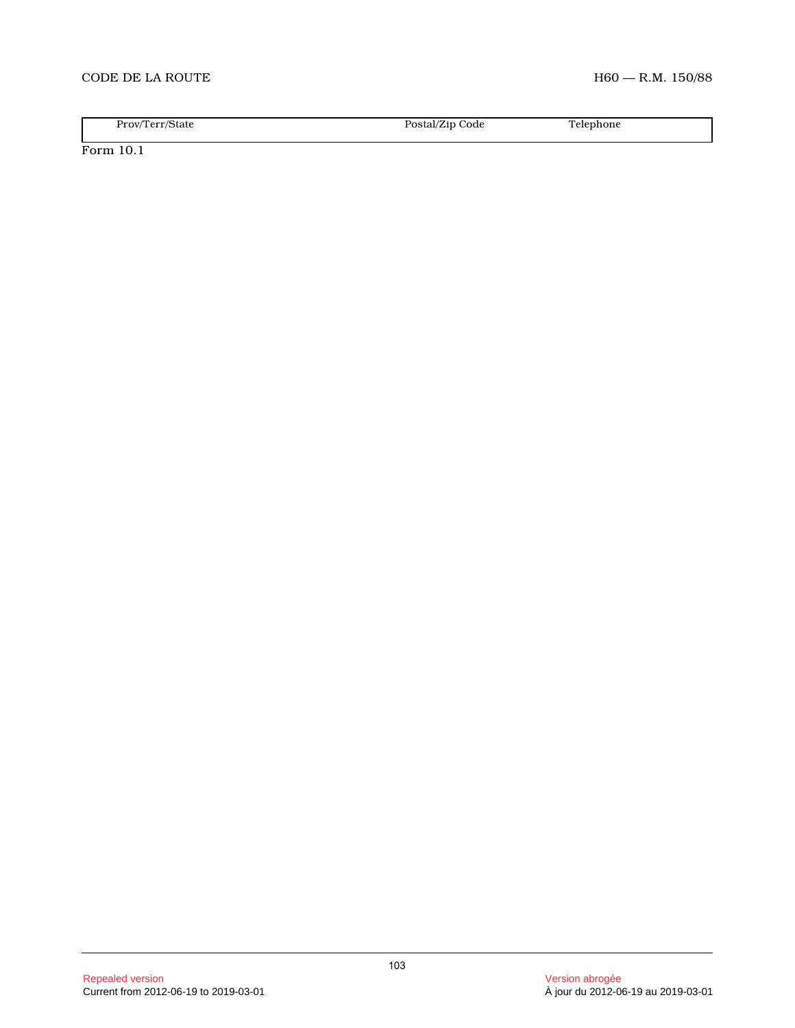| Prov/Terr/State | Postal/Zip Code | Telephone |
|---|---|---|

Form 10.1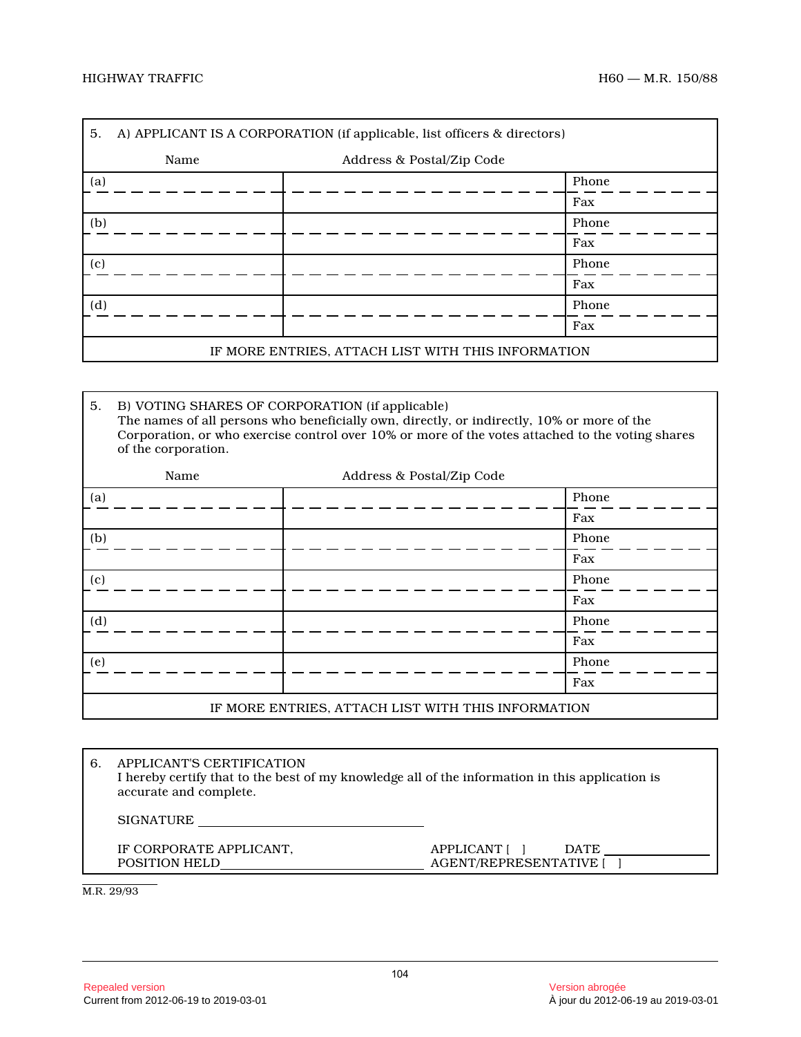## 5. A) APPLICANT IS A CORPORATION (if applicable, list officers & directors)

| Name | Address & Postal/Zip Code | |
|---|---|---|
| (a) | | Phone |
| | | Fax |
| (b) | | Phone |
| | | Fax |
| (c) | | Phone |
| | | Fax |
| (d) | | Phone |
| | | Fax |

IF MORE ENTRIES, ATTACH LIST WITH THIS INFORMATION

## 5. B) VOTING SHARES OF CORPORATION (if applicable)

The names of all persons who beneficially own, directly, or indirectly, 10% or more of the Corporation, or who exercise control over 10% or more of the votes attached to the voting shares of the corporation.

| Name | Address & Postal/Zip Code | |
|---|---|---|
| (a) | | Phone |
| | | Fax |
| (b) | | Phone |
| | | Fax |
| (c) | | Phone |
| | | Fax |
| (d) | | Phone |
| | | Fax |
| (e) | | Phone |
| | | Fax |

IF MORE ENTRIES, ATTACH LIST WITH THIS INFORMATION

## 6. APPLICANT'S CERTIFICATION

I hereby certify that to the best of my knowledge all of the information in this application is accurate and complete.

SIGNATURE ______________________________

IF CORPORATE APPLICANT,
POSITION HELD ______________________________

APPLICANT [ ] DATE ______________
AGENT/REPRESENTATIVE [ ]

M.R. 29/93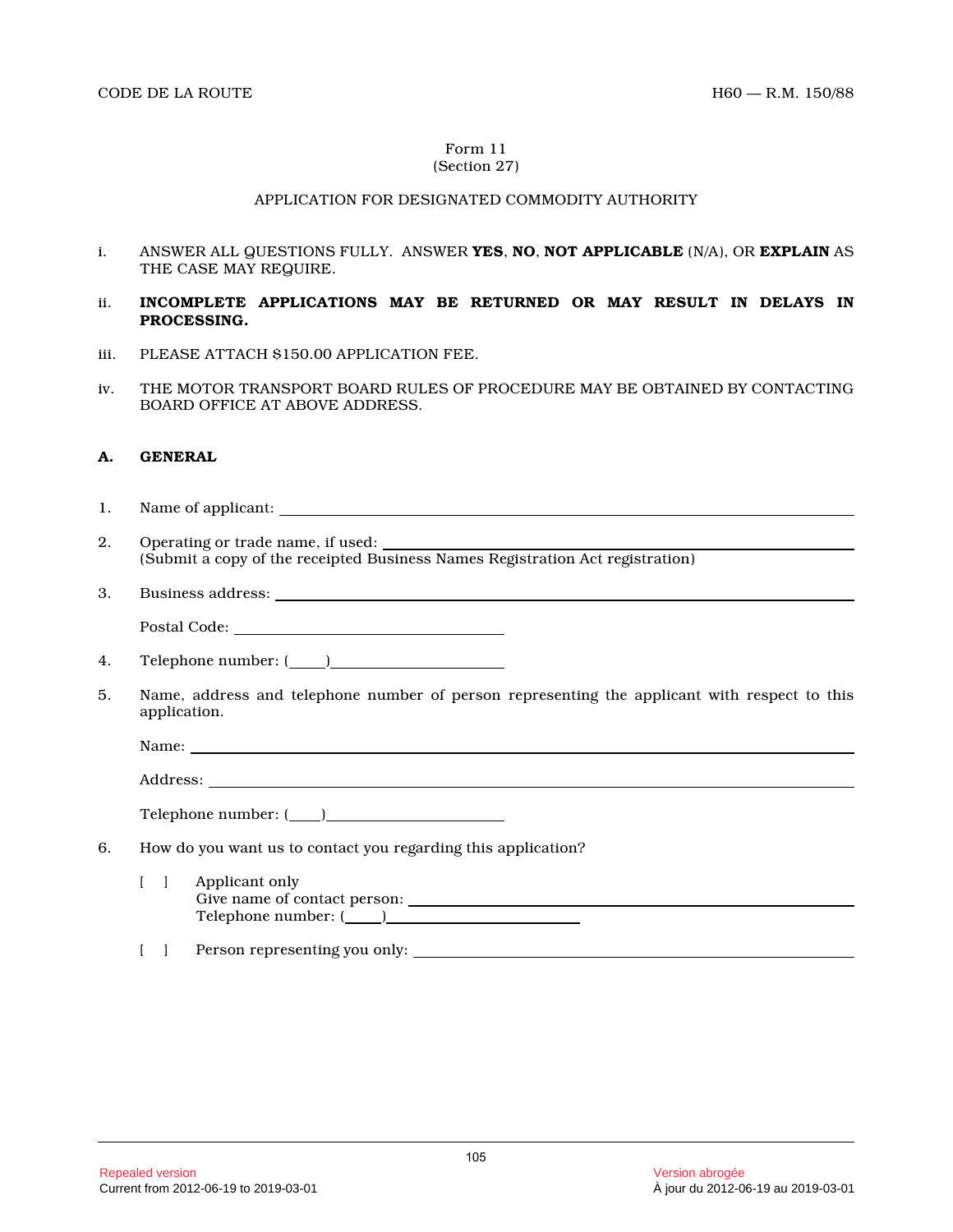Form 11
(Section 27)

APPLICATION FOR DESIGNATED COMMODITY AUTHORITY

i. ANSWER ALL QUESTIONS FULLY. ANSWER **YES**, **NO**, **NOT APPLICABLE** (N/A), OR **EXPLAIN** AS THE CASE MAY REQUIRE.

ii. **INCOMPLETE APPLICATIONS MAY BE RETURNED OR MAY RESULT IN DELAYS IN PROCESSING.**

iii. PLEASE ATTACH $150.00 APPLICATION FEE.

iv. THE MOTOR TRANSPORT BOARD RULES OF PROCEDURE MAY BE OBTAINED BY CONTACTING BOARD OFFICE AT ABOVE ADDRESS.

## A. GENERAL

1. Name of applicant: ____________________

2. Operating or trade name, if used: ____________________
(Submit a copy of the receipted Business Names Registration Act registration)

3. Business address: ____________________

   Postal Code: ____________________

4. Telephone number: (____)____________________

5. Name, address and telephone number of person representing the applicant with respect to this application.

   Name: ____________________

   Address: ____________________

   Telephone number: (____)____________________

6. How do you want us to contact you regarding this application?

   [ ] Applicant only
   Give name of contact person: ____________________
   Telephone number: (____)____________________

   [ ] Person representing you only: ____________________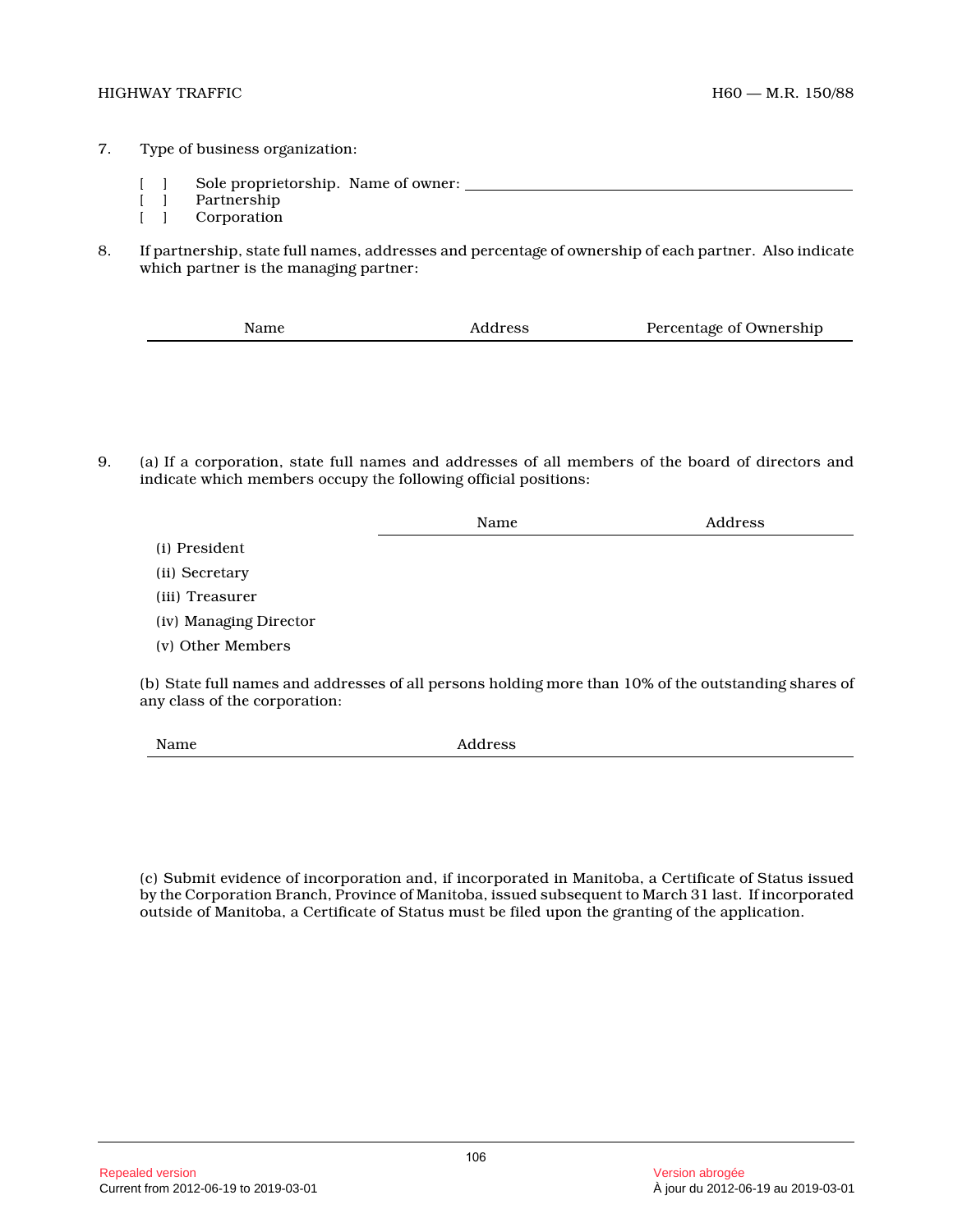7. Type of business organization:

[ ] Sole proprietorship. Name of owner: ____________________
[ ] Partnership
[ ] Corporation

8. If partnership, state full names, addresses and percentage of ownership of each partner. Also indicate which partner is the managing partner:

| Name | Address | Percentage of Ownership |
|---|---|---|
| | | |

9. (a) If a corporation, state full names and addresses of all members of the board of directors and indicate which members occupy the following official positions:

| | Name | Address |
|---|---|---|
| (i) President | | |
| (ii) Secretary | | |
| (iii) Treasurer | | |
| (iv) Managing Director | | |
| (v) Other Members | | |

(b) State full names and addresses of all persons holding more than 10% of the outstanding shares of any class of the corporation:

| Name | Address |
|---|---|
| | |

(c) Submit evidence of incorporation and, if incorporated in Manitoba, a Certificate of Status issued by the Corporation Branch, Province of Manitoba, issued subsequent to March 31 last. If incorporated outside of Manitoba, a Certificate of Status must be filed upon the granting of the application.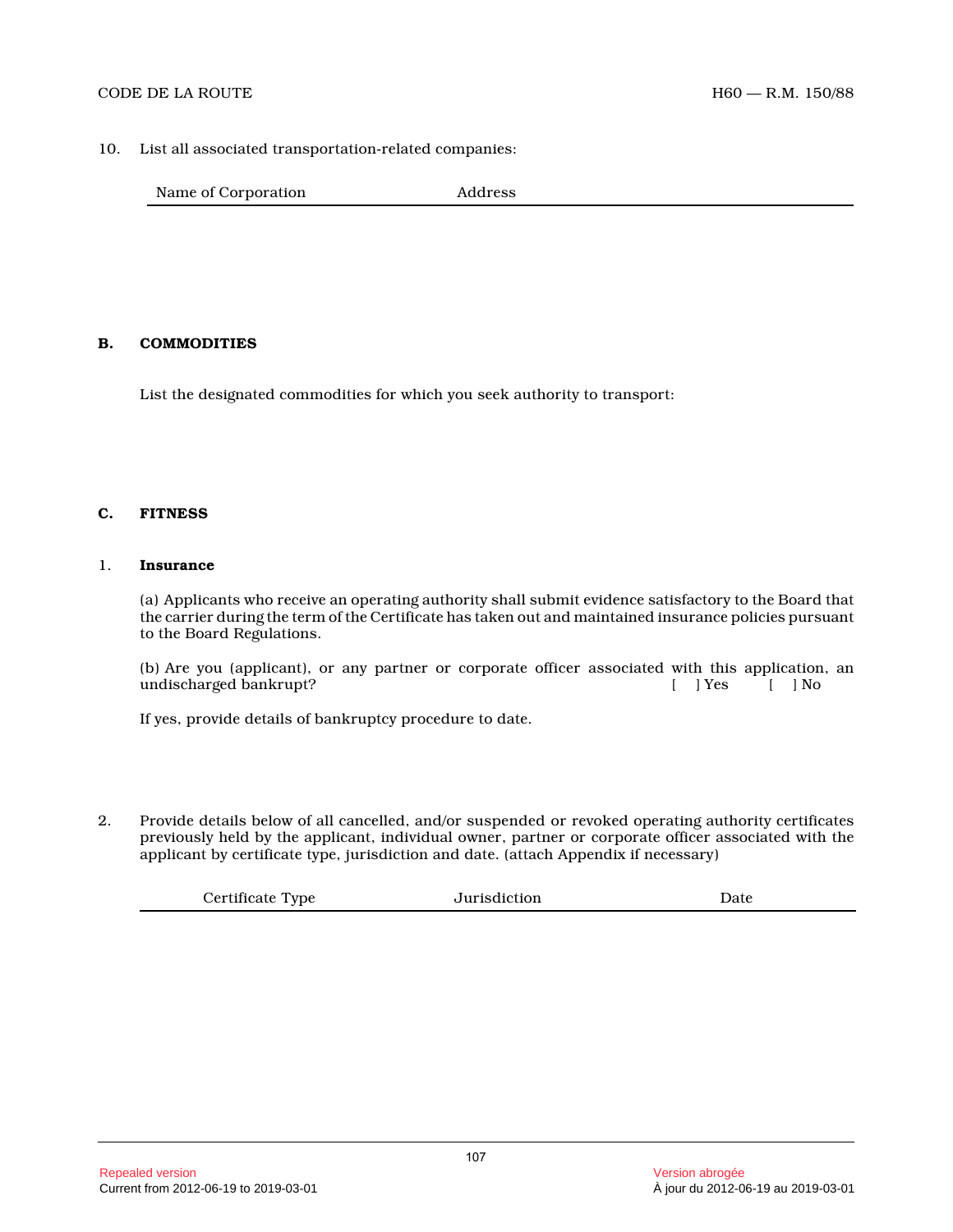10. List all associated transportation-related companies:

| Name of Corporation | Address |
|---|---|

## B. COMMODITIES

List the designated commodities for which you seek authority to transport:

## C. FITNESS

1. **Insurance**

(a) Applicants who receive an operating authority shall submit evidence satisfactory to the Board that the carrier during the term of the Certificate has taken out and maintained insurance policies pursuant to the Board Regulations.

(b) Are you (applicant), or any partner or corporate officer associated with this application, an undischarged bankrupt? [ ] Yes [ ] No

If yes, provide details of bankruptcy procedure to date.

2. Provide details below of all cancelled, and/or suspended or revoked operating authority certificates previously held by the applicant, individual owner, partner or corporate officer associated with the applicant by certificate type, jurisdiction and date. (attach Appendix if necessary)

| Certificate Type | Jurisdiction | Date |
|---|---|---|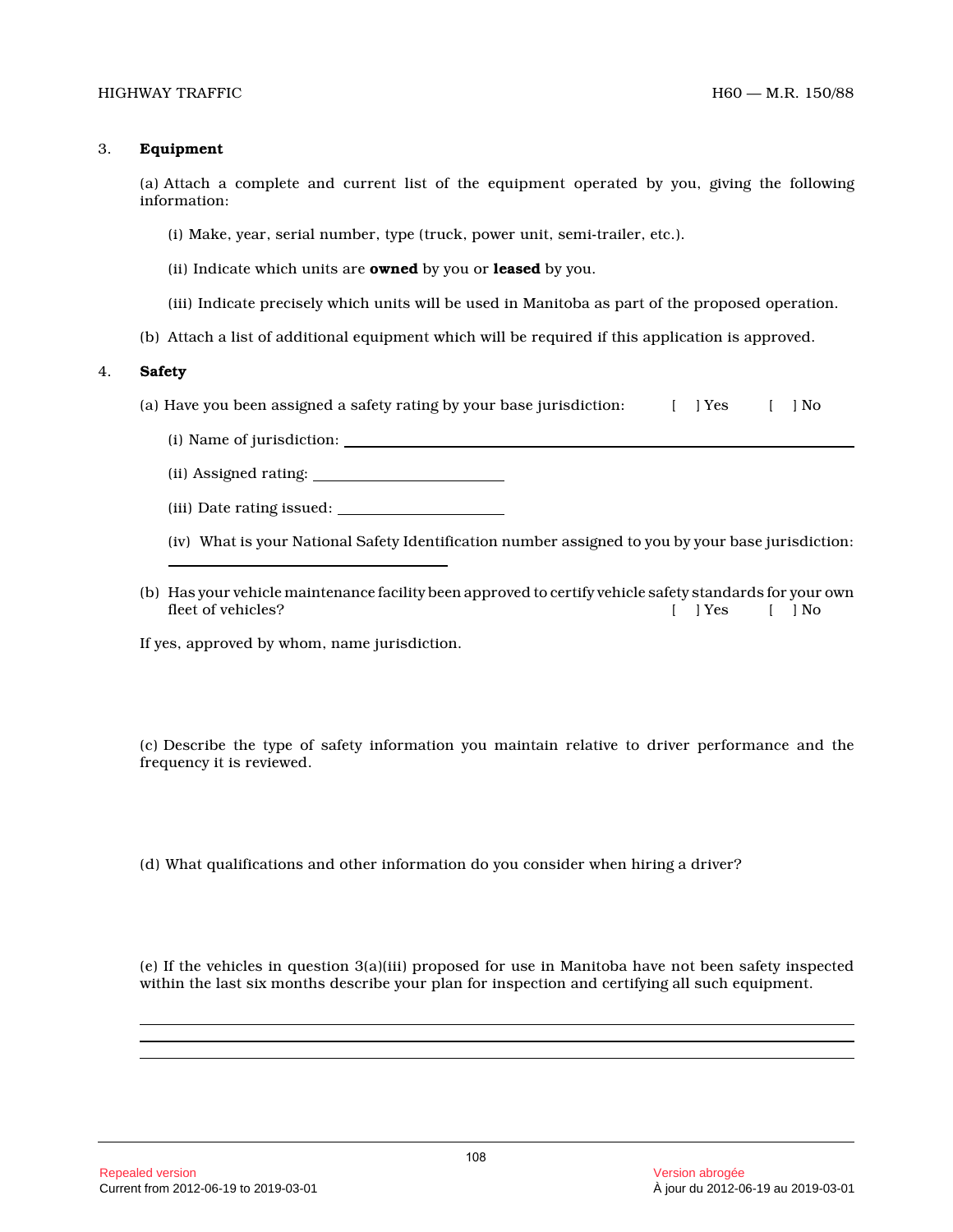3. **Equipment**

(a) Attach a complete and current list of the equipment operated by you, giving the following information:

(i) Make, year, serial number, type (truck, power unit, semi-trailer, etc.).

(ii) Indicate which units are **owned** by you or **leased** by you.

(iii) Indicate precisely which units will be used in Manitoba as part of the proposed operation.

(b) Attach a list of additional equipment which will be required if this application is approved.

4. **Safety**

(a) Have you been assigned a safety rating by your base jurisdiction: [ ] Yes [ ] No

(i) Name of jurisdiction: ______________________________

(ii) Assigned rating: ______________________________

(iii) Date rating issued: ______________________________

(iv) What is your National Safety Identification number assigned to you by your base jurisdiction:

______________________________

(b) Has your vehicle maintenance facility been approved to certify vehicle safety standards for your own fleet of vehicles? [ ] Yes [ ] No

If yes, approved by whom, name jurisdiction.

(c) Describe the type of safety information you maintain relative to driver performance and the frequency it is reviewed.

(d) What qualifications and other information do you consider when hiring a driver?

(e) If the vehicles in question 3(a)(iii) proposed for use in Manitoba have not been safety inspected within the last six months describe your plan for inspection and certifying all such equipment.

______________________________

______________________________

______________________________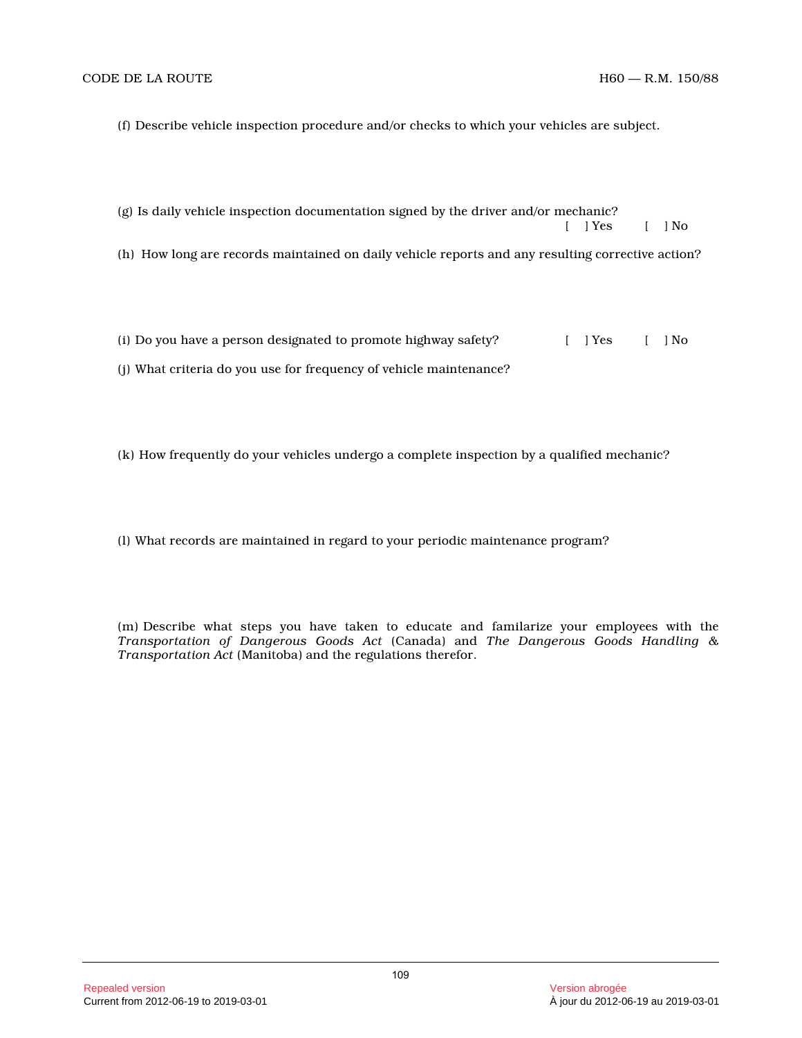(f) Describe vehicle inspection procedure and/or checks to which your vehicles are subject.

(g) Is daily vehicle inspection documentation signed by the driver and/or mechanic?
[ ] Yes [ ] No

(h) How long are records maintained on daily vehicle reports and any resulting corrective action?

(i) Do you have a person designated to promote highway safety? [ ] Yes [ ] No

(j) What criteria do you use for frequency of vehicle maintenance?

(k) How frequently do your vehicles undergo a complete inspection by a qualified mechanic?

(l) What records are maintained in regard to your periodic maintenance program?

(m) Describe what steps you have taken to educate and familarize your employees with the *Transportation of Dangerous Goods Act* (Canada) and *The Dangerous Goods Handling & Transportation Act* (Manitoba) and the regulations therefor.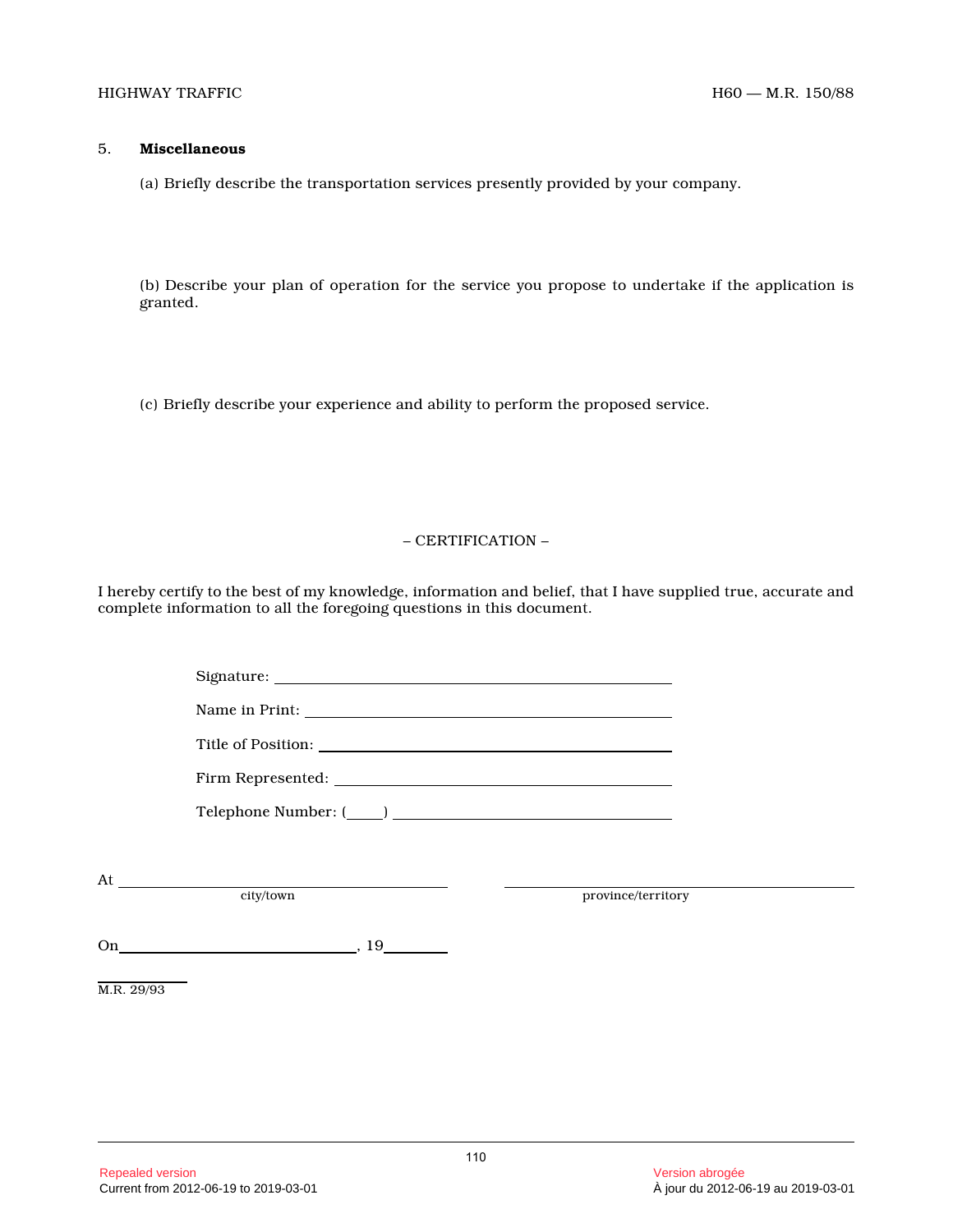5. **Miscellaneous**

(a) Briefly describe the transportation services presently provided by your company.

(b) Describe your plan of operation for the service you propose to undertake if the application is granted.

(c) Briefly describe your experience and ability to perform the proposed service.

– CERTIFICATION –

I hereby certify to the best of my knowledge, information and belief, that I have supplied true, accurate and complete information to all the foregoing questions in this document.

Signature: ______________________________

Name in Print: ______________________________

Title of Position: ______________________________

Firm Represented: ______________________________

Telephone Number: (____) ______________________________

At ______________________________ ______________________________
city/town province/territory

On ______________________________, 19________

M.R. 29/93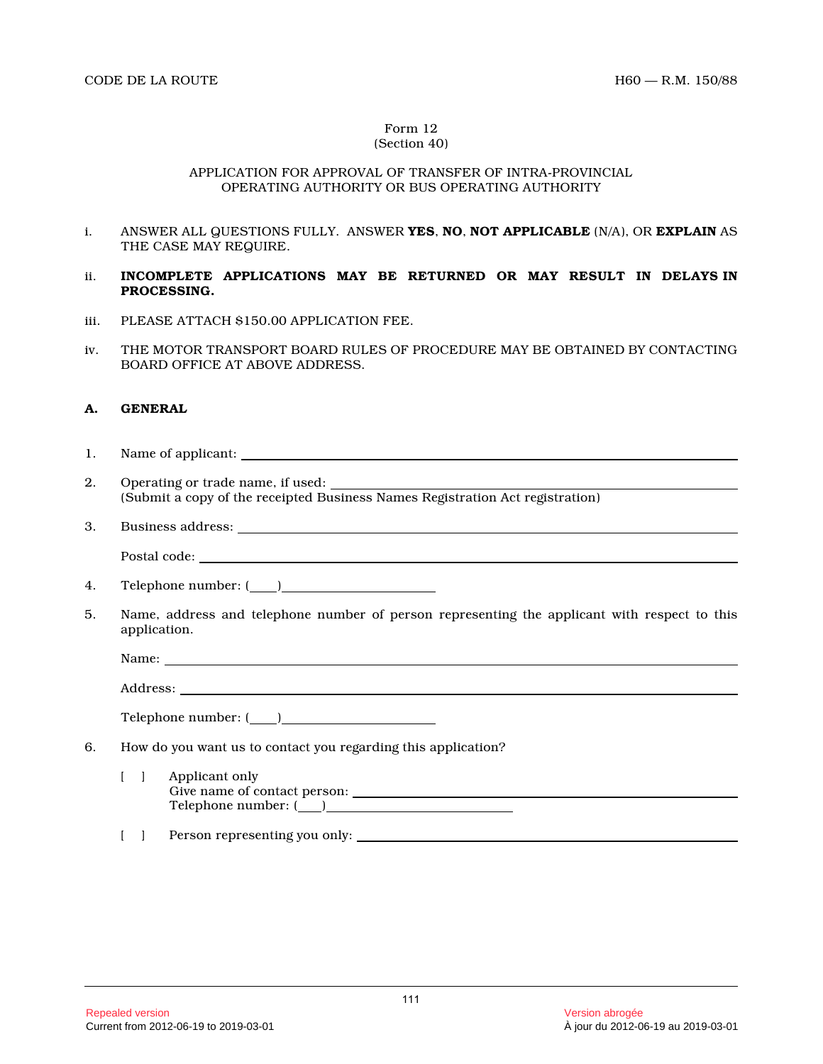Form 12
(Section 40)

APPLICATION FOR APPROVAL OF TRANSFER OF INTRA-PROVINCIAL OPERATING AUTHORITY OR BUS OPERATING AUTHORITY

i. ANSWER ALL QUESTIONS FULLY. ANSWER **YES**, **NO**, **NOT APPLICABLE** (N/A), OR **EXPLAIN** AS THE CASE MAY REQUIRE.

ii. **INCOMPLETE APPLICATIONS MAY BE RETURNED OR MAY RESULT IN DELAYS IN PROCESSING.**

iii. PLEASE ATTACH $150.00 APPLICATION FEE.

iv. THE MOTOR TRANSPORT BOARD RULES OF PROCEDURE MAY BE OBTAINED BY CONTACTING BOARD OFFICE AT ABOVE ADDRESS.

**A. GENERAL**

1. Name of applicant: ____________________

2. Operating or trade name, if used: ____________________
(Submit a copy of the receipted Business Names Registration Act registration)

3. Business address: ____________________

   Postal code: ____________________

4. Telephone number: (____)____________________

5. Name, address and telephone number of person representing the applicant with respect to this application.

   Name: ____________________

   Address: ____________________

   Telephone number: (____)____________________

6. How do you want us to contact you regarding this application?

   [ ] Applicant only
   Give name of contact person: ____________________
   Telephone number: (___)____________________

   [ ] Person representing you only: ____________________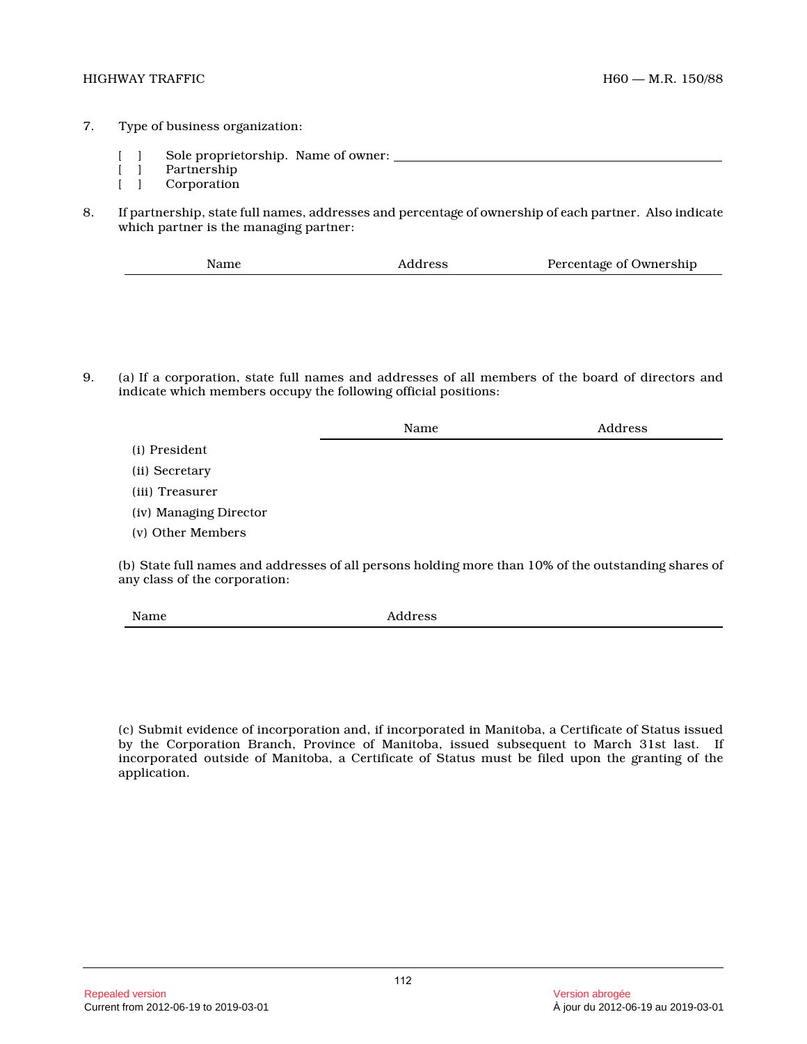7. Type of business organization:

[ ] Sole proprietorship. Name of owner: ______________________________

[ ] Partnership

[ ] Corporation

8. If partnership, state full names, addresses and percentage of ownership of each partner. Also indicate which partner is the managing partner:

| Name | Address | Percentage of Ownership |
|---|---|---|
| | | |

9. (a) If a corporation, state full names and addresses of all members of the board of directors and indicate which members occupy the following official positions:

| | Name | Address |
|---|---|---|
| (i) President | | |
| (ii) Secretary | | |
| (iii) Treasurer | | |
| (iv) Managing Director | | |
| (v) Other Members | | |

(b) State full names and addresses of all persons holding more than 10% of the outstanding shares of any class of the corporation:

| Name | Address |
|---|---|
| | |

(c) Submit evidence of incorporation and, if incorporated in Manitoba, a Certificate of Status issued by the Corporation Branch, Province of Manitoba, issued subsequent to March 31st last. If incorporated outside of Manitoba, a Certificate of Status must be filed upon the granting of the application.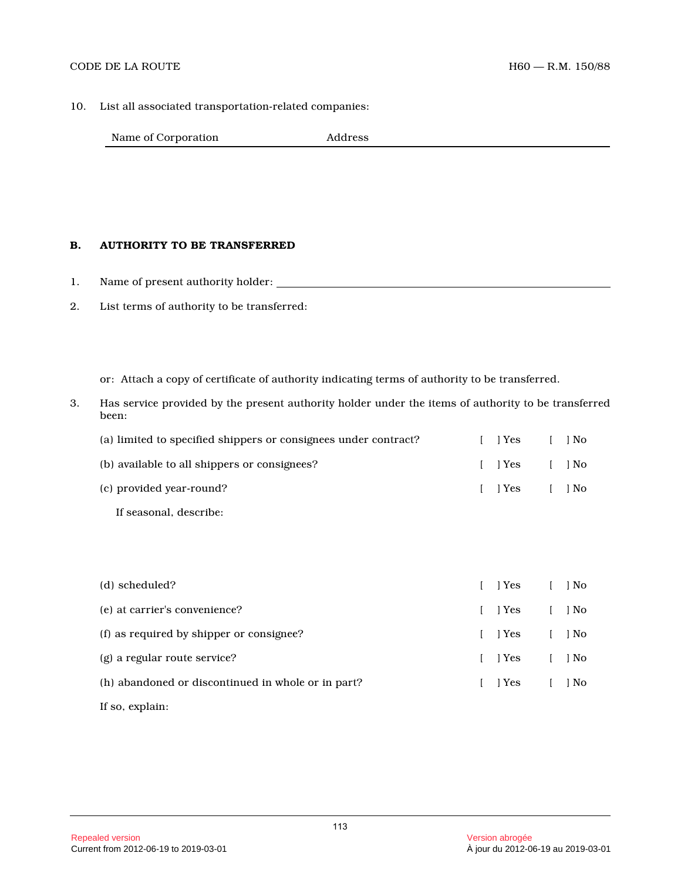10. List all associated transportation-related companies:

| Name of Corporation | Address |
|---|---|
| | |

### B. AUTHORITY TO BE TRANSFERRED

1. Name of present authority holder: \_\_\_\_\_\_\_\_\_\_\_\_\_\_\_\_\_\_\_\_\_\_\_\_\_\_\_\_\_\_\_\_\_\_\_\_\_\_\_\_

2. List terms of authority to be transferred:

   or: Attach a copy of certificate of authority indicating terms of authority to be transferred.

3. Has service provided by the present authority holder under the items of authority to be transferred been:

   (a) limited to specified shippers or consignees under contract? [ ] Yes [ ] No

   (b) available to all shippers or consignees? [ ] Yes [ ] No

   (c) provided year-round? [ ] Yes [ ] No

   If seasonal, describe:

   (d) scheduled? [ ] Yes [ ] No

   (e) at carrier's convenience? [ ] Yes [ ] No

   (f) as required by shipper or consignee? [ ] Yes [ ] No

   (g) a regular route service? [ ] Yes [ ] No

   (h) abandoned or discontinued in whole or in part? [ ] Yes [ ] No

   If so, explain: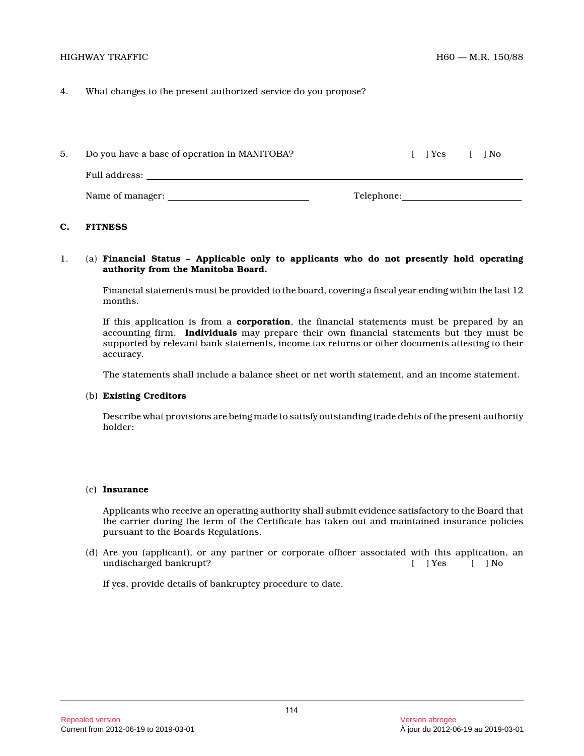4. What changes to the present authorized service do you propose?

5. Do you have a base of operation in MANITOBA? [ ] Yes [ ] No

   Full address: ______________________________________________

   Name of manager: ____________________ Telephone: ____________________

## C. FITNESS

1. (a) **Financial Status – Applicable only to applicants who do not presently hold operating authority from the Manitoba Board.**

   Financial statements must be provided to the board, covering a fiscal year ending within the last 12 months.

   If this application is from a **corporation**, the financial statements must be prepared by an accounting firm. **Individuals** may prepare their own financial statements but they must be supported by relevant bank statements, income tax returns or other documents attesting to their accuracy.

   The statements shall include a balance sheet or net worth statement, and an income statement.

   (b) **Existing Creditors**

   Describe what provisions are being made to satisfy outstanding trade debts of the present authority holder:

   (c) **Insurance**

   Applicants who receive an operating authority shall submit evidence satisfactory to the Board that the carrier during the term of the Certificate has taken out and maintained insurance policies pursuant to the Boards Regulations.

   (d) Are you (applicant), or any partner or corporate officer associated with this application, an undischarged bankrupt? [ ] Yes [ ] No

   If yes, provide details of bankruptcy procedure to date.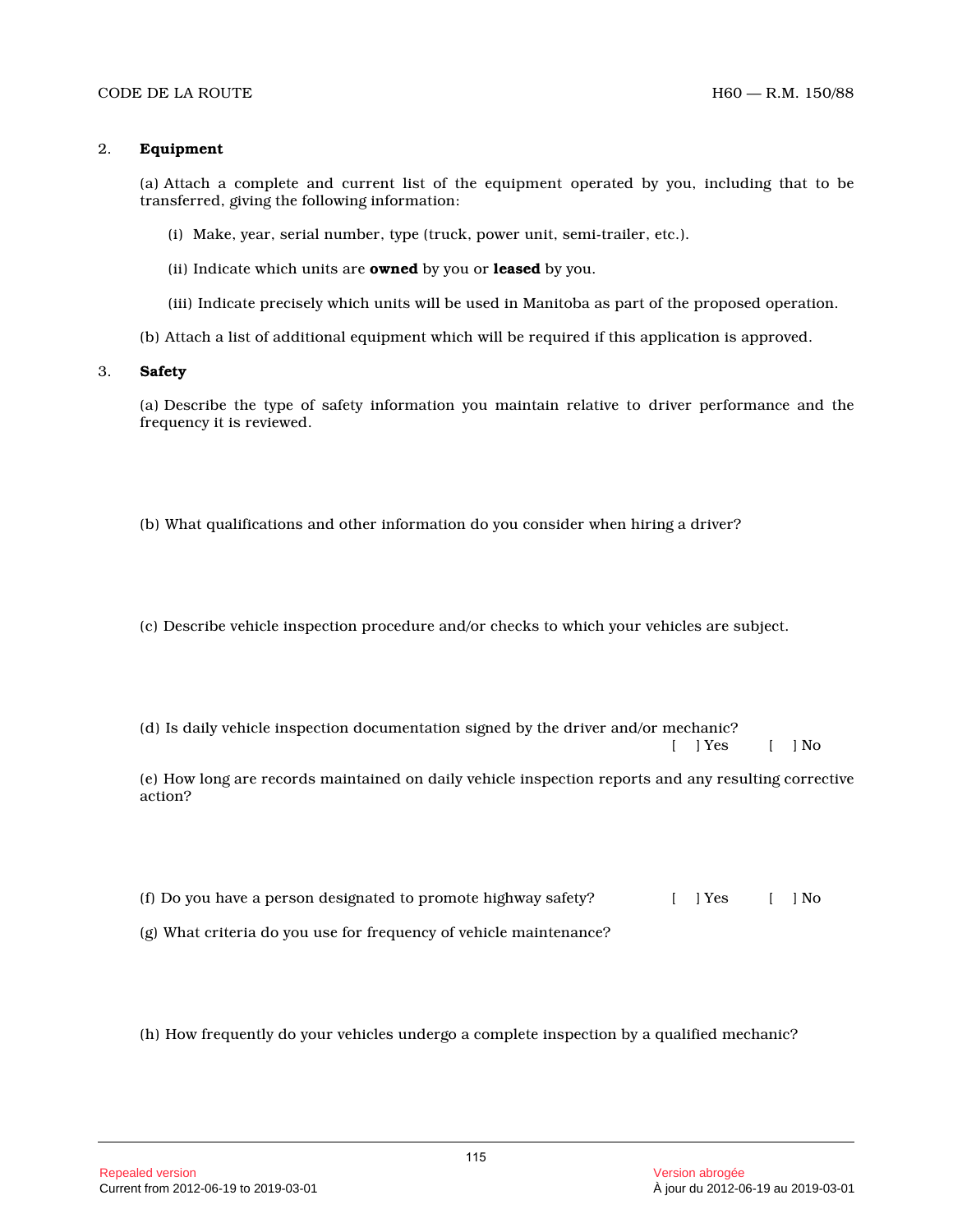2. **Equipment**

(a) Attach a complete and current list of the equipment operated by you, including that to be transferred, giving the following information:

(i) Make, year, serial number, type (truck, power unit, semi-trailer, etc.).

(ii) Indicate which units are **owned** by you or **leased** by you.

(iii) Indicate precisely which units will be used in Manitoba as part of the proposed operation.

(b) Attach a list of additional equipment which will be required if this application is approved.

3. **Safety**

(a) Describe the type of safety information you maintain relative to driver performance and the frequency it is reviewed.

(b) What qualifications and other information do you consider when hiring a driver?

(c) Describe vehicle inspection procedure and/or checks to which your vehicles are subject.

(d) Is daily vehicle inspection documentation signed by the driver and/or mechanic?
[ ] Yes [ ] No

(e) How long are records maintained on daily vehicle inspection reports and any resulting corrective action?

(f) Do you have a person designated to promote highway safety? [ ] Yes [ ] No

(g) What criteria do you use for frequency of vehicle maintenance?

(h) How frequently do your vehicles undergo a complete inspection by a qualified mechanic?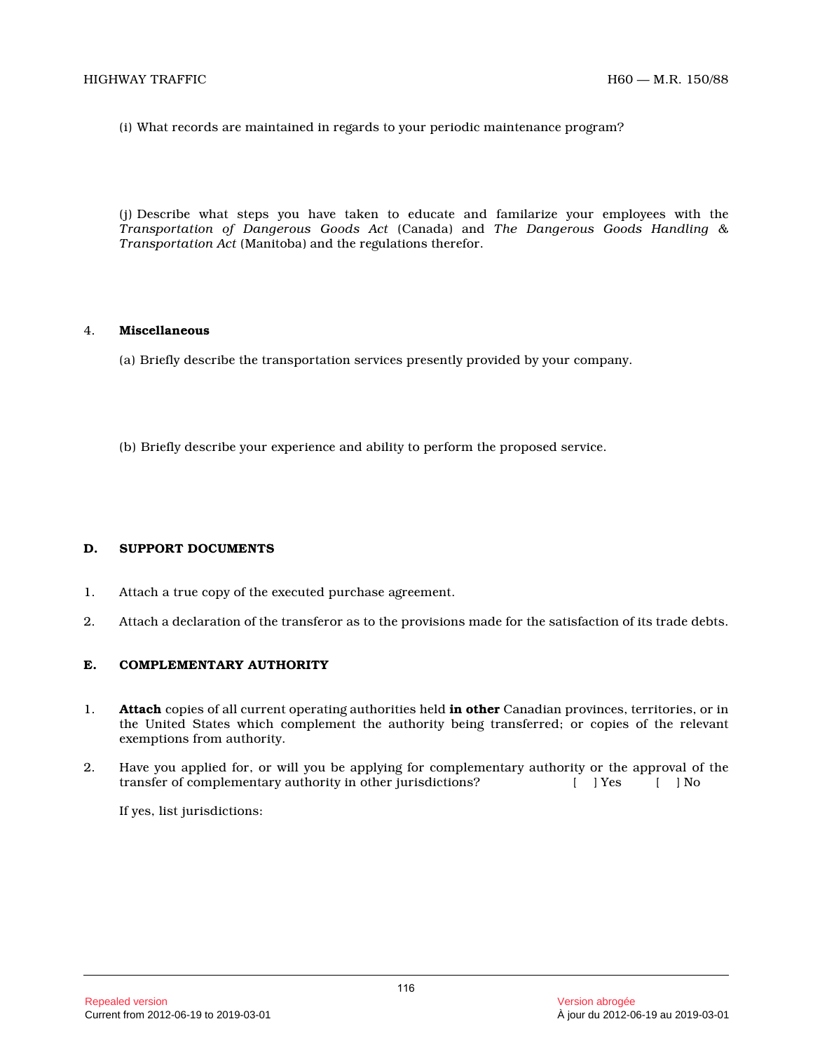(i) What records are maintained in regards to your periodic maintenance program?

(j) Describe what steps you have taken to educate and familarize your employees with the *Transportation of Dangerous Goods Act* (Canada) and *The Dangerous Goods Handling & Transportation Act* (Manitoba) and the regulations therefor.

4. **Miscellaneous**

(a) Briefly describe the transportation services presently provided by your company.

(b) Briefly describe your experience and ability to perform the proposed service.

## D. SUPPORT DOCUMENTS

1. Attach a true copy of the executed purchase agreement.

2. Attach a declaration of the transferor as to the provisions made for the satisfaction of its trade debts.

## E. COMPLEMENTARY AUTHORITY

1. **Attach** copies of all current operating authorities held **in other** Canadian provinces, territories, or in the United States which complement the authority being transferred; or copies of the relevant exemptions from authority.

2. Have you applied for, or will you be applying for complementary authority or the approval of the transfer of complementary authority in other jurisdictions? [ ] Yes [ ] No

   If yes, list jurisdictions: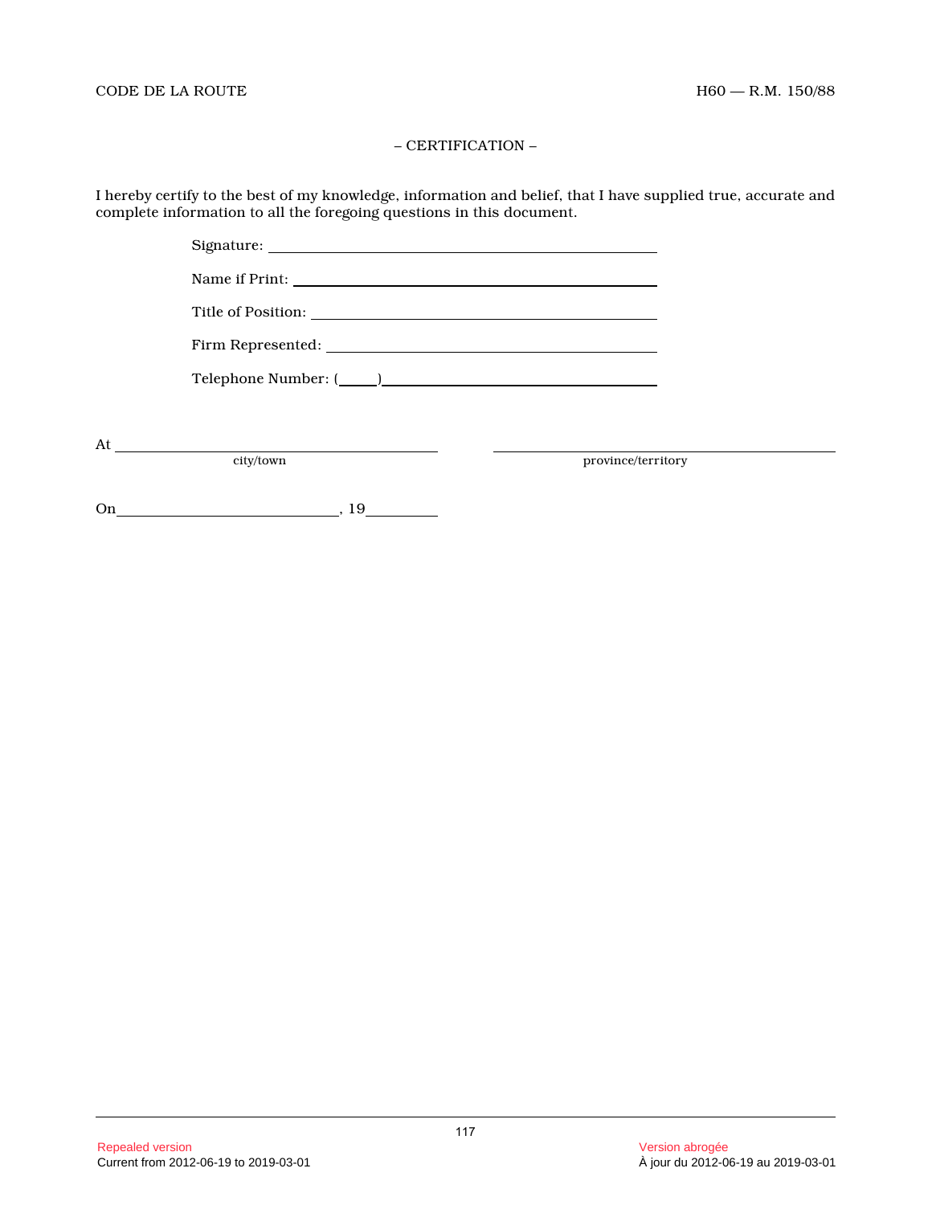– CERTIFICATION –

I hereby certify to the best of my knowledge, information and belief, that I have supplied true, accurate and complete information to all the foregoing questions in this document.

Signature: ______________________________

Name if Print: ______________________________

Title of Position: ______________________________

Firm Represented: ______________________________

Telephone Number: (____)______________________________

At ______________________________ ______________________________
city/town province/territory

On ______________________________, 19________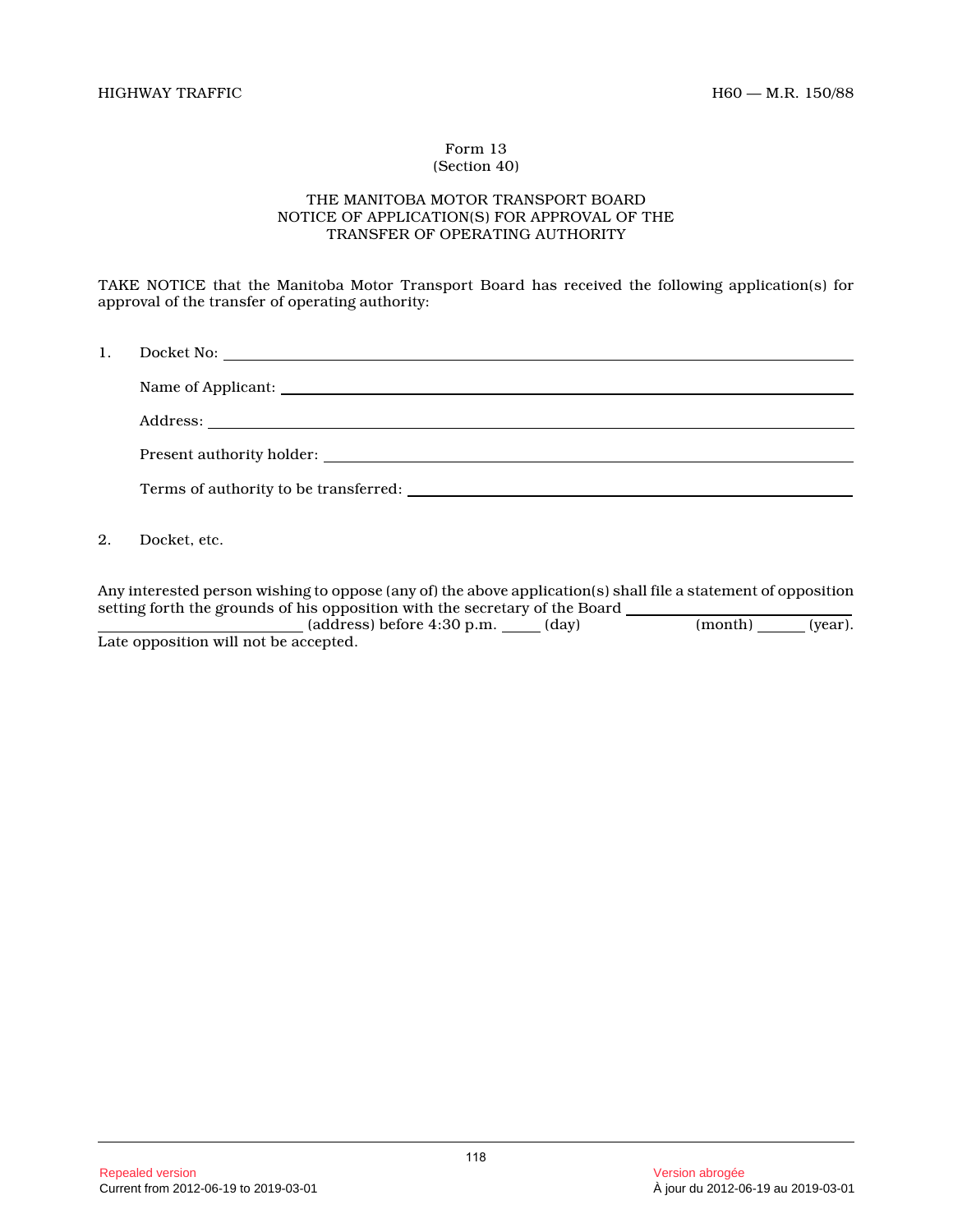Form 13
(Section 40)

THE MANITOBA MOTOR TRANSPORT BOARD
NOTICE OF APPLICATION(S) FOR APPROVAL OF THE
TRANSFER OF OPERATING AUTHORITY

TAKE NOTICE that the Manitoba Motor Transport Board has received the following application(s) for approval of the transfer of operating authority:

1. Docket No: ____________________

   Name of Applicant: ____________________

   Address: ____________________

   Present authority holder: ____________________

   Terms of authority to be transferred: ____________________

2. Docket, etc.

Any interested person wishing to oppose (any of) the above application(s) shall file a statement of opposition setting forth the grounds of his opposition with the secretary of the Board ____________________ ____________________ (address) before 4:30 p.m. _____ (day) __________ (month) _____ (year). Late opposition will not be accepted.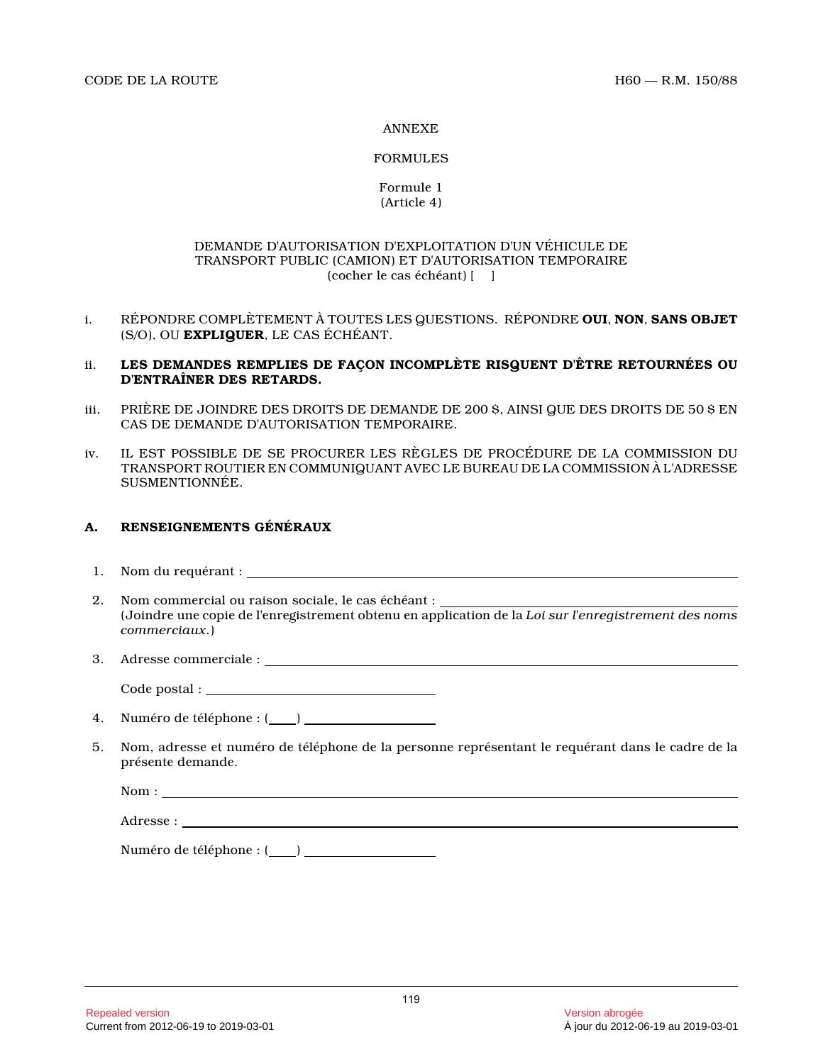ANNEXE

FORMULES

Formule 1
(Article 4)

DEMANDE D'AUTORISATION D'EXPLOITATION D'UN VÉHICULE DE TRANSPORT PUBLIC (CAMION) ET D'AUTORISATION TEMPORAIRE
(cocher le cas échéant) [ ]

i. RÉPONDRE COMPLÈTEMENT À TOUTES LES QUESTIONS. RÉPONDRE **OUI**, **NON**, **SANS OBJET** (S/O), OU **EXPLIQUER**, LE CAS ÉCHÉANT.

ii. **LES DEMANDES REMPLIES DE FAÇON INCOMPLÈTE RISQUENT D'ÊTRE RETOURNÉES OU D'ENTRAÎNER DES RETARDS.**

iii. PRIÈRE DE JOINDRE DES DROITS DE DEMANDE DE 200 $, AINSI QUE DES DROITS DE 50 $ EN CAS DE DEMANDE D'AUTORISATION TEMPORAIRE.

iv. IL EST POSSIBLE DE SE PROCURER LES RÈGLES DE PROCÉDURE DE LA COMMISSION DU TRANSPORT ROUTIER EN COMMUNIQUANT AVEC LE BUREAU DE LA COMMISSION À L'ADRESSE SUSMENTIONNÉE.

## A. RENSEIGNEMENTS GÉNÉRAUX

1. Nom du requérant : ______________________________

2. Nom commercial ou raison sociale, le cas échéant : ______________________________
(Joindre une copie de l'enregistrement obtenu en application de la *Loi sur l'enregistrement des noms commerciaux.*)

3. Adresse commerciale : ______________________________

   Code postal : ____________________

4. Numéro de téléphone : (____) ____________________

5. Nom, adresse et numéro de téléphone de la personne représentant le requérant dans le cadre de la présente demande.

   Nom : ______________________________

   Adresse : ______________________________

   Numéro de téléphone : (____) ____________________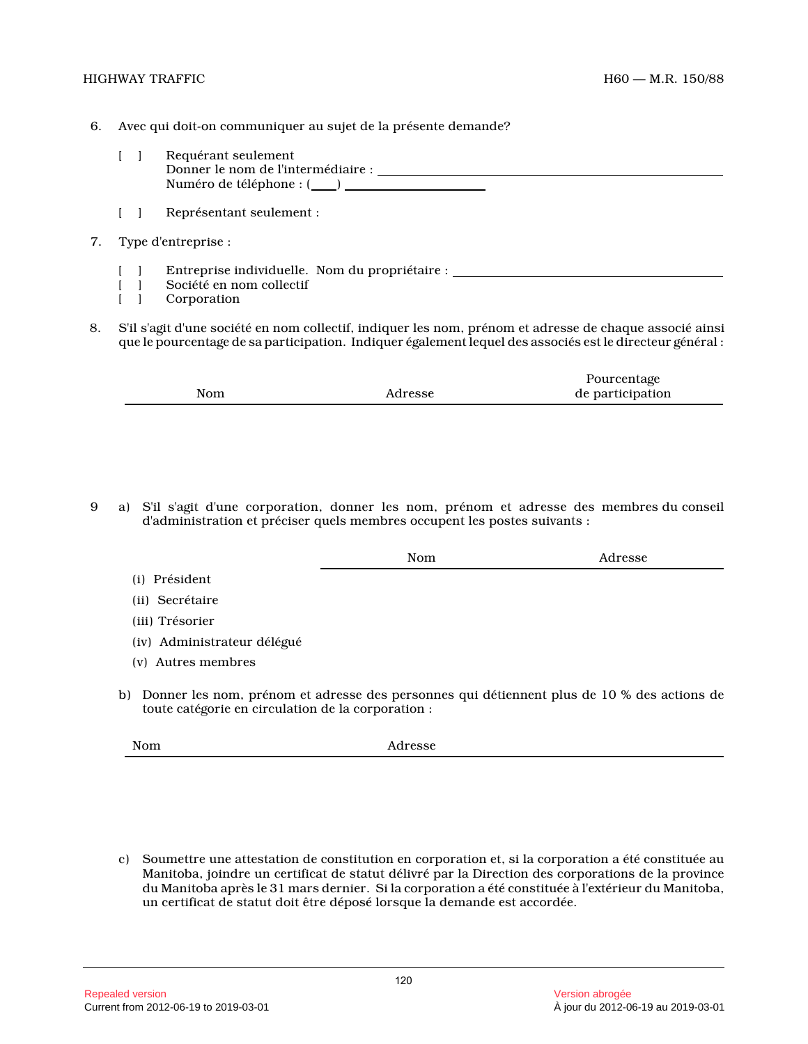6. Avec qui doit-on communiquer au sujet de la présente demande?

   [ ] Requérant seulement
   Donner le nom de l'intermédiaire : ______________________________
   Numéro de téléphone : (____) ________________

   [ ] Représentant seulement :

7. Type d'entreprise :

   [ ] Entreprise individuelle. Nom du propriétaire : ______________________________
   [ ] Société en nom collectif
   [ ] Corporation

8. S'il s'agit d'une société en nom collectif, indiquer les nom, prénom et adresse de chaque associé ainsi que le pourcentage de sa participation. Indiquer également lequel des associés est le directeur général :

| Nom | Adresse | Pourcentage de participation |
| --- | --- | --- |
| | | |

9 a) S'il s'agit d'une corporation, donner les nom, prénom et adresse des membres du conseil d'administration et préciser quels membres occupent les postes suivants :

| | Nom | Adresse |
| --- | --- | --- |
| (i) Président | | |
| (ii) Secrétaire | | |
| (iii) Trésorier | | |
| (iv) Administrateur délégué | | |
| (v) Autres membres | | |

b) Donner les nom, prénom et adresse des personnes qui détiennent plus de 10 % des actions de toute catégorie en circulation de la corporation :

| Nom | Adresse |
| --- | --- |
| | |

c) Soumettre une attestation de constitution en corporation et, si la corporation a été constituée au Manitoba, joindre un certificat de statut délivré par la Direction des corporations de la province du Manitoba après le 31 mars dernier. Si la corporation a été constituée à l'extérieur du Manitoba, un certificat de statut doit être déposé lorsque la demande est accordée.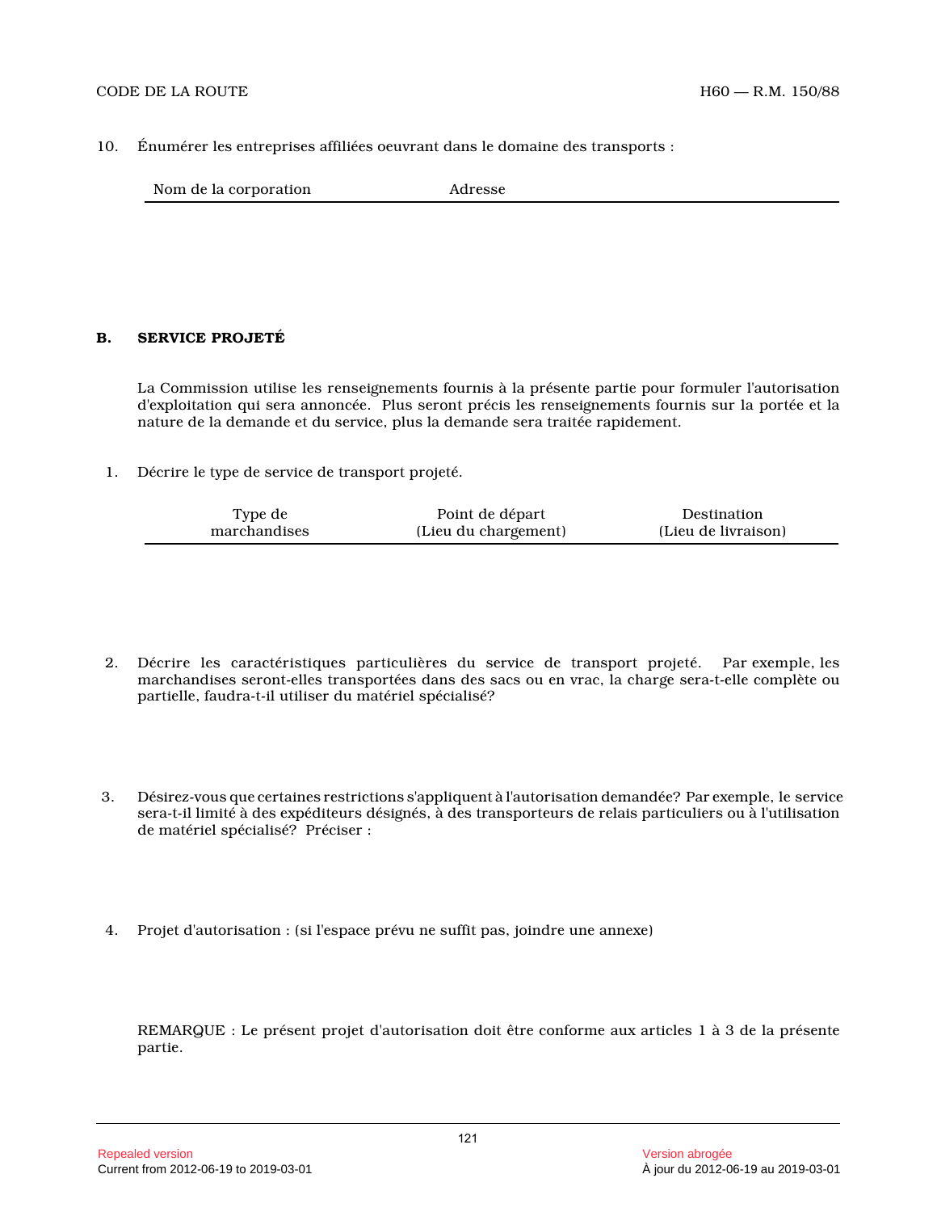10. Énumérer les entreprises affiliées oeuvrant dans le domaine des transports :

| Nom de la corporation | Adresse |
|---|---|
| | |

## B. SERVICE PROJETÉ

La Commission utilise les renseignements fournis à la présente partie pour formuler l'autorisation d'exploitation qui sera annoncée. Plus seront précis les renseignements fournis sur la portée et la nature de la demande et du service, plus la demande sera traitée rapidement.

1. Décrire le type de service de transport projeté.

| Type de marchandises | Point de départ (Lieu du chargement) | Destination (Lieu de livraison) |
|---|---|---|
| | | |

2. Décrire les caractéristiques particulières du service de transport projeté. Par exemple, les marchandises seront-elles transportées dans des sacs ou en vrac, la charge sera-t-elle complète ou partielle, faudra-t-il utiliser du matériel spécialisé?

3. Désirez-vous que certaines restrictions s'appliquent à l'autorisation demandée? Par exemple, le service sera-t-il limité à des expéditeurs désignés, à des transporteurs de relais particuliers ou à l'utilisation de matériel spécialisé? Préciser :

4. Projet d'autorisation : (si l'espace prévu ne suffit pas, joindre une annexe)

REMARQUE : Le présent projet d'autorisation doit être conforme aux articles 1 à 3 de la présente partie.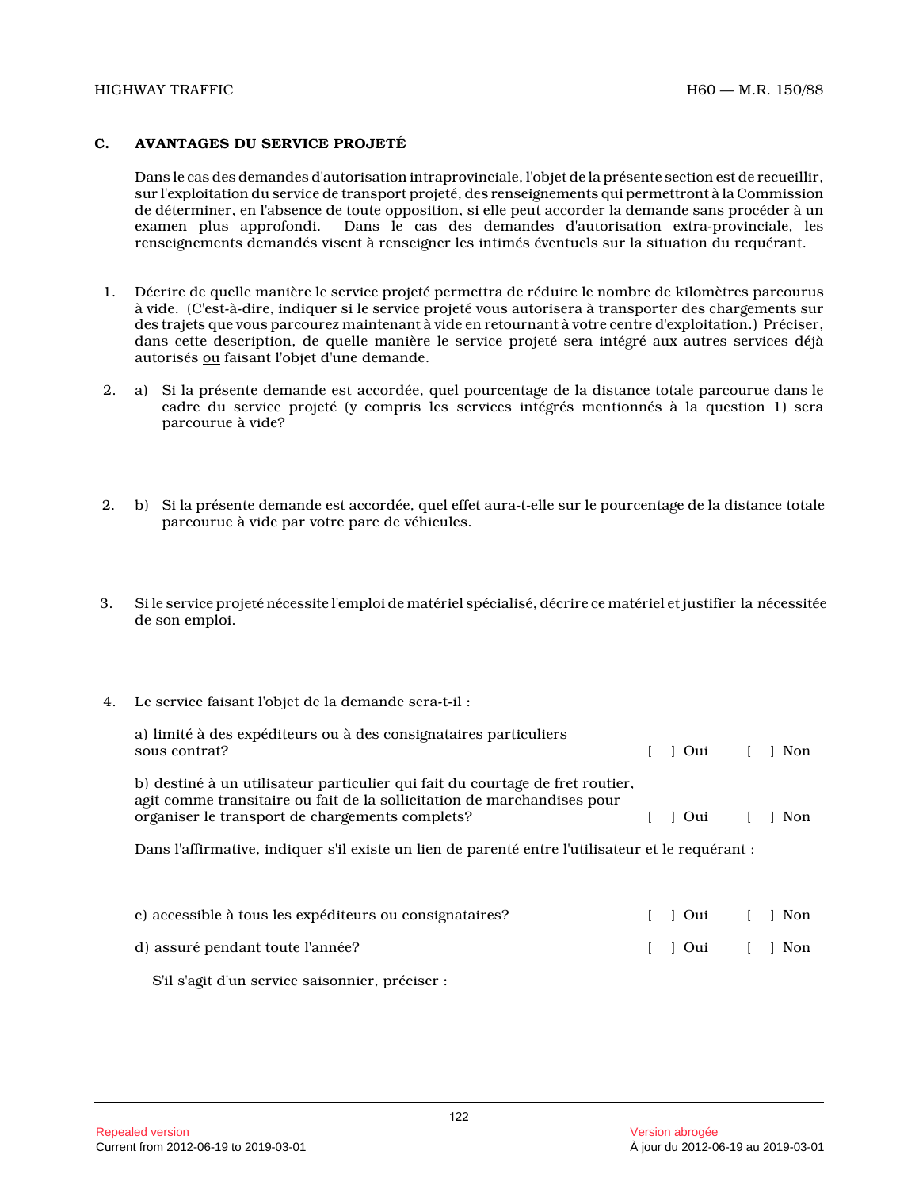## C. AVANTAGES DU SERVICE PROJETÉ

Dans le cas des demandes d'autorisation intraprovinciale, l'objet de la présente section est de recueillir, sur l'exploitation du service de transport projeté, des renseignements qui permettront à la Commission de déterminer, en l'absence de toute opposition, si elle peut accorder la demande sans procéder à un examen plus approfondi. Dans le cas des demandes d'autorisation extra-provinciale, les renseignements demandés visent à renseigner les intimés éventuels sur la situation du requérant.

1. Décrire de quelle manière le service projeté permettra de réduire le nombre de kilomètres parcourus à vide. (C'est-à-dire, indiquer si le service projeté vous autorisera à transporter des chargements sur des trajets que vous parcourez maintenant à vide en retournant à votre centre d'exploitation.) Préciser, dans cette description, de quelle manière le service projeté sera intégré aux autres services déjà autorisés <u>ou</u> faisant l'objet d'une demande.

2. a) Si la présente demande est accordée, quel pourcentage de la distance totale parcourue dans le cadre du service projeté (y compris les services intégrés mentionnés à la question 1) sera parcourue à vide?

2. b) Si la présente demande est accordée, quel effet aura-t-elle sur le pourcentage de la distance totale parcourue à vide par votre parc de véhicules.

3. Si le service projeté nécessite l'emploi de matériel spécialisé, décrire ce matériel et justifier la nécessitée de son emploi.

4. Le service faisant l'objet de la demande sera-t-il :

   a) limité à des expéditeurs ou à des consignataires particuliers sous contrat? [ ] Oui [ ] Non

   b) destiné à un utilisateur particulier qui fait du courtage de fret routier, agit comme transitaire ou fait de la sollicitation de marchandises pour organiser le transport de chargements complets? [ ] Oui [ ] Non

   Dans l'affirmative, indiquer s'il existe un lien de parenté entre l'utilisateur et le requérant :

   c) accessible à tous les expéditeurs ou consignataires? [ ] Oui [ ] Non

   d) assuré pendant toute l'année? [ ] Oui [ ] Non

   S'il s'agit d'un service saisonnier, préciser :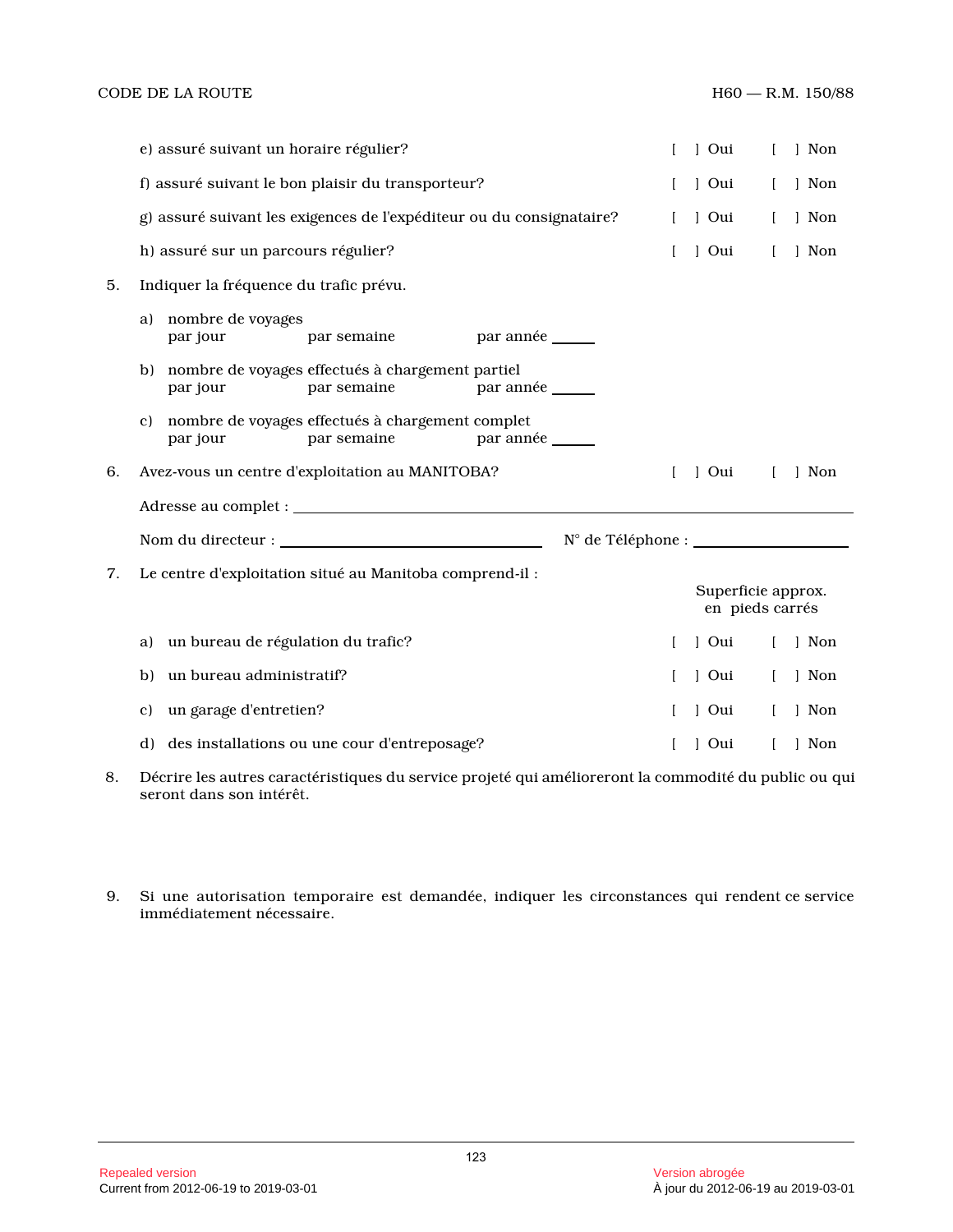e) assuré suivant un horaire régulier? [ ] Oui [ ] Non

f) assuré suivant le bon plaisir du transporteur? [ ] Oui [ ] Non

g) assuré suivant les exigences de l'expéditeur ou du consignataire? [ ] Oui [ ] Non

h) assuré sur un parcours régulier? [ ] Oui [ ] Non

5. Indiquer la fréquence du trafic prévu.

   a) nombre de voyages
   par jour par semaine par année _____

   b) nombre de voyages effectués à chargement partiel
   par jour par semaine par année _____

   c) nombre de voyages effectués à chargement complet
   par jour par semaine par année _____

6. Avez-vous un centre d'exploitation au MANITOBA? [ ] Oui [ ] Non

   Adresse au complet : ____________________________________________

   Nom du directeur : ______________________ N° de Téléphone : ______________

7. Le centre d'exploitation situé au Manitoba comprend-il :

   Superficie approx. en pieds carrés

   a) un bureau de régulation du trafic? [ ] Oui [ ] Non

   b) un bureau administratif? [ ] Oui [ ] Non

   c) un garage d'entretien? [ ] Oui [ ] Non

   d) des installations ou une cour d'entreposage? [ ] Oui [ ] Non

8. Décrire les autres caractéristiques du service projeté qui amélioreront la commodité du public ou qui seront dans son intérêt.

9. Si une autorisation temporaire est demandée, indiquer les circonstances qui rendent ce service immédiatement nécessaire.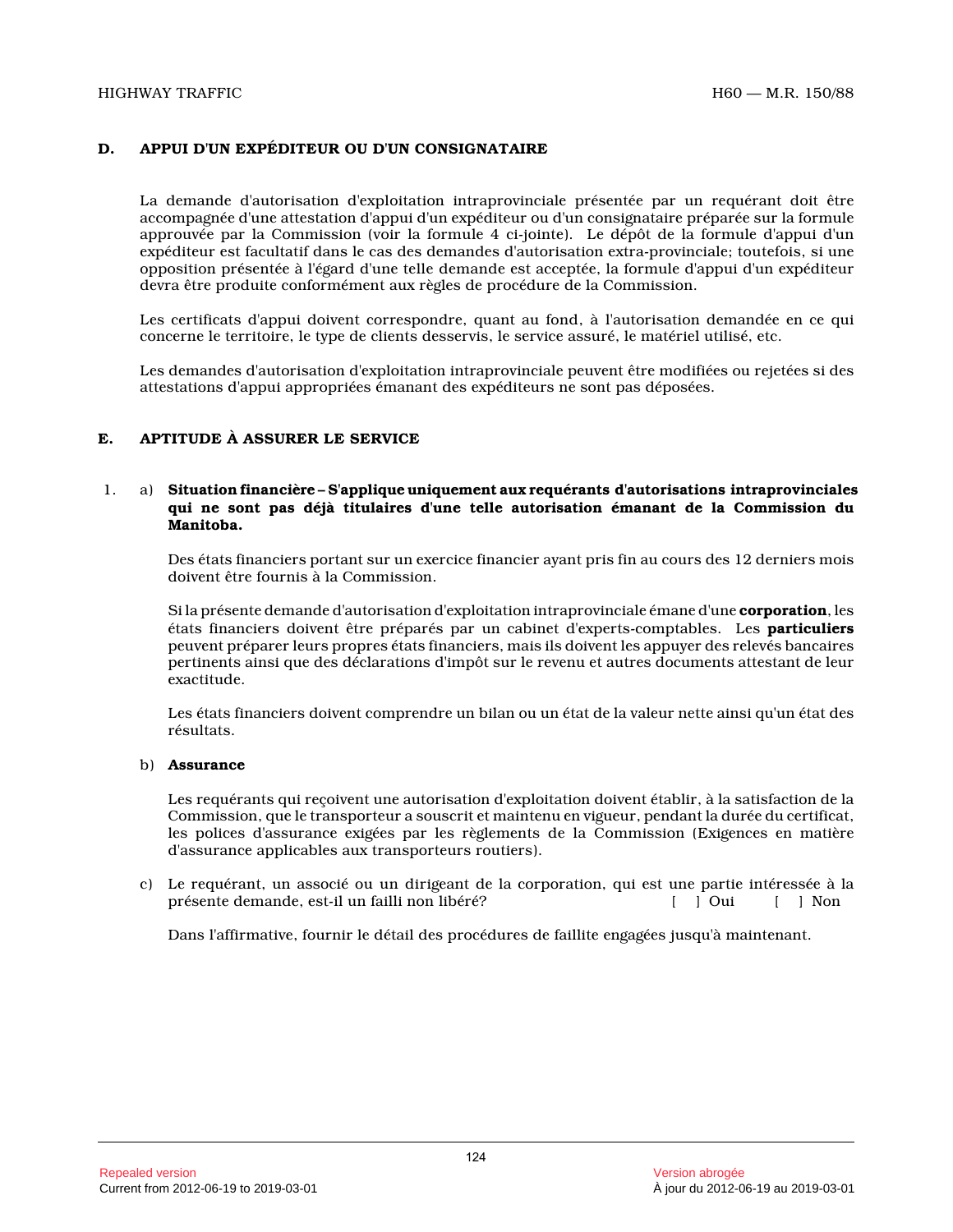## D. APPUI D'UN EXPÉDITEUR OU D'UN CONSIGNATAIRE

La demande d'autorisation d'exploitation intraprovinciale présentée par un requérant doit être accompagnée d'une attestation d'appui d'un expéditeur ou d'un consignataire préparée sur la formule approuvée par la Commission (voir la formule 4 ci-jointe). Le dépôt de la formule d'appui d'un expéditeur est facultatif dans le cas des demandes d'autorisation extra-provinciale; toutefois, si une opposition présentée à l'égard d'une telle demande est acceptée, la formule d'appui d'un expéditeur devra être produite conformément aux règles de procédure de la Commission.

Les certificats d'appui doivent correspondre, quant au fond, à l'autorisation demandée en ce qui concerne le territoire, le type de clients desservis, le service assuré, le matériel utilisé, etc.

Les demandes d'autorisation d'exploitation intraprovinciale peuvent être modifiées ou rejetées si des attestations d'appui appropriées émanant des expéditeurs ne sont pas déposées.

## E. APTITUDE À ASSURER LE SERVICE

1. a) **Situation financière – S'applique uniquement aux requérants d'autorisations intraprovinciales qui ne sont pas déjà titulaires d'une telle autorisation émanant de la Commission du Manitoba.**

Des états financiers portant sur un exercice financier ayant pris fin au cours des 12 derniers mois doivent être fournis à la Commission.

Si la présente demande d'autorisation d'exploitation intraprovinciale émane d'une **corporation**, les états financiers doivent être préparés par un cabinet d'experts-comptables. Les **particuliers** peuvent préparer leurs propres états financiers, mais ils doivent les appuyer des relevés bancaires pertinents ainsi que des déclarations d'impôt sur le revenu et autres documents attestant de leur exactitude.

Les états financiers doivent comprendre un bilan ou un état de la valeur nette ainsi qu'un état des résultats.

b) **Assurance**

Les requérants qui reçoivent une autorisation d'exploitation doivent établir, à la satisfaction de la Commission, que le transporteur a souscrit et maintenu en vigueur, pendant la durée du certificat, les polices d'assurance exigées par les règlements de la Commission (Exigences en matière d'assurance applicables aux transporteurs routiers).

c) Le requérant, un associé ou un dirigeant de la corporation, qui est une partie intéressée à la présente demande, est-il un failli non libéré? [ ] Oui [ ] Non

Dans l'affirmative, fournir le détail des procédures de faillite engagées jusqu'à maintenant.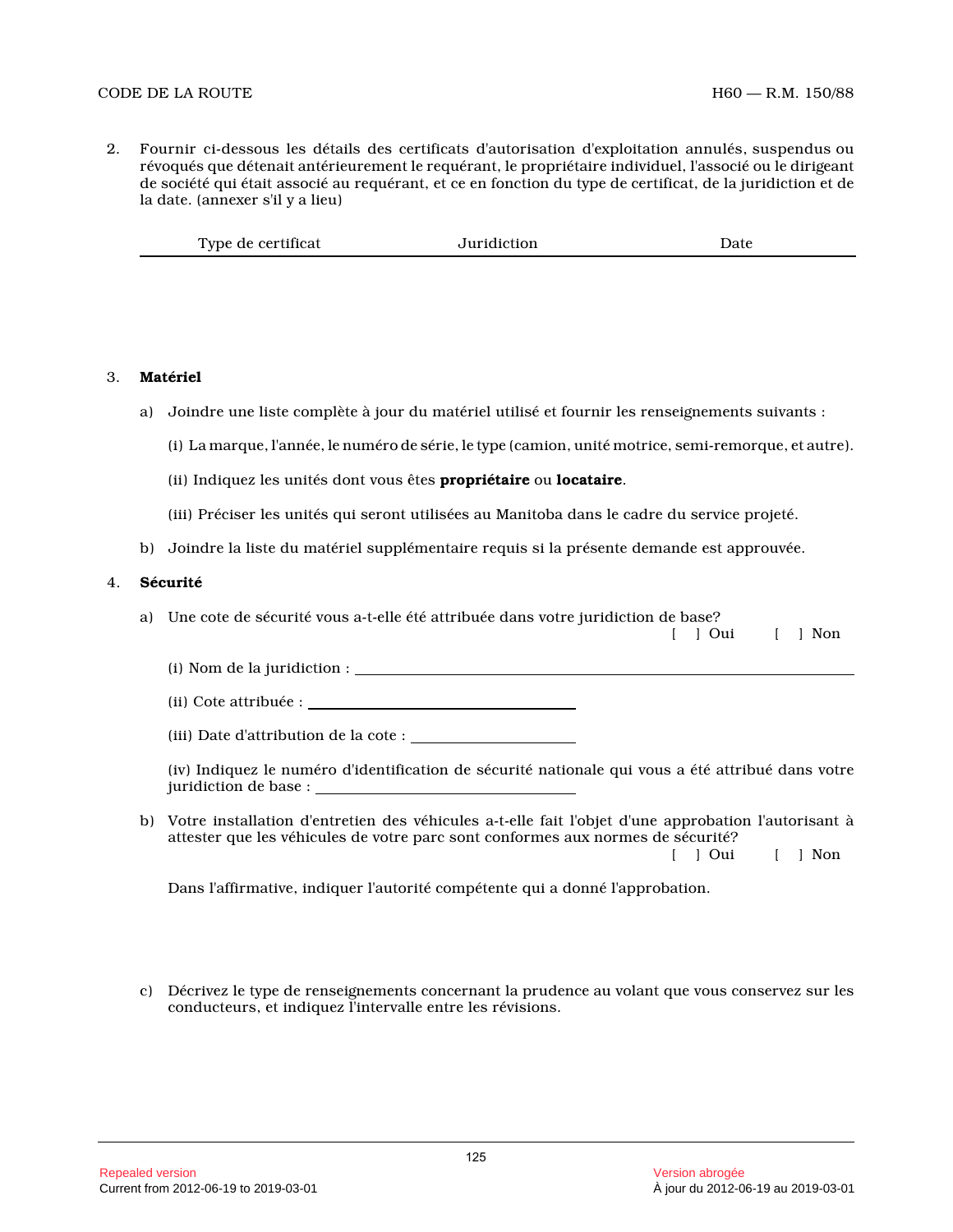2. Fournir ci-dessous les détails des certificats d'autorisation d'exploitation annulés, suspendus ou révoqués que détenait antérieurement le requérant, le propriétaire individuel, l'associé ou le dirigeant de société qui était associé au requérant, et ce en fonction du type de certificat, de la juridiction et de la date. (annexer s'il y a lieu)

| Type de certificat | Juridiction | Date |
|---|---|---|
| | | |

3. **Matériel**

   a) Joindre une liste complète à jour du matériel utilisé et fournir les renseignements suivants :

   (i) La marque, l'année, le numéro de série, le type (camion, unité motrice, semi-remorque, et autre).

   (ii) Indiquez les unités dont vous êtes **propriétaire** ou **locataire**.

   (iii) Préciser les unités qui seront utilisées au Manitoba dans le cadre du service projeté.

   b) Joindre la liste du matériel supplémentaire requis si la présente demande est approuvée.

4. **Sécurité**

   a) Une cote de sécurité vous a-t-elle été attribuée dans votre juridiction de base?

   [ ] Oui [ ] Non

   (i) Nom de la juridiction : ____________________

   (ii) Cote attribuée : ____________________

   (iii) Date d'attribution de la cote : ____________________

   (iv) Indiquez le numéro d'identification de sécurité nationale qui vous a été attribué dans votre juridiction de base : ____________________

   b) Votre installation d'entretien des véhicules a-t-elle fait l'objet d'une approbation l'autorisant à attester que les véhicules de votre parc sont conformes aux normes de sécurité?

   [ ] Oui [ ] Non

   Dans l'affirmative, indiquer l'autorité compétente qui a donné l'approbation.

   c) Décrivez le type de renseignements concernant la prudence au volant que vous conservez sur les conducteurs, et indiquez l'intervalle entre les révisions.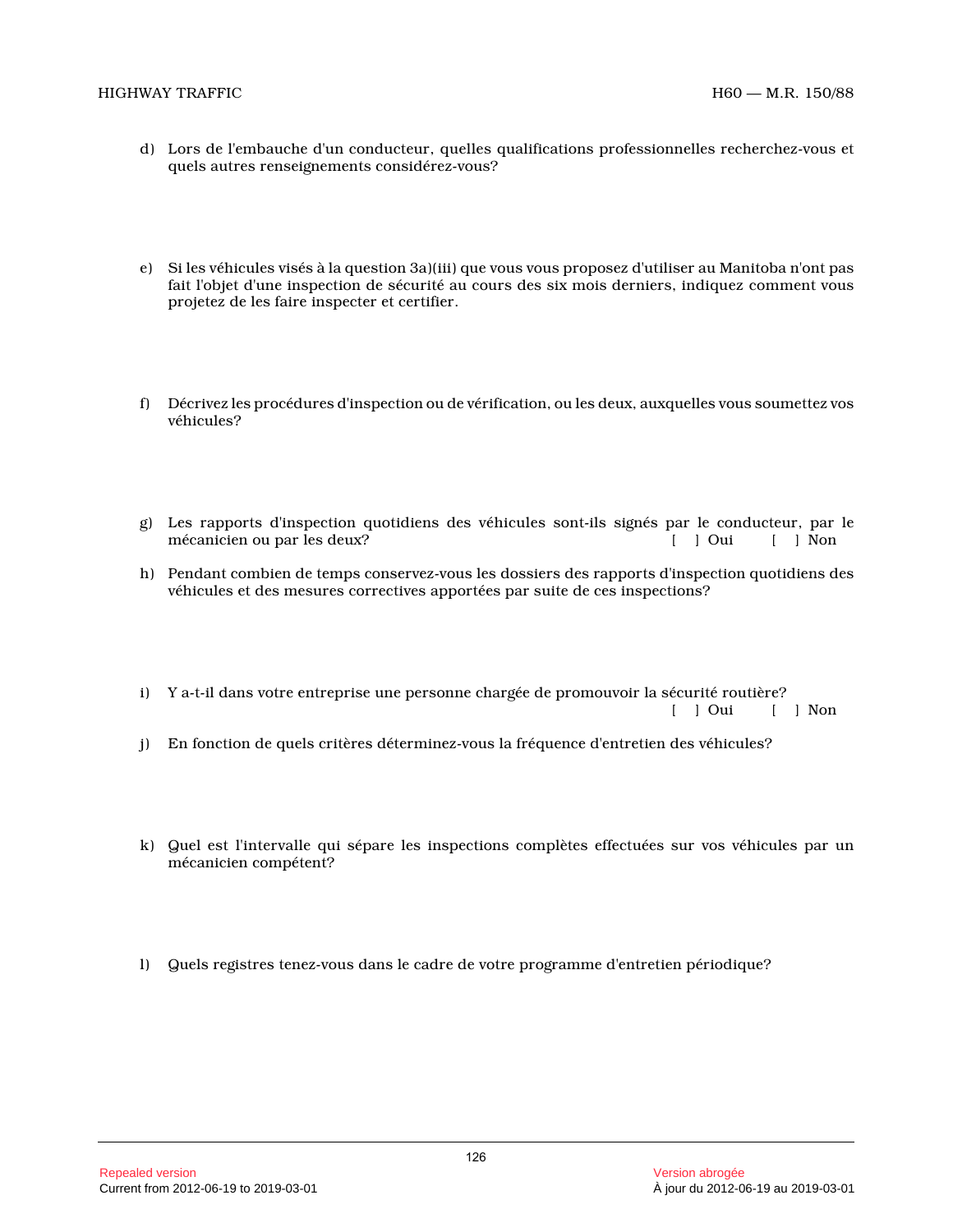d) Lors de l'embauche d'un conducteur, quelles qualifications professionnelles recherchez-vous et quels autres renseignements considérez-vous?

e) Si les véhicules visés à la question 3a)(iii) que vous vous proposez d'utiliser au Manitoba n'ont pas fait l'objet d'une inspection de sécurité au cours des six mois derniers, indiquez comment vous projetez de les faire inspecter et certifier.

f) Décrivez les procédures d'inspection ou de vérification, ou les deux, auxquelles vous soumettez vos véhicules?

g) Les rapports d'inspection quotidiens des véhicules sont-ils signés par le conducteur, par le mécanicien ou par les deux? [ ] Oui [ ] Non

h) Pendant combien de temps conservez-vous les dossiers des rapports d'inspection quotidiens des véhicules et des mesures correctives apportées par suite de ces inspections?

i) Y a-t-il dans votre entreprise une personne chargée de promouvoir la sécurité routière? [ ] Oui [ ] Non

j) En fonction de quels critères déterminez-vous la fréquence d'entretien des véhicules?

k) Quel est l'intervalle qui sépare les inspections complètes effectuées sur vos véhicules par un mécanicien compétent?

l) Quels registres tenez-vous dans le cadre de votre programme d'entretien périodique?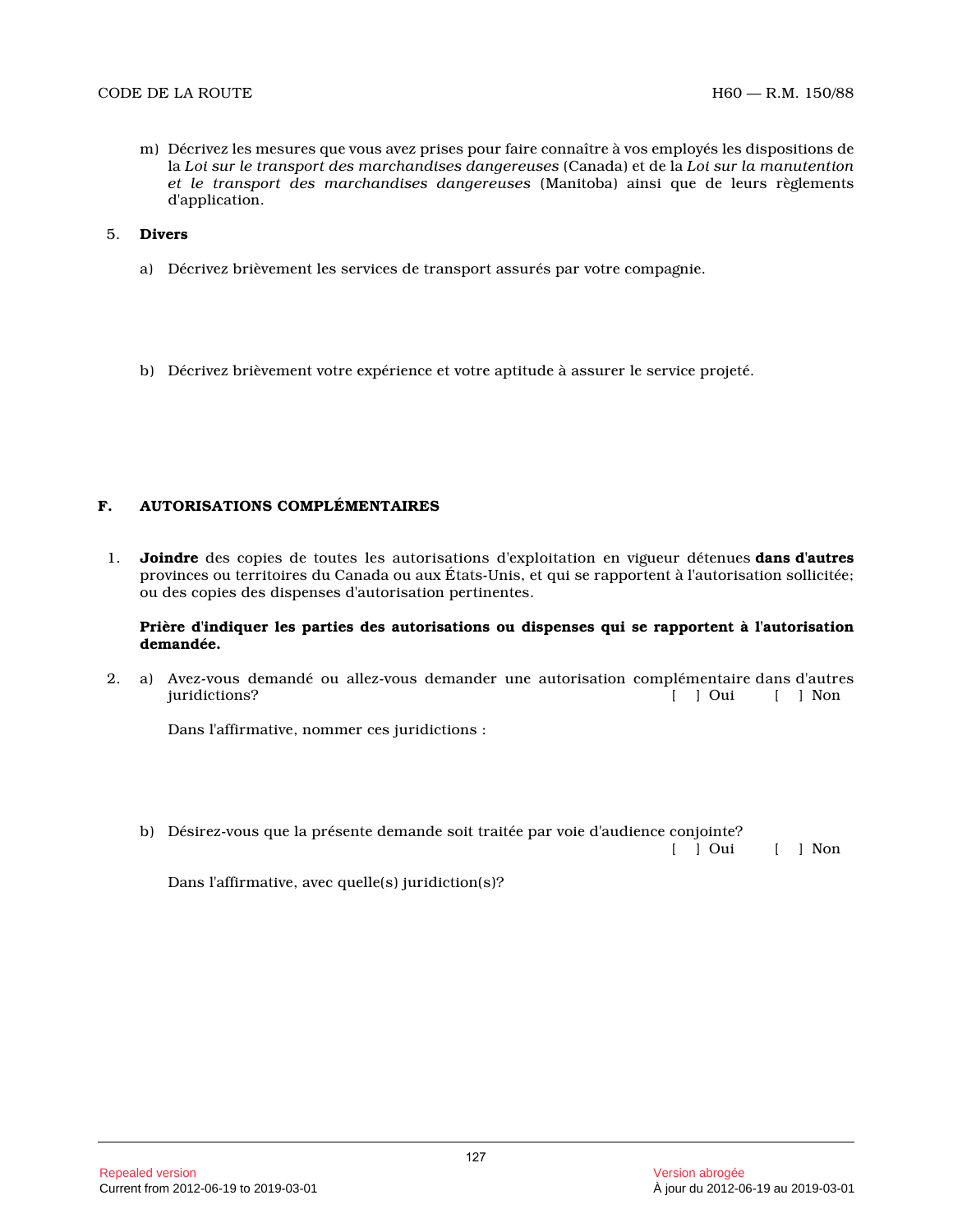m) Décrivez les mesures que vous avez prises pour faire connaître à vos employés les dispositions de la *Loi sur le transport des marchandises dangereuses* (Canada) et de la *Loi sur la manutention et le transport des marchandises dangereuses* (Manitoba) ainsi que de leurs règlements d'application.

5. **Divers**

a) Décrivez brièvement les services de transport assurés par votre compagnie.

b) Décrivez brièvement votre expérience et votre aptitude à assurer le service projeté.

## F. AUTORISATIONS COMPLÉMENTAIRES

1. **Joindre** des copies de toutes les autorisations d'exploitation en vigueur détenues **dans d'autres** provinces ou territoires du Canada ou aux États-Unis, et qui se rapportent à l'autorisation sollicitée; ou des copies des dispenses d'autorisation pertinentes.

**Prière d'indiquer les parties des autorisations ou dispenses qui se rapportent à l'autorisation demandée.**

2. a) Avez-vous demandé ou allez-vous demander une autorisation complémentaire dans d'autres juridictions? [ ] Oui [ ] Non

Dans l'affirmative, nommer ces juridictions :

b) Désirez-vous que la présente demande soit traitée par voie d'audience conjointe? [ ] Oui [ ] Non

Dans l'affirmative, avec quelle(s) juridiction(s)?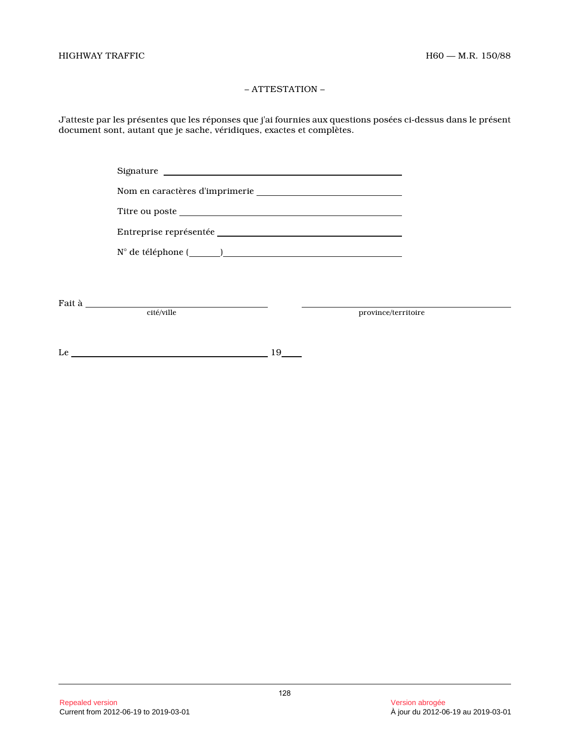– ATTESTATION –

J'atteste par les présentes que les réponses que j'ai fournies aux questions posées ci-dessus dans le présent document sont, autant que je sache, véridiques, exactes et complètes.

Signature ____________________________________________

Nom en caractères d'imprimerie ____________________________

Titre ou poste ________________________________________

Entreprise représentée __________________________________

N° de téléphone (______)________________________________

Fait à ______________________________ ______________________________

cité/ville province/territoire

Le ________________________________ 19____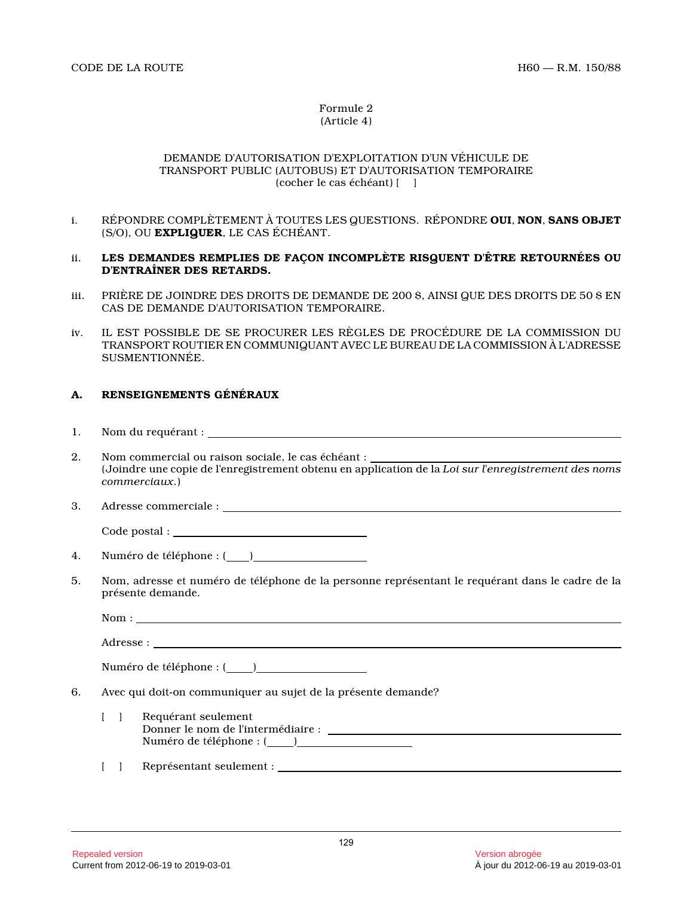Formule 2
(Article 4)

DEMANDE D'AUTORISATION D'EXPLOITATION D'UN VÉHICULE DE TRANSPORT PUBLIC (AUTOBUS) ET D'AUTORISATION TEMPORAIRE
(cocher le cas échéant) [ ]

i. RÉPONDRE COMPLÈTEMENT À TOUTES LES QUESTIONS. RÉPONDRE **OUI**, **NON**, **SANS OBJET** (S/O), OU **EXPLIQUER**, LE CAS ÉCHÉANT.

ii. **LES DEMANDES REMPLIES DE FAÇON INCOMPLÈTE RISQUENT D'ÊTRE RETOURNÉES OU D'ENTRAÎNER DES RETARDS.**

iii. PRIÈRE DE JOINDRE DES DROITS DE DEMANDE DE 200 $, AINSI QUE DES DROITS DE 50 $ EN CAS DE DEMANDE D'AUTORISATION TEMPORAIRE.

iv. IL EST POSSIBLE DE SE PROCURER LES RÈGLES DE PROCÉDURE DE LA COMMISSION DU TRANSPORT ROUTIER EN COMMUNIQUANT AVEC LE BUREAU DE LA COMMISSION À L'ADRESSE SUSMENTIONNÉE.

## A. RENSEIGNEMENTS GÉNÉRAUX

1. Nom du requérant : ______________________________

2. Nom commercial ou raison sociale, le cas échéant : ______________________________
(Joindre une copie de l'enregistrement obtenu en application de la *Loi sur l'enregistrement des noms commerciaux*.)

3. Adresse commerciale : ______________________________

   Code postal : ______________________________

4. Numéro de téléphone : (____)______________________________

5. Nom, adresse et numéro de téléphone de la personne représentant le requérant dans le cadre de la présente demande.

   Nom : ______________________________

   Adresse : ______________________________

   Numéro de téléphone : (____)______________________________

6. Avec qui doit-on communiquer au sujet de la présente demande?

   [ ] Requérant seulement
   Donner le nom de l'intermédiaire : ______________________________
   Numéro de téléphone : (____)______________________________

   [ ] Représentant seulement : ______________________________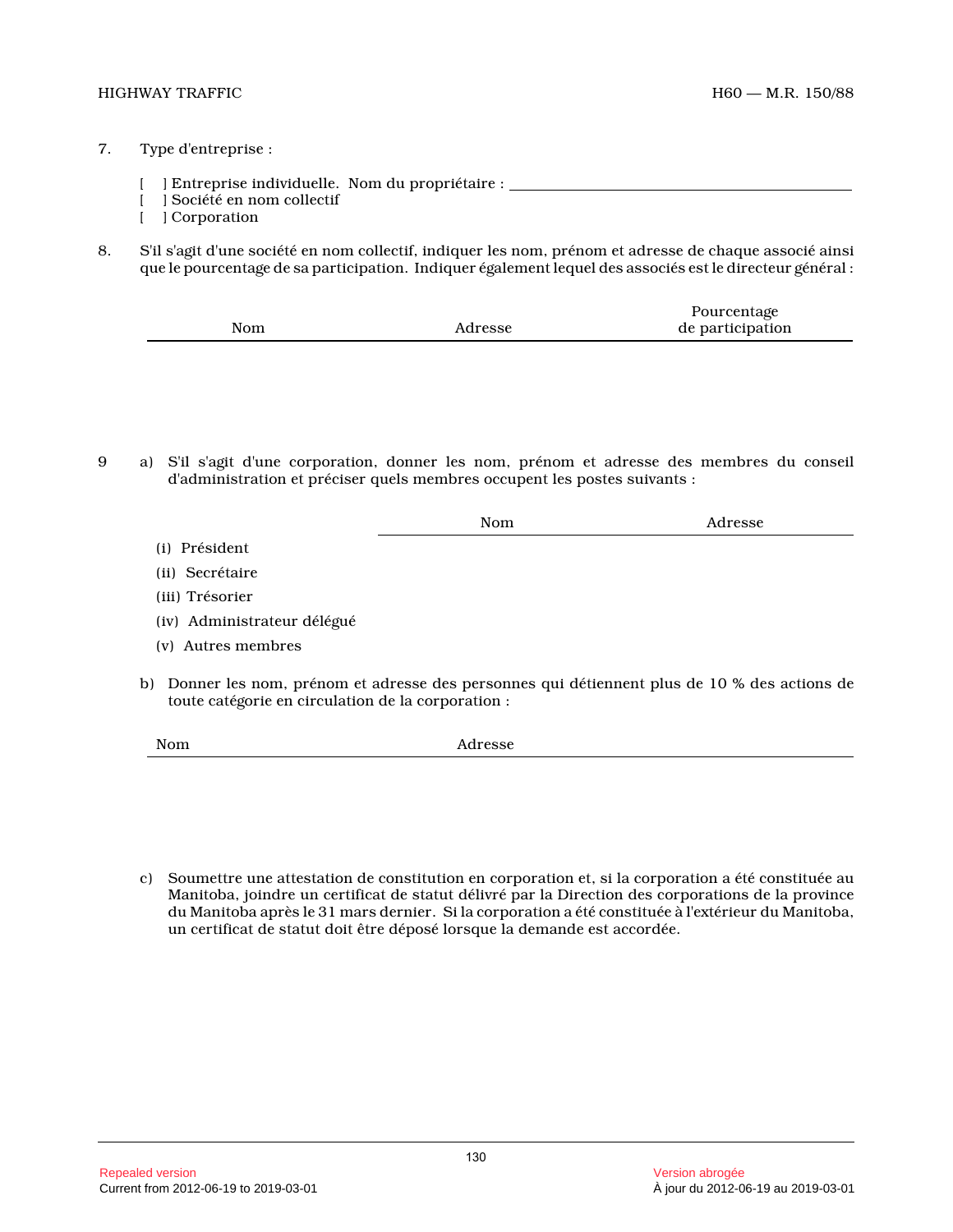7. Type d'entreprise :

   [ ] Entreprise individuelle. Nom du propriétaire : ______________________________
   [ ] Société en nom collectif
   [ ] Corporation

8. S'il s'agit d'une société en nom collectif, indiquer les nom, prénom et adresse de chaque associé ainsi que le pourcentage de sa participation. Indiquer également lequel des associés est le directeur général :

| Nom | Adresse | Pourcentage de participation |
|---|---|---|
| | | |

9 a) S'il s'agit d'une corporation, donner les nom, prénom et adresse des membres du conseil d'administration et préciser quels membres occupent les postes suivants :

| | Nom | Adresse |
|---|---|---|
| (i) Président | | |
| (ii) Secrétaire | | |
| (iii) Trésorier | | |
| (iv) Administrateur délégué | | |
| (v) Autres membres | | |

b) Donner les nom, prénom et adresse des personnes qui détiennent plus de 10 % des actions de toute catégorie en circulation de la corporation :

| Nom | Adresse |
|---|---|
| | |

c) Soumettre une attestation de constitution en corporation et, si la corporation a été constituée au Manitoba, joindre un certificat de statut délivré par la Direction des corporations de la province du Manitoba après le 31 mars dernier. Si la corporation a été constituée à l'extérieur du Manitoba, un certificat de statut doit être déposé lorsque la demande est accordée.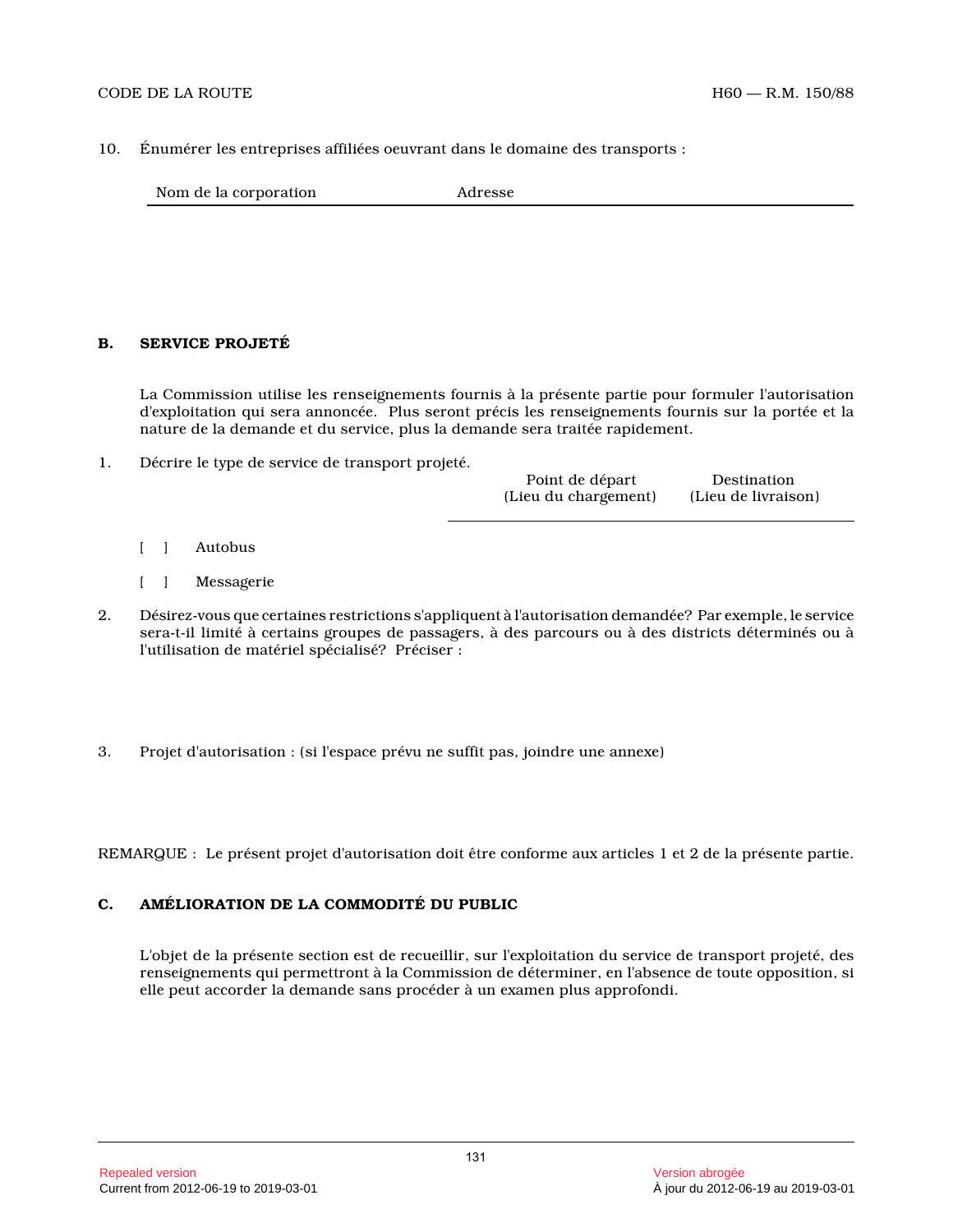10. Énumérer les entreprises affiliées oeuvrant dans le domaine des transports :

| Nom de la corporation | Adresse |
|---|---|
| | |

## B. SERVICE PROJETÉ

La Commission utilise les renseignements fournis à la présente partie pour formuler l'autorisation d'exploitation qui sera annoncée. Plus seront précis les renseignements fournis sur la portée et la nature de la demande et du service, plus la demande sera traitée rapidement.

1. Décrire le type de service de transport projeté.

| | Point de départ (Lieu du chargement) | Destination (Lieu de livraison) |
|---|---|---|
| [ ] Autobus | | |
| [ ] Messagerie | | |

2. Désirez-vous que certaines restrictions s'appliquent à l'autorisation demandée? Par exemple, le service sera-t-il limité à certains groupes de passagers, à des parcours ou à des districts déterminés ou à l'utilisation de matériel spécialisé? Préciser :

3. Projet d'autorisation : (si l'espace prévu ne suffit pas, joindre une annexe)

REMARQUE : Le présent projet d'autorisation doit être conforme aux articles 1 et 2 de la présente partie.

## C. AMÉLIORATION DE LA COMMODITÉ DU PUBLIC

L'objet de la présente section est de recueillir, sur l'exploitation du service de transport projeté, des renseignements qui permettront à la Commission de déterminer, en l'absence de toute opposition, si elle peut accorder la demande sans procéder à un examen plus approfondi.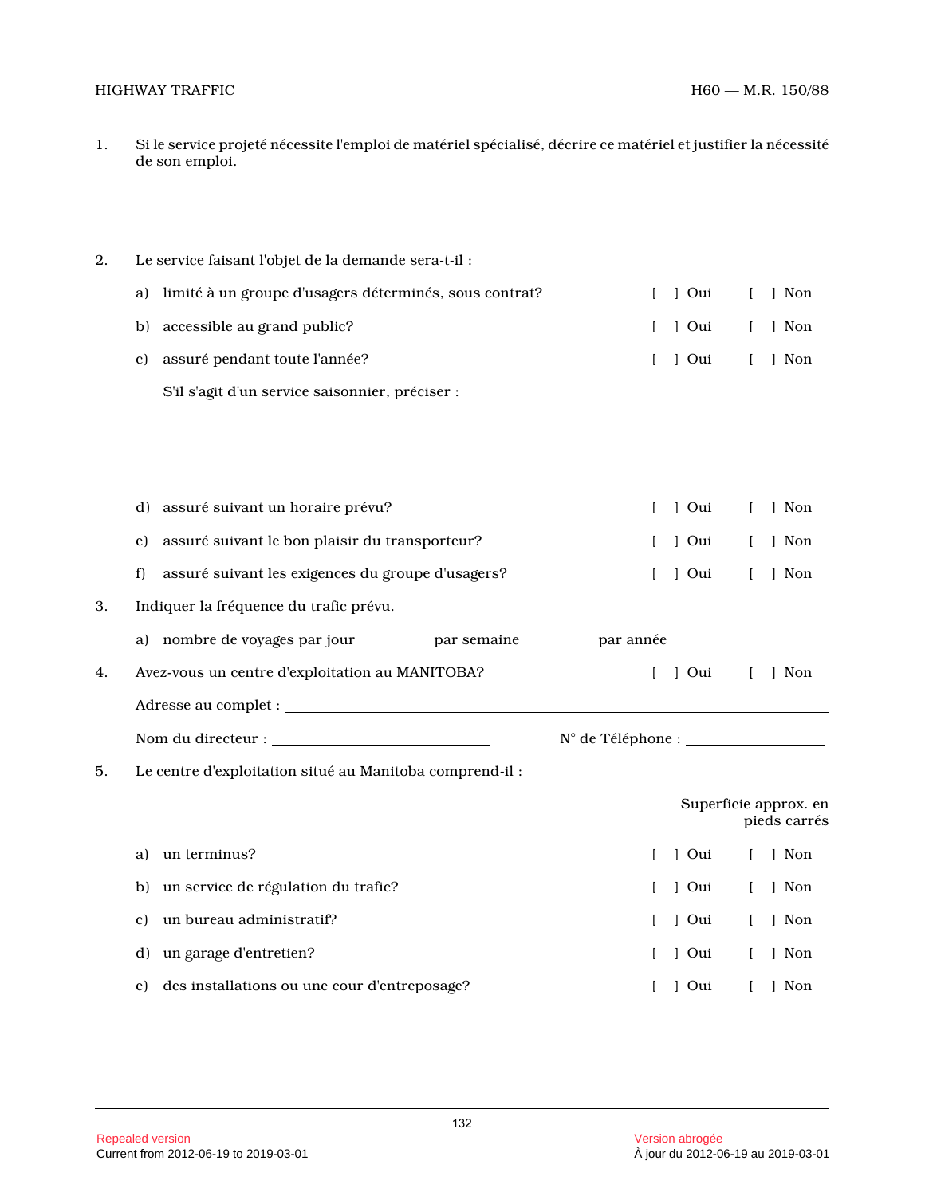1. Si le service projeté nécessite l'emploi de matériel spécialisé, décrire ce matériel et justifier la nécessité de son emploi.

2. Le service faisant l'objet de la demande sera-t-il :

   a) limité à un groupe d'usagers déterminés, sous contrat? [ ] Oui [ ] Non

   b) accessible au grand public? [ ] Oui [ ] Non

   c) assuré pendant toute l'année? [ ] Oui [ ] Non

   S'il s'agit d'un service saisonnier, préciser :

   d) assuré suivant un horaire prévu? [ ] Oui [ ] Non

   e) assuré suivant le bon plaisir du transporteur? [ ] Oui [ ] Non

   f) assuré suivant les exigences du groupe d'usagers? [ ] Oui [ ] Non

3. Indiquer la fréquence du trafic prévu.

   a) nombre de voyages par jour par semaine par année

4. Avez-vous un centre d'exploitation au MANITOBA? [ ] Oui [ ] Non

   Adresse au complet : ______________________________________________

   Nom du directeur : ______________________ N° de Téléphone : ______________

5. Le centre d'exploitation situé au Manitoba comprend-il :

   Superficie approx. en pieds carrés

   a) un terminus? [ ] Oui [ ] Non

   b) un service de régulation du trafic? [ ] Oui [ ] Non

   c) un bureau administratif? [ ] Oui [ ] Non

   d) un garage d'entretien? [ ] Oui [ ] Non

   e) des installations ou une cour d'entreposage? [ ] Oui [ ] Non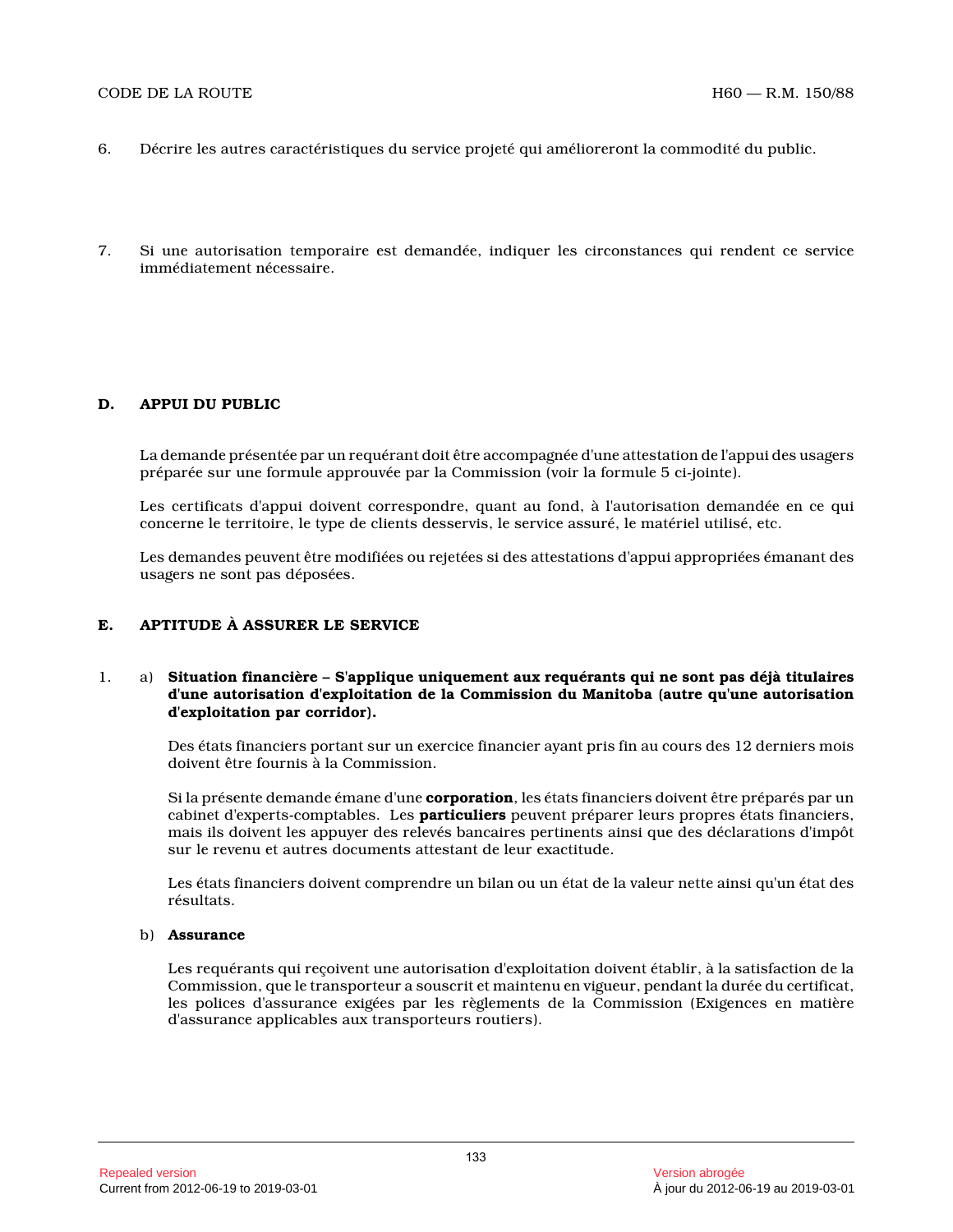6. Décrire les autres caractéristiques du service projeté qui amélioreront la commodité du public.

7. Si une autorisation temporaire est demandée, indiquer les circonstances qui rendent ce service immédiatement nécessaire.

**D. APPUI DU PUBLIC**

La demande présentée par un requérant doit être accompagnée d'une attestation de l'appui des usagers préparée sur une formule approuvée par la Commission (voir la formule 5 ci-jointe).

Les certificats d'appui doivent correspondre, quant au fond, à l'autorisation demandée en ce qui concerne le territoire, le type de clients desservis, le service assuré, le matériel utilisé, etc.

Les demandes peuvent être modifiées ou rejetées si des attestations d'appui appropriées émanant des usagers ne sont pas déposées.

**E. APTITUDE À ASSURER LE SERVICE**

1. a) **Situation financière – S'applique uniquement aux requérants qui ne sont pas déjà titulaires d'une autorisation d'exploitation de la Commission du Manitoba (autre qu'une autorisation d'exploitation par corridor).**

Des états financiers portant sur un exercice financier ayant pris fin au cours des 12 derniers mois doivent être fournis à la Commission.

Si la présente demande émane d'une **corporation**, les états financiers doivent être préparés par un cabinet d'experts-comptables. Les **particuliers** peuvent préparer leurs propres états financiers, mais ils doivent les appuyer des relevés bancaires pertinents ainsi que des déclarations d'impôt sur le revenu et autres documents attestant de leur exactitude.

Les états financiers doivent comprendre un bilan ou un état de la valeur nette ainsi qu'un état des résultats.

b) **Assurance**

Les requérants qui reçoivent une autorisation d'exploitation doivent établir, à la satisfaction de la Commission, que le transporteur a souscrit et maintenu en vigueur, pendant la durée du certificat, les polices d'assurance exigées par les règlements de la Commission (Exigences en matière d'assurance applicables aux transporteurs routiers).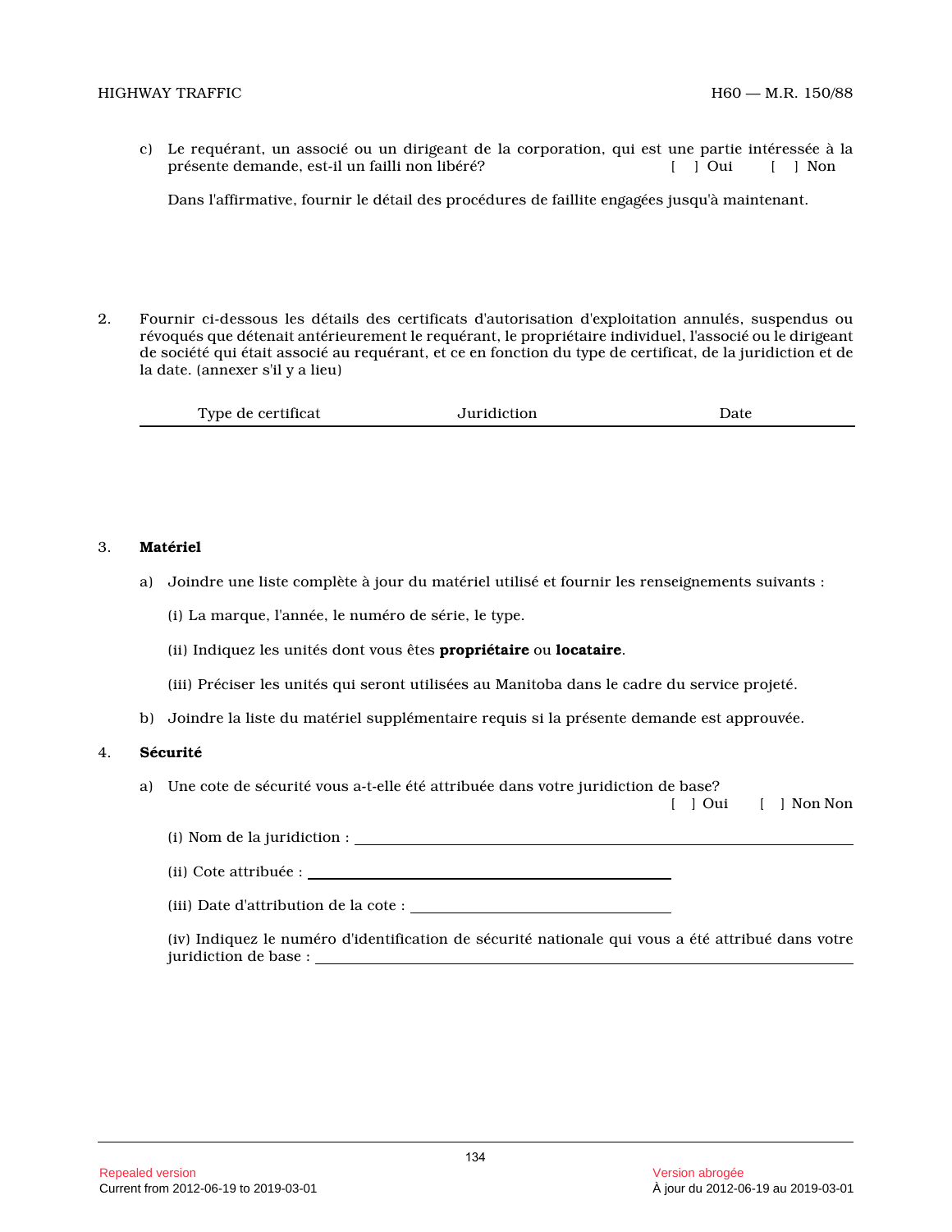c) Le requérant, un associé ou un dirigeant de la corporation, qui est une partie intéressée à la présente demande, est-il un failli non libéré? [ ] Oui [ ] Non

Dans l'affirmative, fournir le détail des procédures de faillite engagées jusqu'à maintenant.

2. Fournir ci-dessous les détails des certificats d'autorisation d'exploitation annulés, suspendus ou révoqués que détenait antérieurement le requérant, le propriétaire individuel, l'associé ou le dirigeant de société qui était associé au requérant, et ce en fonction du type de certificat, de la juridiction et de la date. (annexer s'il y a lieu)

| Type de certificat | Juridiction | Date |
| --- | --- | --- |
| | | |

3. **Matériel**

a) Joindre une liste complète à jour du matériel utilisé et fournir les renseignements suivants :

(i) La marque, l'année, le numéro de série, le type.

(ii) Indiquez les unités dont vous êtes **propriétaire** ou **locataire**.

(iii) Préciser les unités qui seront utilisées au Manitoba dans le cadre du service projeté.

b) Joindre la liste du matériel supplémentaire requis si la présente demande est approuvée.

4. **Sécurité**

a) Une cote de sécurité vous a-t-elle été attribuée dans votre juridiction de base? [ ] Oui [ ] Non Non

(i) Nom de la juridiction : ____________________

(ii) Cote attribuée : ____________________

(iii) Date d'attribution de la cote : ____________________

(iv) Indiquez le numéro d'identification de sécurité nationale qui vous a été attribué dans votre juridiction de base : ____________________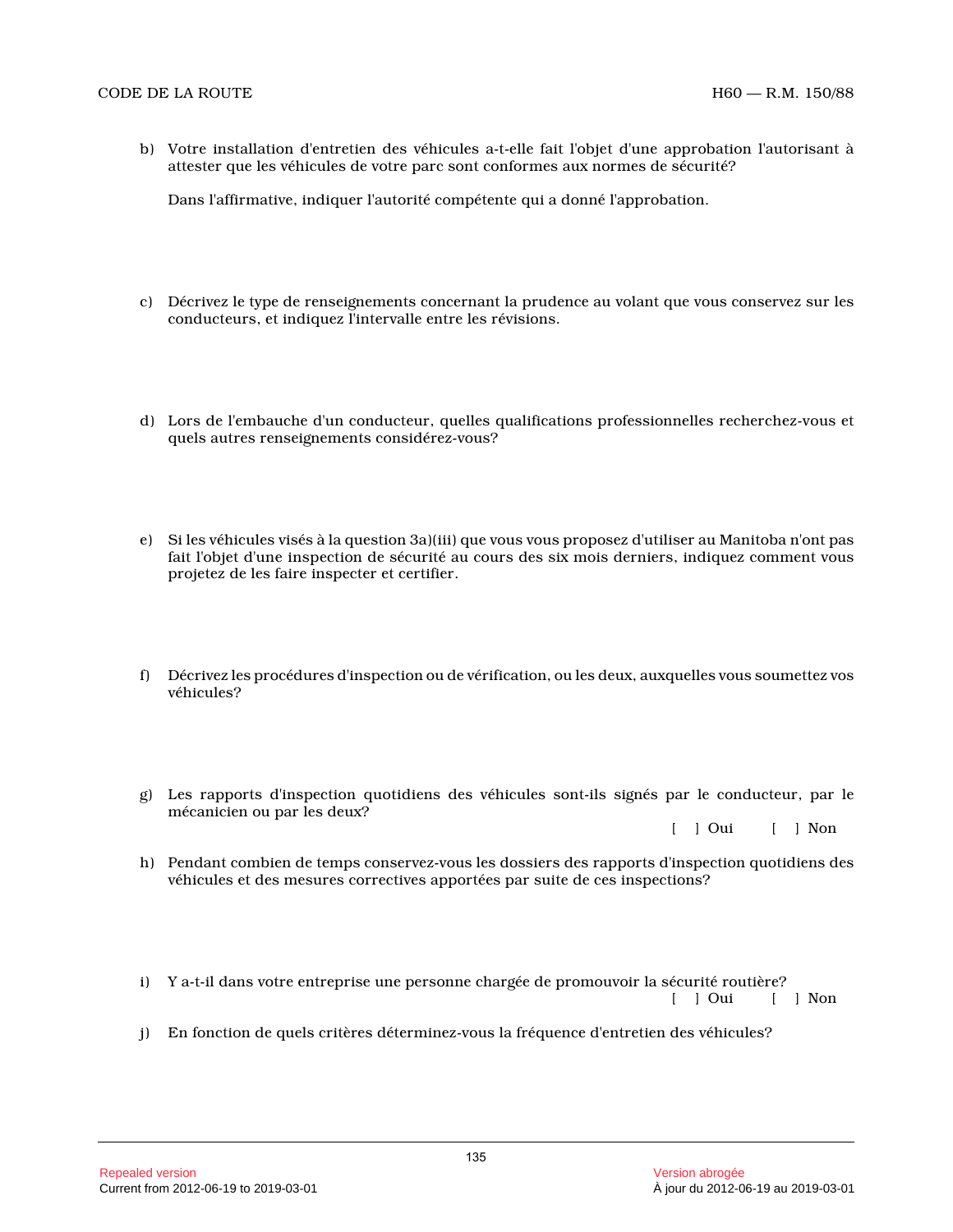b) Votre installation d'entretien des véhicules a-t-elle fait l'objet d'une approbation l'autorisant à attester que les véhicules de votre parc sont conformes aux normes de sécurité?

Dans l'affirmative, indiquer l'autorité compétente qui a donné l'approbation.

c) Décrivez le type de renseignements concernant la prudence au volant que vous conservez sur les conducteurs, et indiquez l'intervalle entre les révisions.

d) Lors de l'embauche d'un conducteur, quelles qualifications professionnelles recherchez-vous et quels autres renseignements considérez-vous?

e) Si les véhicules visés à la question 3a)(iii) que vous vous proposez d'utiliser au Manitoba n'ont pas fait l'objet d'une inspection de sécurité au cours des six mois derniers, indiquez comment vous projetez de les faire inspecter et certifier.

f) Décrivez les procédures d'inspection ou de vérification, ou les deux, auxquelles vous soumettez vos véhicules?

g) Les rapports d'inspection quotidiens des véhicules sont-ils signés par le conducteur, par le mécanicien ou par les deux?

[ ] Oui [ ] Non

h) Pendant combien de temps conservez-vous les dossiers des rapports d'inspection quotidiens des véhicules et des mesures correctives apportées par suite de ces inspections?

i) Y a-t-il dans votre entreprise une personne chargée de promouvoir la sécurité routière?

[ ] Oui [ ] Non

j) En fonction de quels critères déterminez-vous la fréquence d'entretien des véhicules?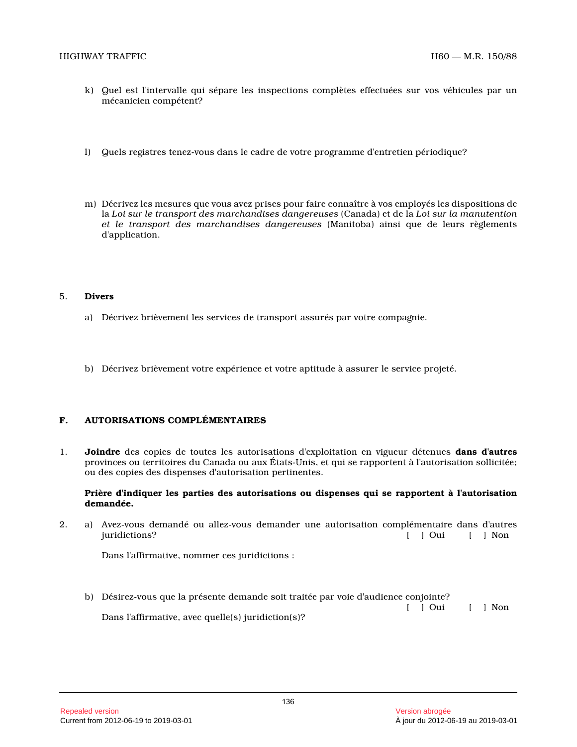k) Quel est l'intervalle qui sépare les inspections complètes effectuées sur vos véhicules par un mécanicien compétent?

l) Quels registres tenez-vous dans le cadre de votre programme d'entretien périodique?

m) Décrivez les mesures que vous avez prises pour faire connaître à vos employés les dispositions de la *Loi sur le transport des marchandises dangereuses* (Canada) et de la *Loi sur la manutention et le transport des marchandises dangereuses* (Manitoba) ainsi que de leurs règlements d'application.

5. **Divers**

a) Décrivez brièvement les services de transport assurés par votre compagnie.

b) Décrivez brièvement votre expérience et votre aptitude à assurer le service projeté.

## F. AUTORISATIONS COMPLÉMENTAIRES

1. **Joindre** des copies de toutes les autorisations d'exploitation en vigueur détenues **dans d'autres** provinces ou territoires du Canada ou aux États-Unis, et qui se rapportent à l'autorisation sollicitée; ou des copies des dispenses d'autorisation pertinentes.

**Prière d'indiquer les parties des autorisations ou dispenses qui se rapportent à l'autorisation demandée.**

2. a) Avez-vous demandé ou allez-vous demander une autorisation complémentaire dans d'autres juridictions? [ ] Oui [ ] Non

Dans l'affirmative, nommer ces juridictions :

b) Désirez-vous que la présente demande soit traitée par voie d'audience conjointe? [ ] Oui [ ] Non

Dans l'affirmative, avec quelle(s) juridiction(s)?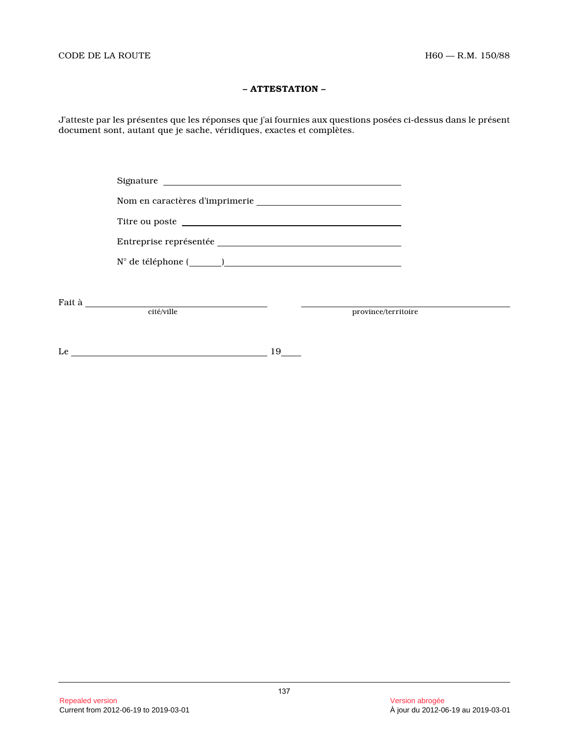**– ATTESTATION –**

J'atteste par les présentes que les réponses que j'ai fournies aux questions posées ci-dessus dans le présent document sont, autant que je sache, véridiques, exactes et complètes.

Signature ______________________________

Nom en caractères d'imprimerie ______________________________

Titre ou poste ______________________________

Entreprise représentée ______________________________

N° de téléphone (______) ______________________________

Fait à ______________________ ______________________
cité/ville province/territoire

Le ______________________ 19____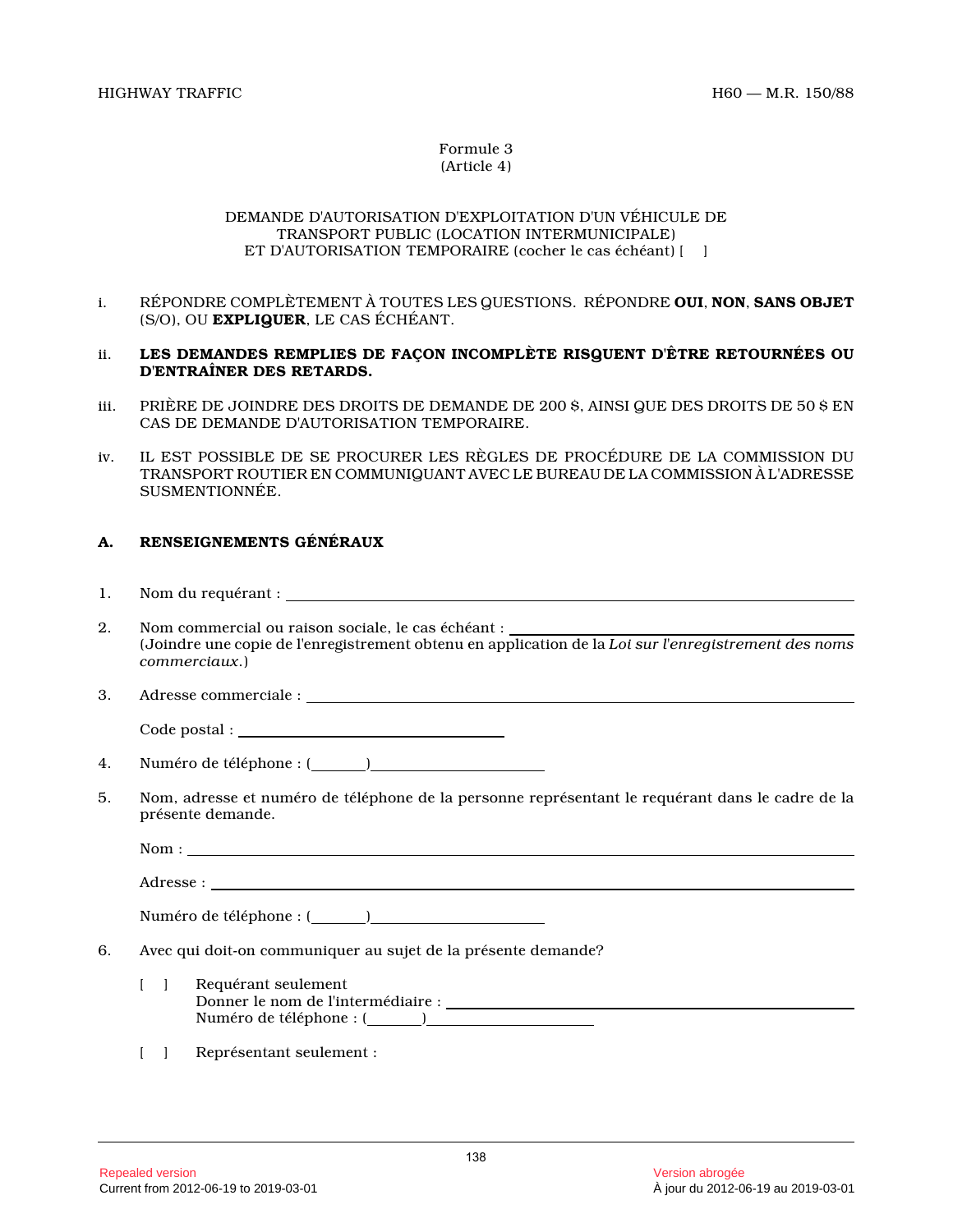Formule 3
(Article 4)

DEMANDE D'AUTORISATION D'EXPLOITATION D'UN VÉHICULE DE TRANSPORT PUBLIC (LOCATION INTERMUNICIPALE) ET D'AUTORISATION TEMPORAIRE (cocher le cas échéant) [ ]

i. RÉPONDRE COMPLÈTEMENT À TOUTES LES QUESTIONS. RÉPONDRE **OUI**, **NON**, **SANS OBJET** (S/O), OU **EXPLIQUER**, LE CAS ÉCHÉANT.

ii. **LES DEMANDES REMPLIES DE FAÇON INCOMPLÈTE RISQUENT D'ÊTRE RETOURNÉES OU D'ENTRAÎNER DES RETARDS.**

iii. PRIÈRE DE JOINDRE DES DROITS DE DEMANDE DE 200 $, AINSI QUE DES DROITS DE 50 $ EN CAS DE DEMANDE D'AUTORISATION TEMPORAIRE.

iv. IL EST POSSIBLE DE SE PROCURER LES RÈGLES DE PROCÉDURE DE LA COMMISSION DU TRANSPORT ROUTIER EN COMMUNIQUANT AVEC LE BUREAU DE LA COMMISSION À L'ADRESSE SUSMENTIONNÉE.

## A. RENSEIGNEMENTS GÉNÉRAUX

1. Nom du requérant : ____________________

2. Nom commercial ou raison sociale, le cas échéant : ____________________
(Joindre une copie de l'enregistrement obtenu en application de la *Loi sur l'enregistrement des noms commerciaux*.)

3. Adresse commerciale : ____________________

   Code postal : ____________________

4. Numéro de téléphone : (______)____________________

5. Nom, adresse et numéro de téléphone de la personne représentant le requérant dans le cadre de la présente demande.

   Nom : ____________________

   Adresse : ____________________

   Numéro de téléphone : (______)____________________

6. Avec qui doit-on communiquer au sujet de la présente demande?

   [ ] Requérant seulement
   Donner le nom de l'intermédiaire : ____________________
   Numéro de téléphone : (______)____________________

   [ ] Représentant seulement :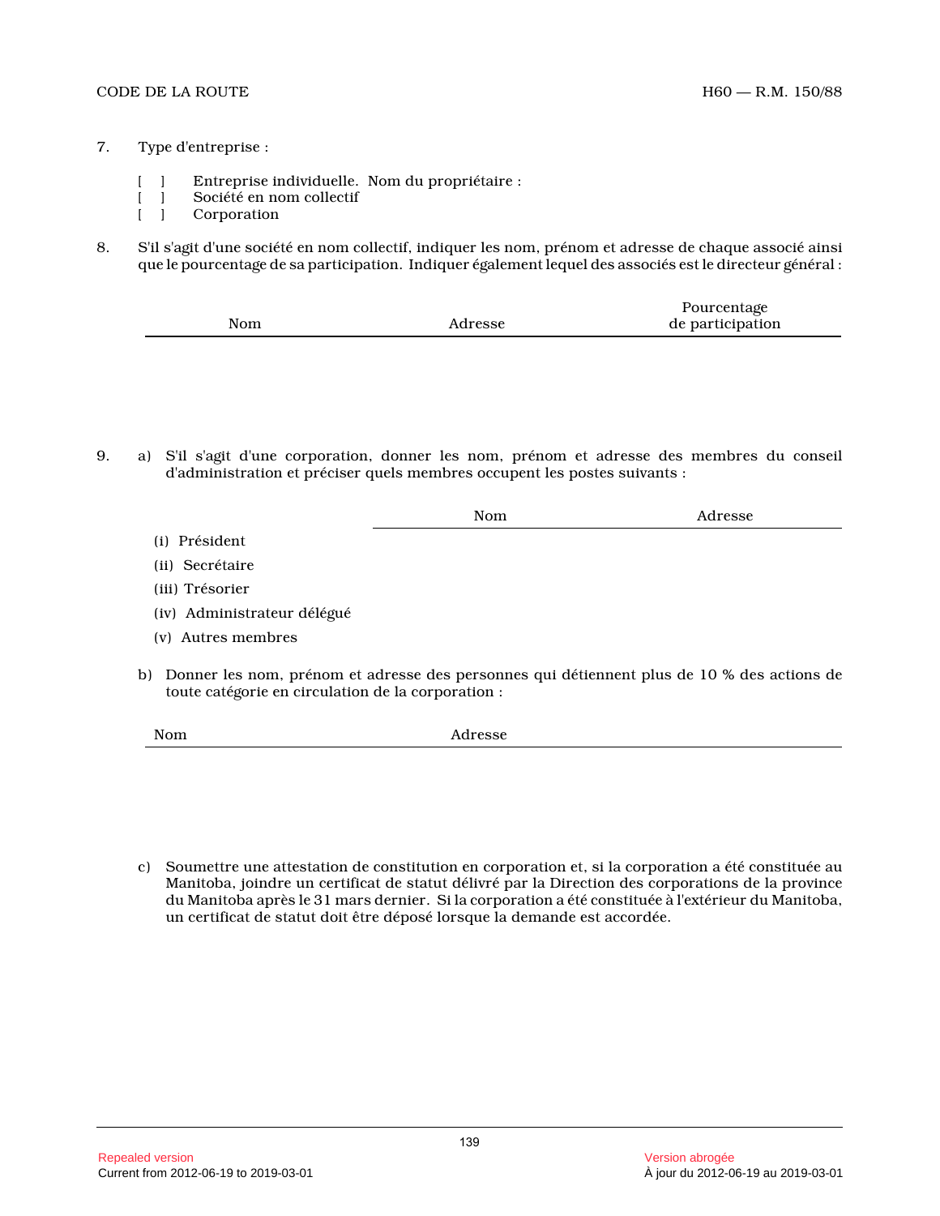7. Type d'entreprise :

   [ ] Entreprise individuelle. Nom du propriétaire :
   [ ] Société en nom collectif
   [ ] Corporation

8. S'il s'agit d'une société en nom collectif, indiquer les nom, prénom et adresse de chaque associé ainsi que le pourcentage de sa participation. Indiquer également lequel des associés est le directeur général :

| Nom | Adresse | Pourcentage de participation |
|---|---|---|
| | | |

9. a) S'il s'agit d'une corporation, donner les nom, prénom et adresse des membres du conseil d'administration et préciser quels membres occupent les postes suivants :

| | Nom | Adresse |
|---|---|---|
| (i) Président | | |
| (ii) Secrétaire | | |
| (iii) Trésorier | | |
| (iv) Administrateur délégué | | |
| (v) Autres membres | | |

   b) Donner les nom, prénom et adresse des personnes qui détiennent plus de 10 % des actions de toute catégorie en circulation de la corporation :

| Nom | Adresse |
|---|---|
| | |

   c) Soumettre une attestation de constitution en corporation et, si la corporation a été constituée au Manitoba, joindre un certificat de statut délivré par la Direction des corporations de la province du Manitoba après le 31 mars dernier. Si la corporation a été constituée à l'extérieur du Manitoba, un certificat de statut doit être déposé lorsque la demande est accordée.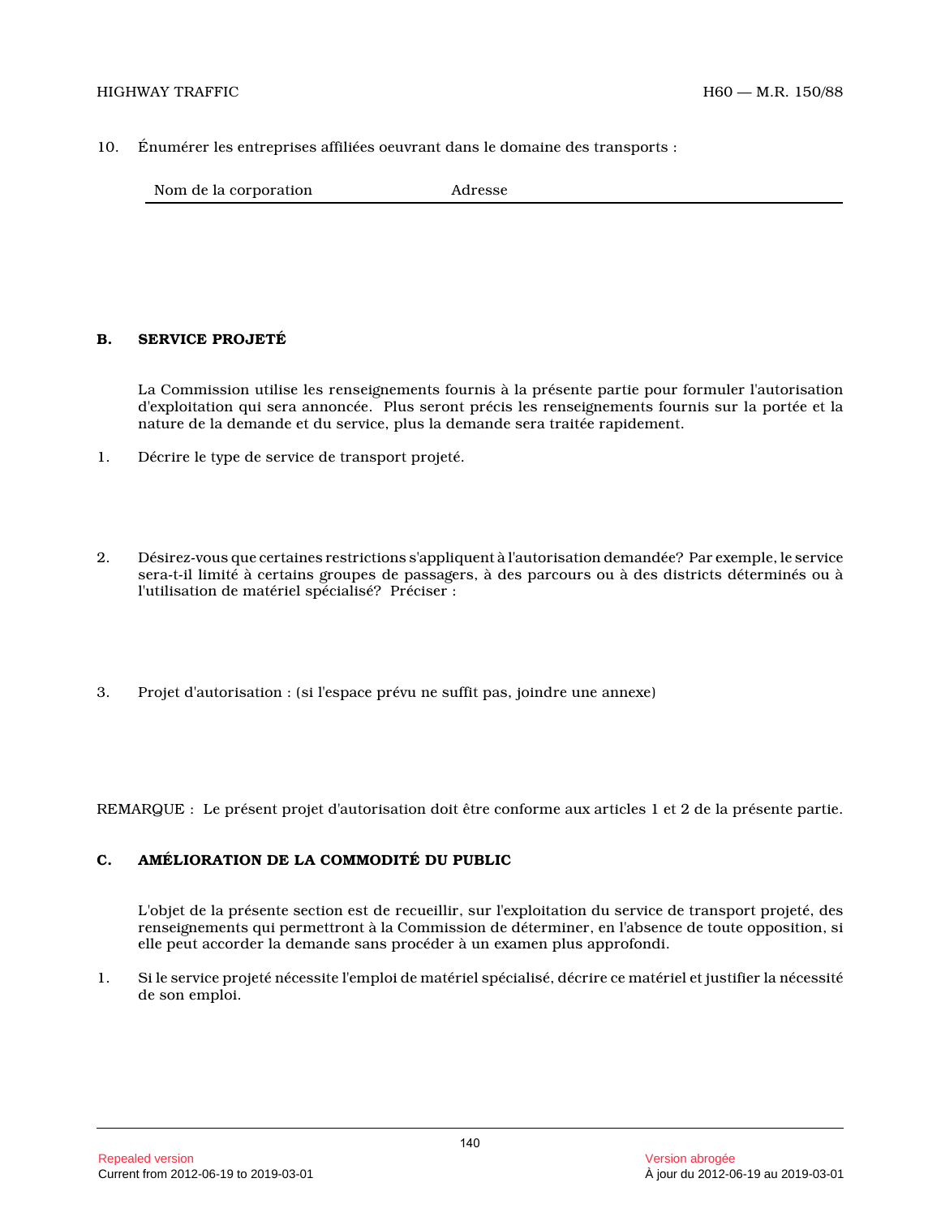10. Énumérer les entreprises affiliées oeuvrant dans le domaine des transports :

| Nom de la corporation | Adresse |
| --- | --- |

## B. SERVICE PROJETÉ

La Commission utilise les renseignements fournis à la présente partie pour formuler l'autorisation d'exploitation qui sera annoncée. Plus seront précis les renseignements fournis sur la portée et la nature de la demande et du service, plus la demande sera traitée rapidement.

1. Décrire le type de service de transport projeté.

2. Désirez-vous que certaines restrictions s'appliquent à l'autorisation demandée? Par exemple, le service sera-t-il limité à certains groupes de passagers, à des parcours ou à des districts déterminés ou à l'utilisation de matériel spécialisé? Préciser :

3. Projet d'autorisation : (si l'espace prévu ne suffit pas, joindre une annexe)

REMARQUE : Le présent projet d'autorisation doit être conforme aux articles 1 et 2 de la présente partie.

## C. AMÉLIORATION DE LA COMMODITÉ DU PUBLIC

L'objet de la présente section est de recueillir, sur l'exploitation du service de transport projeté, des renseignements qui permettront à la Commission de déterminer, en l'absence de toute opposition, si elle peut accorder la demande sans procéder à un examen plus approfondi.

1. Si le service projeté nécessite l'emploi de matériel spécialisé, décrire ce matériel et justifier la nécessité de son emploi.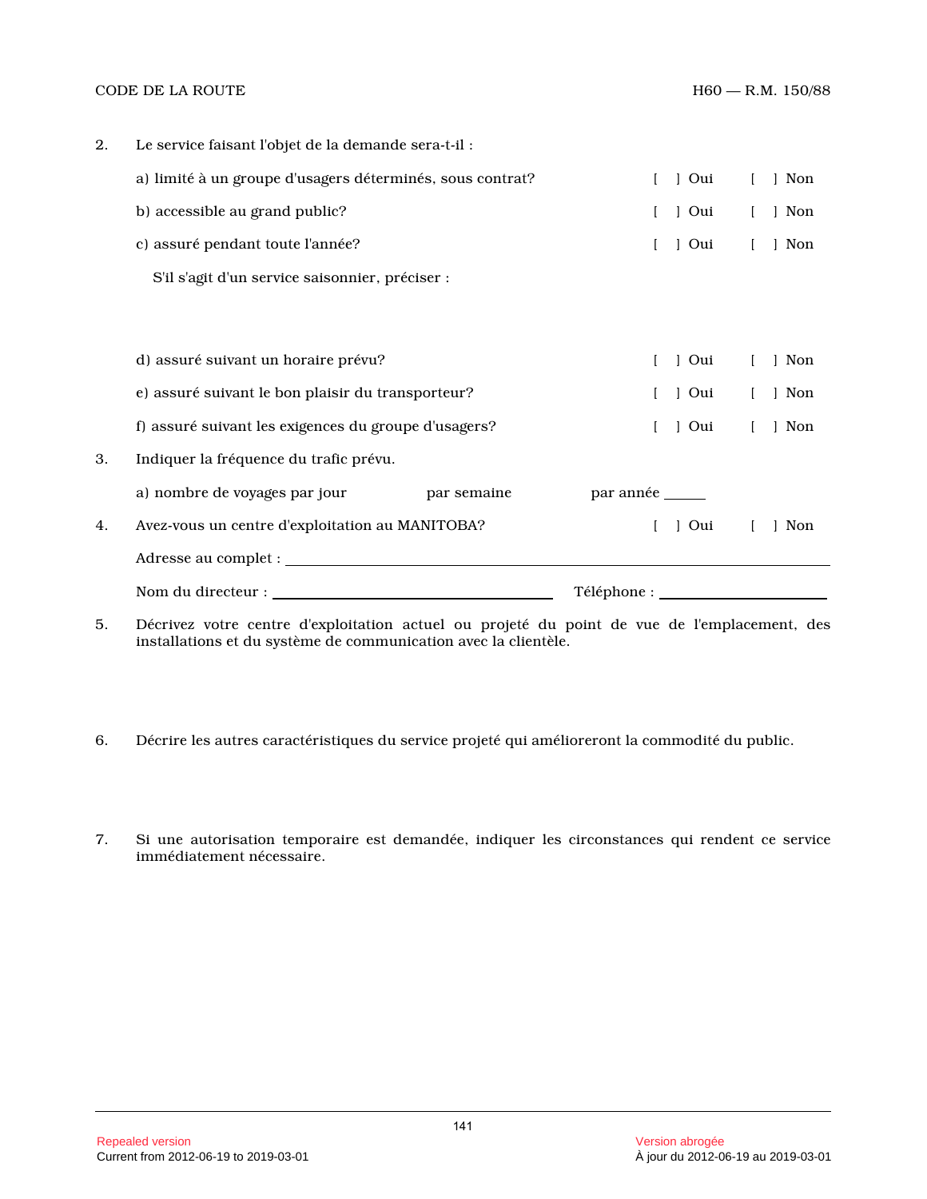2. Le service faisant l'objet de la demande sera-t-il :

   a) limité à un groupe d'usagers déterminés, sous contrat? [ ] Oui [ ] Non

   b) accessible au grand public? [ ] Oui [ ] Non

   c) assuré pendant toute l'année? [ ] Oui [ ] Non

   S'il s'agit d'un service saisonnier, préciser :

   d) assuré suivant un horaire prévu? [ ] Oui [ ] Non

   e) assuré suivant le bon plaisir du transporteur? [ ] Oui [ ] Non

   f) assuré suivant les exigences du groupe d'usagers? [ ] Oui [ ] Non

3. Indiquer la fréquence du trafic prévu.

   a) nombre de voyages par jour par semaine par année ______

4. Avez-vous un centre d'exploitation au MANITOBA? [ ] Oui [ ] Non

   Adresse au complet : ______________________________________________

   Nom du directeur : ______________________ Téléphone : ______________

5. Décrivez votre centre d'exploitation actuel ou projeté du point de vue de l'emplacement, des installations et du système de communication avec la clientèle.

6. Décrire les autres caractéristiques du service projeté qui amélioreront la commodité du public.

7. Si une autorisation temporaire est demandée, indiquer les circonstances qui rendent ce service immédiatement nécessaire.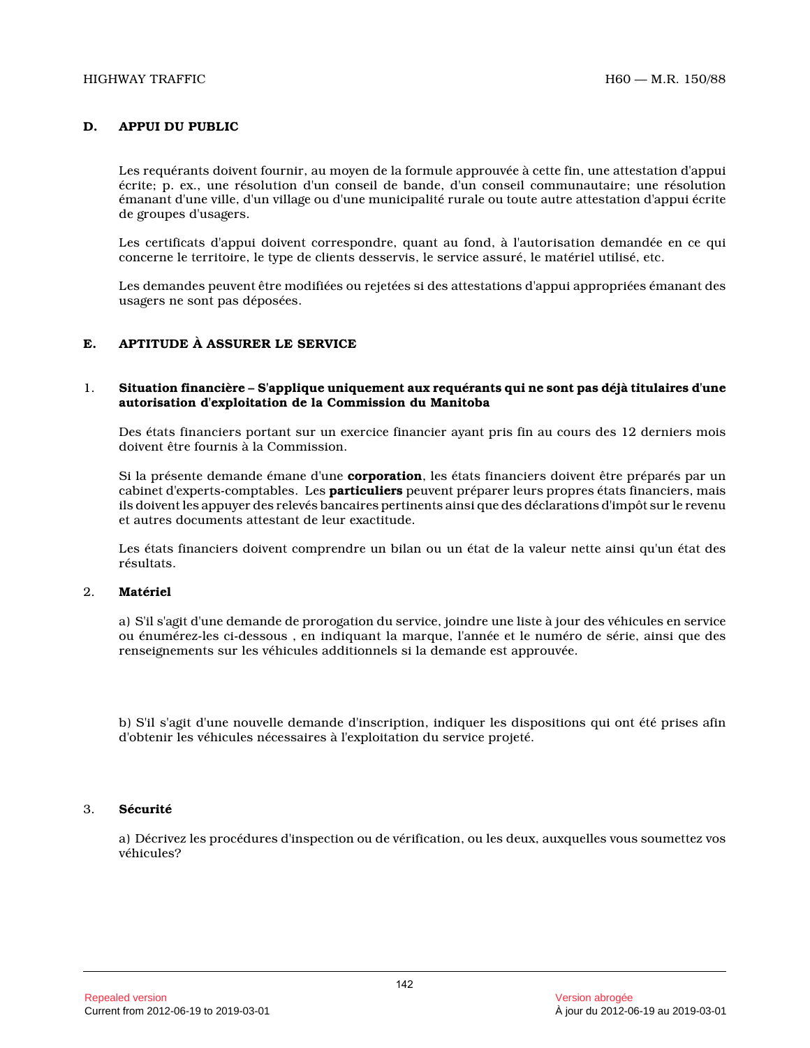## D. APPUI DU PUBLIC

Les requérants doivent fournir, au moyen de la formule approuvée à cette fin, une attestation d'appui écrite; p. ex., une résolution d'un conseil de bande, d'un conseil communautaire; une résolution émanant d'une ville, d'un village ou d'une municipalité rurale ou toute autre attestation d'appui écrite de groupes d'usagers.

Les certificats d'appui doivent correspondre, quant au fond, à l'autorisation demandée en ce qui concerne le territoire, le type de clients desservis, le service assuré, le matériel utilisé, etc.

Les demandes peuvent être modifiées ou rejetées si des attestations d'appui appropriées émanant des usagers ne sont pas déposées.

## E. APTITUDE À ASSURER LE SERVICE

### 1. Situation financière – S'applique uniquement aux requérants qui ne sont pas déjà titulaires d'une autorisation d'exploitation de la Commission du Manitoba

Des états financiers portant sur un exercice financier ayant pris fin au cours des 12 derniers mois doivent être fournis à la Commission.

Si la présente demande émane d'une **corporation**, les états financiers doivent être préparés par un cabinet d'experts-comptables. Les **particuliers** peuvent préparer leurs propres états financiers, mais ils doivent les appuyer des relevés bancaires pertinents ainsi que des déclarations d'impôt sur le revenu et autres documents attestant de leur exactitude.

Les états financiers doivent comprendre un bilan ou un état de la valeur nette ainsi qu'un état des résultats.

### 2. Matériel

a) S'il s'agit d'une demande de prorogation du service, joindre une liste à jour des véhicules en service ou énumérez-les ci-dessous , en indiquant la marque, l'année et le numéro de série, ainsi que des renseignements sur les véhicules additionnels si la demande est approuvée.

b) S'il s'agit d'une nouvelle demande d'inscription, indiquer les dispositions qui ont été prises afin d'obtenir les véhicules nécessaires à l'exploitation du service projeté.

### 3. Sécurité

a) Décrivez les procédures d'inspection ou de vérification, ou les deux, auxquelles vous soumettez vos véhicules?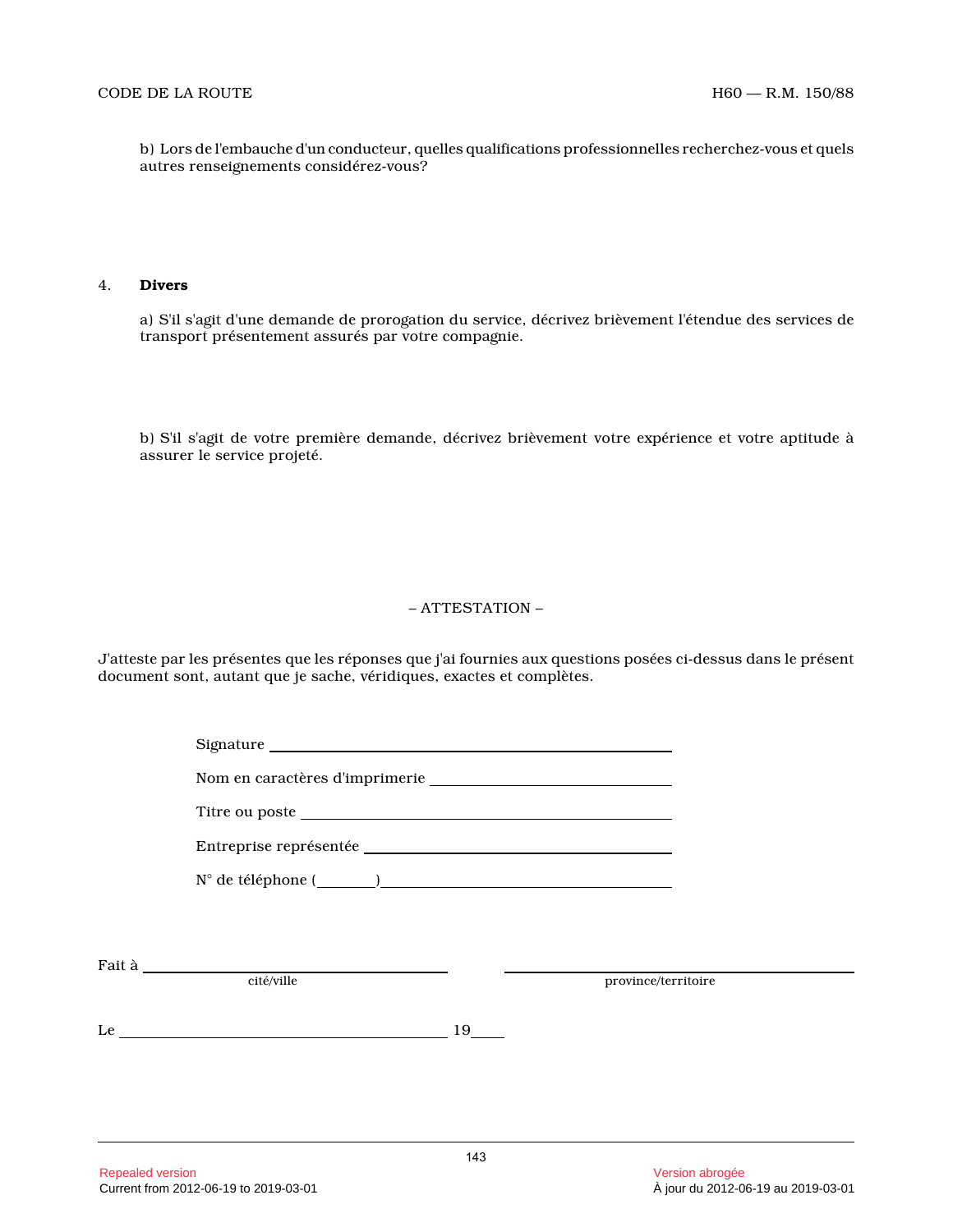b) Lors de l'embauche d'un conducteur, quelles qualifications professionnelles recherchez-vous et quels autres renseignements considérez-vous?

4. **Divers**

a) S'il s'agit d'une demande de prorogation du service, décrivez brièvement l'étendue des services de transport présentement assurés par votre compagnie.

b) S'il s'agit de votre première demande, décrivez brièvement votre expérience et votre aptitude à assurer le service projeté.

– ATTESTATION –

J'atteste par les présentes que les réponses que j'ai fournies aux questions posées ci-dessus dans le présent document sont, autant que je sache, véridiques, exactes et complètes.

Signature ____________________________________________

Nom en caractères d'imprimerie ____________________________

Titre ou poste _________________________________________

Entreprise représentée ___________________________________

N° de téléphone (_______)_________________________________

Fait à ______________________________ ______________________________
cité/ville province/territoire

Le ____________________________________ 19____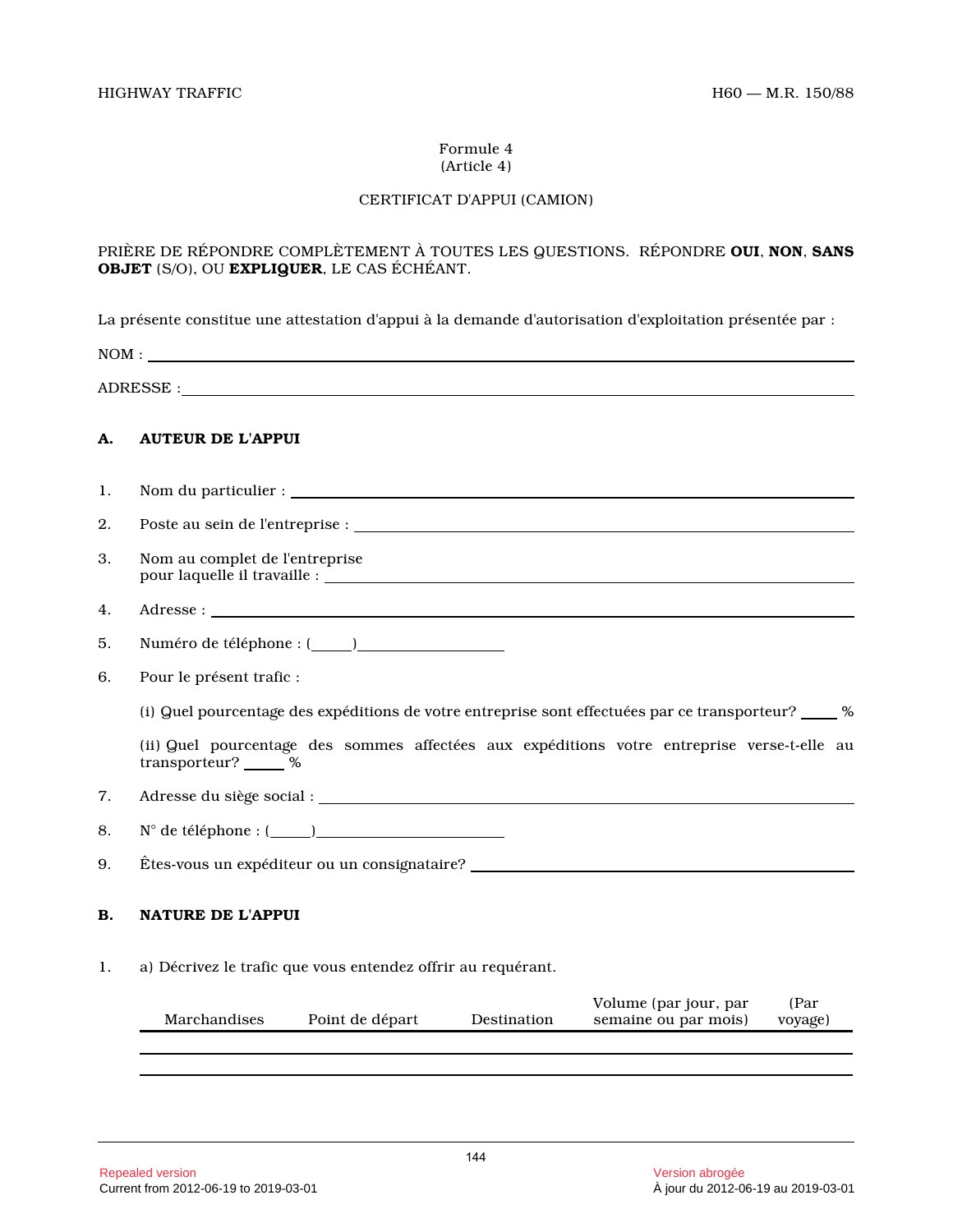Formule 4
(Article 4)

CERTIFICAT D'APPUI (CAMION)

PRIÈRE DE RÉPONDRE COMPLÈTEMENT À TOUTES LES QUESTIONS. RÉPONDRE **OUI**, **NON**, **SANS OBJET** (S/O), OU **EXPLIQUER**, LE CAS ÉCHÉANT.

La présente constitue une attestation d'appui à la demande d'autorisation d'exploitation présentée par :

NOM : ______________________________

ADRESSE : ______________________________

### A. AUTEUR DE L'APPUI

1. Nom du particulier : ______________________________

2. Poste au sein de l'entreprise : ______________________________

3. Nom au complet de l'entreprise pour laquelle il travaille : ______________________________

4. Adresse : ______________________________

5. Numéro de téléphone : (_____)__________________

6. Pour le présent trafic :

   (i) Quel pourcentage des expéditions de votre entreprise sont effectuées par ce transporteur? _____ %

   (ii) Quel pourcentage des sommes affectées aux expéditions votre entreprise verse-t-elle au transporteur? _____ %

7. Adresse du siège social : ______________________________

8. N° de téléphone : (_____)__________________

9. Êtes-vous un expéditeur ou un consignataire? ______________________________

### B. NATURE DE L'APPUI

1. a) Décrivez le trafic que vous entendez offrir au requérant.

| Marchandises | Point de départ | Destination | Volume (par jour, par semaine ou par mois) | (Par voyage) |
|---|---|---|---|---|
| | | | | |
| | | | | |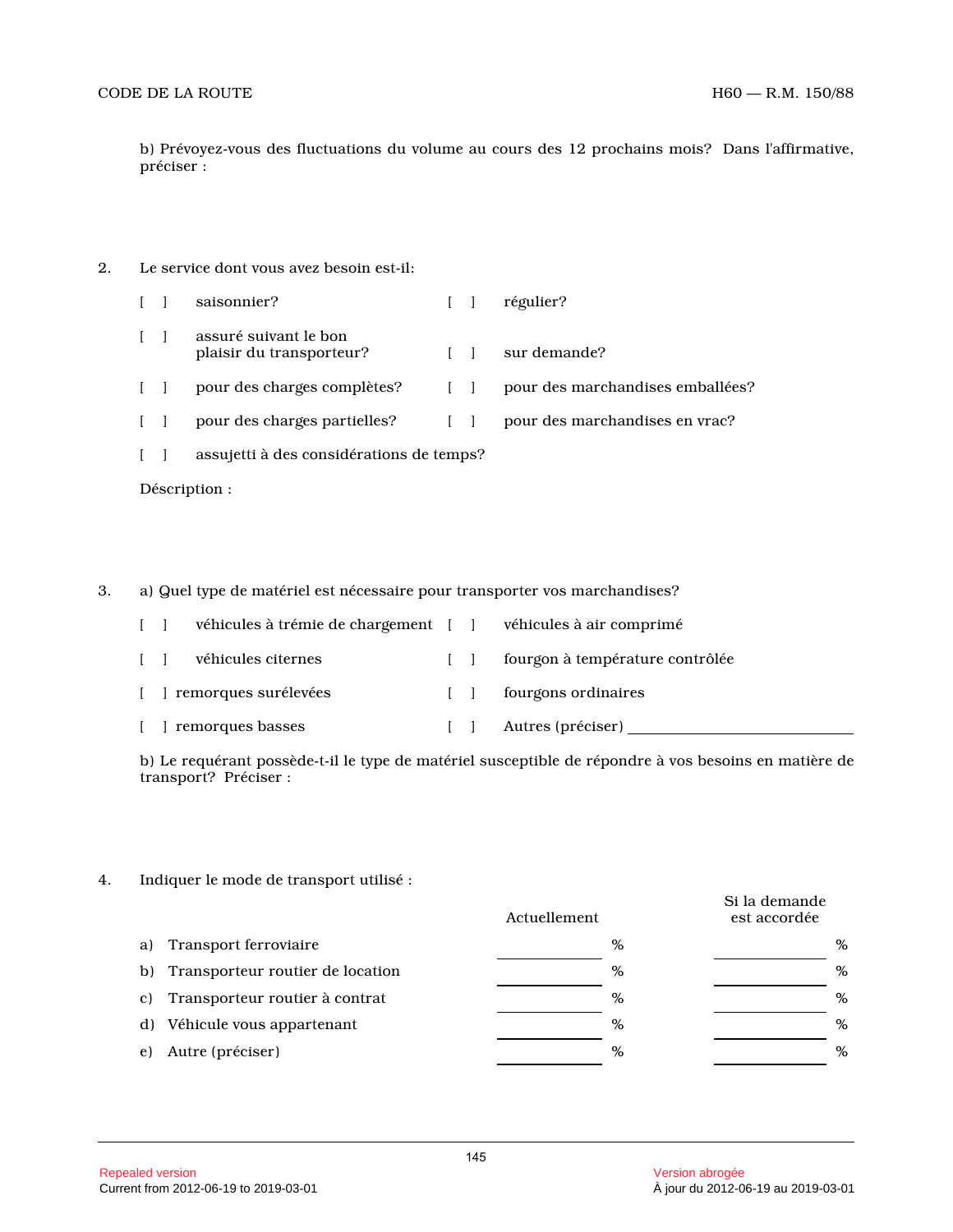b) Prévoyez-vous des fluctuations du volume au cours des 12 prochains mois?  Dans l'affirmative, préciser :

2. Le service dont vous avez besoin est-il:

[ ] saisonnier? [ ] régulier?

[ ] assuré suivant le bon plaisir du transporteur? [ ] sur demande?

[ ] pour des charges complètes? [ ] pour des marchandises emballées?

[ ] pour des charges partielles? [ ] pour des marchandises en vrac?

[ ] assujetti à des considérations de temps?

Déscription :

3. a) Quel type de matériel est nécessaire pour transporter vos marchandises?

[ ] véhicules à trémie de chargement [ ] véhicules à air comprimé

[ ] véhicules citernes [ ] fourgon à température contrôlée

[ ] remorques surélevées [ ] fourgons ordinaires

[ ] remorques basses [ ] Autres (préciser) ____________________

b) Le requérant possède-t-il le type de matériel susceptible de répondre à vos besoins en matière de transport?  Préciser :

4. Indiquer le mode de transport utilisé :

| | Actuellement | Si la demande est accordée |
|---|---|---|
| a) Transport ferroviaire | ________ % | ________ % |
| b) Transporteur routier de location | ________ % | ________ % |
| c) Transporteur routier à contrat | ________ % | ________ % |
| d) Véhicule vous appartenant | ________ % | ________ % |
| e) Autre (préciser) | ________ % | ________ % |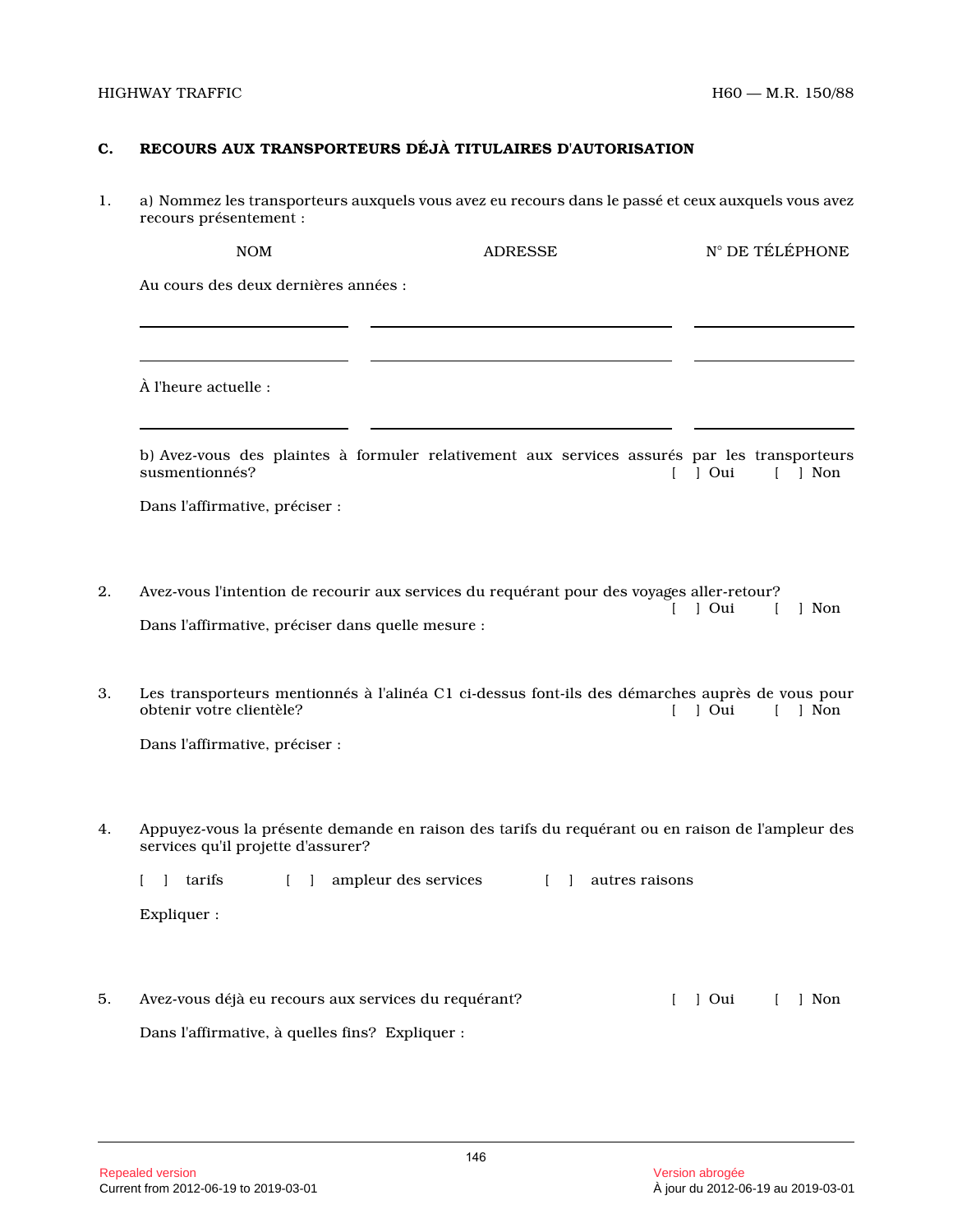## C. RECOURS AUX TRANSPORTEURS DÉJÀ TITULAIRES D'AUTORISATION

1. a) Nommez les transporteurs auxquels vous avez eu recours dans le passé et ceux auxquels vous avez recours présentement :

| NOM | ADRESSE | N° DE TÉLÉPHONE |
|---|---|---|
| Au cours des deux dernières années : | | |
| ____________________ | ______________________________ | ________________ |
| ____________________ | ______________________________ | ________________ |
| À l'heure actuelle : | | |
| ____________________ | ______________________________ | ________________ |

   b) Avez-vous des plaintes à formuler relativement aux services assurés par les transporteurs susmentionnés? [ ] Oui [ ] Non

   Dans l'affirmative, préciser :

2. Avez-vous l'intention de recourir aux services du requérant pour des voyages aller-retour? [ ] Oui [ ] Non

   Dans l'affirmative, préciser dans quelle mesure :

3. Les transporteurs mentionnés à l'alinéa C1 ci-dessus font-ils des démarches auprès de vous pour obtenir votre clientèle? [ ] Oui [ ] Non

   Dans l'affirmative, préciser :

4. Appuyez-vous la présente demande en raison des tarifs du requérant ou en raison de l'ampleur des services qu'il projette d'assurer?

   [ ] tarifs [ ] ampleur des services [ ] autres raisons

   Expliquer :

5. Avez-vous déjà eu recours aux services du requérant? [ ] Oui [ ] Non

   Dans l'affirmative, à quelles fins? Expliquer :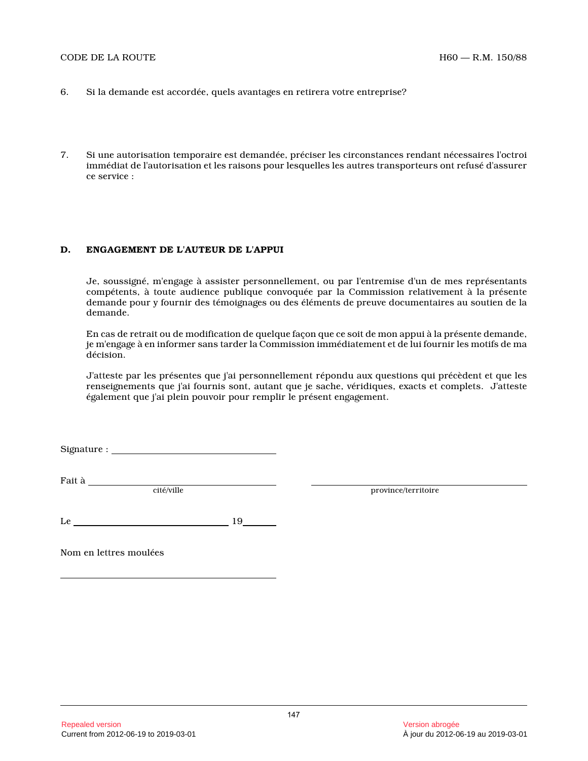6. Si la demande est accordée, quels avantages en retirera votre entreprise?

7. Si une autorisation temporaire est demandée, préciser les circonstances rendant nécessaires l'octroi immédiat de l'autorisation et les raisons pour lesquelles les autres transporteurs ont refusé d'assurer ce service :

## D. ENGAGEMENT DE L'AUTEUR DE L'APPUI

Je, soussigné, m'engage à assister personnellement, ou par l'entremise d'un de mes représentants compétents, à toute audience publique convoquée par la Commission relativement à la présente demande pour y fournir des témoignages ou des éléments de preuve documentaires au soutien de la demande.

En cas de retrait ou de modification de quelque façon que ce soit de mon appui à la présente demande, je m'engage à en informer sans tarder la Commission immédiatement et de lui fournir les motifs de ma décision.

J'atteste par les présentes que j'ai personnellement répondu aux questions qui précèdent et que les renseignements que j'ai fournis sont, autant que je sache, véridiques, exacts et complets. J'atteste également que j'ai plein pouvoir pour remplir le présent engagement.

Signature : ______________________________

Fait à ______________________________ ______________________________
cité/ville province/territoire

Le ______________________________ 19______

Nom en lettres moulées

______________________________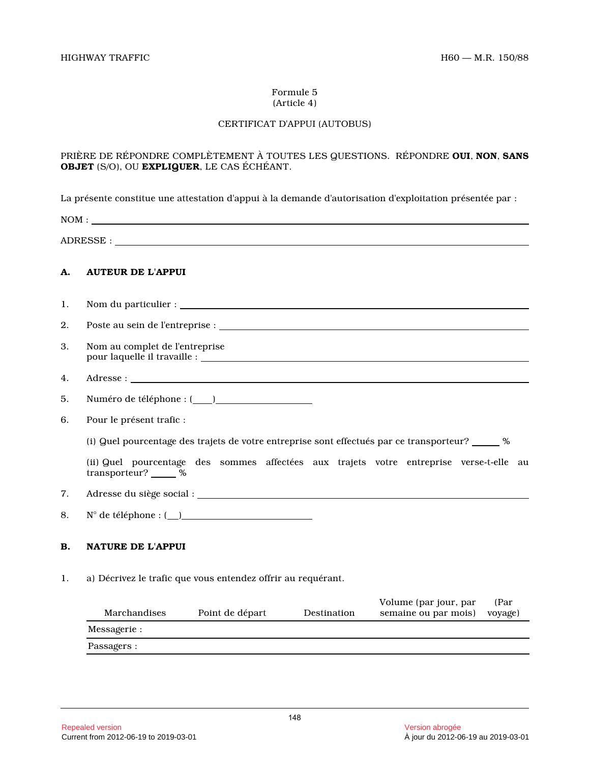Formule 5
(Article 4)

CERTIFICAT D'APPUI (AUTOBUS)

PRIÈRE DE RÉPONDRE COMPLÈTEMENT À TOUTES LES QUESTIONS. RÉPONDRE **OUI**, **NON**, **SANS OBJET** (S/O), OU **EXPLIQUER**, LE CAS ÉCHÉANT.

La présente constitue une attestation d'appui à la demande d'autorisation d'exploitation présentée par :

NOM : ____________________

ADRESSE : ____________________

**A. AUTEUR DE L'APPUI**

1. Nom du particulier : ____________________

2. Poste au sein de l'entreprise : ____________________

3. Nom au complet de l'entreprise pour laquelle il travaille : ____________________

4. Adresse : ____________________

5. Numéro de téléphone : (____) ____________

6. Pour le présent trafic :

   (i) Quel pourcentage des trajets de votre entreprise sont effectués par ce transporteur? ______ %

   (ii) Quel pourcentage des sommes affectées aux trajets votre entreprise verse-t-elle au transporteur? _____ %

7. Adresse du siège social : ____________________

8. N° de téléphone : (__) ____________

**B. NATURE DE L'APPUI**

1. a) Décrivez le trafic que vous entendez offrir au requérant.

| Marchandises | Point de départ | Destination | Volume (par jour, par semaine ou par mois) | (Par voyage) |
|---|---|---|---|---|
| Messagerie : | | | | |
| Passagers : | | | | |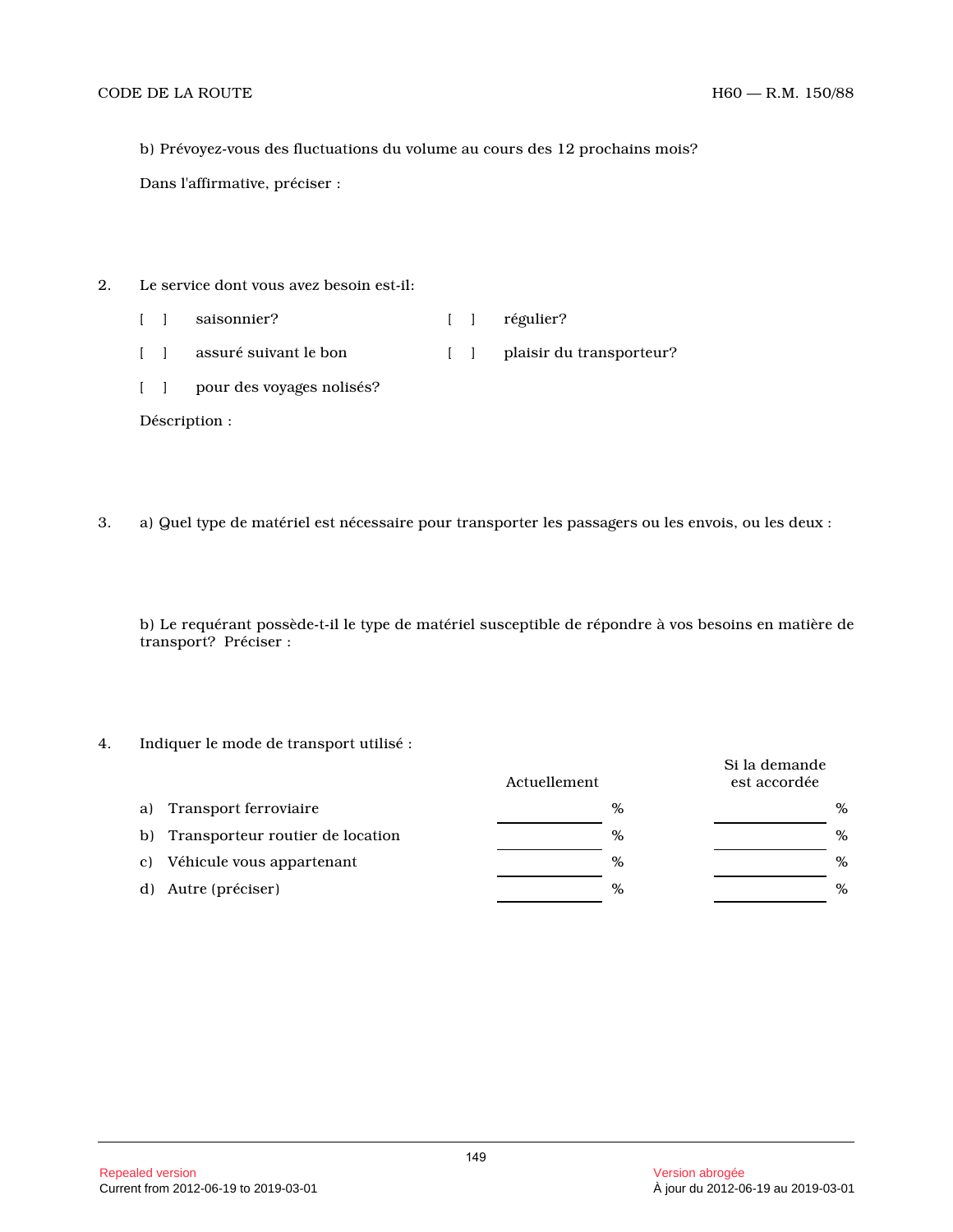b) Prévoyez-vous des fluctuations du volume au cours des 12 prochains mois?

Dans l'affirmative, préciser :

2. Le service dont vous avez besoin est-il:

[ ] saisonnier? [ ] régulier?

[ ] assuré suivant le bon [ ] plaisir du transporteur?

[ ] pour des voyages nolisés?

Déscription :

3. a) Quel type de matériel est nécessaire pour transporter les passagers ou les envois, ou les deux :

b) Le requérant possède-t-il le type de matériel susceptible de répondre à vos besoins en matière de transport? Préciser :

4. Indiquer le mode de transport utilisé :

| | Actuellement | Si la demande est accordée |
|---|---|---|
| a) Transport ferroviaire | ______ % | ______ % |
| b) Transporteur routier de location | ______ % | ______ % |
| c) Véhicule vous appartenant | ______ % | ______ % |
| d) Autre (préciser) | ______ % | ______ % |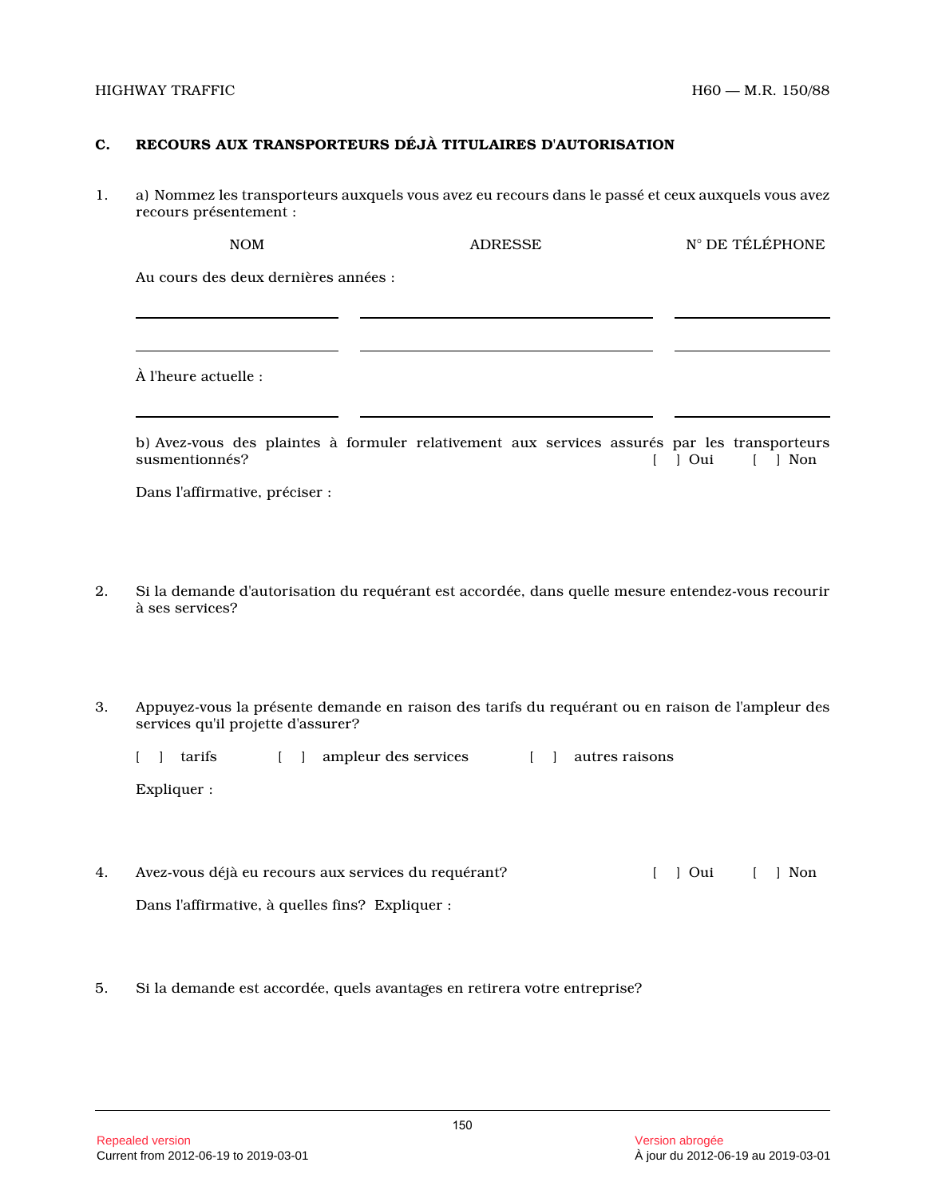## C. RECOURS AUX TRANSPORTEURS DÉJÀ TITULAIRES D'AUTORISATION

1. a) Nommez les transporteurs auxquels vous avez eu recours dans le passé et ceux auxquels vous avez recours présentement :

| NOM | ADRESSE | N° DE TÉLÉPHONE |
|---|---|---|
| Au cours des deux dernières années : | | |
| ______________ | ______________ | ______________ |
| ______________ | ______________ | ______________ |
| À l'heure actuelle : | | |
| ______________ | ______________ | ______________ |

b) Avez-vous des plaintes à formuler relativement aux services assurés par les transporteurs susmentionnés? [ ] Oui [ ] Non

Dans l'affirmative, préciser :

2. Si la demande d'autorisation du requérant est accordée, dans quelle mesure entendez-vous recourir à ses services?

3. Appuyez-vous la présente demande en raison des tarifs du requérant ou en raison de l'ampleur des services qu'il projette d'assurer?

[ ] tarifs [ ] ampleur des services [ ] autres raisons

Expliquer :

4. Avez-vous déjà eu recours aux services du requérant? [ ] Oui [ ] Non

Dans l'affirmative, à quelles fins? Expliquer :

5. Si la demande est accordée, quels avantages en retirera votre entreprise?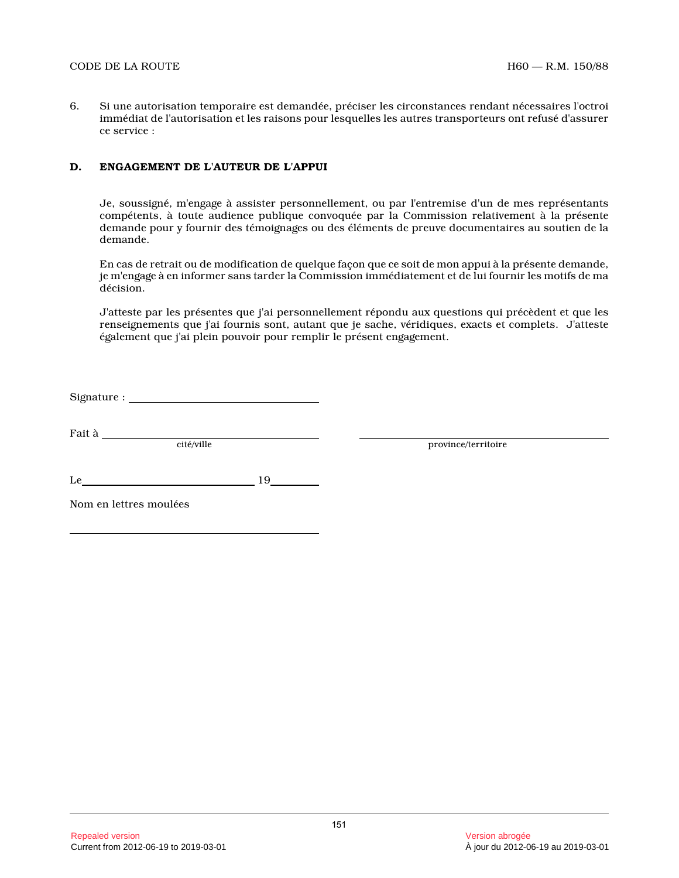6. Si une autorisation temporaire est demandée, préciser les circonstances rendant nécessaires l'octroi immédiat de l'autorisation et les raisons pour lesquelles les autres transporteurs ont refusé d'assurer ce service :

**D. ENGAGEMENT DE L'AUTEUR DE L'APPUI**

Je, soussigné, m'engage à assister personnellement, ou par l'entremise d'un de mes représentants compétents, à toute audience publique convoquée par la Commission relativement à la présente demande pour y fournir des témoignages ou des éléments de preuve documentaires au soutien de la demande.

En cas de retrait ou de modification de quelque façon que ce soit de mon appui à la présente demande, je m'engage à en informer sans tarder la Commission immédiatement et de lui fournir les motifs de ma décision.

J'atteste par les présentes que j'ai personnellement répondu aux questions qui précèdent et que les renseignements que j'ai fournis sont, autant que je sache, véridiques, exacts et complets. J'atteste également que j'ai plein pouvoir pour remplir le présent engagement.

Signature : ______________________________

Fait à ______________________________ ______________________________
cité/ville province/territoire

Le ______________________________ 19 ________

Nom en lettres moulées

______________________________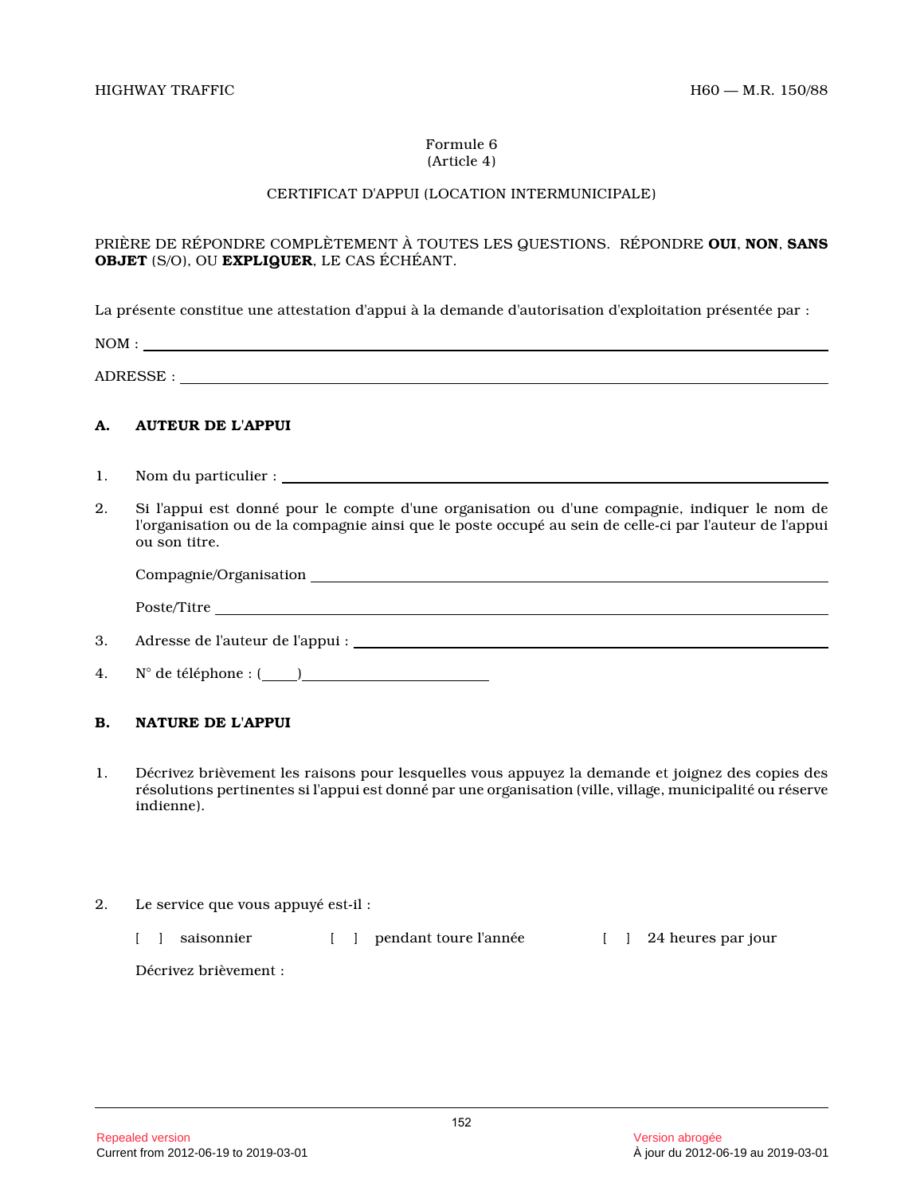Formule 6
(Article 4)

CERTIFICAT D'APPUI (LOCATION INTERMUNICIPALE)

PRIÈRE DE RÉPONDRE COMPLÈTEMENT À TOUTES LES QUESTIONS. RÉPONDRE **OUI**, **NON**, **SANS OBJET** (S/O), OU **EXPLIQUER**, LE CAS ÉCHÉANT.

La présente constitue une attestation d'appui à la demande d'autorisation d'exploitation présentée par :

NOM : ______________________________________________

ADRESSE : ______________________________________________

**A. AUTEUR DE L'APPUI**

1. Nom du particulier : ______________________________________________

2. Si l'appui est donné pour le compte d'une organisation ou d'une compagnie, indiquer le nom de l'organisation ou de la compagnie ainsi que le poste occupé au sein de celle-ci par l'auteur de l'appui ou son titre.

   Compagnie/Organisation ______________________________________________

   Poste/Titre ______________________________________________

3. Adresse de l'auteur de l'appui : ______________________________________________

4. N° de téléphone : (____)________________________

**B. NATURE DE L'APPUI**

1. Décrivez brièvement les raisons pour lesquelles vous appuyez la demande et joignez des copies des résolutions pertinentes si l'appui est donné par une organisation (ville, village, municipalité ou réserve indienne).

2. Le service que vous appuyé est-il :

   [ ] saisonnier [ ] pendant toure l'année [ ] 24 heures par jour

   Décrivez brièvement :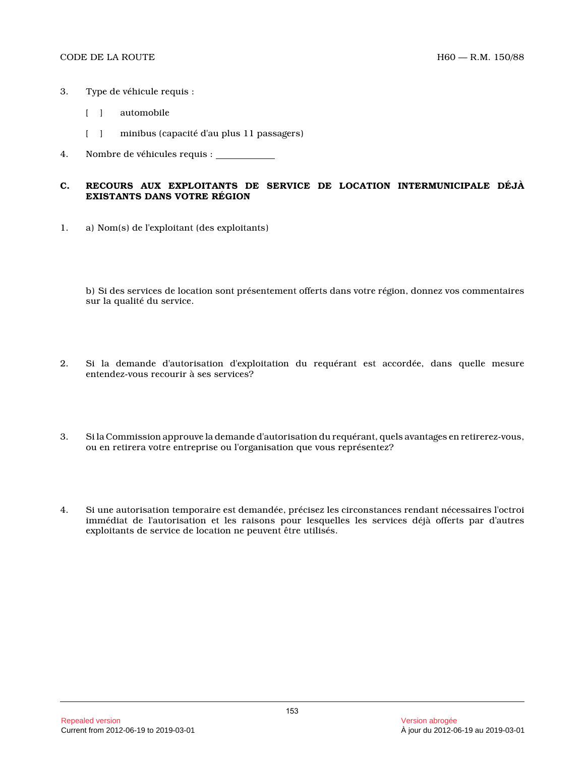3. Type de véhicule requis :

   [ ] automobile

   [ ] minibus (capacité d'au plus 11 passagers)

4. Nombre de véhicules requis : ____________

## C. RECOURS AUX EXPLOITANTS DE SERVICE DE LOCATION INTERMUNICIPALE DÉJÀ EXISTANTS DANS VOTRE RÉGION

1. a) Nom(s) de l'exploitant (des exploitants)

   b) Si des services de location sont présentement offerts dans votre région, donnez vos commentaires sur la qualité du service.

2. Si la demande d'autorisation d'exploitation du requérant est accordée, dans quelle mesure entendez-vous recourir à ses services?

3. Si la Commission approuve la demande d'autorisation du requérant, quels avantages en retirerez-vous, ou en retirera votre entreprise ou l'organisation que vous représentez?

4. Si une autorisation temporaire est demandée, précisez les circonstances rendant nécessaires l'octroi immédiat de l'autorisation et les raisons pour lesquelles les services déjà offerts par d'autres exploitants de service de location ne peuvent être utilisés.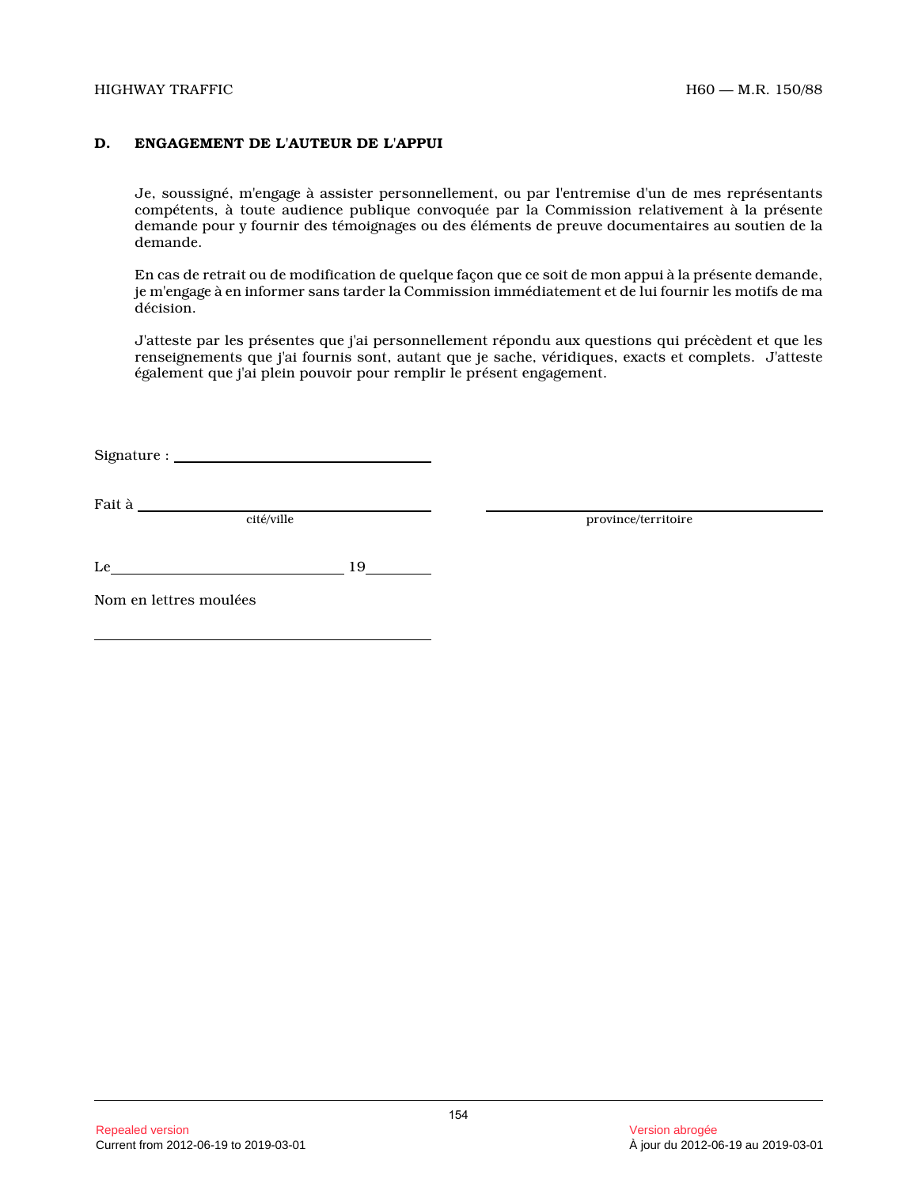## D. ENGAGEMENT DE L'AUTEUR DE L'APPUI

Je, soussigné, m'engage à assister personnellement, ou par l'entremise d'un de mes représentants compétents, à toute audience publique convoquée par la Commission relativement à la présente demande pour y fournir des témoignages ou des éléments de preuve documentaires au soutien de la demande.

En cas de retrait ou de modification de quelque façon que ce soit de mon appui à la présente demande, je m'engage à en informer sans tarder la Commission immédiatement et de lui fournir les motifs de ma décision.

J'atteste par les présentes que j'ai personnellement répondu aux questions qui précèdent et que les renseignements que j'ai fournis sont, autant que je sache, véridiques, exacts et complets. J'atteste également que j'ai plein pouvoir pour remplir le présent engagement.

Signature : ______________________________

Fait à ______________________________ ______________________________
cité/ville province/territoire

Le ______________________________ 19________

Nom en lettres moulées

______________________________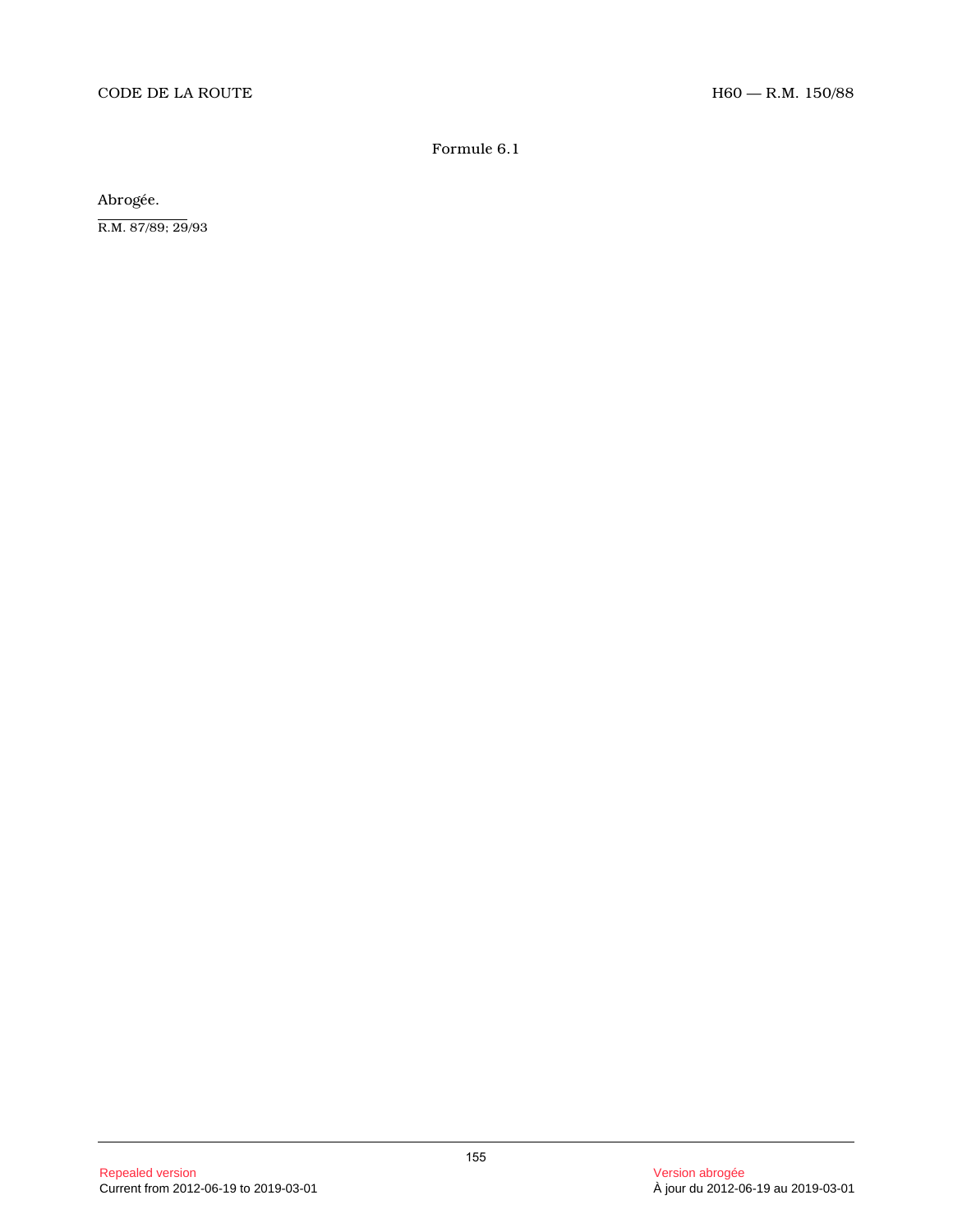Formule 6.1

Abrogée.

R.M. 87/89; 29/93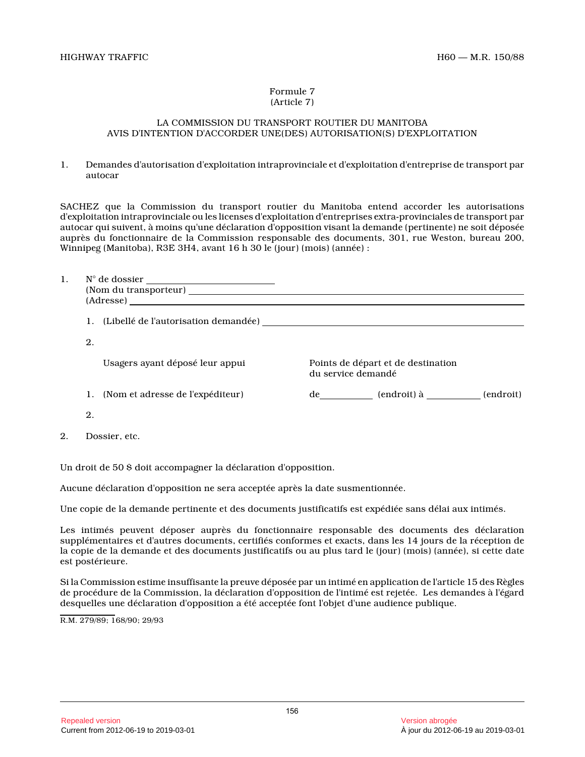Formule 7
(Article 7)

LA COMMISSION DU TRANSPORT ROUTIER DU MANITOBA
AVIS D'INTENTION D'ACCORDER UNE(DES) AUTORISATION(S) D'EXPLOITATION

1. Demandes d'autorisation d'exploitation intraprovinciale et d'exploitation d'entreprise de transport par autocar

SACHEZ que la Commission du transport routier du Manitoba entend accorder les autorisations d'exploitation intraprovinciale ou les licenses d'exploitation d'entreprises extra-provinciales de transport par autocar qui suivent, à moins qu'une déclaration d'opposition visant la demande (pertinente) ne soit déposée auprès du fonctionnaire de la Commission responsable des documents, 301, rue Weston, bureau 200, Winnipeg (Manitoba), R3E 3H4, avant 16 h 30 le (jour) (mois) (année) :

1. N° de dossier ____________________
   (Nom du transporteur) ____________________
   (Adresse) ____________________

   1. (Libellé de l'autorisation demandée) ____________________

   2.

   | Usagers ayant déposé leur appui | Points de départ et de destination du service demandé |
   |---|---|
   | 1. (Nom et adresse de l'expéditeur) | de __________ (endroit) à __________ (endroit) |
   | 2. | |

2. Dossier, etc.

Un droit de 50 $ doit accompagner la déclaration d'opposition.

Aucune déclaration d'opposition ne sera acceptée après la date susmentionnée.

Une copie de la demande pertinente et des documents justificatifs est expédiée sans délai aux intimés.

Les intimés peuvent déposer auprès du fonctionnaire responsable des documents des déclaration supplémentaires et d'autres documents, certifiés conformes et exacts, dans les 14 jours de la réception de la copie de la demande et des documents justificatifs ou au plus tard le (jour) (mois) (année), si cette date est postérieure.

Si la Commission estime insuffisante la preuve déposée par un intimé en application de l'article 15 des Règles de procédure de la Commission, la déclaration d'opposition de l'intimé est rejetée. Les demandes à l'égard desquelles une déclaration d'opposition a été acceptée font l'objet d'une audience publique.

R.M. 279/89; 168/90; 29/93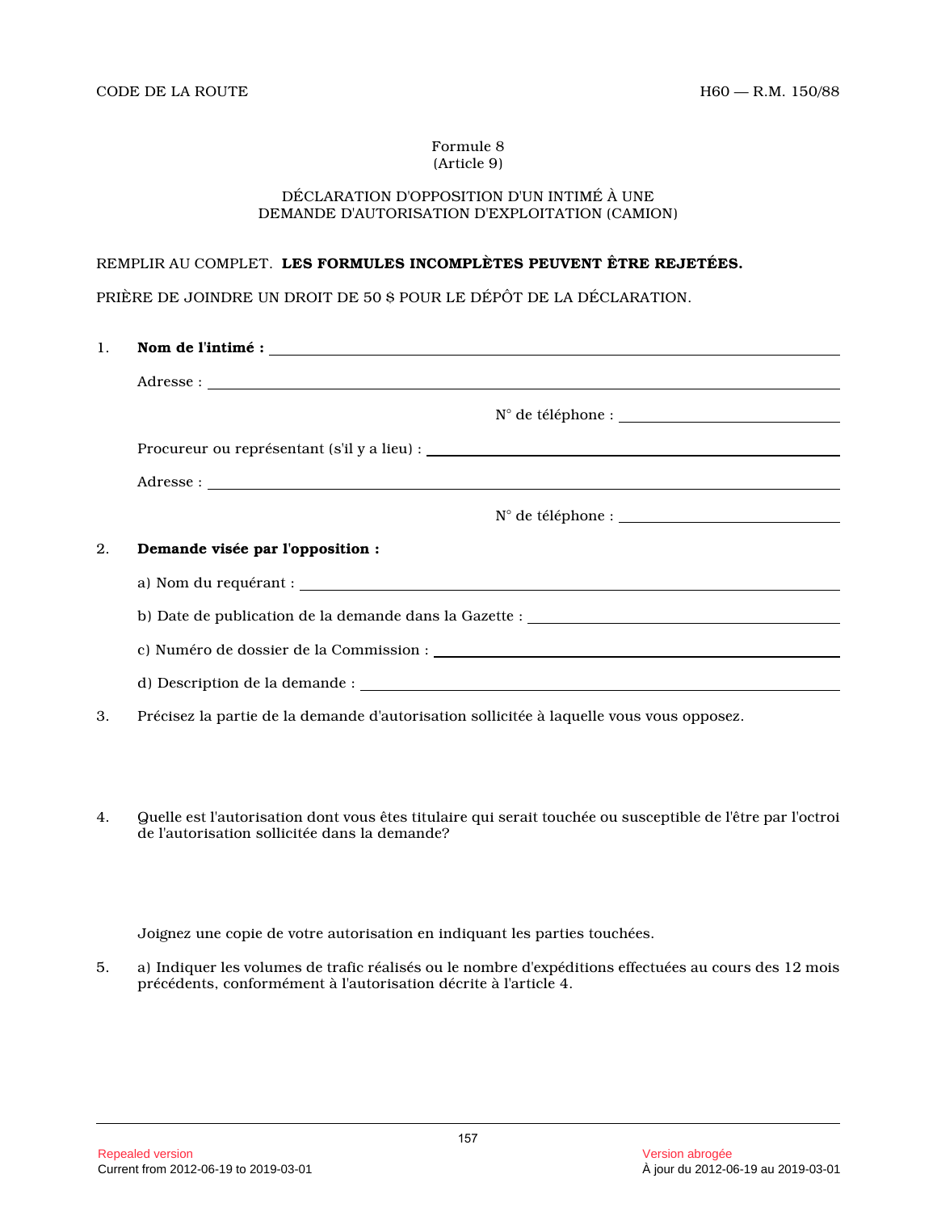Formule 8
(Article 9)

DÉCLARATION D'OPPOSITION D'UN INTIMÉ À UNE DEMANDE D'AUTORISATION D'EXPLOITATION (CAMION)

REMPLIR AU COMPLET. **LES FORMULES INCOMPLÈTES PEUVENT ÊTRE REJETÉES.**

PRIÈRE DE JOINDRE UN DROIT DE 50 $ POUR LE DÉPÔT DE LA DÉCLARATION.

1. **Nom de l'intimé :** ______________________________

   Adresse : ______________________________

   N° de téléphone : ______________________________

   Procureur ou représentant (s'il y a lieu) : ______________________________

   Adresse : ______________________________

   N° de téléphone : ______________________________

2. **Demande visée par l'opposition :**

   a) Nom du requérant : ______________________________

   b) Date de publication de la demande dans la Gazette : ______________________________

   c) Numéro de dossier de la Commission : ______________________________

   d) Description de la demande : ______________________________

3. Précisez la partie de la demande d'autorisation sollicitée à laquelle vous vous opposez.

4. Quelle est l'autorisation dont vous êtes titulaire qui serait touchée ou susceptible de l'être par l'octroi de l'autorisation sollicitée dans la demande?

   Joignez une copie de votre autorisation en indiquant les parties touchées.

5. a) Indiquer les volumes de trafic réalisés ou le nombre d'expéditions effectuées au cours des 12 mois précédents, conformément à l'autorisation décrite à l'article 4.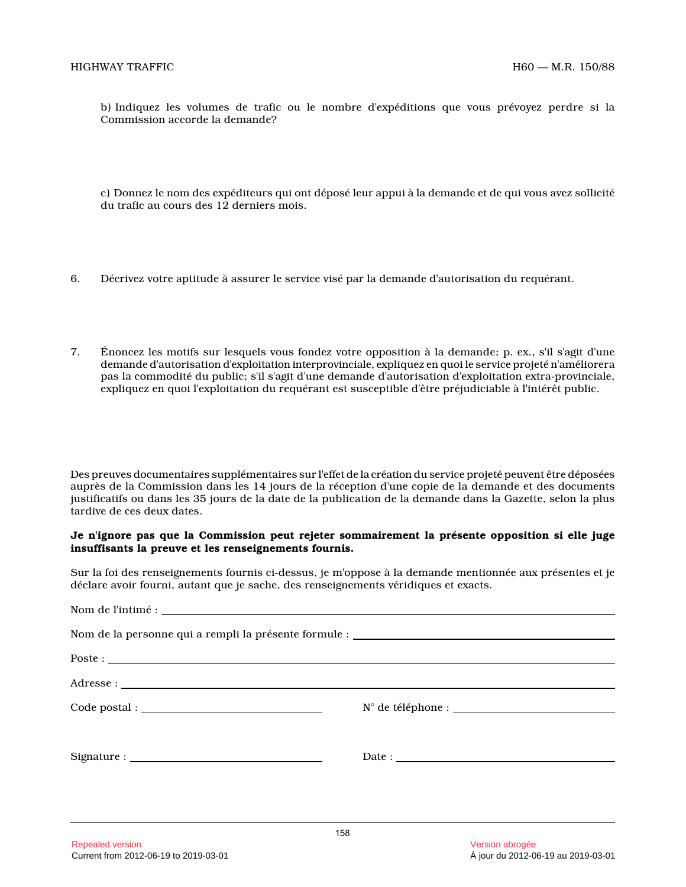b) Indiquez les volumes de trafic ou le nombre d'expéditions que vous prévoyez perdre si la Commission accorde la demande?

c) Donnez le nom des expéditeurs qui ont déposé leur appui à la demande et de qui vous avez sollicité du trafic au cours des 12 derniers mois.

6. Décrivez votre aptitude à assurer le service visé par la demande d'autorisation du requérant.

7. Énoncez les motifs sur lesquels vous fondez votre opposition à la demande; p. ex., s'il s'agit d'une demande d'autorisation d'exploitation interprovinciale, expliquez en quoi le service projeté n'améliorera pas la commodité du public; s'il s'agit d'une demande d'autorisation d'exploitation extra-provinciale, expliquez en quoi l'exploitation du requérant est susceptible d'être préjudiciable à l'intérêt public.

Des preuves documentaires supplémentaires sur l'effet de la création du service projeté peuvent être déposées auprès de la Commission dans les 14 jours de la réception d'une copie de la demande et des documents justificatifs ou dans les 35 jours de la date de la publication de la demande dans la Gazette, selon la plus tardive de ces deux dates.

**Je n'ignore pas que la Commission peut rejeter sommairement la présente opposition si elle juge insuffisants la preuve et les renseignements fournis.**

Sur la foi des renseignements fournis ci-dessus, je m'oppose à la demande mentionnée aux présentes et je déclare avoir fourni, autant que je sache, des renseignements véridiques et exacts.

Nom de l'intimé : ______________________________

Nom de la personne qui a rempli la présente formule : ______________________________

Poste : ______________________________

Adresse : ______________________________

Code postal : ____________________ N° de téléphone : ____________________

Signature : ____________________ Date : ____________________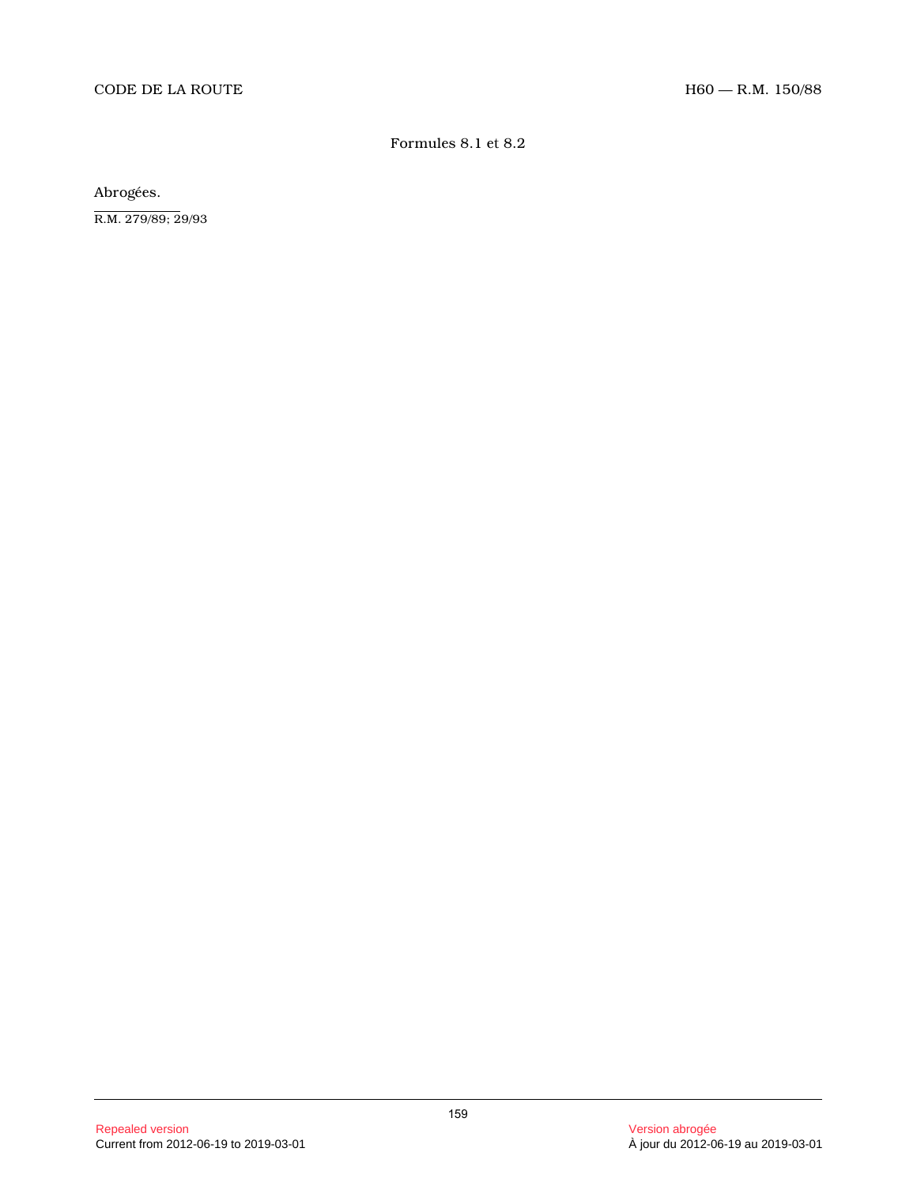## Formules 8.1 et 8.2

Abrogées.

R.M. 279/89; 29/93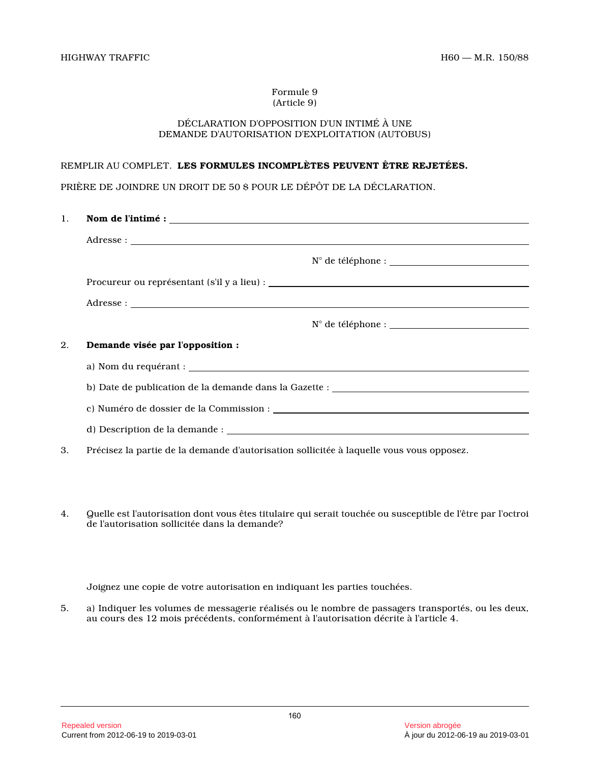Formule 9
(Article 9)

DÉCLARATION D'OPPOSITION D'UN INTIMÉ À UNE DEMANDE D'AUTORISATION D'EXPLOITATION (AUTOBUS)

REMPLIR AU COMPLET. **LES FORMULES INCOMPLÈTES PEUVENT ÊTRE REJETÉES.**

PRIÈRE DE JOINDRE UN DROIT DE 50 $ POUR LE DÉPÔT DE LA DÉCLARATION.

1. **Nom de l'intimé :** ______________________________

   Adresse : ______________________________

   N° de téléphone : ______________________________

   Procureur ou représentant (s'il y a lieu) : ______________________________

   Adresse : ______________________________

   N° de téléphone : ______________________________

2. **Demande visée par l'opposition :**

   a) Nom du requérant : ______________________________

   b) Date de publication de la demande dans la Gazette : ______________________________

   c) Numéro de dossier de la Commission : ______________________________

   d) Description de la demande : ______________________________

3. Précisez la partie de la demande d'autorisation sollicitée à laquelle vous vous opposez.

4. Quelle est l'autorisation dont vous êtes titulaire qui serait touchée ou susceptible de l'être par l'octroi de l'autorisation sollicitée dans la demande?

   Joignez une copie de votre autorisation en indiquant les parties touchées.

5. a) Indiquer les volumes de messagerie réalisés ou le nombre de passagers transportés, ou les deux, au cours des 12 mois précédents, conformément à l'autorisation décrite à l'article 4.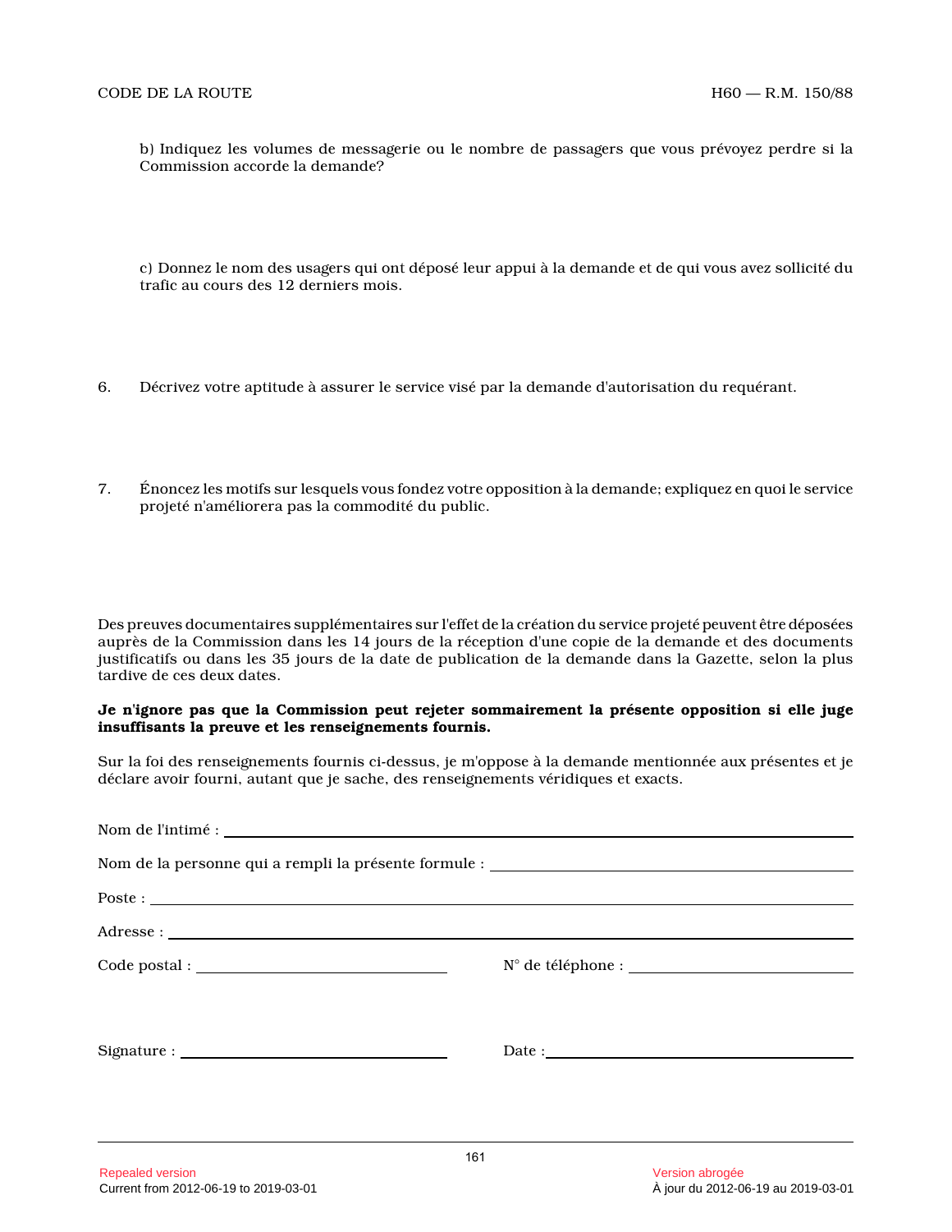b) Indiquez les volumes de messagerie ou le nombre de passagers que vous prévoyez perdre si la Commission accorde la demande?

c) Donnez le nom des usagers qui ont déposé leur appui à la demande et de qui vous avez sollicité du trafic au cours des 12 derniers mois.

6. Décrivez votre aptitude à assurer le service visé par la demande d'autorisation du requérant.

7. Énoncez les motifs sur lesquels vous fondez votre opposition à la demande; expliquez en quoi le service projeté n'améliorera pas la commodité du public.

Des preuves documentaires supplémentaires sur l'effet de la création du service projeté peuvent être déposées auprès de la Commission dans les 14 jours de la réception d'une copie de la demande et des documents justificatifs ou dans les 35 jours de la date de publication de la demande dans la Gazette, selon la plus tardive de ces deux dates.

**Je n'ignore pas que la Commission peut rejeter sommairement la présente opposition si elle juge insuffisants la preuve et les renseignements fournis.**

Sur la foi des renseignements fournis ci-dessus, je m'oppose à la demande mentionnée aux présentes et je déclare avoir fourni, autant que je sache, des renseignements véridiques et exacts.

Nom de l'intimé : ____________________

Nom de la personne qui a rempli la présente formule : ____________________

Poste : ____________________

Adresse : ____________________

Code postal : ____________________ N° de téléphone : ____________________

Signature : ____________________ Date : ____________________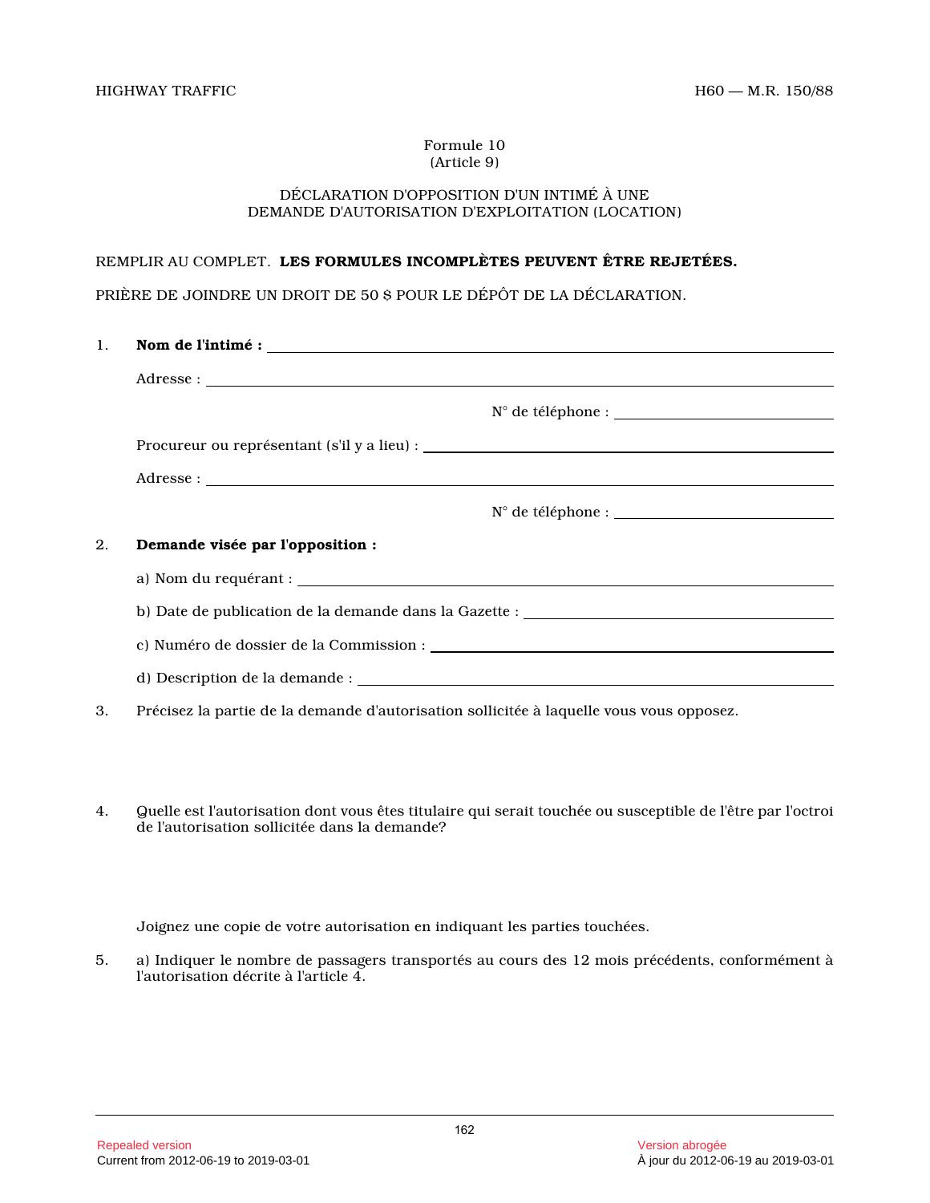Formule 10
(Article 9)

DÉCLARATION D'OPPOSITION D'UN INTIMÉ À UNE
DEMANDE D'AUTORISATION D'EXPLOITATION (LOCATION)

REMPLIR AU COMPLET. **LES FORMULES INCOMPLÈTES PEUVENT ÊTRE REJETÉES.**

PRIÈRE DE JOINDRE UN DROIT DE 50 $ POUR LE DÉPÔT DE LA DÉCLARATION.

1. **Nom de l'intimé :** ______________________________

   Adresse : ______________________________

   N° de téléphone : ______________________________

   Procureur ou représentant (s'il y a lieu) : ______________________________

   Adresse : ______________________________

   N° de téléphone : ______________________________

2. **Demande visée par l'opposition :**

   a) Nom du requérant : ______________________________

   b) Date de publication de la demande dans la Gazette : ______________________________

   c) Numéro de dossier de la Commission : ______________________________

   d) Description de la demande : ______________________________

3. Précisez la partie de la demande d'autorisation sollicitée à laquelle vous vous opposez.

4. Quelle est l'autorisation dont vous êtes titulaire qui serait touchée ou susceptible de l'être par l'octroi de l'autorisation sollicitée dans la demande?

   Joignez une copie de votre autorisation en indiquant les parties touchées.

5. a) Indiquer le nombre de passagers transportés au cours des 12 mois précédents, conformément à l'autorisation décrite à l'article 4.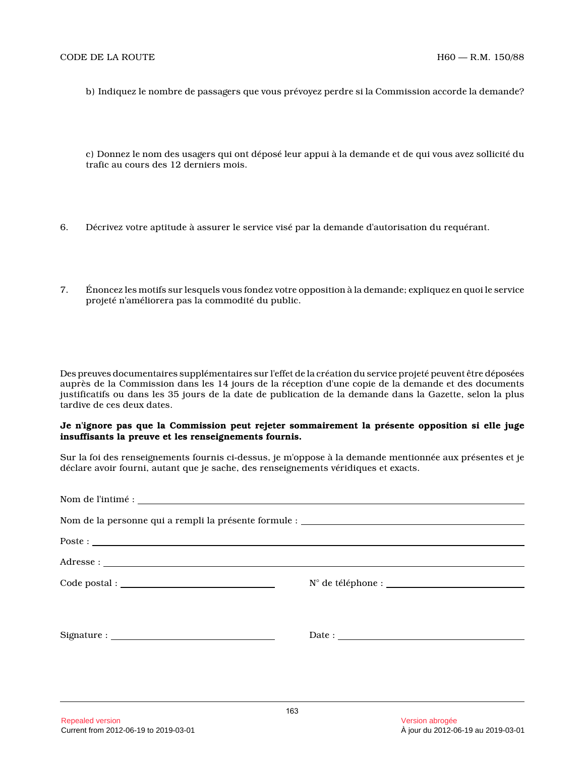b) Indiquez le nombre de passagers que vous prévoyez perdre si la Commission accorde la demande?

c) Donnez le nom des usagers qui ont déposé leur appui à la demande et de qui vous avez sollicité du trafic au cours des 12 derniers mois.

6. Décrivez votre aptitude à assurer le service visé par la demande d'autorisation du requérant.

7. Énoncez les motifs sur lesquels vous fondez votre opposition à la demande; expliquez en quoi le service projeté n'améliorera pas la commodité du public.

Des preuves documentaires supplémentaires sur l'effet de la création du service projeté peuvent être déposées auprès de la Commission dans les 14 jours de la réception d'une copie de la demande et des documents justificatifs ou dans les 35 jours de la date de publication de la demande dans la Gazette, selon la plus tardive de ces deux dates.

**Je n'ignore pas que la Commission peut rejeter sommairement la présente opposition si elle juge insuffisants la preuve et les renseignements fournis.**

Sur la foi des renseignements fournis ci-dessus, je m'oppose à la demande mentionnée aux présentes et je déclare avoir fourni, autant que je sache, des renseignements véridiques et exacts.

Nom de l'intimé : ____________________

Nom de la personne qui a rempli la présente formule : ____________________

Poste : ____________________

Adresse : ____________________

Code postal : ____________________ N° de téléphone : ____________________

Signature : ____________________ Date : ____________________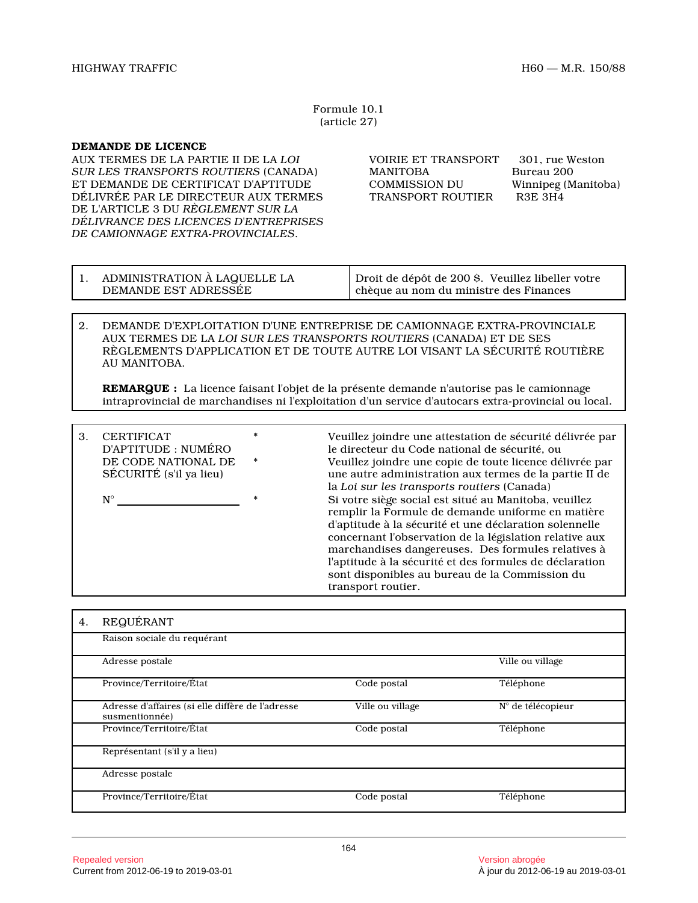Formule 10.1
(article 27)

**DEMANDE DE LICENCE**
AUX TERMES DE LA PARTIE II DE LA *LOI SUR LES TRANSPORTS ROUTIERS* (CANADA) ET DEMANDE DE CERTIFICAT D'APTITUDE DÉLIVRÉE PAR LE DIRECTEUR AUX TERMES DE L'ARTICLE 3 DU *RÈGLEMENT SUR LA DÉLIVRANCE DES LICENCES D'ENTREPRISES DE CAMIONNAGE EXTRA-PROVINCIALES*.

VOIRIE ET TRANSPORT MANITOBA
COMMISSION DU TRANSPORT ROUTIER
301, rue Weston
Bureau 200
Winnipeg (Manitoba)
R3E 3H4

| 1. ADMINISTRATION À LAQUELLE LA DEMANDE EST ADRESSÉE | Droit de dépôt de 200 $. Veuillez libeller votre chèque au nom du ministre des Finances |
|---|---|

2. DEMANDE D'EXPLOITATION D'UNE ENTREPRISE DE CAMIONNAGE EXTRA-PROVINCIALE AUX TERMES DE LA *LOI SUR LES TRANSPORTS ROUTIERS* (CANADA) ET DE SES RÈGLEMENTS D'APPLICATION ET DE TOUTE AUTRE LOI VISANT LA SÉCURITÉ ROUTIÈRE AU MANITOBA.

   **REMARQUE :** La licence faisant l'objet de la présente demande n'autorise pas le camionnage intraprovincial de marchandises ni l'exploitation d'un service d'autocars extra-provincial ou local.

3. CERTIFICAT D'APTITUDE : NUMÉRO DE CODE NATIONAL DE SÉCURITÉ (s'il ya lieu)

   N° ____________________

   * Veuillez joindre une attestation de sécurité délivrée par le directeur du Code national de sécurité, ou
   * Veuillez joindre une copie de toute licence délivrée par une autre administration aux termes de la partie II de la *Loi sur les transports routiers* (Canada)
   * Si votre siège social est situé au Manitoba, veuillez remplir la Formule de demande uniforme en matière d'aptitude à la sécurité et une déclaration solennelle concernant l'observation de la législation relative aux marchandises dangereuses. Des formules relatives à l'aptitude à la sécurité et des formules de déclaration sont disponibles au bureau de la Commission du transport routier.

| 4. REQUÉRANT | | |
|---|---|---|
| Raison sociale du requérant | | |
| Adresse postale | | Ville ou village |
| Province/Territoire/État | Code postal | Téléphone |
| Adresse d'affaires (si elle diffère de l'adresse susmentionnée) | Ville ou village | N° de télécopieur |
| Province/Territoire/État | Code postal | Téléphone |
| Représentant (s'il y a lieu) | | |
| Adresse postale | | |
| Province/Territoire/État | Code postal | Téléphone |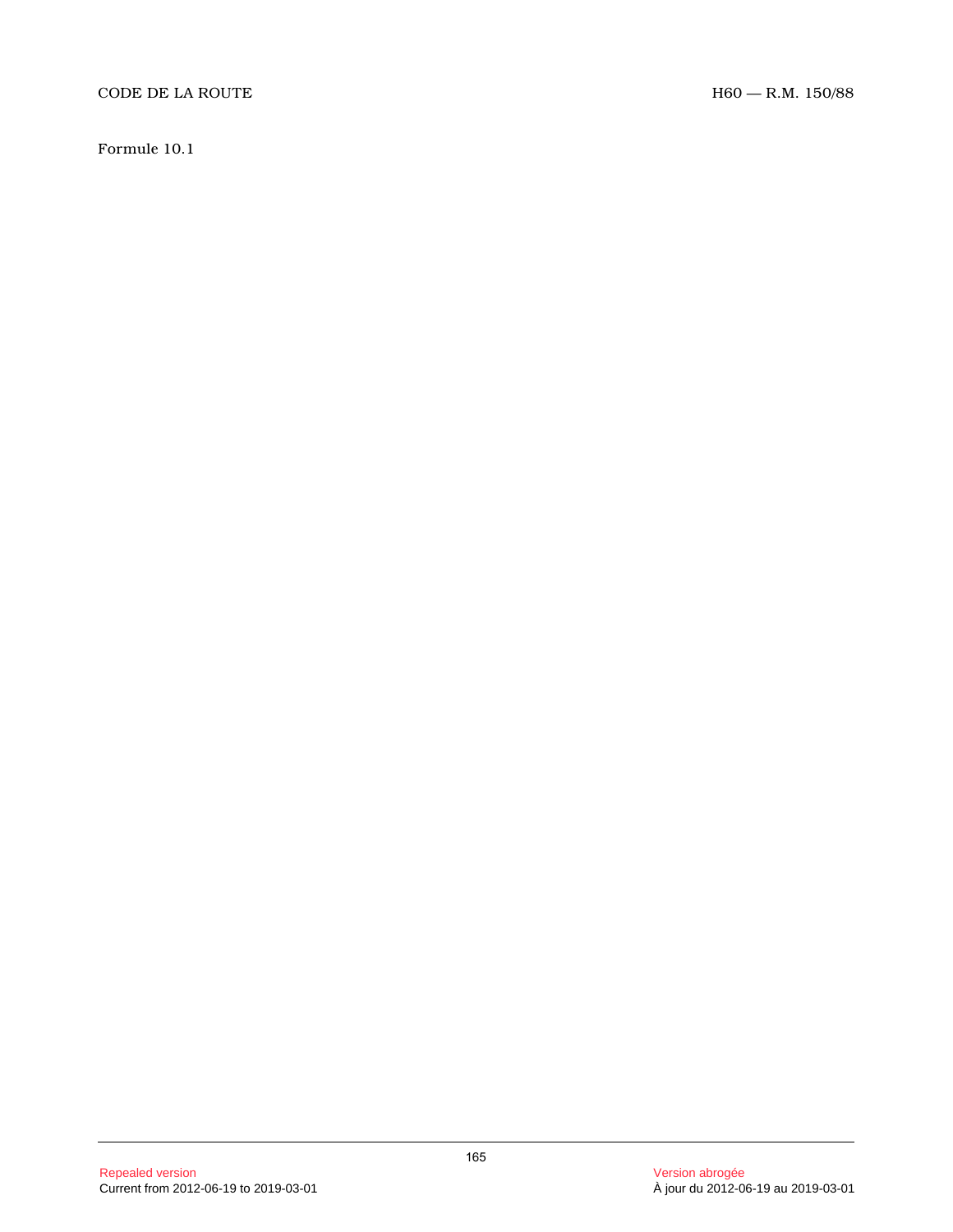Formule 10.1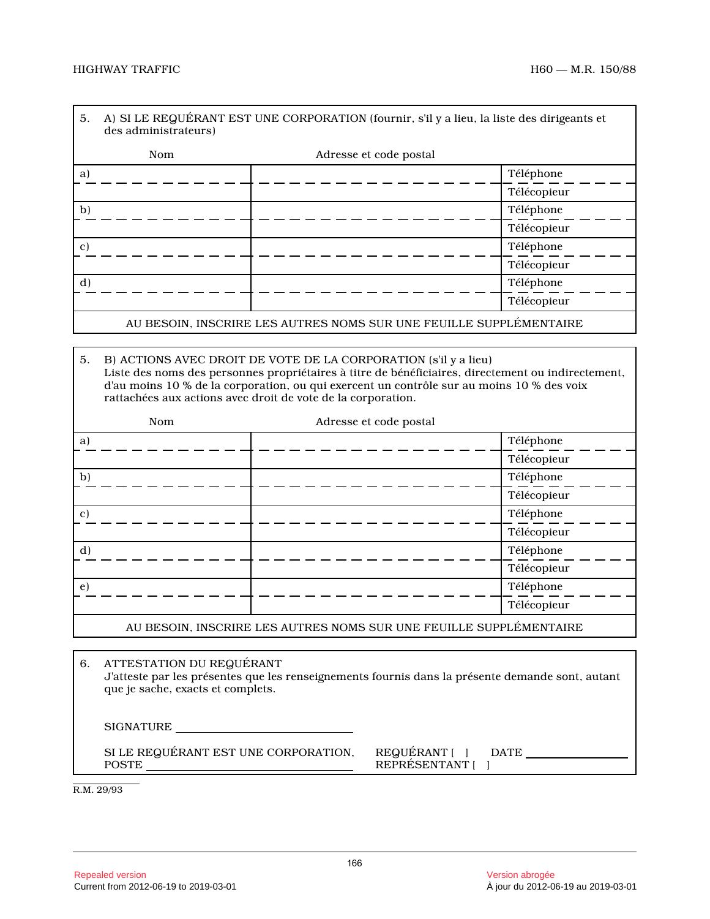5. A) SI LE REQUÉRANT EST UNE CORPORATION (fournir, s'il y a lieu, la liste des dirigeants et des administrateurs)

| Nom | Adresse et code postal | |
|---|---|---|
| a) | | Téléphone |
| | | Télécopieur |
| b) | | Téléphone |
| | | Télécopieur |
| c) | | Téléphone |
| | | Télécopieur |
| d) | | Téléphone |
| | | Télécopieur |

AU BESOIN, INSCRIRE LES AUTRES NOMS SUR UNE FEUILLE SUPPLÉMENTAIRE

5. B) ACTIONS AVEC DROIT DE VOTE DE LA CORPORATION (s'il y a lieu)
Liste des noms des personnes propriétaires à titre de bénéficiaires, directement ou indirectement, d'au moins 10 % de la corporation, ou qui exercent un contrôle sur au moins 10 % des voix rattachées aux actions avec droit de vote de la corporation.

| Nom | Adresse et code postal | |
|---|---|---|
| a) | | Téléphone |
| | | Télécopieur |
| b) | | Téléphone |
| | | Télécopieur |
| c) | | Téléphone |
| | | Télécopieur |
| d) | | Téléphone |
| | | Télécopieur |
| e) | | Téléphone |
| | | Télécopieur |

AU BESOIN, INSCRIRE LES AUTRES NOMS SUR UNE FEUILLE SUPPLÉMENTAIRE

6. ATTESTATION DU REQUÉRANT
J'atteste par les présentes que les renseignements fournis dans la présente demande sont, autant que je sache, exacts et complets.

SIGNATURE ______________________________

SI LE REQUÉRANT EST UNE CORPORATION, POSTE ______________________________ REQUÉRANT [ ] REPRÉSENTANT [ ] DATE ________________

R.M. 29/93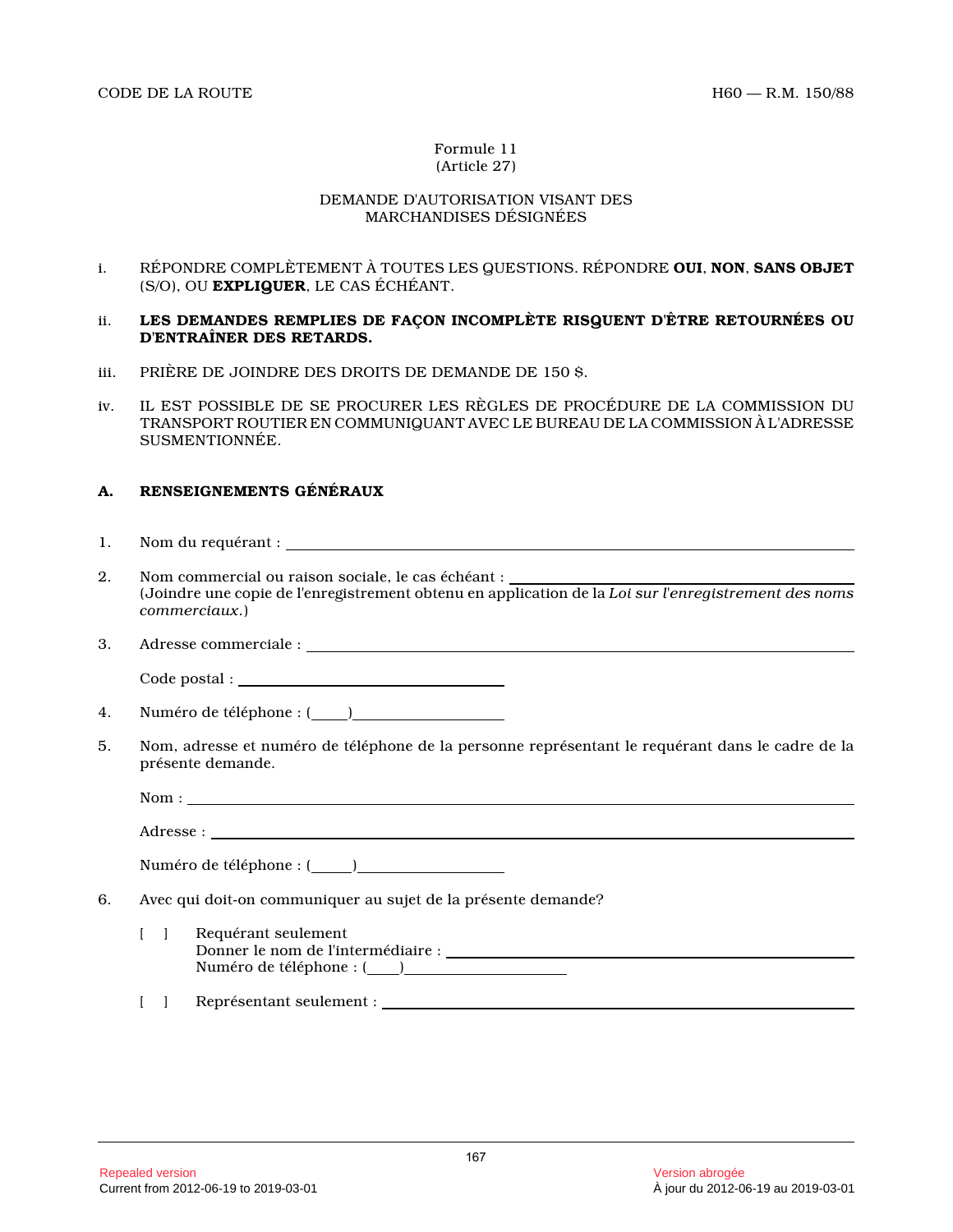Formule 11
(Article 27)

DEMANDE D'AUTORISATION VISANT DES MARCHANDISES DÉSIGNÉES

i. RÉPONDRE COMPLÈTEMENT À TOUTES LES QUESTIONS. RÉPONDRE **OUI**, **NON**, **SANS OBJET** (S/O), OU **EXPLIQUER**, LE CAS ÉCHÉANT.

ii. **LES DEMANDES REMPLIES DE FAÇON INCOMPLÈTE RISQUENT D'ÊTRE RETOURNÉES OU D'ENTRAÎNER DES RETARDS.**

iii. PRIÈRE DE JOINDRE DES DROITS DE DEMANDE DE 150 $.

iv. IL EST POSSIBLE DE SE PROCURER LES RÈGLES DE PROCÉDURE DE LA COMMISSION DU TRANSPORT ROUTIER EN COMMUNIQUANT AVEC LE BUREAU DE LA COMMISSION À L'ADRESSE SUSMENTIONNÉE.

## A. RENSEIGNEMENTS GÉNÉRAUX

1. Nom du requérant : ______________________________

2. Nom commercial ou raison sociale, le cas échéant : ______________________________
(Joindre une copie de l'enregistrement obtenu en application de la *Loi sur l'enregistrement des noms commerciaux.*)

3. Adresse commerciale : ______________________________

   Code postal : ______________________________

4. Numéro de téléphone : (____)______________________________

5. Nom, adresse et numéro de téléphone de la personne représentant le requérant dans le cadre de la présente demande.

   Nom : ______________________________

   Adresse : ______________________________

   Numéro de téléphone : (____)______________________________

6. Avec qui doit-on communiquer au sujet de la présente demande?

   [ ] Requérant seulement
   Donner le nom de l'intermédiaire : ______________________________
   Numéro de téléphone : (____)______________________________

   [ ] Représentant seulement : ______________________________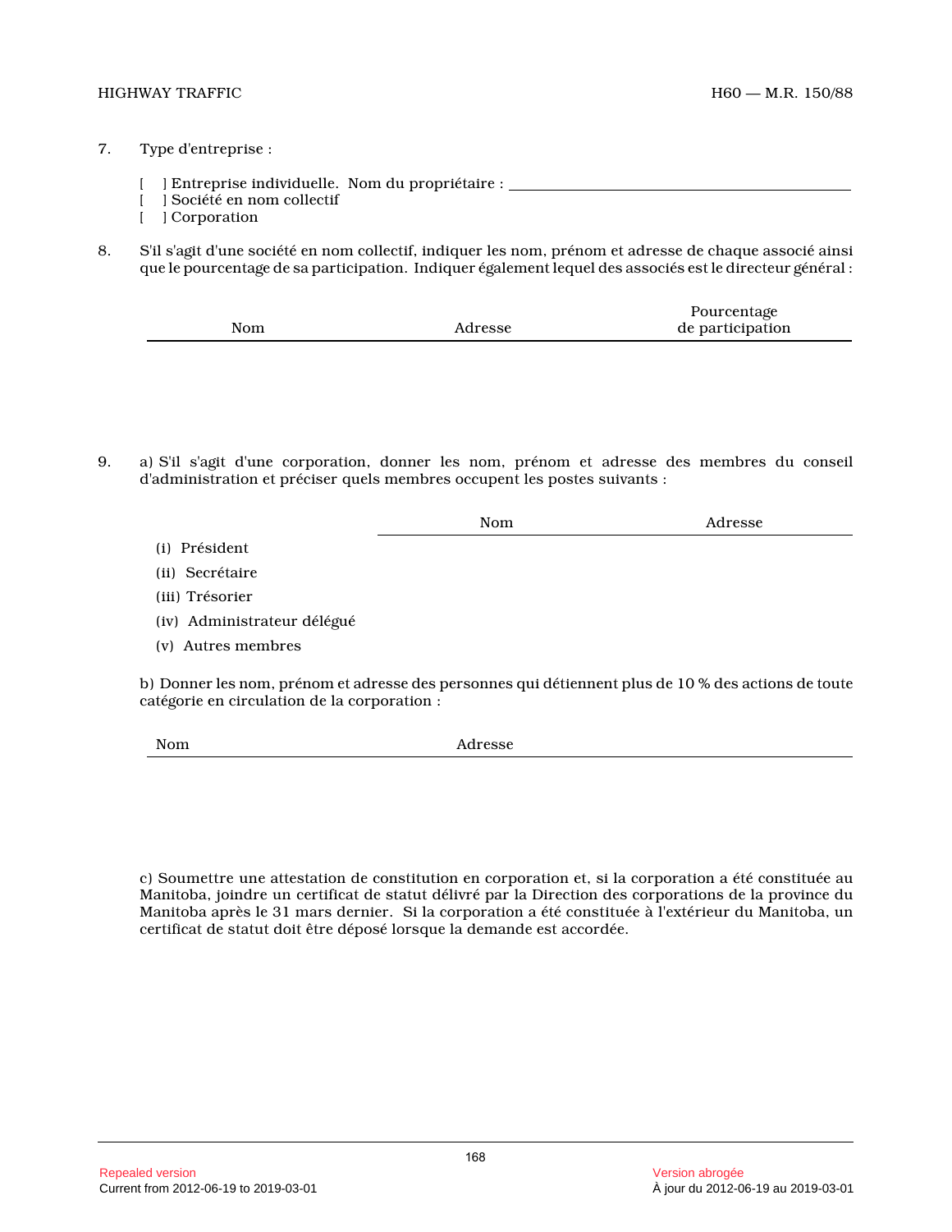7. Type d'entreprise :

   [ ] Entreprise individuelle. Nom du propriétaire : ______________________________
   [ ] Société en nom collectif
   [ ] Corporation

8. S'il s'agit d'une société en nom collectif, indiquer les nom, prénom et adresse de chaque associé ainsi que le pourcentage de sa participation. Indiquer également lequel des associés est le directeur général :

| Nom | Adresse | Pourcentage de participation |
|---|---|---|
| | | |

9. a) S'il s'agit d'une corporation, donner les nom, prénom et adresse des membres du conseil d'administration et préciser quels membres occupent les postes suivants :

| | Nom | Adresse |
|---|---|---|
| (i) Président | | |
| (ii) Secrétaire | | |
| (iii) Trésorier | | |
| (iv) Administrateur délégué | | |
| (v) Autres membres | | |

b) Donner les nom, prénom et adresse des personnes qui détiennent plus de 10 % des actions de toute catégorie en circulation de la corporation :

| Nom | Adresse |
|---|---|
| | |

c) Soumettre une attestation de constitution en corporation et, si la corporation a été constituée au Manitoba, joindre un certificat de statut délivré par la Direction des corporations de la province du Manitoba après le 31 mars dernier. Si la corporation a été constituée à l'extérieur du Manitoba, un certificat de statut doit être déposé lorsque la demande est accordée.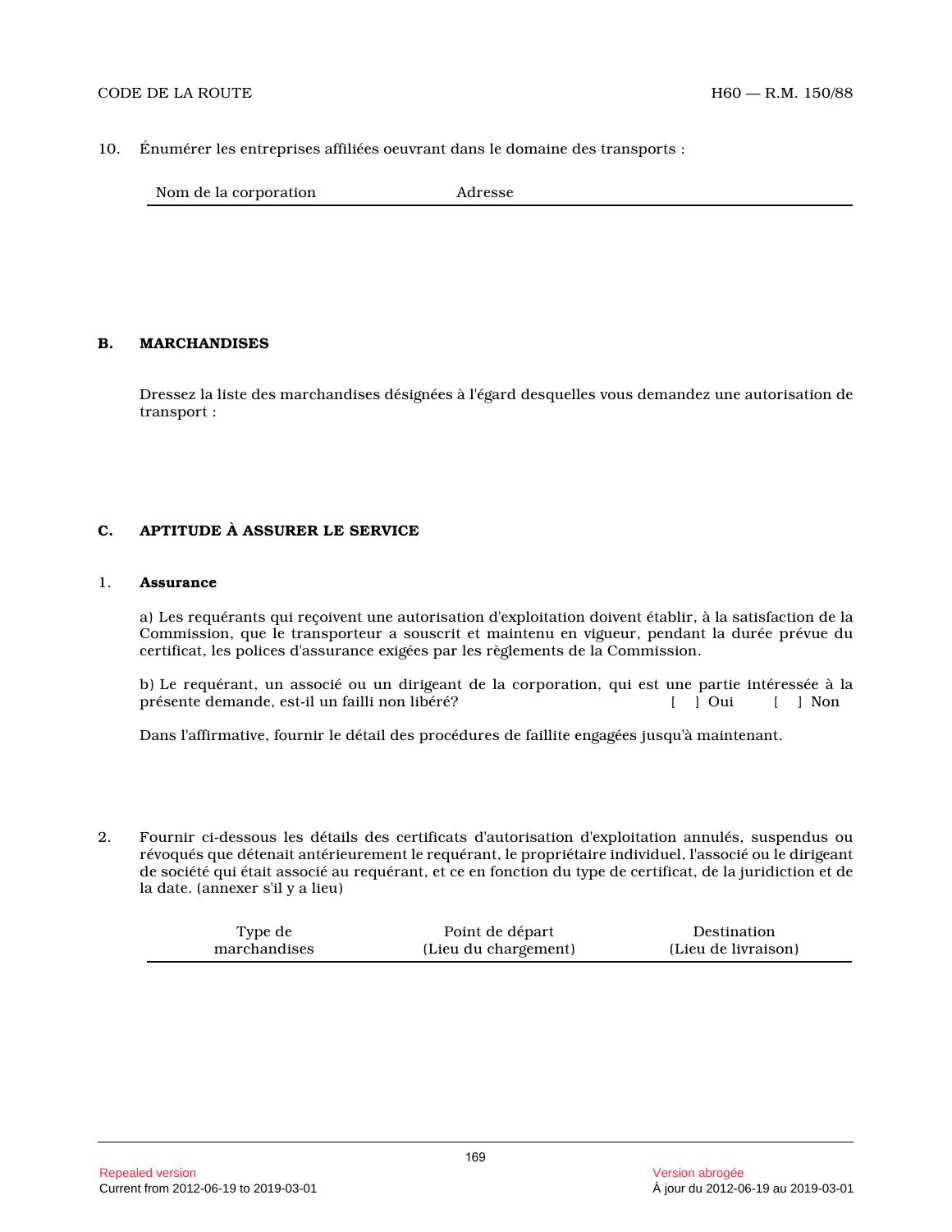10. Énumérer les entreprises affiliées oeuvrant dans le domaine des transports :

| Nom de la corporation | Adresse |
|---|---|
| | |

## B. MARCHANDISES

Dressez la liste des marchandises désignées à l'égard desquelles vous demandez une autorisation de transport :

## C. APTITUDE À ASSURER LE SERVICE

1. **Assurance**

a) Les requérants qui reçoivent une autorisation d'exploitation doivent établir, à la satisfaction de la Commission, que le transporteur a souscrit et maintenu en vigueur, pendant la durée prévue du certificat, les polices d'assurance exigées par les règlements de la Commission.

b) Le requérant, un associé ou un dirigeant de la corporation, qui est une partie intéressée à la présente demande, est-il un failli non libéré? [ ] Oui [ ] Non

Dans l'affirmative, fournir le détail des procédures de faillite engagées jusqu'à maintenant.

2. Fournir ci-dessous les détails des certificats d'autorisation d'exploitation annulés, suspendus ou révoqués que détenait antérieurement le requérant, le propriétaire individuel, l'associé ou le dirigeant de société qui était associé au requérant, et ce en fonction du type de certificat, de la juridiction et de la date. (annexer s'il y a lieu)

| Type de marchandises | Point de départ (Lieu du chargement) | Destination (Lieu de livraison) |
|---|---|---|
| | | |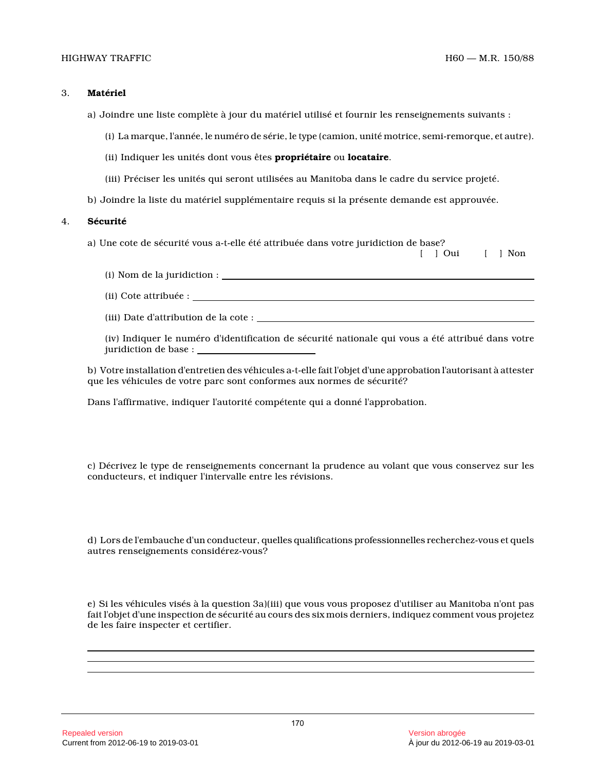### 3. **Matériel**

a) Joindre une liste complète à jour du matériel utilisé et fournir les renseignements suivants :

(i) La marque, l'année, le numéro de série, le type (camion, unité motrice, semi-remorque, et autre).

(ii) Indiquer les unités dont vous êtes **propriétaire** ou **locataire**.

(iii) Préciser les unités qui seront utilisées au Manitoba dans le cadre du service projeté.

b) Joindre la liste du matériel supplémentaire requis si la présente demande est approuvée.

### 4. **Sécurité**

a) Une cote de sécurité vous a-t-elle été attribuée dans votre juridiction de base?

[ ] Oui [ ] Non

(i) Nom de la juridiction : ______________________________

(ii) Cote attribuée : ______________________________

(iii) Date d'attribution de la cote : ______________________________

(iv) Indiquer le numéro d'identification de sécurité nationale qui vous a été attribué dans votre juridiction de base : ______________

b) Votre installation d'entretien des véhicules a-t-elle fait l'objet d'une approbation l'autorisant à attester que les véhicules de votre parc sont conformes aux normes de sécurité?

Dans l'affirmative, indiquer l'autorité compétente qui a donné l'approbation.

c) Décrivez le type de renseignements concernant la prudence au volant que vous conservez sur les conducteurs, et indiquer l'intervalle entre les révisions.

d) Lors de l'embauche d'un conducteur, quelles qualifications professionnelles recherchez-vous et quels autres renseignements considérez-vous?

e) Si les véhicules visés à la question 3a)(iii) que vous vous proposez d'utiliser au Manitoba n'ont pas fait l'objet d'une inspection de sécurité au cours des six mois derniers, indiquez comment vous projetez de les faire inspecter et certifier.

______________________________

______________________________

______________________________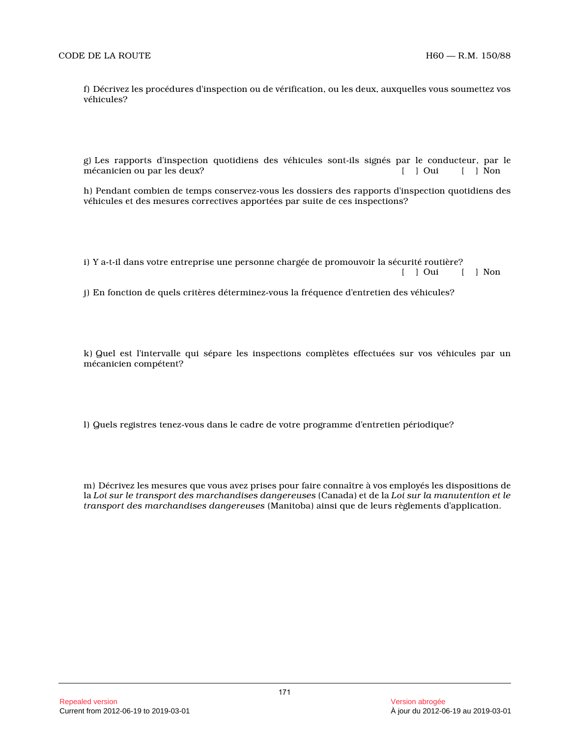f) Décrivez les procédures d'inspection ou de vérification, ou les deux, auxquelles vous soumettez vos véhicules?

g) Les rapports d'inspection quotidiens des véhicules sont-ils signés par le conducteur, par le mécanicien ou par les deux? [ ] Oui [ ] Non

h) Pendant combien de temps conservez-vous les dossiers des rapports d'inspection quotidiens des véhicules et des mesures correctives apportées par suite de ces inspections?

i) Y a-t-il dans votre entreprise une personne chargée de promouvoir la sécurité routière? [ ] Oui [ ] Non

j) En fonction de quels critères déterminez-vous la fréquence d'entretien des véhicules?

k) Quel est l'intervalle qui sépare les inspections complètes effectuées sur vos véhicules par un mécanicien compétent?

l) Quels registres tenez-vous dans le cadre de votre programme d'entretien périodique?

m) Décrivez les mesures que vous avez prises pour faire connaître à vos employés les dispositions de la *Loi sur le transport des marchandises dangereuses* (Canada) et de la *Loi sur la manutention et le transport des marchandises dangereuses* (Manitoba) ainsi que de leurs règlements d'application.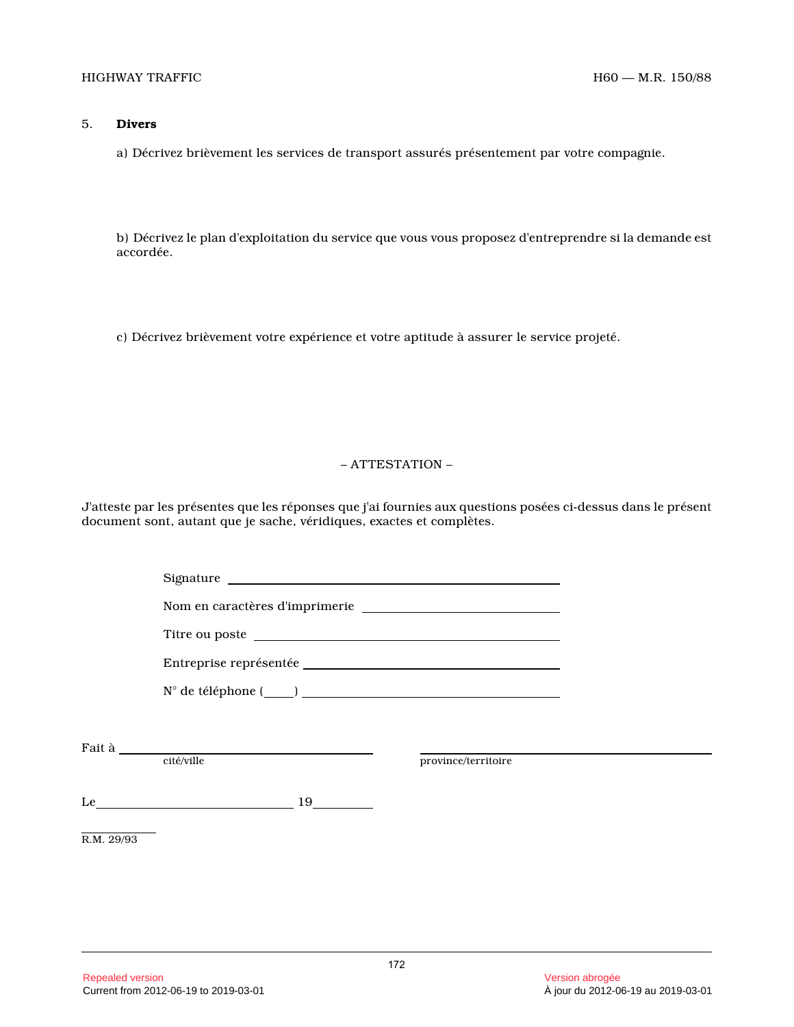5. **Divers**

a) Décrivez brièvement les services de transport assurés présentement par votre compagnie.

b) Décrivez le plan d'exploitation du service que vous vous proposez d'entreprendre si la demande est accordée.

c) Décrivez brièvement votre expérience et votre aptitude à assurer le service projeté.

– ATTESTATION –

J'atteste par les présentes que les réponses que j'ai fournies aux questions posées ci-dessus dans le présent document sont, autant que je sache, véridiques, exactes et complètes.

Signature ______________________________

Nom en caractères d'imprimerie ______________________________

Titre ou poste ______________________________

Entreprise représentée ______________________________

N° de téléphone (____) ______________________________

Fait à ______________________________ ______________________________
cité/ville province/territoire

Le ______________________________ 19________

R.M. 29/93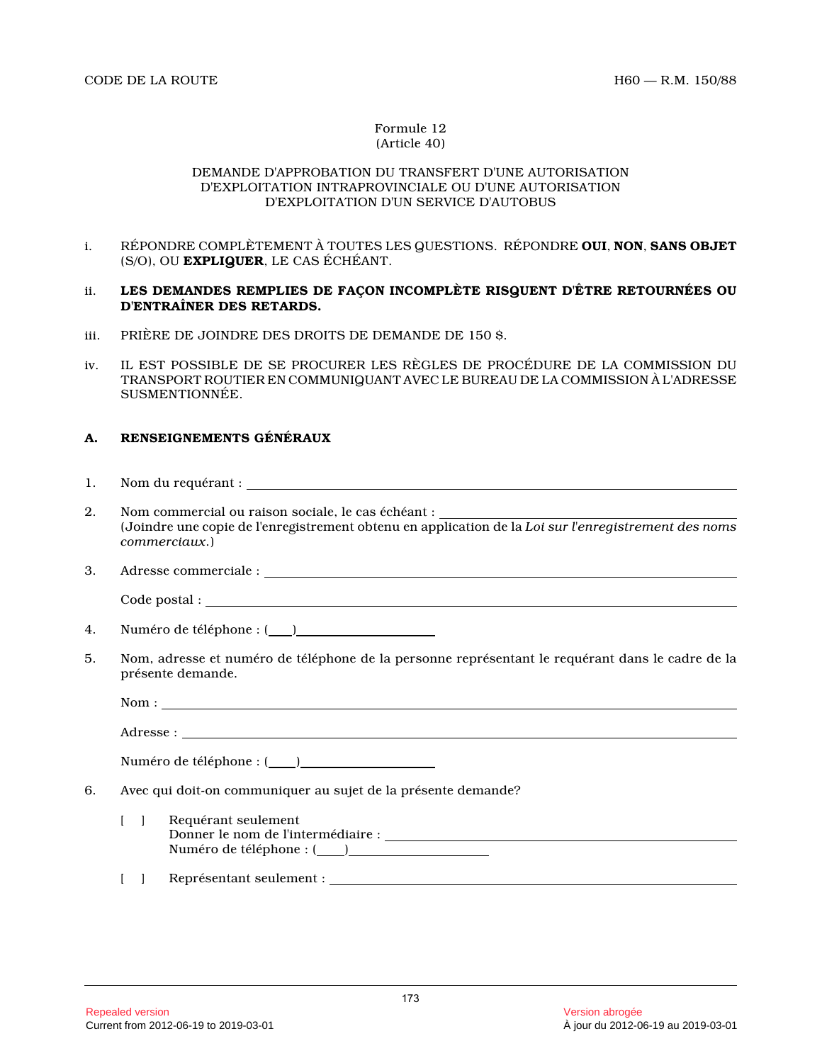Formule 12
(Article 40)

DEMANDE D'APPROBATION DU TRANSFERT D'UNE AUTORISATION D'EXPLOITATION INTRAPROVINCIALE OU D'UNE AUTORISATION D'EXPLOITATION D'UN SERVICE D'AUTOBUS

i. RÉPONDRE COMPLÈTEMENT À TOUTES LES QUESTIONS. RÉPONDRE **OUI**, **NON**, **SANS OBJET** (S/O), OU **EXPLIQUER**, LE CAS ÉCHÉANT.

ii. **LES DEMANDES REMPLIES DE FAÇON INCOMPLÈTE RISQUENT D'ÊTRE RETOURNÉES OU D'ENTRAÎNER DES RETARDS.**

iii. PRIÈRE DE JOINDRE DES DROITS DE DEMANDE DE 150 $.

iv. IL EST POSSIBLE DE SE PROCURER LES RÈGLES DE PROCÉDURE DE LA COMMISSION DU TRANSPORT ROUTIER EN COMMUNIQUANT AVEC LE BUREAU DE LA COMMISSION À L'ADRESSE SUSMENTIONNÉE.

## A. RENSEIGNEMENTS GÉNÉRAUX

1. Nom du requérant : ______________________________

2. Nom commercial ou raison sociale, le cas échéant : ______________________________
(Joindre une copie de l'enregistrement obtenu en application de la *Loi sur l'enregistrement des noms commerciaux.*)

3. Adresse commerciale : ______________________________

   Code postal : ______________________________

4. Numéro de téléphone : (___)____________________

5. Nom, adresse et numéro de téléphone de la personne représentant le requérant dans le cadre de la présente demande.

   Nom : ______________________________

   Adresse : ______________________________

   Numéro de téléphone : (___)____________________

6. Avec qui doit-on communiquer au sujet de la présente demande?

   [ ] Requérant seulement
   Donner le nom de l'intermédiaire : ______________________________
   Numéro de téléphone : (___)____________________

   [ ] Représentant seulement : ______________________________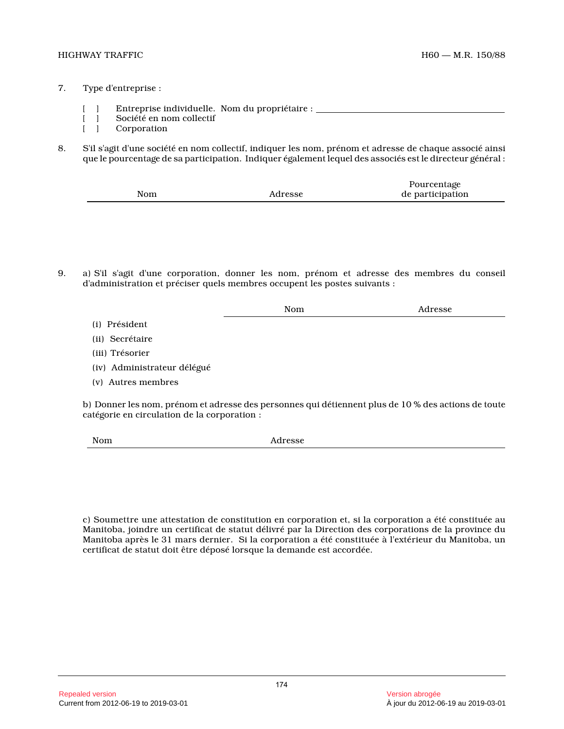7. Type d'entreprise :

[ ] Entreprise individuelle. Nom du propriétaire : ______________________________

[ ] Société en nom collectif

[ ] Corporation

8. S'il s'agit d'une société en nom collectif, indiquer les nom, prénom et adresse de chaque associé ainsi que le pourcentage de sa participation. Indiquer également lequel des associés est le directeur général :

| Nom | Adresse | Pourcentage de participation |
|---|---|---|
| | | |

9. a) S'il s'agit d'une corporation, donner les nom, prénom et adresse des membres du conseil d'administration et préciser quels membres occupent les postes suivants :

| | Nom | Adresse |
|---|---|---|
| (i) Président | | |
| (ii) Secrétaire | | |
| (iii) Trésorier | | |
| (iv) Administrateur délégué | | |
| (v) Autres membres | | |

b) Donner les nom, prénom et adresse des personnes qui détiennent plus de 10 % des actions de toute catégorie en circulation de la corporation :

| Nom | Adresse |
|---|---|
| | |

c) Soumettre une attestation de constitution en corporation et, si la corporation a été constituée au Manitoba, joindre un certificat de statut délivré par la Direction des corporations de la province du Manitoba après le 31 mars dernier. Si la corporation a été constituée à l'extérieur du Manitoba, un certificat de statut doit être déposé lorsque la demande est accordée.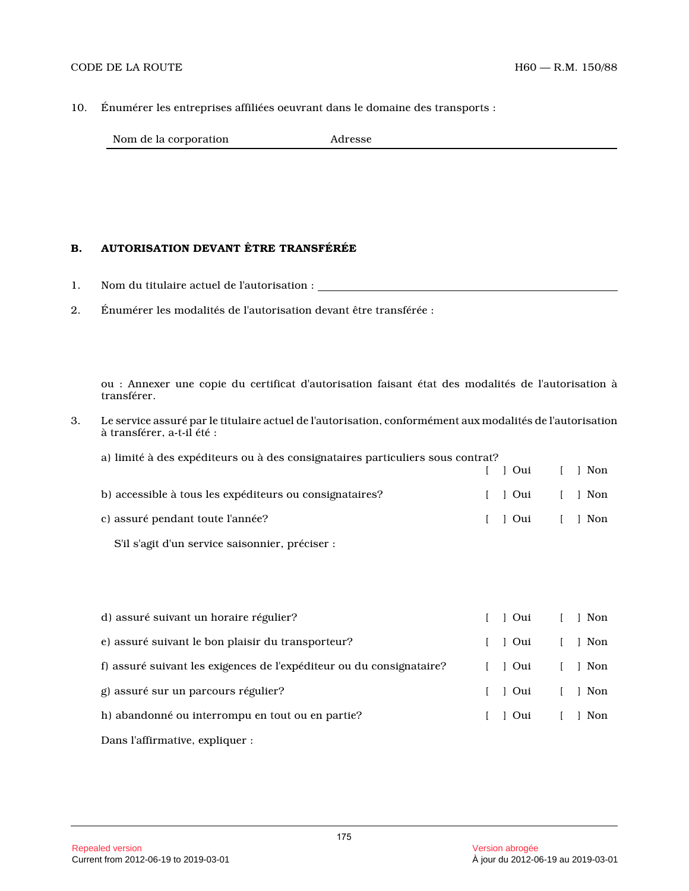10. Énumérer les entreprises affiliées oeuvrant dans le domaine des transports :

| Nom de la corporation | Adresse |
|---|---|
| | |

## B. AUTORISATION DEVANT ÊTRE TRANSFÉRÉE

1. Nom du titulaire actuel de l'autorisation : ______________________________

2. Énumérer les modalités de l'autorisation devant être transférée :

   ou : Annexer une copie du certificat d'autorisation faisant état des modalités de l'autorisation à transférer.

3. Le service assuré par le titulaire actuel de l'autorisation, conformément aux modalités de l'autorisation à transférer, a-t-il été :

   a) limité à des expéditeurs ou à des consignataires particuliers sous contrat? [ ] Oui [ ] Non

   b) accessible à tous les expéditeurs ou consignataires? [ ] Oui [ ] Non

   c) assuré pendant toute l'année? [ ] Oui [ ] Non

   S'il s'agit d'un service saisonnier, préciser :

   d) assuré suivant un horaire régulier? [ ] Oui [ ] Non

   e) assuré suivant le bon plaisir du transporteur? [ ] Oui [ ] Non

   f) assuré suivant les exigences de l'expéditeur ou du consignataire? [ ] Oui [ ] Non

   g) assuré sur un parcours régulier? [ ] Oui [ ] Non

   h) abandonné ou interrompu en tout ou en partie? [ ] Oui [ ] Non

   Dans l'affirmative, expliquer :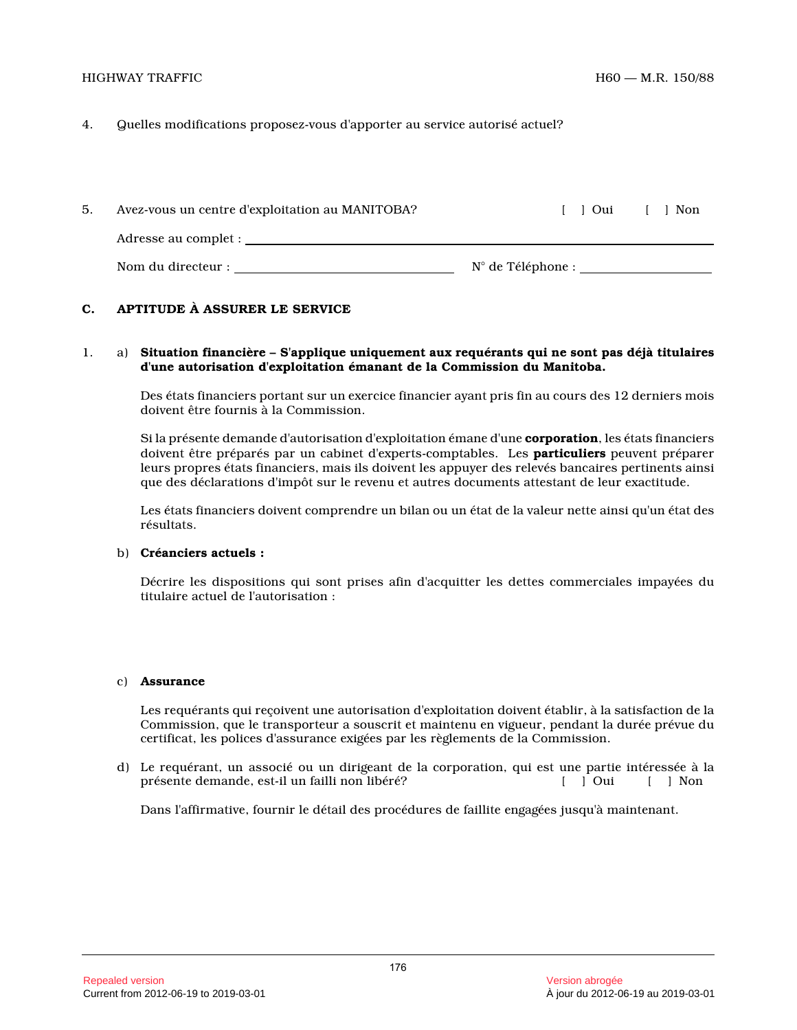4. Quelles modifications proposez-vous d'apporter au service autorisé actuel?

5. Avez-vous un centre d'exploitation au MANITOBA? [ ] Oui [ ] Non

Adresse au complet : ______________________________________________

Nom du directeur : ______________________ N° de Téléphone : ______________

## C. APTITUDE À ASSURER LE SERVICE

1. a) **Situation financière – S'applique uniquement aux requérants qui ne sont pas déjà titulaires d'une autorisation d'exploitation émanant de la Commission du Manitoba.**

Des états financiers portant sur un exercice financier ayant pris fin au cours des 12 derniers mois doivent être fournis à la Commission.

Si la présente demande d'autorisation d'exploitation émane d'une **corporation**, les états financiers doivent être préparés par un cabinet d'experts-comptables. Les **particuliers** peuvent préparer leurs propres états financiers, mais ils doivent les appuyer des relevés bancaires pertinents ainsi que des déclarations d'impôt sur le revenu et autres documents attestant de leur exactitude.

Les états financiers doivent comprendre un bilan ou un état de la valeur nette ainsi qu'un état des résultats.

b) **Créanciers actuels :**

Décrire les dispositions qui sont prises afin d'acquitter les dettes commerciales impayées du titulaire actuel de l'autorisation :

c) **Assurance**

Les requérants qui reçoivent une autorisation d'exploitation doivent établir, à la satisfaction de la Commission, que le transporteur a souscrit et maintenu en vigueur, pendant la durée prévue du certificat, les polices d'assurance exigées par les règlements de la Commission.

d) Le requérant, un associé ou un dirigeant de la corporation, qui est une partie intéressée à la présente demande, est-il un failli non libéré? [ ] Oui [ ] Non

Dans l'affirmative, fournir le détail des procédures de faillite engagées jusqu'à maintenant.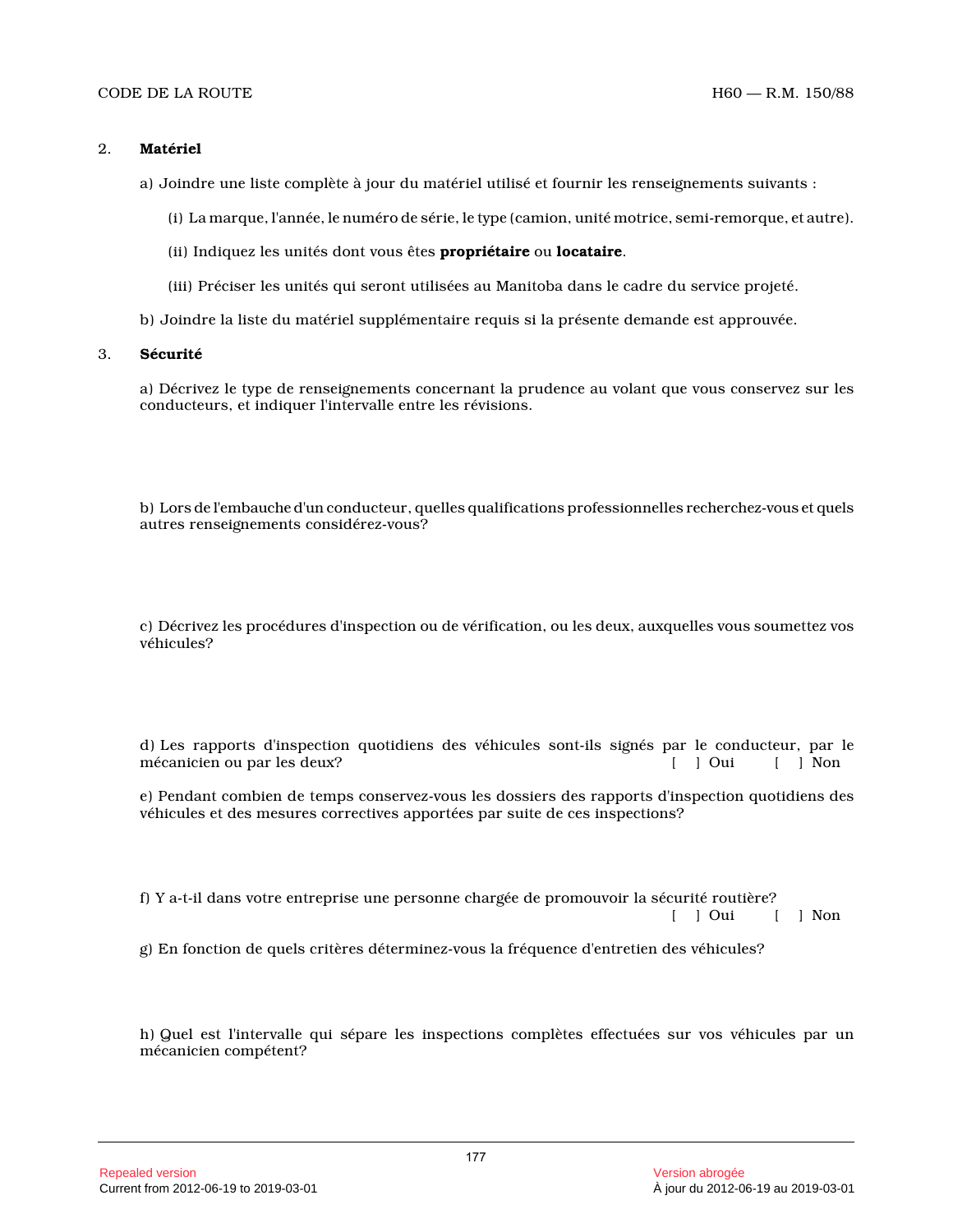2. **Matériel**

a) Joindre une liste complète à jour du matériel utilisé et fournir les renseignements suivants :

(i) La marque, l'année, le numéro de série, le type (camion, unité motrice, semi-remorque, et autre).

(ii) Indiquez les unités dont vous êtes **propriétaire** ou **locataire**.

(iii) Préciser les unités qui seront utilisées au Manitoba dans le cadre du service projeté.

b) Joindre la liste du matériel supplémentaire requis si la présente demande est approuvée.

3. **Sécurité**

a) Décrivez le type de renseignements concernant la prudence au volant que vous conservez sur les conducteurs, et indiquer l'intervalle entre les révisions.

b) Lors de l'embauche d'un conducteur, quelles qualifications professionnelles recherchez-vous et quels autres renseignements considérez-vous?

c) Décrivez les procédures d'inspection ou de vérification, ou les deux, auxquelles vous soumettez vos véhicules?

d) Les rapports d'inspection quotidiens des véhicules sont-ils signés par le conducteur, par le mécanicien ou par les deux? [ ] Oui [ ] Non

e) Pendant combien de temps conservez-vous les dossiers des rapports d'inspection quotidiens des véhicules et des mesures correctives apportées par suite de ces inspections?

f) Y a-t-il dans votre entreprise une personne chargée de promouvoir la sécurité routière?
[ ] Oui [ ] Non

g) En fonction de quels critères déterminez-vous la fréquence d'entretien des véhicules?

h) Quel est l'intervalle qui sépare les inspections complètes effectuées sur vos véhicules par un mécanicien compétent?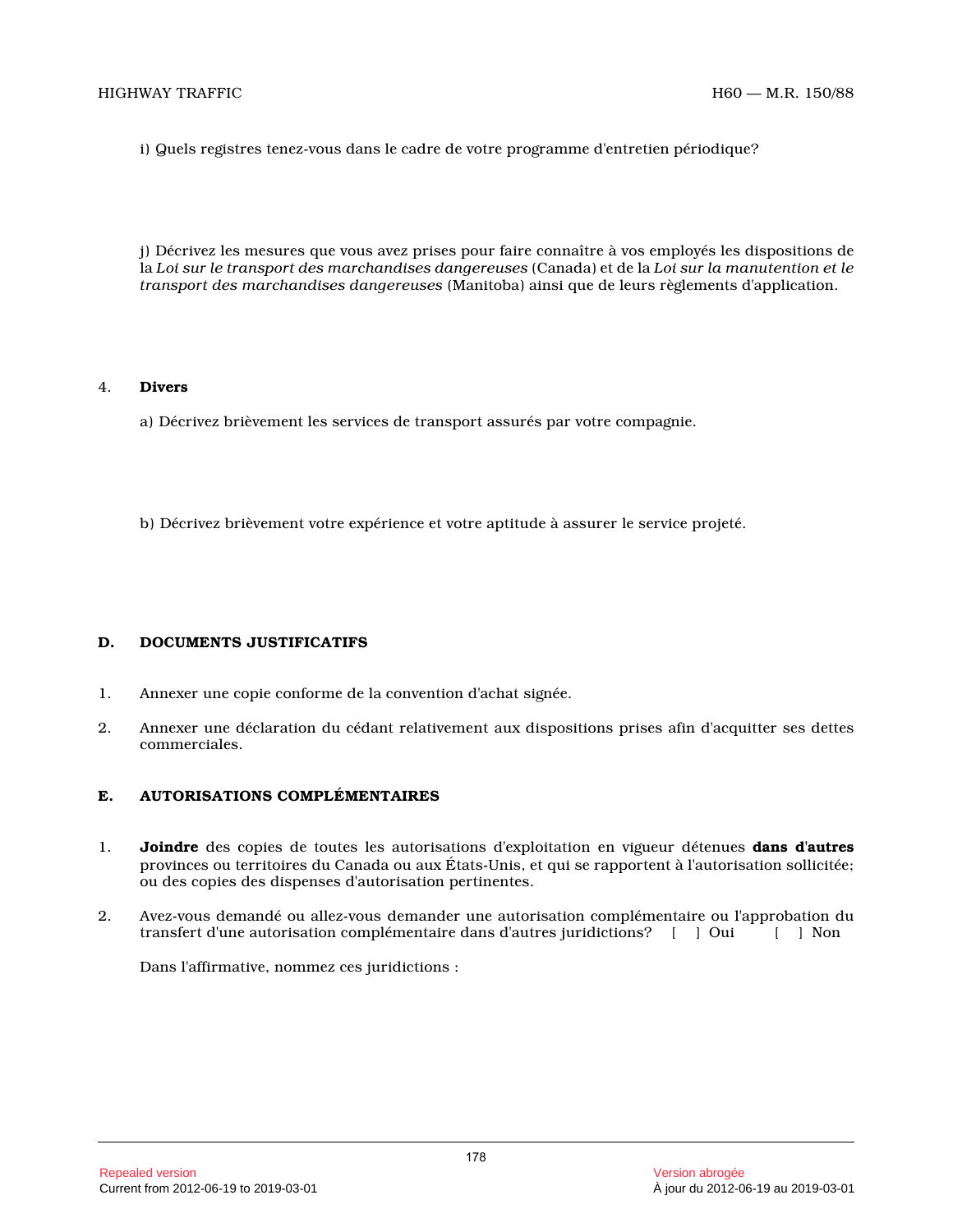i) Quels registres tenez-vous dans le cadre de votre programme d'entretien périodique?

j) Décrivez les mesures que vous avez prises pour faire connaître à vos employés les dispositions de la *Loi sur le transport des marchandises dangereuses* (Canada) et de la *Loi sur la manutention et le transport des marchandises dangereuses* (Manitoba) ainsi que de leurs règlements d'application.

4. **Divers**

a) Décrivez brièvement les services de transport assurés par votre compagnie.

b) Décrivez brièvement votre expérience et votre aptitude à assurer le service projeté.

## D. DOCUMENTS JUSTIFICATIFS

1. Annexer une copie conforme de la convention d'achat signée.

2. Annexer une déclaration du cédant relativement aux dispositions prises afin d'acquitter ses dettes commerciales.

## E. AUTORISATIONS COMPLÉMENTAIRES

1. **Joindre** des copies de toutes les autorisations d'exploitation en vigueur détenues **dans d'autres** provinces ou territoires du Canada ou aux États-Unis, et qui se rapportent à l'autorisation sollicitée; ou des copies des dispenses d'autorisation pertinentes.

2. Avez-vous demandé ou allez-vous demander une autorisation complémentaire ou l'approbation du transfert d'une autorisation complémentaire dans d'autres juridictions? [ ] Oui [ ] Non

   Dans l'affirmative, nommez ces juridictions :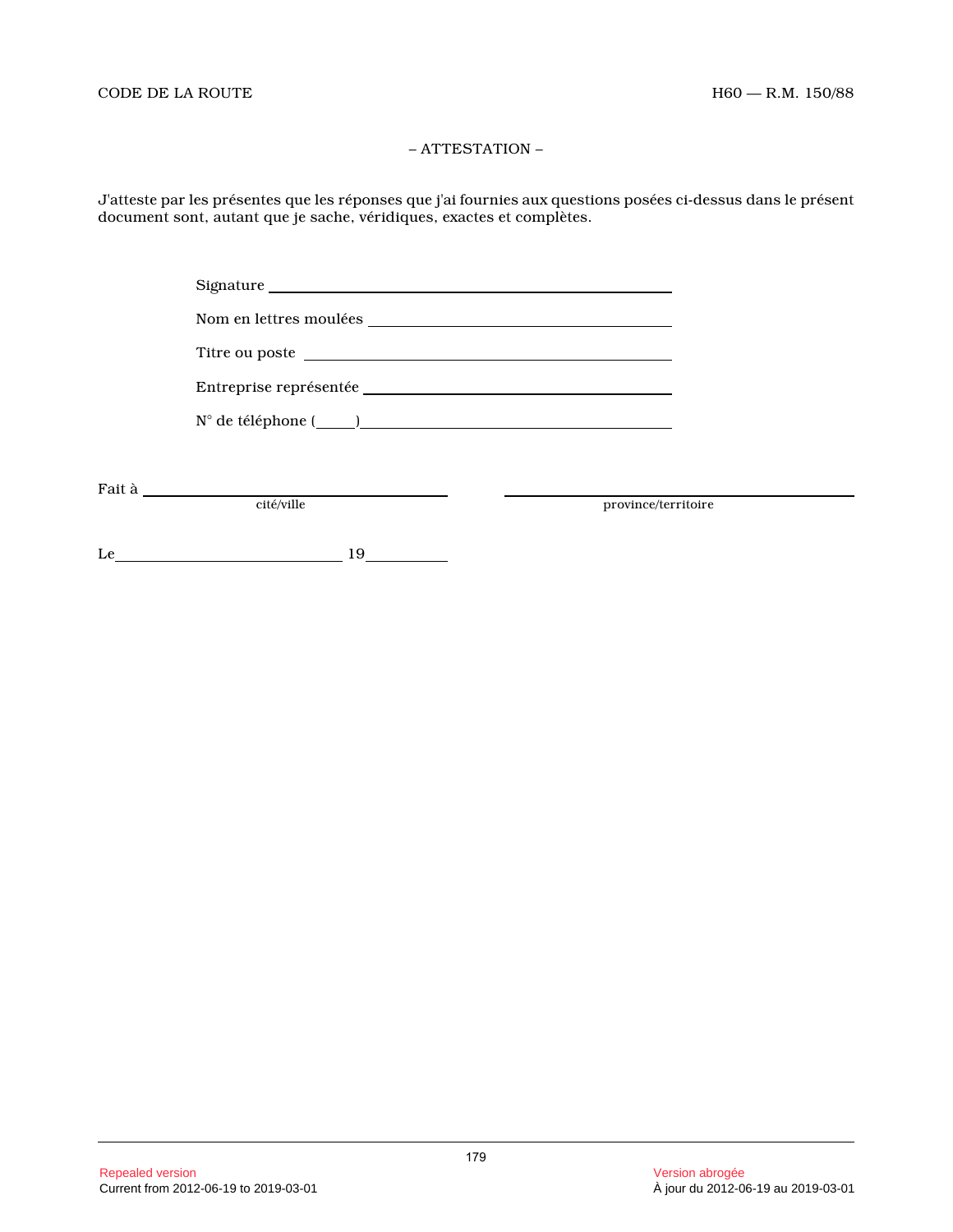– ATTESTATION –

J'atteste par les présentes que les réponses que j'ai fournies aux questions posées ci-dessus dans le présent document sont, autant que je sache, véridiques, exactes et complètes.

Signature ______________________________

Nom en lettres moulées ______________________________

Titre ou poste ______________________________

Entreprise représentée ______________________________

N° de téléphone (____)______________________________

Fait à ______________________________ ______________________________
cité/ville province/territoire

Le ______________________________ 19__________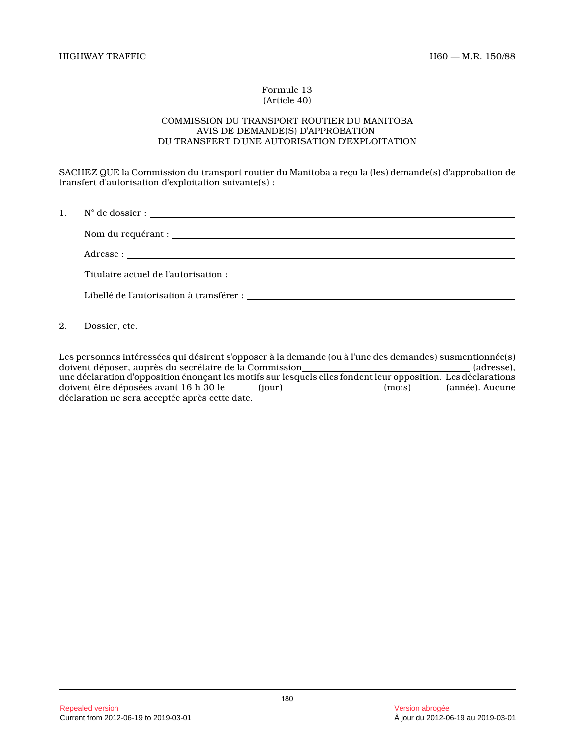Formule 13
(Article 40)

COMMISSION DU TRANSPORT ROUTIER DU MANITOBA
AVIS DE DEMANDE(S) D'APPROBATION
DU TRANSFERT D'UNE AUTORISATION D'EXPLOITATION

SACHEZ QUE la Commission du transport routier du Manitoba a reçu la (les) demande(s) d'approbation de transfert d'autorisation d'exploitation suivante(s) :

1. N° de dossier : ______________________________

   Nom du requérant : ______________________________

   Adresse : ______________________________

   Titulaire actuel de l'autorisation : ______________________________

   Libellé de l'autorisation à transférer : ______________________________

2. Dossier, etc.

Les personnes intéressées qui désirent s'opposer à la demande (ou à l'une des demandes) susmentionnée(s) doivent déposer, auprès du secrétaire de la Commission ______________________ (adresse), une déclaration d'opposition énonçant les motifs sur lesquels elles fondent leur opposition. Les déclarations doivent être déposées avant 16 h 30 le ______ (jour) ______________ (mois) ______ (année). Aucune déclaration ne sera acceptée après cette date.